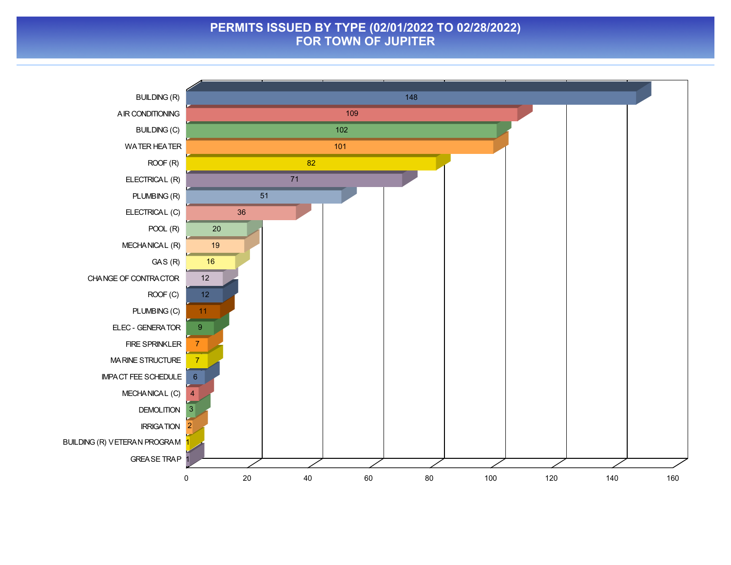# PERMITS ISSUED BY TYPE (02/01/2022 TO 02/28/2022)
# FOR TOWN OF JUPITER

| Permit Type | Count |
|---|---|
| BUILDING (R) | 148 |
| AIR CONDITIONING | 109 |
| BUILDING (C) | 102 |
| WATER HEATER | 101 |
| ROOF (R) | 82 |
| ELECTRICAL (R) | 71 |
| PLUMBING (R) | 51 |
| ELECTRICAL (C) | 36 |
| POOL (R) | 20 |
| MECHANICAL (R) | 19 |
| GAS (R) | 16 |
| CHANGE OF CONTRACTOR | 12 |
| ROOF (C) | 12 |
| PLUMBING (C) | 11 |
| ELEC - GENERATOR | 9 |
| FIRE SPRINKLER | 7 |
| MARINE STRUCTURE | 7 |
| IMPACT FEE SCHEDULE | 6 |
| MECHANICAL (C) | 4 |
| DEMOLITION | 3 |
| IRRIGATION | 2 |
| BUILDING (R) VETERAN PROGRAM | 1 |
| GREASE TRAP | 1 |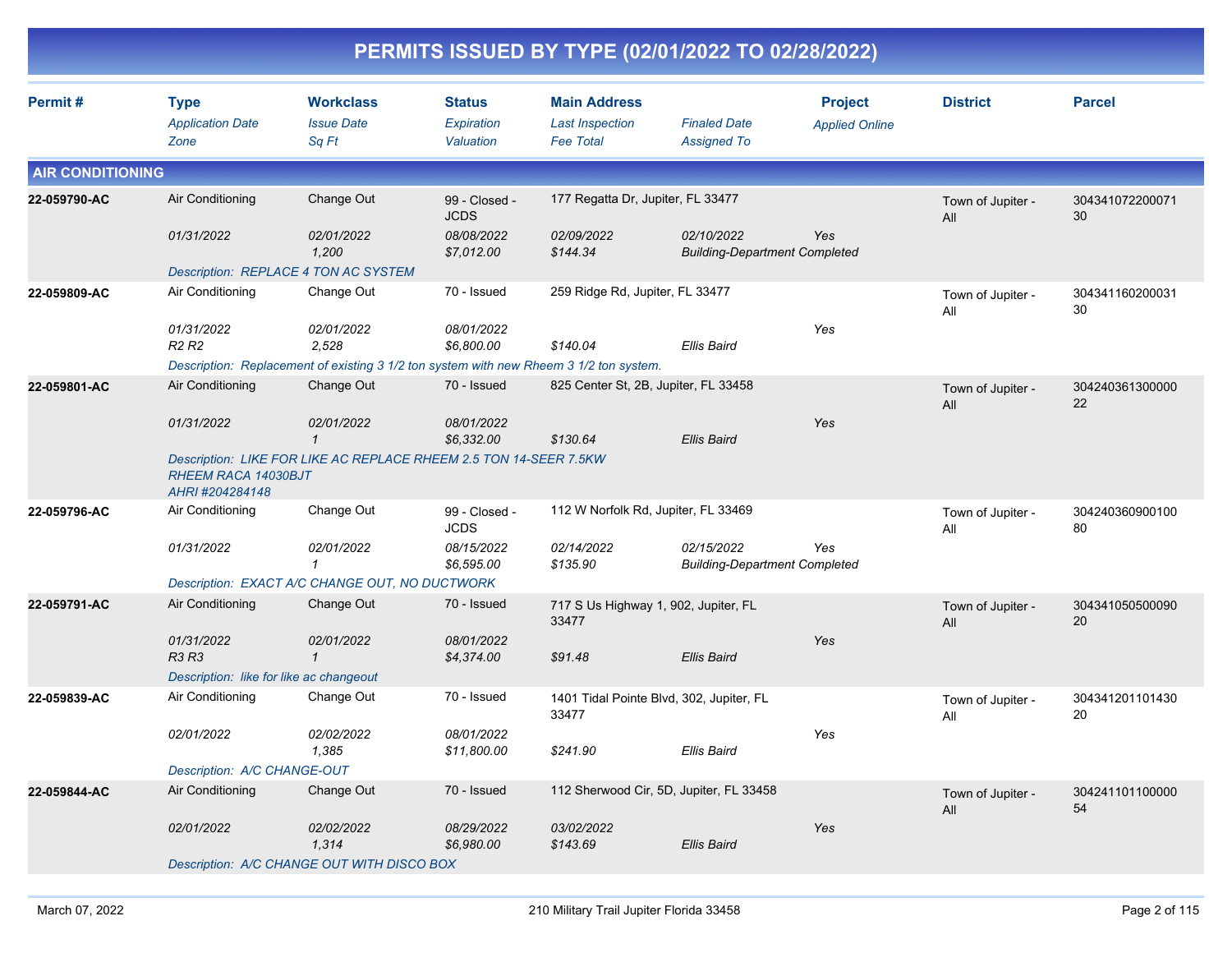# PERMITS ISSUED BY TYPE (02/01/2022 TO 02/28/2022)

| Permit # | Type | Workclass | Status | Main Address | | Project | District | Parcel |
|---|---|---|---|---|---|---|---|---|
| | *Application Date* | *Issue Date* | *Expiration* | *Last Inspection* | *Finaled Date* | *Applied Online* | | |
| | *Zone* | *Sq Ft* | *Valuation* | *Fee Total* | *Assigned To* | | | |

## AIR CONDITIONING

| Permit # | Type | Workclass | Status | Main Address | | Project | District | Parcel |
|---|---|---|---|---|---|---|---|---|
| **22-059790-AC** | Air Conditioning | Change Out | 99 - Closed - JCDS | 177 Regatta Dr, Jupiter, FL 33477 | | | Town of Jupiter - All | 30434107220007130 |
| | *01/31/2022* | *02/01/2022* | *08/08/2022* | *02/09/2022* | *02/10/2022* | *Yes* | | |
| | | *1,200* | *$7,012.00* | *$144.34* | *Building-Department Completed* | | | |
| | *Description: REPLACE 4 TON AC SYSTEM* | | | | | | | |
| **22-059809-AC** | Air Conditioning | Change Out | 70 - Issued | 259 Ridge Rd, Jupiter, FL 33477 | | | Town of Jupiter - All | 30434116020003130 |
| | *01/31/2022* | *02/01/2022* | *08/01/2022* | | | *Yes* | | |
| | *R2 R2* | *2,528* | *$6,800.00* | *$140.04* | *Ellis Baird* | | | |
| | *Description: Replacement of existing 3 1/2 ton system with new Rheem 3 1/2 ton system.* | | | | | | | |
| **22-059801-AC** | Air Conditioning | Change Out | 70 - Issued | 825 Center St, 2B, Jupiter, FL 33458 | | | Town of Jupiter - All | 30424036130000022 |
| | *01/31/2022* | *02/01/2022* | *08/01/2022* | | | *Yes* | | |
| | | *1* | *$6,332.00* | *$130.64* | *Ellis Baird* | | | |
| | *Description: LIKE FOR LIKE AC REPLACE RHEEM 2.5 TON 14-SEER 7.5KW RHEEM RACA 14030BJT AHRI #204284148* | | | | | | | |
| **22-059796-AC** | Air Conditioning | Change Out | 99 - Closed - JCDS | 112 W Norfolk Rd, Jupiter, FL 33469 | | | Town of Jupiter - All | 30424036090010080 |
| | *01/31/2022* | *02/01/2022* | *08/15/2022* | *02/14/2022* | *02/15/2022* | *Yes* | | |
| | | *1* | *$6,595.00* | *$135.90* | *Building-Department Completed* | | | |
| | *Description: EXACT A/C CHANGE OUT, NO DUCTWORK* | | | | | | | |
| **22-059791-AC** | Air Conditioning | Change Out | 70 - Issued | 717 S Us Highway 1, 902, Jupiter, FL 33477 | | | Town of Jupiter - All | 30434105050009020 |
| | *01/31/2022* | *02/01/2022* | *08/01/2022* | | | *Yes* | | |
| | *R3 R3* | *1* | *$4,374.00* | *$91.48* | *Ellis Baird* | | | |
| | *Description: like for like ac changeout* | | | | | | | |
| **22-059839-AC** | Air Conditioning | Change Out | 70 - Issued | 1401 Tidal Pointe Blvd, 302, Jupiter, FL 33477 | | | Town of Jupiter - All | 30434120110143020 |
| | *02/01/2022* | *02/02/2022* | *08/01/2022* | | | *Yes* | | |
| | | *1,385* | *$11,800.00* | *$241.90* | *Ellis Baird* | | | |
| | *Description: A/C CHANGE-OUT* | | | | | | | |
| **22-059844-AC** | Air Conditioning | Change Out | 70 - Issued | 112 Sherwood Cir, 5D, Jupiter, FL 33458 | | | Town of Jupiter - All | 30424110110000054 |
| | *02/01/2022* | *02/02/2022* | *08/29/2022* | *03/02/2022* | | *Yes* | | |
| | | *1,314* | *$6,980.00* | *$143.69* | *Ellis Baird* | | | |
| | *Description: A/C CHANGE OUT WITH DISCO BOX* | | | | | | | |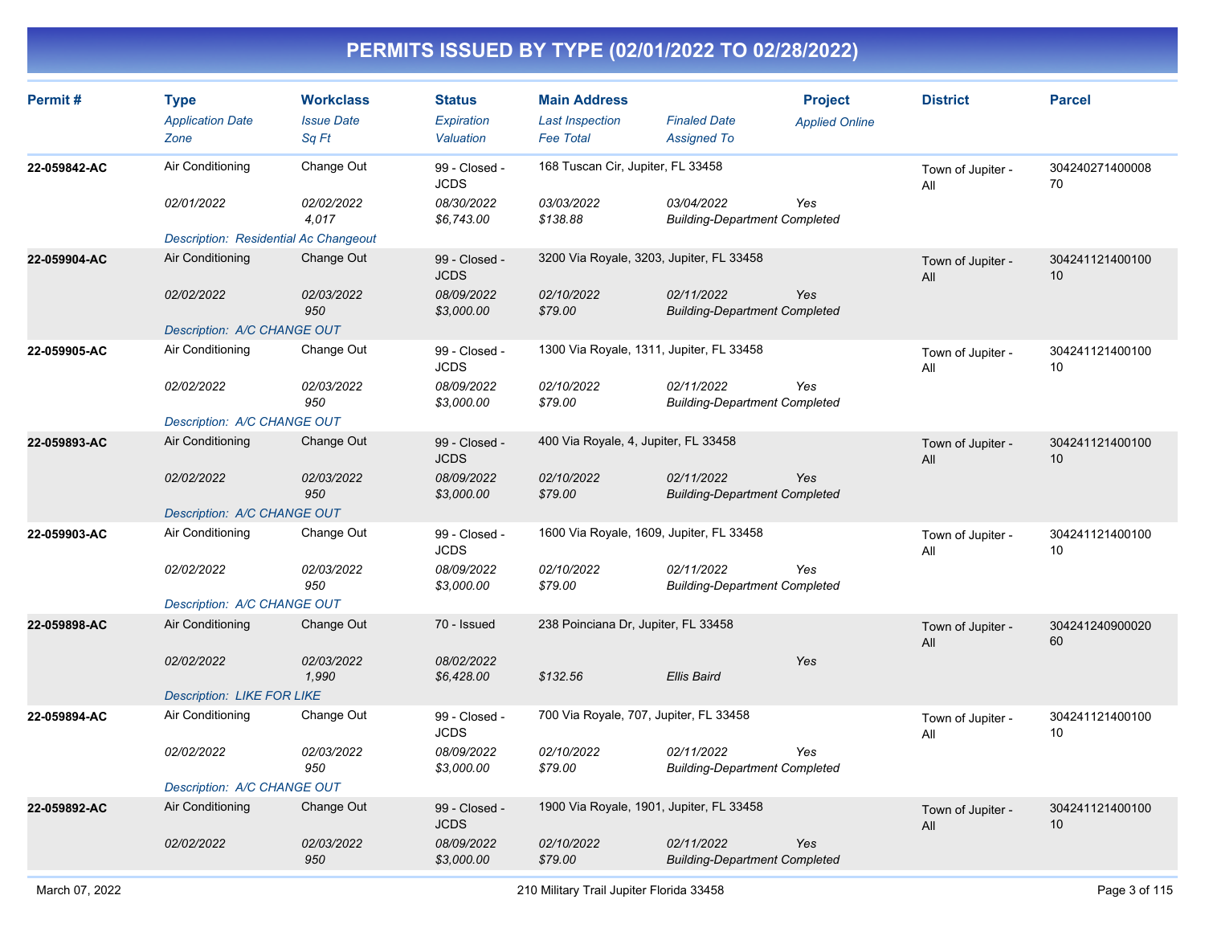# PERMITS ISSUED BY TYPE (02/01/2022 TO 02/28/2022)

| Permit # | Type | Workclass | Status | Main Address | | Project | District | Parcel |
|---|---|---|---|---|---|---|---|---|
| | Application Date | Issue Date | Expiration | Last Inspection | Finaled Date | Applied Online | | |
| | Zone | Sq Ft | Valuation | Fee Total | Assigned To | | | |
| 22-059842-AC | Air Conditioning | Change Out | 99 - Closed - JCDS | 168 Tuscan Cir, Jupiter, FL 33458 | | | Town of Jupiter - All | 30424027140000870 |
| | 02/01/2022 | 02/02/2022 | 08/30/2022 | 03/03/2022 | 03/04/2022 | Yes | | |
| | | 4,017 | $6,743.00 | $138.88 | Building-Department Completed | | | |
| | Description: Residential Ac Changeout | | | | | | | |
| 22-059904-AC | Air Conditioning | Change Out | 99 - Closed - JCDS | 3200 Via Royale, 3203, Jupiter, FL 33458 | | | Town of Jupiter - All | 30424112140010010 |
| | 02/02/2022 | 02/03/2022 | 08/09/2022 | 02/10/2022 | 02/11/2022 | Yes | | |
| | | 950 | $3,000.00 | $79.00 | Building-Department Completed | | | |
| | Description: A/C CHANGE OUT | | | | | | | |
| 22-059905-AC | Air Conditioning | Change Out | 99 - Closed - JCDS | 1300 Via Royale, 1311, Jupiter, FL 33458 | | | Town of Jupiter - All | 30424112140010010 |
| | 02/02/2022 | 02/03/2022 | 08/09/2022 | 02/10/2022 | 02/11/2022 | Yes | | |
| | | 950 | $3,000.00 | $79.00 | Building-Department Completed | | | |
| | Description: A/C CHANGE OUT | | | | | | | |
| 22-059893-AC | Air Conditioning | Change Out | 99 - Closed - JCDS | 400 Via Royale, 4, Jupiter, FL 33458 | | | Town of Jupiter - All | 30424112140010010 |
| | 02/02/2022 | 02/03/2022 | 08/09/2022 | 02/10/2022 | 02/11/2022 | Yes | | |
| | | 950 | $3,000.00 | $79.00 | Building-Department Completed | | | |
| | Description: A/C CHANGE OUT | | | | | | | |
| 22-059903-AC | Air Conditioning | Change Out | 99 - Closed - JCDS | 1600 Via Royale, 1609, Jupiter, FL 33458 | | | Town of Jupiter - All | 30424112140010010 |
| | 02/02/2022 | 02/03/2022 | 08/09/2022 | 02/10/2022 | 02/11/2022 | Yes | | |
| | | 950 | $3,000.00 | $79.00 | Building-Department Completed | | | |
| | Description: A/C CHANGE OUT | | | | | | | |
| 22-059898-AC | Air Conditioning | Change Out | 70 - Issued | 238 Poinciana Dr, Jupiter, FL 33458 | | | Town of Jupiter - All | 30424124090002060 |
| | 02/02/2022 | 02/03/2022 | 08/02/2022 | | | Yes | | |
| | | 1,990 | $6,428.00 | $132.56 | Ellis Baird | | | |
| | Description: LIKE FOR LIKE | | | | | | | |
| 22-059894-AC | Air Conditioning | Change Out | 99 - Closed - JCDS | 700 Via Royale, 707, Jupiter, FL 33458 | | | Town of Jupiter - All | 30424112140010010 |
| | 02/02/2022 | 02/03/2022 | 08/09/2022 | 02/10/2022 | 02/11/2022 | Yes | | |
| | | 950 | $3,000.00 | $79.00 | Building-Department Completed | | | |
| | Description: A/C CHANGE OUT | | | | | | | |
| 22-059892-AC | Air Conditioning | Change Out | 99 - Closed - JCDS | 1900 Via Royale, 1901, Jupiter, FL 33458 | | | Town of Jupiter - All | 30424112140010010 |
| | 02/02/2022 | 02/03/2022 | 08/09/2022 | 02/10/2022 | 02/11/2022 | Yes | | |
| | | 950 | $3,000.00 | $79.00 | Building-Department Completed | | | |

March 07, 2022 — 210 Military Trail Jupiter Florida 33458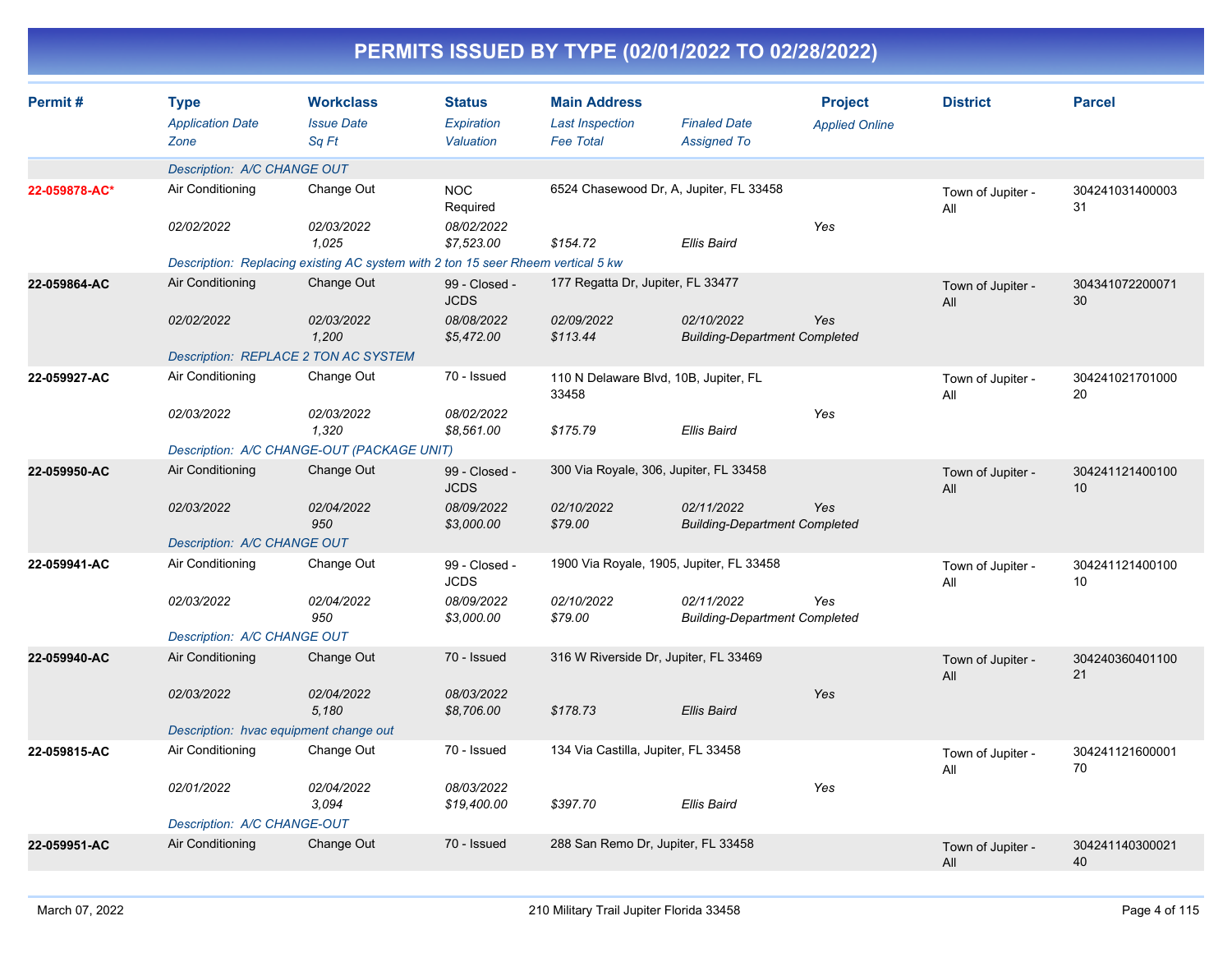# PERMITS ISSUED BY TYPE (02/01/2022 TO 02/28/2022)

| Permit # | Type / Application Date / Zone | Workclass / Issue Date / Sq Ft | Status / Expiration / Valuation | Main Address / Last Inspection / Fee Total | Finaled Date / Assigned To | Project / Applied Online | District | Parcel |
|---|---|---|---|---|---|---|---|---|
| | *Description: A/C CHANGE OUT* | | | | | | | |
| 22-059878-AC* | Air Conditioning | Change Out | NOC Required | 6524 Chasewood Dr, A, Jupiter, FL 33458 | | | Town of Jupiter - All | 30424103140000331 |
| | *02/02/2022* | *02/03/2022* | *08/02/2022* | | | *Yes* | | |
| | | *1,025* | *$7,523.00* | *$154.72* | *Ellis Baird* | | | |
| | *Description: Replacing existing AC system with 2 ton 15 seer Rheem vertical 5 kw* | | | | | | | |
| 22-059864-AC | Air Conditioning | Change Out | 99 - Closed - JCDS | 177 Regatta Dr, Jupiter, FL 33477 | | | Town of Jupiter - All | 30434107220007130 |
| | *02/02/2022* | *02/03/2022* | *08/08/2022* | *02/09/2022* | *02/10/2022* | *Yes* | | |
| | | *1,200* | *$5,472.00* | *$113.44* | *Building-Department Completed* | | | |
| | *Description: REPLACE 2 TON AC SYSTEM* | | | | | | | |
| 22-059927-AC | Air Conditioning | Change Out | 70 - Issued | 110 N Delaware Blvd, 10B, Jupiter, FL 33458 | | | Town of Jupiter - All | 30424102170100020 |
| | *02/03/2022* | *02/03/2022* | *08/02/2022* | | | *Yes* | | |
| | | *1,320* | *$8,561.00* | *$175.79* | *Ellis Baird* | | | |
| | *Description: A/C CHANGE-OUT (PACKAGE UNIT)* | | | | | | | |
| 22-059950-AC | Air Conditioning | Change Out | 99 - Closed - JCDS | 300 Via Royale, 306, Jupiter, FL 33458 | | | Town of Jupiter - All | 30424112140010010 |
| | *02/03/2022* | *02/04/2022* | *08/09/2022* | *02/10/2022* | *02/11/2022* | *Yes* | | |
| | | *950* | *$3,000.00* | *$79.00* | *Building-Department Completed* | | | |
| | *Description: A/C CHANGE OUT* | | | | | | | |
| 22-059941-AC | Air Conditioning | Change Out | 99 - Closed - JCDS | 1900 Via Royale, 1905, Jupiter, FL 33458 | | | Town of Jupiter - All | 30424112140010010 |
| | *02/03/2022* | *02/04/2022* | *08/09/2022* | *02/10/2022* | *02/11/2022* | *Yes* | | |
| | | *950* | *$3,000.00* | *$79.00* | *Building-Department Completed* | | | |
| | *Description: A/C CHANGE OUT* | | | | | | | |
| 22-059940-AC | Air Conditioning | Change Out | 70 - Issued | 316 W Riverside Dr, Jupiter, FL 33469 | | | Town of Jupiter - All | 30424036040110021 |
| | *02/03/2022* | *02/04/2022* | *08/03/2022* | | | *Yes* | | |
| | | *5,180* | *$8,706.00* | *$178.73* | *Ellis Baird* | | | |
| | *Description: hvac equipment change out* | | | | | | | |
| 22-059815-AC | Air Conditioning | Change Out | 70 - Issued | 134 Via Castilla, Jupiter, FL 33458 | | | Town of Jupiter - All | 30424112160000170 |
| | *02/01/2022* | *02/04/2022* | *08/03/2022* | | | *Yes* | | |
| | | *3,094* | *$19,400.00* | *$397.70* | *Ellis Baird* | | | |
| | *Description: A/C CHANGE-OUT* | | | | | | | |
| 22-059951-AC | Air Conditioning | Change Out | 70 - Issued | 288 San Remo Dr, Jupiter, FL 33458 | | | Town of Jupiter - All | 30424114030002140 |

March 07, 2022 — 210 Military Trail Jupiter Florida 33458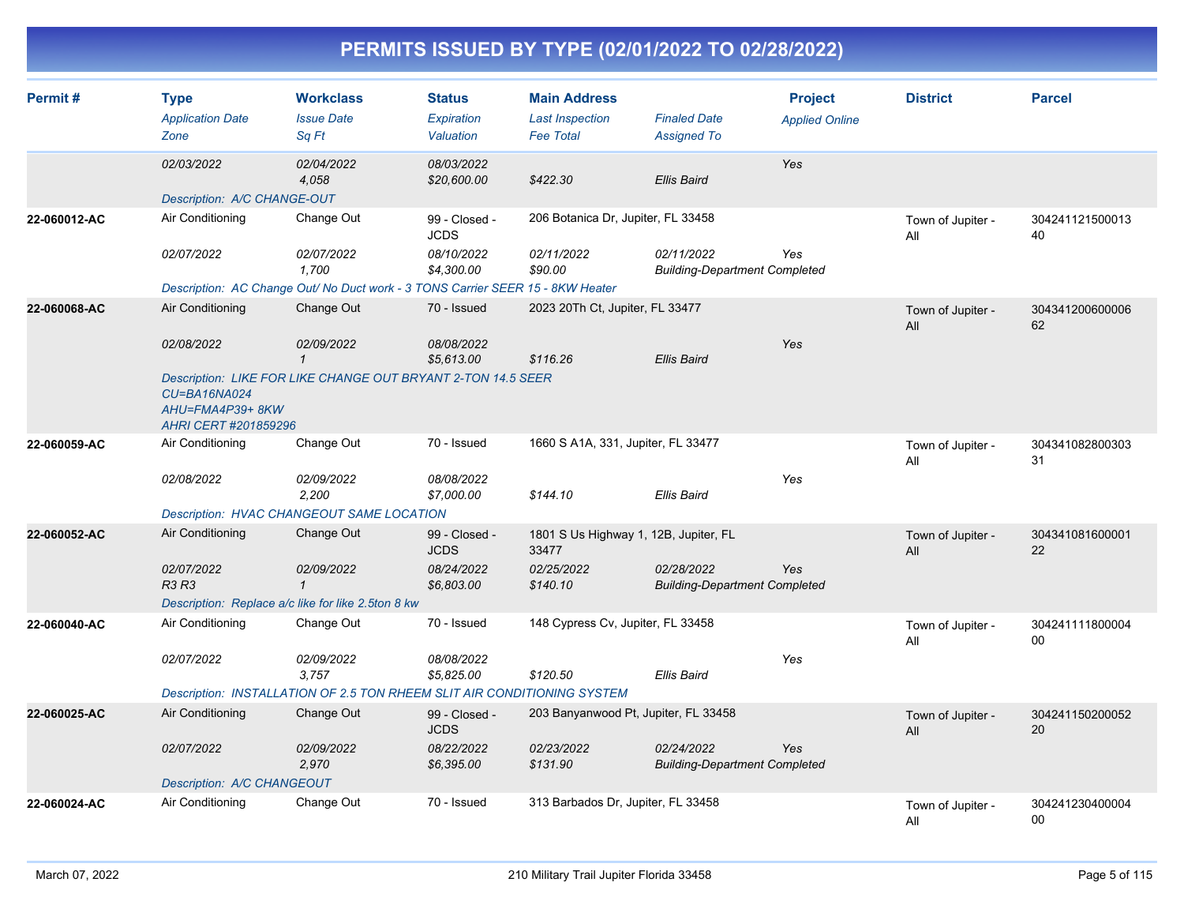# PERMITS ISSUED BY TYPE (02/01/2022 TO 02/28/2022)

| Permit # | Type / *Application Date* / *Zone* | Workclass / *Issue Date* / *Sq Ft* | Status / *Expiration* / *Valuation* | Main Address / *Last Inspection* / *Fee Total* | *Finaled Date* / *Assigned To* | Project / *Applied Online* | District | Parcel |
|---|---|---|---|---|---|---|---|---|
| | *02/03/2022* | *02/04/2022* / *4,058* | *08/03/2022* / *$20,600.00* | *$422.30* | *Ellis Baird* | *Yes* | | |
| | *Description: A/C CHANGE-OUT* | | | | | | | |
| 22-060012-AC | Air Conditioning | Change Out | 99 - Closed - JCDS | 206 Botanica Dr, Jupiter, FL 33458 | | | Town of Jupiter - All | 30424112150001340 |
| | *02/07/2022* | *02/07/2022* / *1,700* | *08/10/2022* / *$4,300.00* | *02/11/2022* / *$90.00* | *02/11/2022* / *Building-Department Completed* | *Yes* | | |
| | *Description: AC Change Out/ No Duct work - 3 TONS Carrier SEER 15 - 8KW Heater* | | | | | | | |
| 22-060068-AC | Air Conditioning | Change Out | 70 - Issued | 2023 20Th Ct, Jupiter, FL 33477 | | | Town of Jupiter - All | 30434120060000662 |
| | *02/08/2022* | *02/09/2022* / *1* | *08/08/2022* / *$5,613.00* | *$116.26* | *Ellis Baird* | *Yes* | | |
| | *Description: LIKE FOR LIKE CHANGE OUT BRYANT 2-TON 14.5 SEER CU=BA16NA024 AHU=FMA4P39+ 8KW AHRI CERT #201859296* | | | | | | | |
| 22-060059-AC | Air Conditioning | Change Out | 70 - Issued | 1660 S A1A, 331, Jupiter, FL 33477 | | | Town of Jupiter - All | 30434108280030331 |
| | *02/08/2022* | *02/09/2022* / *2,200* | *08/08/2022* / *$7,000.00* | *$144.10* | *Ellis Baird* | *Yes* | | |
| | *Description: HVAC CHANGEOUT SAME LOCATION* | | | | | | | |
| 22-060052-AC | Air Conditioning | Change Out | 99 - Closed - JCDS | 1801 S Us Highway 1, 12B, Jupiter, FL 33477 | | | Town of Jupiter - All | 30434108160000122 |
| | *02/07/2022* / *R3 R3* | *02/09/2022* / *1* | *08/24/2022* / *$6,803.00* | *02/25/2022* / *$140.10* | *02/28/2022* / *Building-Department Completed* | *Yes* | | |
| | *Description: Replace a/c like for like 2.5ton 8 kw* | | | | | | | |
| 22-060040-AC | Air Conditioning | Change Out | 70 - Issued | 148 Cypress Cv, Jupiter, FL 33458 | | | Town of Jupiter - All | 30424111180000400 |
| | *02/07/2022* | *02/09/2022* / *3,757* | *08/08/2022* / *$5,825.00* | *$120.50* | *Ellis Baird* | *Yes* | | |
| | *Description: INSTALLATION OF 2.5 TON RHEEM SLIT AIR CONDITIONING SYSTEM* | | | | | | | |
| 22-060025-AC | Air Conditioning | Change Out | 99 - Closed - JCDS | 203 Banyanwood Pt, Jupiter, FL 33458 | | | Town of Jupiter - All | 30424115020005220 |
| | *02/07/2022* | *02/09/2022* / *2,970* | *08/22/2022* / *$6,395.00* | *02/23/2022* / *$131.90* | *02/24/2022* / *Building-Department Completed* | *Yes* | | |
| | *Description: A/C CHANGEOUT* | | | | | | | |
| 22-060024-AC | Air Conditioning | Change Out | 70 - Issued | 313 Barbados Dr, Jupiter, FL 33458 | | | Town of Jupiter - All | 30424123040000400 |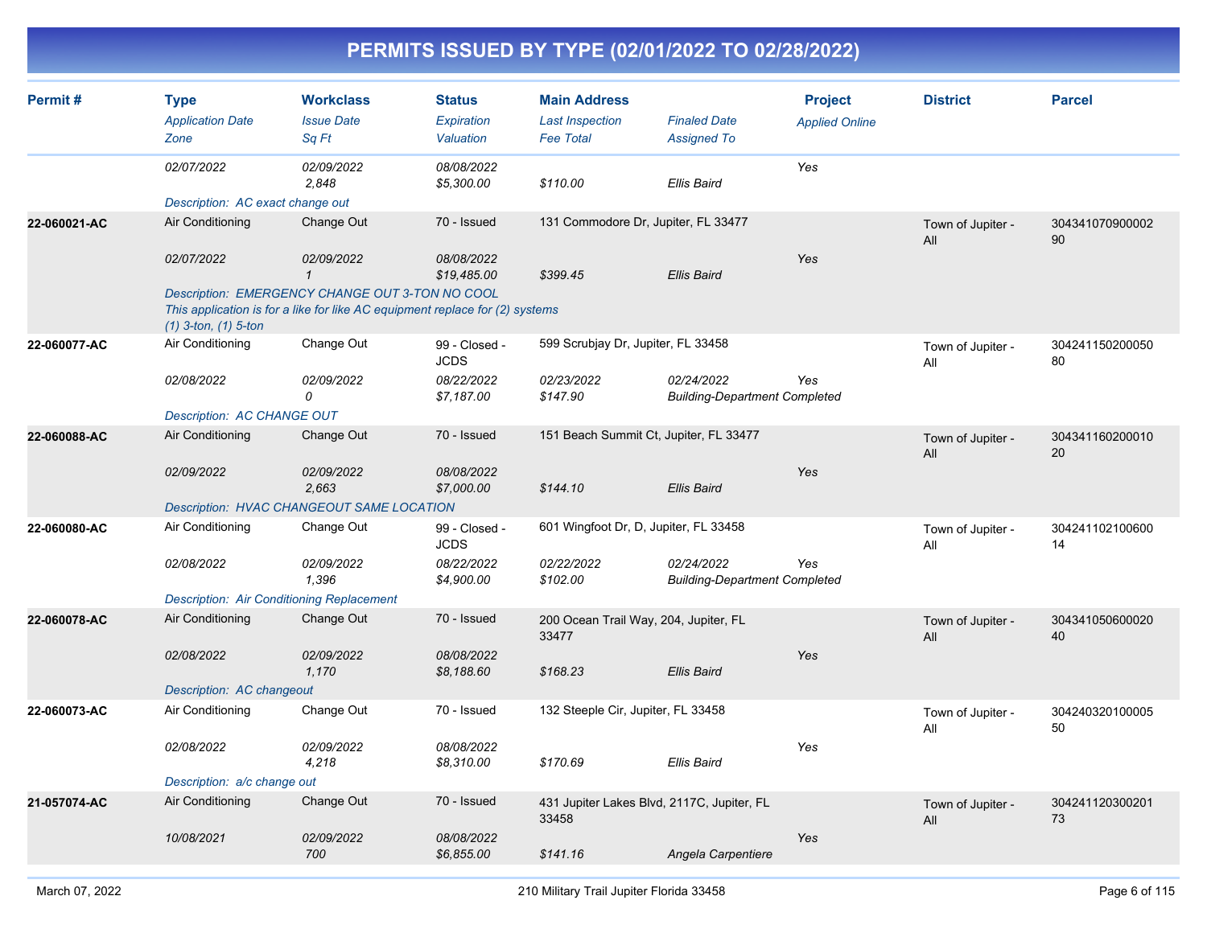# PERMITS ISSUED BY TYPE (02/01/2022 TO 02/28/2022)

| Permit # | Type / Application Date / Zone | Workclass / Issue Date / Sq Ft | Status / Expiration / Valuation | Main Address / Last Inspection / Fee Total | Finaled Date / Assigned To | Project / Applied Online | District | Parcel |
|---|---|---|---|---|---|---|---|---|
| | 02/07/2022 | 02/09/2022<br>2,848 | 08/08/2022<br>$5,300.00 | $110.00 | Ellis Baird | Yes | | |
| | Description: AC exact change out | | | | | | | |
| 22-060021-AC | Air Conditioning | Change Out | 70 - Issued | 131 Commodore Dr, Jupiter, FL 33477 | | | Town of Jupiter - All | 30434107090000290 |
| | 02/07/2022 | 02/09/2022<br>1 | 08/08/2022<br>$19,485.00 | $399.45 | Ellis Baird | Yes | | |
| | Description: EMERGENCY CHANGE OUT 3-TON NO COOL<br>This application is for a like for like AC equipment replace for (2) systems<br>(1) 3-ton, (1) 5-ton | | | | | | | |
| 22-060077-AC | Air Conditioning | Change Out | 99 - Closed - JCDS | 599 Scrubjay Dr, Jupiter, FL 33458 | | | Town of Jupiter - All | 30424115020005080 |
| | 02/08/2022 | 02/09/2022<br>0 | 08/22/2022<br>$7,187.00 | 02/23/2022<br>$147.90 | 02/24/2022<br>Building-Department Completed | Yes | | |
| | Description: AC CHANGE OUT | | | | | | | |
| 22-060088-AC | Air Conditioning | Change Out | 70 - Issued | 151 Beach Summit Ct, Jupiter, FL 33477 | | | Town of Jupiter - All | 30434116020001020 |
| | 02/09/2022 | 02/09/2022<br>2,663 | 08/08/2022<br>$7,000.00 | $144.10 | Ellis Baird | Yes | | |
| | Description: HVAC CHANGEOUT SAME LOCATION | | | | | | | |
| 22-060080-AC | Air Conditioning | Change Out | 99 - Closed - JCDS | 601 Wingfoot Dr, D, Jupiter, FL 33458 | | | Town of Jupiter - All | 30424110210060014 |
| | 02/08/2022 | 02/09/2022<br>1,396 | 08/22/2022<br>$4,900.00 | 02/22/2022<br>$102.00 | 02/24/2022<br>Building-Department Completed | Yes | | |
| | Description: Air Conditioning Replacement | | | | | | | |
| 22-060078-AC | Air Conditioning | Change Out | 70 - Issued | 200 Ocean Trail Way, 204, Jupiter, FL 33477 | | | Town of Jupiter - All | 30434105060002040 |
| | 02/08/2022 | 02/09/2022<br>1,170 | 08/08/2022<br>$8,188.60 | $168.23 | Ellis Baird | Yes | | |
| | Description: AC changeout | | | | | | | |
| 22-060073-AC | Air Conditioning | Change Out | 70 - Issued | 132 Steeple Cir, Jupiter, FL 33458 | | | Town of Jupiter - All | 30424032010000550 |
| | 02/08/2022 | 02/09/2022<br>4,218 | 08/08/2022<br>$8,310.00 | $170.69 | Ellis Baird | Yes | | |
| | Description: a/c change out | | | | | | | |
| 21-057074-AC | Air Conditioning | Change Out | 70 - Issued | 431 Jupiter Lakes Blvd, 2117C, Jupiter, FL 33458 | | | Town of Jupiter - All | 30424112030020173 |
| | 10/08/2021 | 02/09/2022<br>700 | 08/08/2022<br>$6,855.00 | $141.16 | Angela Carpentiere | Yes | | |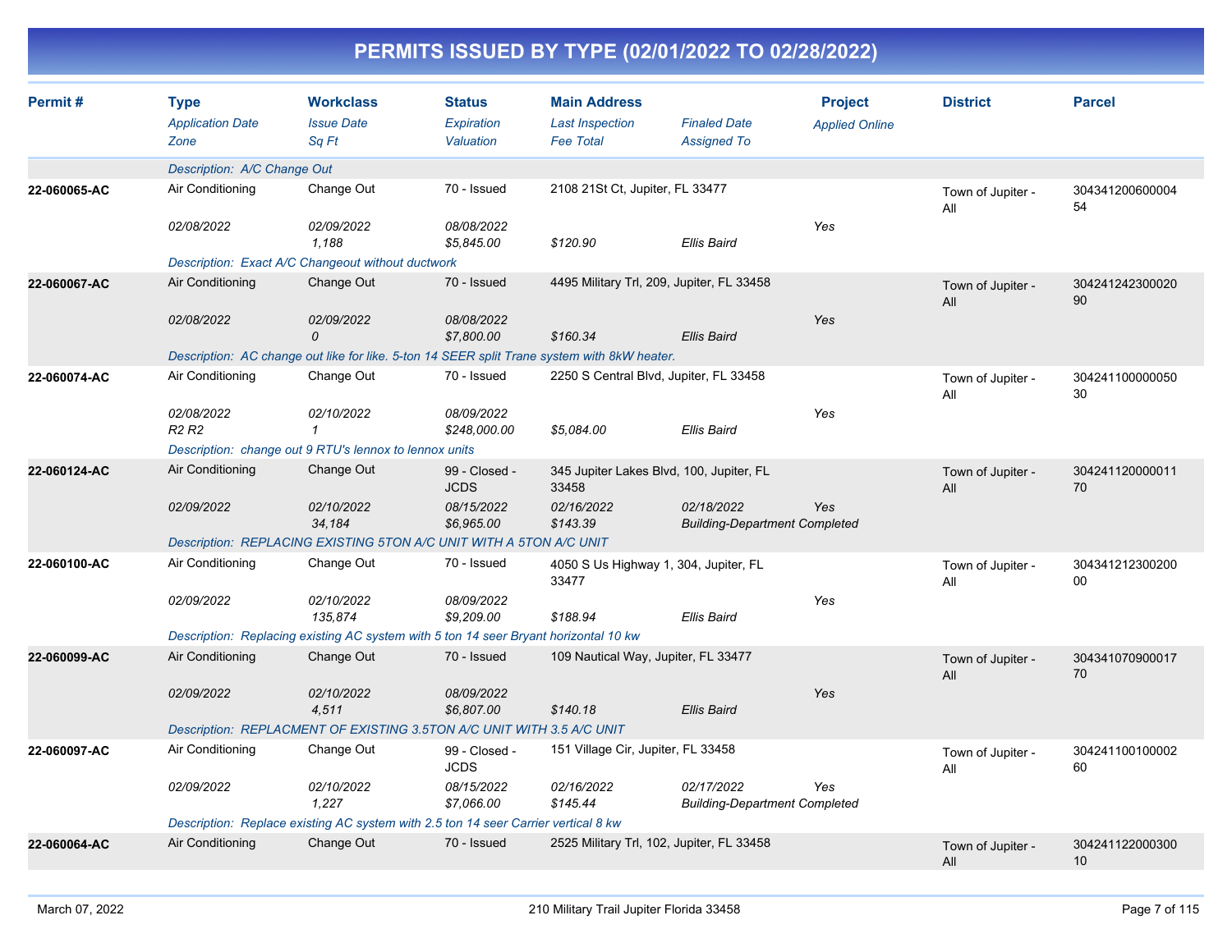# PERMITS ISSUED BY TYPE (02/01/2022 TO 02/28/2022)

| Permit # | Type / Application Date / Zone | Workclass / Issue Date / Sq Ft | Status / Expiration / Valuation | Main Address / Last Inspection / Fee Total | Finaled Date / Assigned To | Project / Applied Online | District | Parcel |
|---|---|---|---|---|---|---|---|---|
| | Description: A/C Change Out | | | | | | | |
| 22-060065-AC | Air Conditioning | Change Out | 70 - Issued | 2108 21St Ct, Jupiter, FL 33477 | | | Town of Jupiter - All | 30434120060000454 |
| | 02/08/2022 | 02/09/2022 | 08/08/2022 | | | Yes | | |
| | | 1,188 | $5,845.00 | $120.90 | Ellis Baird | | | |
| | Description: Exact A/C Changeout without ductwork | | | | | | | |
| 22-060067-AC | Air Conditioning | Change Out | 70 - Issued | 4495 Military Trl, 209, Jupiter, FL 33458 | | | Town of Jupiter - All | 30424124230002090 |
| | 02/08/2022 | 02/09/2022 | 08/08/2022 | | | Yes | | |
| | | 0 | $7,800.00 | $160.34 | Ellis Baird | | | |
| | Description: AC change out like for like. 5-ton 14 SEER split Trane system with 8kW heater. | | | | | | | |
| 22-060074-AC | Air Conditioning | Change Out | 70 - Issued | 2250 S Central Blvd, Jupiter, FL 33458 | | | Town of Jupiter - All | 30424110000005030 |
| | 02/08/2022 | 02/10/2022 | 08/09/2022 | | | Yes | | |
| | R2 R2 | 1 | $248,000.00 | $5,084.00 | Ellis Baird | | | |
| | Description: change out 9 RTU's lennox to lennox units | | | | | | | |
| 22-060124-AC | Air Conditioning | Change Out | 99 - Closed - JCDS | 345 Jupiter Lakes Blvd, 100, Jupiter, FL 33458 | | | Town of Jupiter - All | 30424112000001170 |
| | 02/09/2022 | 02/10/2022 | 08/15/2022 | 02/16/2022 | 02/18/2022 | Yes | | |
| | | 34,184 | $6,965.00 | $143.39 | Building-Department Completed | | | |
| | Description: REPLACING EXISTING 5TON A/C UNIT WITH A 5TON A/C UNIT | | | | | | | |
| 22-060100-AC | Air Conditioning | Change Out | 70 - Issued | 4050 S Us Highway 1, 304, Jupiter, FL 33477 | | | Town of Jupiter - All | 30434121230020000 |
| | 02/09/2022 | 02/10/2022 | 08/09/2022 | | | Yes | | |
| | | 135,874 | $9,209.00 | $188.94 | Ellis Baird | | | |
| | Description: Replacing existing AC system with 5 ton 14 seer Bryant horizontal 10 kw | | | | | | | |
| 22-060099-AC | Air Conditioning | Change Out | 70 - Issued | 109 Nautical Way, Jupiter, FL 33477 | | | Town of Jupiter - All | 30434107090001770 |
| | 02/09/2022 | 02/10/2022 | 08/09/2022 | | | Yes | | |
| | | 4,511 | $6,807.00 | $140.18 | Ellis Baird | | | |
| | Description: REPLACMENT OF EXISTING 3.5TON A/C UNIT WITH 3.5 A/C UNIT | | | | | | | |
| 22-060097-AC | Air Conditioning | Change Out | 99 - Closed - JCDS | 151 Village Cir, Jupiter, FL 33458 | | | Town of Jupiter - All | 30424110010000260 |
| | 02/09/2022 | 02/10/2022 | 08/15/2022 | 02/16/2022 | 02/17/2022 | Yes | | |
| | | 1,227 | $7,066.00 | $145.44 | Building-Department Completed | | | |
| | Description: Replace existing AC system with 2.5 ton 14 seer Carrier vertical 8 kw | | | | | | | |
| 22-060064-AC | Air Conditioning | Change Out | 70 - Issued | 2525 Military Trl, 102, Jupiter, FL 33458 | | | Town of Jupiter - All | 30424112200030010 |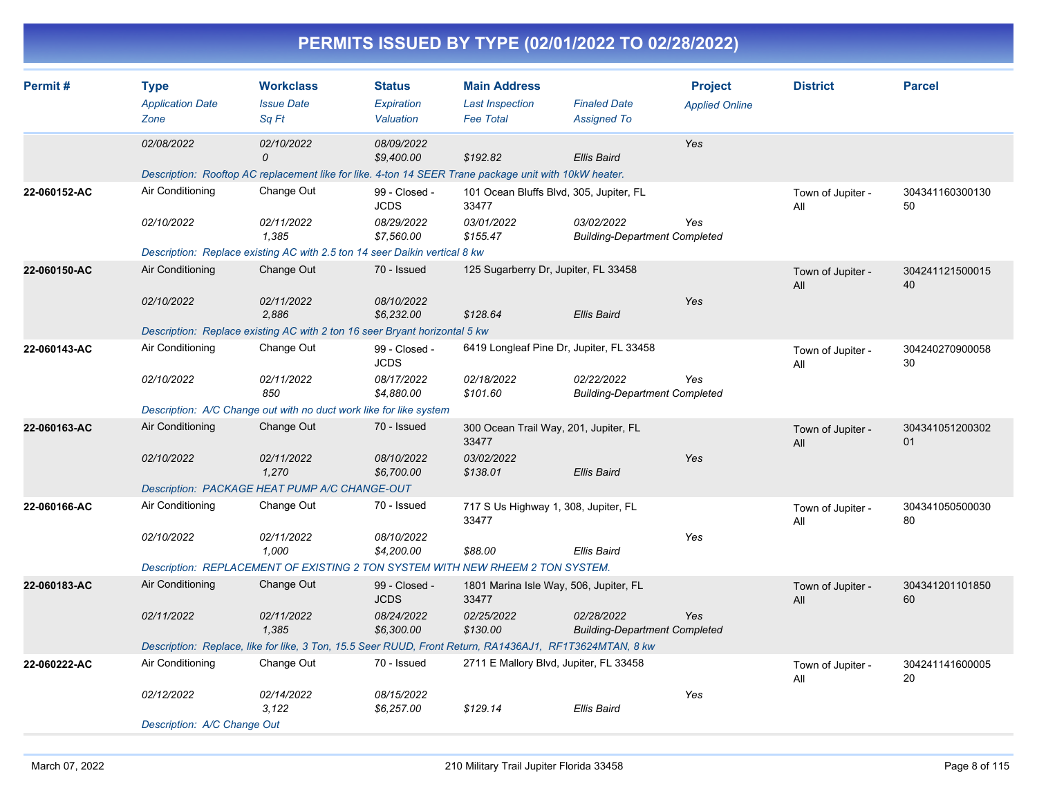# PERMITS ISSUED BY TYPE (02/01/2022 TO 02/28/2022)

| Permit # | Type / Application Date / Zone | Workclass / Issue Date / Sq Ft | Status / Expiration / Valuation | Main Address / Last Inspection / Fee Total | Finaled Date / Assigned To | Project / Applied Online | District | Parcel |
|---|---|---|---|---|---|---|---|---|
| | 02/08/2022 | 02/10/2022<br>0 | 08/09/2022<br>$9,400.00 | $192.82 | Ellis Baird | Yes | | |
| | Description: Rooftop AC replacement like for like. 4-ton 14 SEER Trane package unit with 10kW heater. | | | | | | | |
| 22-060152-AC | Air Conditioning | Change Out | 99 - Closed - JCDS | 101 Ocean Bluffs Blvd, 305, Jupiter, FL 33477 | | | Town of Jupiter - All | 30434116030013050 |
| | 02/10/2022 | 02/11/2022<br>1,385 | 08/29/2022<br>$7,560.00 | 03/01/2022<br>$155.47 | 03/02/2022<br>Building-Department Completed | Yes | | |
| | Description: Replace existing AC with 2.5 ton 14 seer Daikin vertical 8 kw | | | | | | | |
| 22-060150-AC | Air Conditioning | Change Out | 70 - Issued | 125 Sugarberry Dr, Jupiter, FL 33458 | | | Town of Jupiter - All | 30424112150001540 |
| | 02/10/2022 | 02/11/2022<br>2,886 | 08/10/2022<br>$6,232.00 | $128.64 | Ellis Baird | Yes | | |
| | Description: Replace existing AC with 2 ton 16 seer Bryant horizontal 5 kw | | | | | | | |
| 22-060143-AC | Air Conditioning | Change Out | 99 - Closed - JCDS | 6419 Longleaf Pine Dr, Jupiter, FL 33458 | | | Town of Jupiter - All | 30424027090005830 |
| | 02/10/2022 | 02/11/2022<br>850 | 08/17/2022<br>$4,880.00 | 02/18/2022<br>$101.60 | 02/22/2022<br>Building-Department Completed | Yes | | |
| | Description: A/C Change out with no duct work like for like system | | | | | | | |
| 22-060163-AC | Air Conditioning | Change Out | 70 - Issued | 300 Ocean Trail Way, 201, Jupiter, FL 33477 | | | Town of Jupiter - All | 30434105120030201 |
| | 02/10/2022 | 02/11/2022<br>1,270 | 08/10/2022<br>$6,700.00 | 03/02/2022<br>$138.01 | Ellis Baird | Yes | | |
| | Description: PACKAGE HEAT PUMP A/C CHANGE-OUT | | | | | | | |
| 22-060166-AC | Air Conditioning | Change Out | 70 - Issued | 717 S Us Highway 1, 308, Jupiter, FL 33477 | | | Town of Jupiter - All | 30434105050003080 |
| | 02/10/2022 | 02/11/2022<br>1,000 | 08/10/2022<br>$4,200.00 | $88.00 | Ellis Baird | Yes | | |
| | Description: REPLACEMENT OF EXISTING 2 TON SYSTEM WITH NEW RHEEM 2 TON SYSTEM. | | | | | | | |
| 22-060183-AC | Air Conditioning | Change Out | 99 - Closed - JCDS | 1801 Marina Isle Way, 506, Jupiter, FL 33477 | | | Town of Jupiter - All | 30434120110185060 |
| | 02/11/2022 | 02/11/2022<br>1,385 | 08/24/2022<br>$6,300.00 | 02/25/2022<br>$130.00 | 02/28/2022<br>Building-Department Completed | Yes | | |
| | Description: Replace, like for like, 3 Ton, 15.5 Seer RUUD, Front Return, RA1436AJ1, RF1T3624MTAN, 8 kw | | | | | | | |
| 22-060222-AC | Air Conditioning | Change Out | 70 - Issued | 2711 E Mallory Blvd, Jupiter, FL 33458 | | | Town of Jupiter - All | 30424114160000520 |
| | 02/12/2022 | 02/14/2022<br>3,122 | 08/15/2022<br>$6,257.00 | $129.14 | Ellis Baird | Yes | | |
| | Description: A/C Change Out | | | | | | | |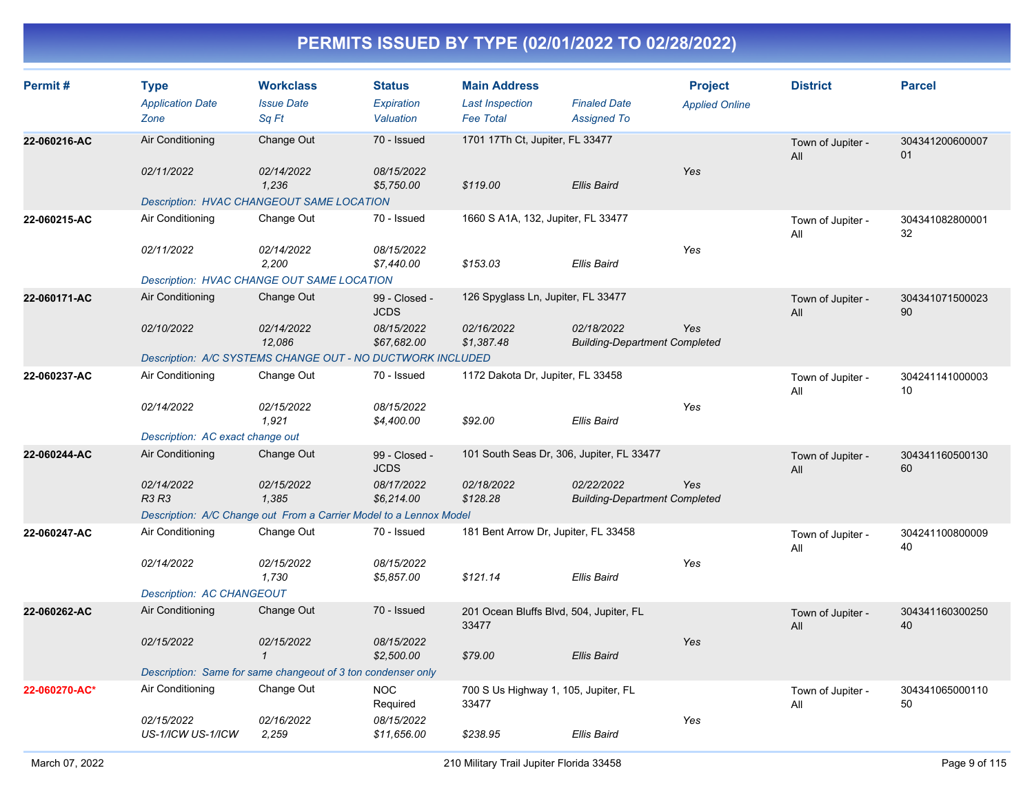# PERMITS ISSUED BY TYPE (02/01/2022 TO 02/28/2022)

| Permit # | Type<br>*Application Date*<br>*Zone* | Workclass<br>*Issue Date*<br>*Sq Ft* | Status<br>*Expiration*<br>*Valuation* | Main Address<br>*Last Inspection*<br>*Fee Total* | *Finaled Date*<br>*Assigned To* | Project<br>*Applied Online* | District | Parcel |
|---|---|---|---|---|---|---|---|---|
| 22-060216-AC | Air Conditioning<br>*02/11/2022* | Change Out<br>*02/14/2022*<br>*1,236* | 70 - Issued<br>*08/15/2022*<br>*$5,750.00* | 1701 17Th Ct, Jupiter, FL 33477<br><br>*$119.00* | <br>*Ellis Baird* | <br>*Yes* | Town of Jupiter - All | 30434120060000701 |
| | *Description: HVAC CHANGEOUT SAME LOCATION* | | | | | | | |
| 22-060215-AC | Air Conditioning<br>*02/11/2022* | Change Out<br>*02/14/2022*<br>*2,200* | 70 - Issued<br>*08/15/2022*<br>*$7,440.00* | 1660 S A1A, 132, Jupiter, FL 33477<br><br>*$153.03* | <br>*Ellis Baird* | <br>*Yes* | Town of Jupiter - All | 30434108280000132 |
| | *Description: HVAC CHANGE OUT SAME LOCATION* | | | | | | | |
| 22-060171-AC | Air Conditioning<br>*02/10/2022* | Change Out<br>*02/14/2022*<br>*12,086* | 99 - Closed - JCDS<br>*08/15/2022*<br>*$67,682.00* | 126 Spyglass Ln, Jupiter, FL 33477<br>*02/16/2022*<br>*$1,387.48* | *02/18/2022*<br>*Building-Department Completed* | <br>*Yes* | Town of Jupiter - All | 30434107150002390 |
| | *Description: A/C SYSTEMS CHANGE OUT - NO DUCTWORK INCLUDED* | | | | | | | |
| 22-060237-AC | Air Conditioning<br>*02/14/2022* | Change Out<br>*02/15/2022*<br>*1,921* | 70 - Issued<br>*08/15/2022*<br>*$4,400.00* | 1172 Dakota Dr, Jupiter, FL 33458<br><br>*$92.00* | <br>*Ellis Baird* | <br>*Yes* | Town of Jupiter - All | 30424114100000310 |
| | *Description: AC exact change out* | | | | | | | |
| 22-060244-AC | Air Conditioning<br>*02/14/2022*<br>*R3 R3* | Change Out<br>*02/15/2022*<br>*1,385* | 99 - Closed - JCDS<br>*08/17/2022*<br>*$6,214.00* | 101 South Seas Dr, 306, Jupiter, FL 33477<br>*02/18/2022*<br>*$128.28* | *02/22/2022*<br>*Building-Department Completed* | <br>*Yes* | Town of Jupiter - All | 30434116050013060 |
| | *Description: A/C Change out From a Carrier Model to a Lennox Model* | | | | | | | |
| 22-060247-AC | Air Conditioning<br>*02/14/2022* | Change Out<br>*02/15/2022*<br>*1,730* | 70 - Issued<br>*08/15/2022*<br>*$5,857.00* | 181 Bent Arrow Dr, Jupiter, FL 33458<br><br>*$121.14* | <br>*Ellis Baird* | <br>*Yes* | Town of Jupiter - All | 30424110080000940 |
| | *Description: AC CHANGEOUT* | | | | | | | |
| 22-060262-AC | Air Conditioning<br>*02/15/2022* | Change Out<br>*02/15/2022*<br>*1* | 70 - Issued<br>*08/15/2022*<br>*$2,500.00* | 201 Ocean Bluffs Blvd, 504, Jupiter, FL 33477<br><br>*$79.00* | <br>*Ellis Baird* | <br>*Yes* | Town of Jupiter - All | 30434116030025040 |
| | *Description: Same for same changeout of 3 ton condenser only* | | | | | | | |
| 22-060270-AC* | Air Conditioning<br>*02/15/2022*<br>*US-1/ICW US-1/ICW* | Change Out<br>*02/16/2022*<br>*2,259* | NOC Required<br>*08/15/2022*<br>*$11,656.00* | 700 S Us Highway 1, 105, Jupiter, FL 33477<br><br>*$238.95* | <br>*Ellis Baird* | <br>*Yes* | Town of Jupiter - All | 30434106500011050 |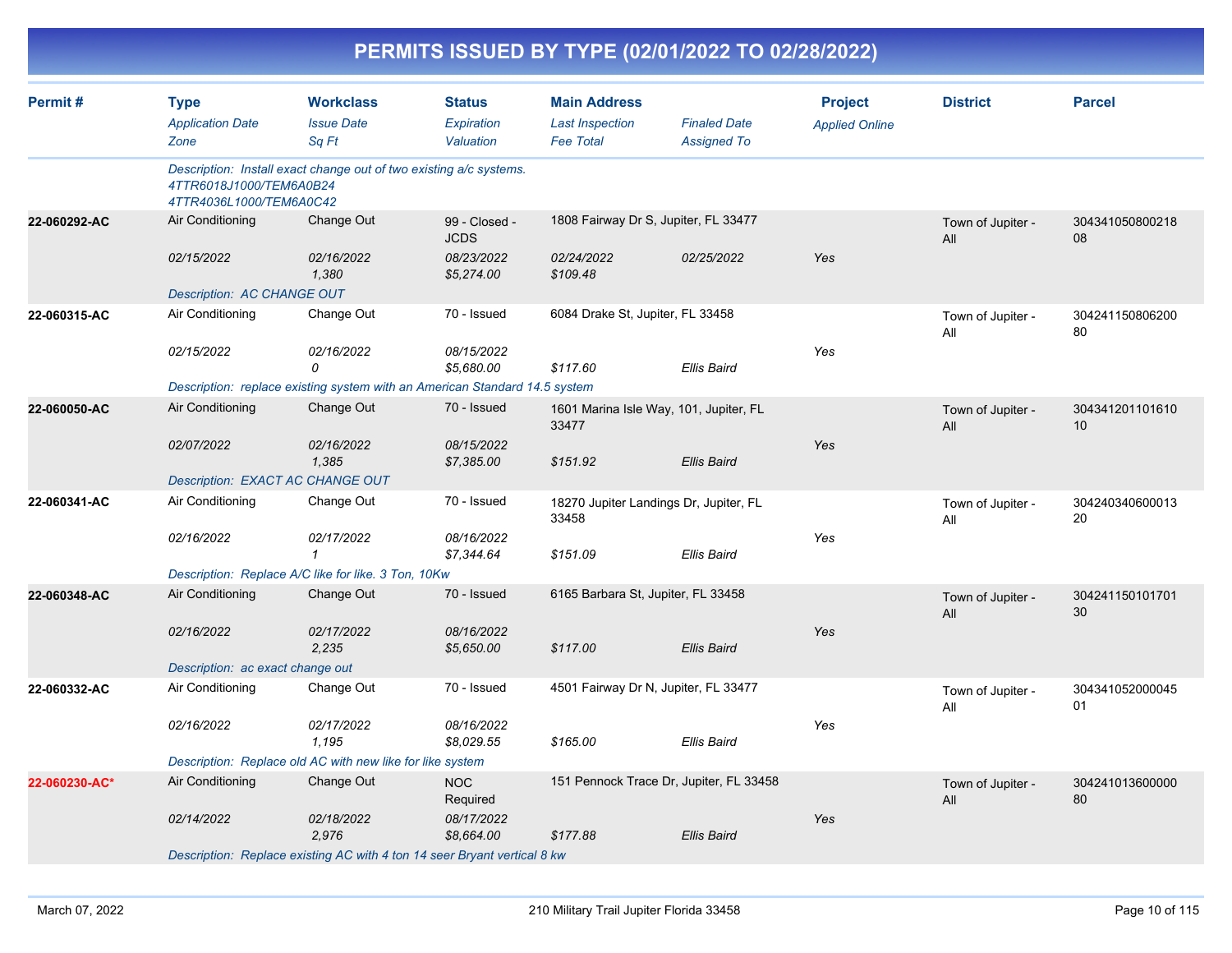# PERMITS ISSUED BY TYPE (02/01/2022 TO 02/28/2022)

| Permit # | Type / *Application Date* / *Zone* | Workclass / *Issue Date* / *Sq Ft* | Status / *Expiration* / *Valuation* | Main Address / *Last Inspection* / *Fee Total* | *Finaled Date* / *Assigned To* | Project / *Applied Online* | District | Parcel |
|---|---|---|---|---|---|---|---|---|
| | *Description: Install exact change out of two existing a/c systems. 4TTR6018J1000/TEM6A0B24 4TTR4036L1000/TEM6A0C42* | | | | | | | |
| 22-060292-AC | Air Conditioning | Change Out | 99 - Closed - JCDS | 1808 Fairway Dr S, Jupiter, FL 33477 | | | Town of Jupiter - All | 30434105080021808 |
| | *02/15/2022* | *02/16/2022* | *08/23/2022* | *02/24/2022* | *02/25/2022* | *Yes* | | |
| | | *1,380* | *$5,274.00* | *$109.48* | | | | |
| | *Description: AC CHANGE OUT* | | | | | | | |
| 22-060315-AC | Air Conditioning | Change Out | 70 - Issued | 6084 Drake St, Jupiter, FL 33458 | | | Town of Jupiter - All | 30424115080620080 |
| | *02/15/2022* | *02/16/2022* | *08/15/2022* | | | *Yes* | | |
| | | *0* | *$5,680.00* | *$117.60* | *Ellis Baird* | | | |
| | *Description: replace existing system with an American Standard 14.5 system* | | | | | | | |
| 22-060050-AC | Air Conditioning | Change Out | 70 - Issued | 1601 Marina Isle Way, 101, Jupiter, FL 33477 | | | Town of Jupiter - All | 30434120110161010 |
| | *02/07/2022* | *02/16/2022* | *08/15/2022* | | | *Yes* | | |
| | | *1,385* | *$7,385.00* | *$151.92* | *Ellis Baird* | | | |
| | *Description: EXACT AC CHANGE OUT* | | | | | | | |
| 22-060341-AC | Air Conditioning | Change Out | 70 - Issued | 18270 Jupiter Landings Dr, Jupiter, FL 33458 | | | Town of Jupiter - All | 30424034060001320 |
| | *02/16/2022* | *02/17/2022* | *08/16/2022* | | | *Yes* | | |
| | | *1* | *$7,344.64* | *$151.09* | *Ellis Baird* | | | |
| | *Description: Replace A/C like for like. 3 Ton, 10Kw* | | | | | | | |
| 22-060348-AC | Air Conditioning | Change Out | 70 - Issued | 6165 Barbara St, Jupiter, FL 33458 | | | Town of Jupiter - All | 30424115010170130 |
| | *02/16/2022* | *02/17/2022* | *08/16/2022* | | | *Yes* | | |
| | | *2,235* | *$5,650.00* | *$117.00* | *Ellis Baird* | | | |
| | *Description: ac exact change out* | | | | | | | |
| 22-060332-AC | Air Conditioning | Change Out | 70 - Issued | 4501 Fairway Dr N, Jupiter, FL 33477 | | | Town of Jupiter - All | 30434105200004501 |
| | *02/16/2022* | *02/17/2022* | *08/16/2022* | | | *Yes* | | |
| | | *1,195* | *$8,029.55* | *$165.00* | *Ellis Baird* | | | |
| | *Description: Replace old AC with new like for like system* | | | | | | | |
| 22-060230-AC* | Air Conditioning | Change Out | NOC Required | 151 Pennock Trace Dr, Jupiter, FL 33458 | | | Town of Jupiter - All | 30424101360000080 |
| | *02/14/2022* | *02/18/2022* | *08/17/2022* | | | *Yes* | | |
| | | *2,976* | *$8,664.00* | *$177.88* | *Ellis Baird* | | | |
| | *Description: Replace existing AC with 4 ton 14 seer Bryant vertical 8 kw* | | | | | | | |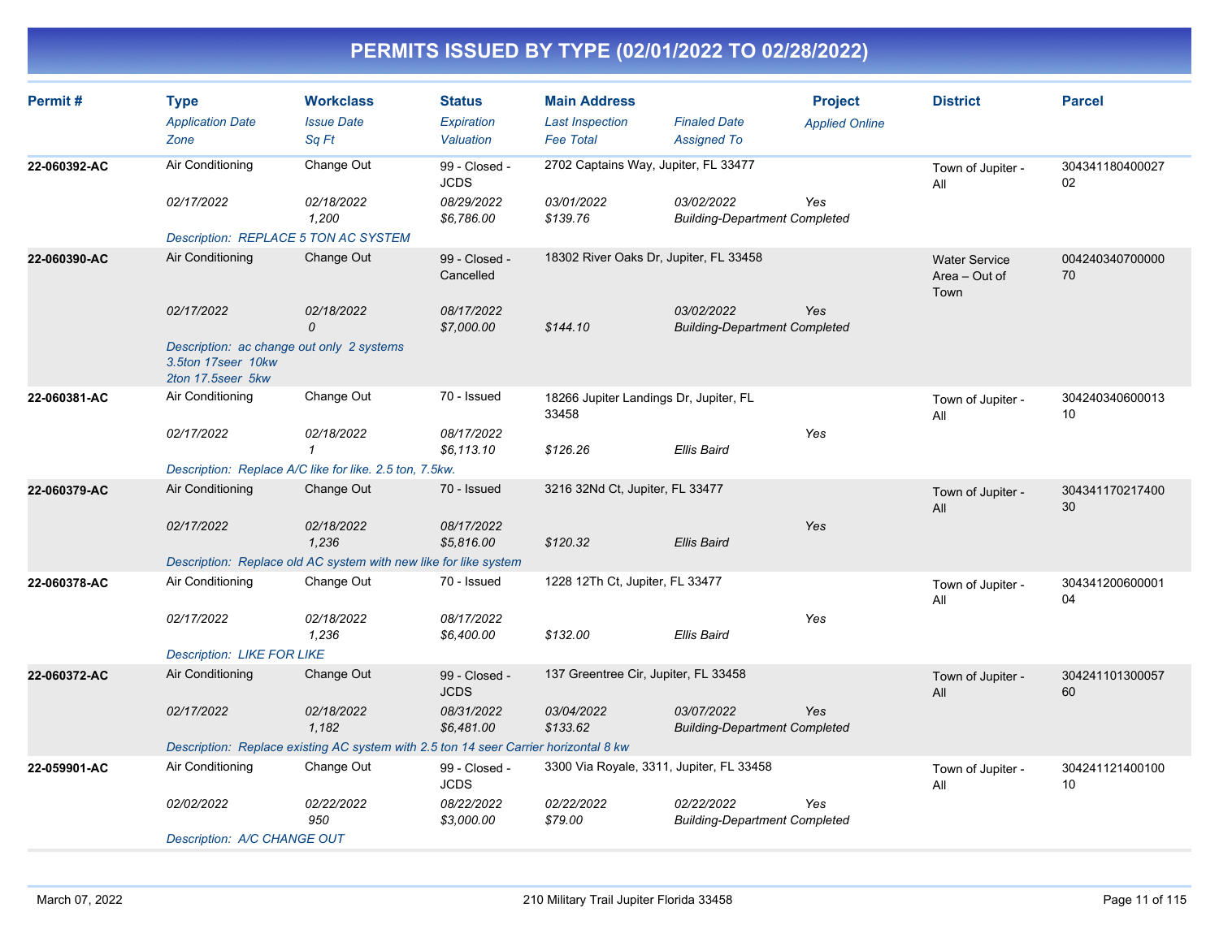# PERMITS ISSUED BY TYPE (02/01/2022 TO 02/28/2022)

| Permit # | Type | Workclass | Status | Main Address | | Project | District | Parcel |
|---|---|---|---|---|---|---|---|---|
| | *Application Date* | *Issue Date* | *Expiration* | *Last Inspection* | *Finaled Date* | *Applied Online* | | |
| | *Zone* | *Sq Ft* | *Valuation* | *Fee Total* | *Assigned To* | | | |
| **22-060392-AC** | Air Conditioning | Change Out | 99 - Closed - JCDS | 2702 Captains Way, Jupiter, FL 33477 | | | Town of Jupiter - All | 30434118040002702 |
| | *02/17/2022* | *02/18/2022* | *08/29/2022* | *03/01/2022* | *03/02/2022* | *Yes* | | |
| | | *1,200* | *$6,786.00* | *$139.76* | *Building-Department Completed* | | | |
| | *Description: REPLACE 5 TON AC SYSTEM* | | | | | | | |
| **22-060390-AC** | Air Conditioning | Change Out | 99 - Closed - Cancelled | 18302 River Oaks Dr, Jupiter, FL 33458 | | | Water Service Area – Out of Town | 00424034070000070 |
| | *02/17/2022* | *02/18/2022* | *08/17/2022* | | *03/02/2022* | *Yes* | | |
| | | *0* | *$7,000.00* | *$144.10* | *Building-Department Completed* | | | |
| | *Description: ac change out only 2 systems 3.5ton 17seer 10kw 2ton 17.5seer 5kw* | | | | | | | |
| **22-060381-AC** | Air Conditioning | Change Out | 70 - Issued | 18266 Jupiter Landings Dr, Jupiter, FL 33458 | | | Town of Jupiter - All | 30424034060001310 |
| | *02/17/2022* | *02/18/2022* | *08/17/2022* | | | *Yes* | | |
| | | *1* | *$6,113.10* | *$126.26* | *Ellis Baird* | | | |
| | *Description: Replace A/C like for like. 2.5 ton, 7.5kw.* | | | | | | | |
| **22-060379-AC** | Air Conditioning | Change Out | 70 - Issued | 3216 32Nd Ct, Jupiter, FL 33477 | | | Town of Jupiter - All | 30434117021740030 |
| | *02/17/2022* | *02/18/2022* | *08/17/2022* | | | *Yes* | | |
| | | *1,236* | *$5,816.00* | *$120.32* | *Ellis Baird* | | | |
| | *Description: Replace old AC system with new like for like system* | | | | | | | |
| **22-060378-AC** | Air Conditioning | Change Out | 70 - Issued | 1228 12Th Ct, Jupiter, FL 33477 | | | Town of Jupiter - All | 30434120060000104 |
| | *02/17/2022* | *02/18/2022* | *08/17/2022* | | | *Yes* | | |
| | | *1,236* | *$6,400.00* | *$132.00* | *Ellis Baird* | | | |
| | *Description: LIKE FOR LIKE* | | | | | | | |
| **22-060372-AC** | Air Conditioning | Change Out | 99 - Closed - JCDS | 137 Greentree Cir, Jupiter, FL 33458 | | | Town of Jupiter - All | 30424110130005760 |
| | *02/17/2022* | *02/18/2022* | *08/31/2022* | *03/04/2022* | *03/07/2022* | *Yes* | | |
| | | *1,182* | *$6,481.00* | *$133.62* | *Building-Department Completed* | | | |
| | *Description: Replace existing AC system with 2.5 ton 14 seer Carrier horizontal 8 kw* | | | | | | | |
| **22-059901-AC** | Air Conditioning | Change Out | 99 - Closed - JCDS | 3300 Via Royale, 3311, Jupiter, FL 33458 | | | Town of Jupiter - All | 30424112140010010 |
| | *02/02/2022* | *02/22/2022* | *08/22/2022* | *02/22/2022* | *02/22/2022* | *Yes* | | |
| | | *950* | *$3,000.00* | *$79.00* | *Building-Department Completed* | | | |
| | *Description: A/C CHANGE OUT* | | | | | | | |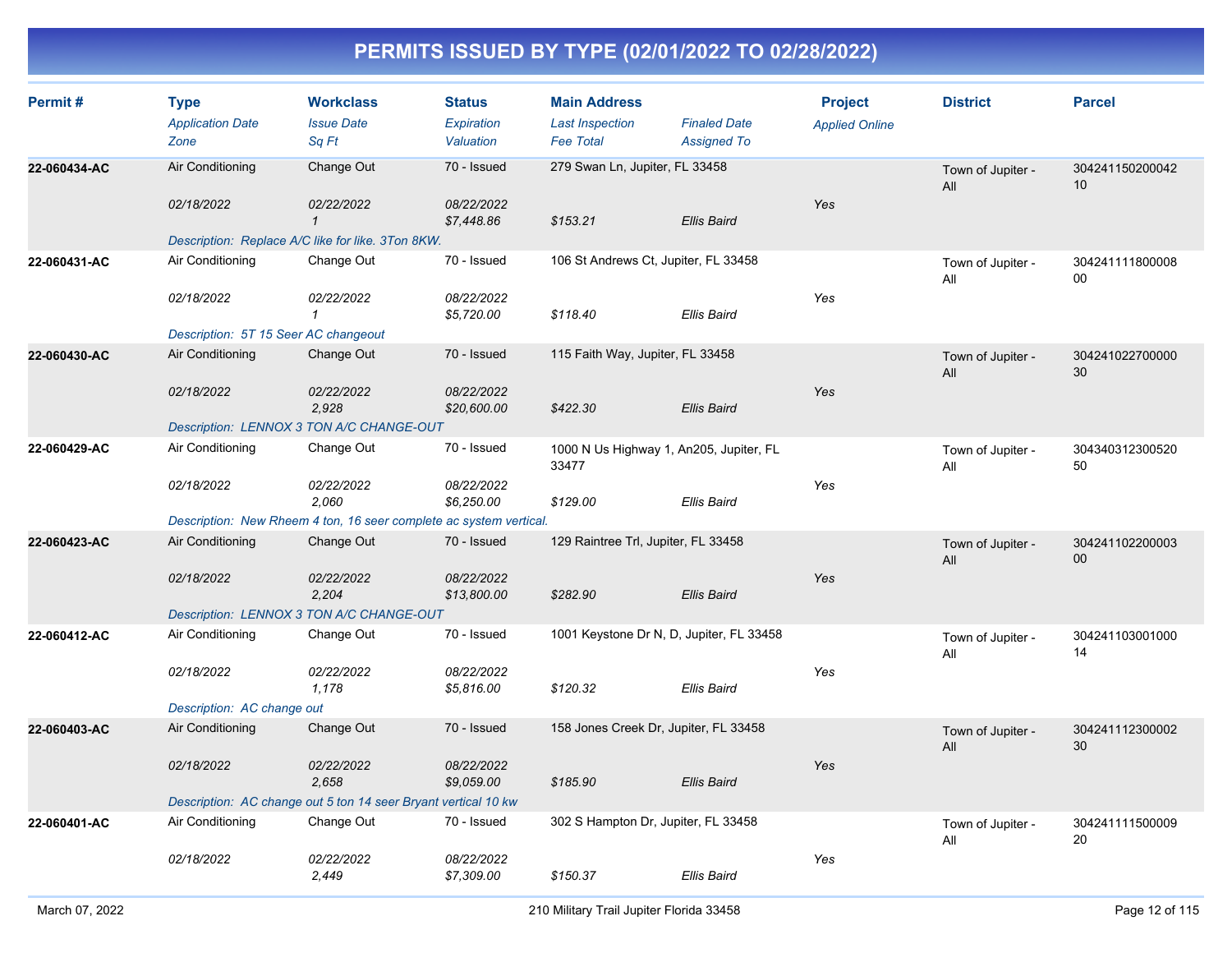# PERMITS ISSUED BY TYPE (02/01/2022 TO 02/28/2022)

| Permit # | Type | Workclass | Status | Main Address | | Project | District | Parcel |
|---|---|---|---|---|---|---|---|---|
| | *Application Date* | *Issue Date* | *Expiration* | *Last Inspection* | *Finaled Date* | *Applied Online* | | |
| | *Zone* | *Sq Ft* | *Valuation* | *Fee Total* | *Assigned To* | | | |
| **22-060434-AC** | Air Conditioning | Change Out | 70 - Issued | 279 Swan Ln, Jupiter, FL 33458 | | | Town of Jupiter - All | 30424115020004210 |
| | *02/18/2022* | *02/22/2022* | *08/22/2022* | | | Yes | | |
| | | *1* | *$7,448.86* | *$153.21* | *Ellis Baird* | | | |
| | *Description: Replace A/C like for like. 3Ton 8KW.* | | | | | | | |
| **22-060431-AC** | Air Conditioning | Change Out | 70 - Issued | 106 St Andrews Ct, Jupiter, FL 33458 | | | Town of Jupiter - All | 30424111180000800 |
| | *02/18/2022* | *02/22/2022* | *08/22/2022* | | | Yes | | |
| | | *1* | *$5,720.00* | *$118.40* | *Ellis Baird* | | | |
| | *Description: 5T 15 Seer AC changeout* | | | | | | | |
| **22-060430-AC** | Air Conditioning | Change Out | 70 - Issued | 115 Faith Way, Jupiter, FL 33458 | | | Town of Jupiter - All | 30424102270000030 |
| | *02/18/2022* | *02/22/2022* | *08/22/2022* | | | Yes | | |
| | | *2,928* | *$20,600.00* | *$422.30* | *Ellis Baird* | | | |
| | *Description: LENNOX 3 TON A/C CHANGE-OUT* | | | | | | | |
| **22-060429-AC** | Air Conditioning | Change Out | 70 - Issued | 1000 N Us Highway 1, An205, Jupiter, FL 33477 | | | Town of Jupiter - All | 30434031230052050 |
| | *02/18/2022* | *02/22/2022* | *08/22/2022* | | | Yes | | |
| | | *2,060* | *$6,250.00* | *$129.00* | *Ellis Baird* | | | |
| | *Description: New Rheem 4 ton, 16 seer complete ac system vertical.* | | | | | | | |
| **22-060423-AC** | Air Conditioning | Change Out | 70 - Issued | 129 Raintree Trl, Jupiter, FL 33458 | | | Town of Jupiter - All | 30424110220000300 |
| | *02/18/2022* | *02/22/2022* | *08/22/2022* | | | Yes | | |
| | | *2,204* | *$13,800.00* | *$282.90* | *Ellis Baird* | | | |
| | *Description: LENNOX 3 TON A/C CHANGE-OUT* | | | | | | | |
| **22-060412-AC** | Air Conditioning | Change Out | 70 - Issued | 1001 Keystone Dr N, D, Jupiter, FL 33458 | | | Town of Jupiter - All | 30424110300100014 |
| | *02/18/2022* | *02/22/2022* | *08/22/2022* | | | Yes | | |
| | | *1,178* | *$5,816.00* | *$120.32* | *Ellis Baird* | | | |
| | *Description: AC change out* | | | | | | | |
| **22-060403-AC** | Air Conditioning | Change Out | 70 - Issued | 158 Jones Creek Dr, Jupiter, FL 33458 | | | Town of Jupiter - All | 30424111230000230 |
| | *02/18/2022* | *02/22/2022* | *08/22/2022* | | | Yes | | |
| | | *2,658* | *$9,059.00* | *$185.90* | *Ellis Baird* | | | |
| | *Description: AC change out 5 ton 14 seer Bryant vertical 10 kw* | | | | | | | |
| **22-060401-AC** | Air Conditioning | Change Out | 70 - Issued | 302 S Hampton Dr, Jupiter, FL 33458 | | | Town of Jupiter - All | 30424111150000920 |
| | *02/18/2022* | *02/22/2022* | *08/22/2022* | | | Yes | | |
| | | *2,449* | *$7,309.00* | *$150.37* | *Ellis Baird* | | | |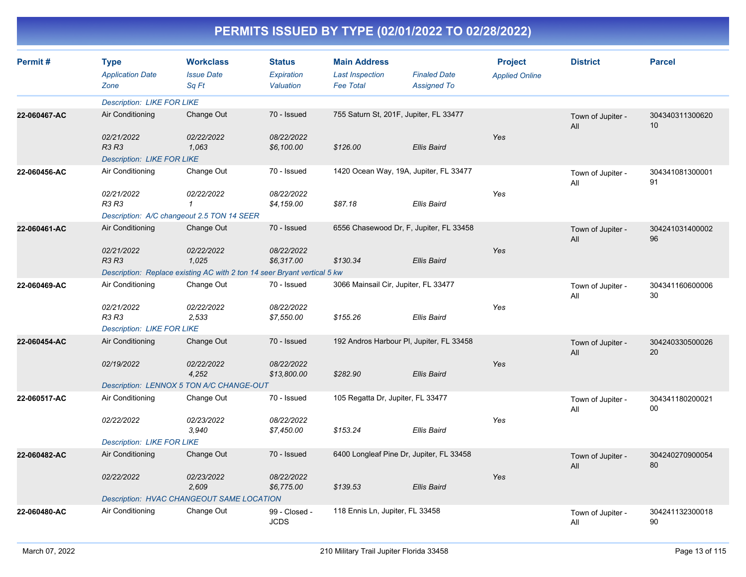# PERMITS ISSUED BY TYPE (02/01/2022 TO 02/28/2022)

| Permit # | Type<br>*Application Date*<br>*Zone* | Workclass<br>*Issue Date*<br>*Sq Ft* | Status<br>*Expiration*<br>*Valuation* | Main Address<br>*Last Inspection*<br>*Fee Total* | *Finaled Date*<br>*Assigned To* | Project<br>*Applied Online* | District | Parcel |
|---|---|---|---|---|---|---|---|---|
| | *Description: LIKE FOR LIKE* | | | | | | | |
| 22-060467-AC | Air Conditioning<br>*02/21/2022*<br>*R3 R3* | Change Out<br>*02/22/2022*<br>*1,063* | 70 - Issued<br>*08/22/2022*<br>*$6,100.00* | 755 Saturn St, 201F, Jupiter, FL 33477<br><br>*$126.00* | <br><br>*Ellis Baird* | <br>*Yes* | Town of Jupiter - All | 30434031130062010 |
| | *Description: LIKE FOR LIKE* | | | | | | | |
| 22-060456-AC | Air Conditioning<br>*02/21/2022*<br>*R3 R3* | Change Out<br>*02/22/2022*<br>*1* | 70 - Issued<br>*08/22/2022*<br>*$4,159.00* | 1420 Ocean Way, 19A, Jupiter, FL 33477<br><br>*$87.18* | <br><br>*Ellis Baird* | <br>*Yes* | Town of Jupiter - All | 30434108130000191 |
| | *Description: A/C changeout 2.5 TON 14 SEER* | | | | | | | |
| 22-060461-AC | Air Conditioning<br>*02/21/2022*<br>*R3 R3* | Change Out<br>*02/22/2022*<br>*1,025* | 70 - Issued<br>*08/22/2022*<br>*$6,317.00* | 6556 Chasewood Dr, F, Jupiter, FL 33458<br><br>*$130.34* | <br><br>*Ellis Baird* | <br>*Yes* | Town of Jupiter - All | 30424103140000296 |
| | *Description: Replace existing AC with 2 ton 14 seer Bryant vertical 5 kw* | | | | | | | |
| 22-060469-AC | Air Conditioning<br>*02/21/2022*<br>*R3 R3* | Change Out<br>*02/22/2022*<br>*2,533* | 70 - Issued<br>*08/22/2022*<br>*$7,550.00* | 3066 Mainsail Cir, Jupiter, FL 33477<br><br>*$155.26* | <br><br>*Ellis Baird* | <br>*Yes* | Town of Jupiter - All | 30434116060000630 |
| | *Description: LIKE FOR LIKE* | | | | | | | |
| 22-060454-AC | Air Conditioning<br>*02/19/2022* | Change Out<br>*02/22/2022*<br>*4,252* | 70 - Issued<br>*08/22/2022*<br>*$13,800.00* | 192 Andros Harbour Pl, Jupiter, FL 33458<br><br>*$282.90* | <br><br>*Ellis Baird* | <br>*Yes* | Town of Jupiter - All | 30424033050002620 |
| | *Description: LENNOX 5 TON A/C CHANGE-OUT* | | | | | | | |
| 22-060517-AC | Air Conditioning<br>*02/22/2022* | Change Out<br>*02/23/2022*<br>*3,940* | 70 - Issued<br>*08/22/2022*<br>*$7,450.00* | 105 Regatta Dr, Jupiter, FL 33477<br><br>*$153.24* | <br><br>*Ellis Baird* | <br>*Yes* | Town of Jupiter - All | 30434118020002100 |
| | *Description: LIKE FOR LIKE* | | | | | | | |
| 22-060482-AC | Air Conditioning<br>*02/22/2022* | Change Out<br>*02/23/2022*<br>*2,609* | 70 - Issued<br>*08/22/2022*<br>*$6,775.00* | 6400 Longleaf Pine Dr, Jupiter, FL 33458<br><br>*$139.53* | <br><br>*Ellis Baird* | <br>*Yes* | Town of Jupiter - All | 30424027090005480 |
| | *Description: HVAC CHANGEOUT SAME LOCATION* | | | | | | | |
| 22-060480-AC | Air Conditioning | Change Out | 99 - Closed - JCDS | 118 Ennis Ln, Jupiter, FL 33458 | | | Town of Jupiter - All | 30424113230001890 |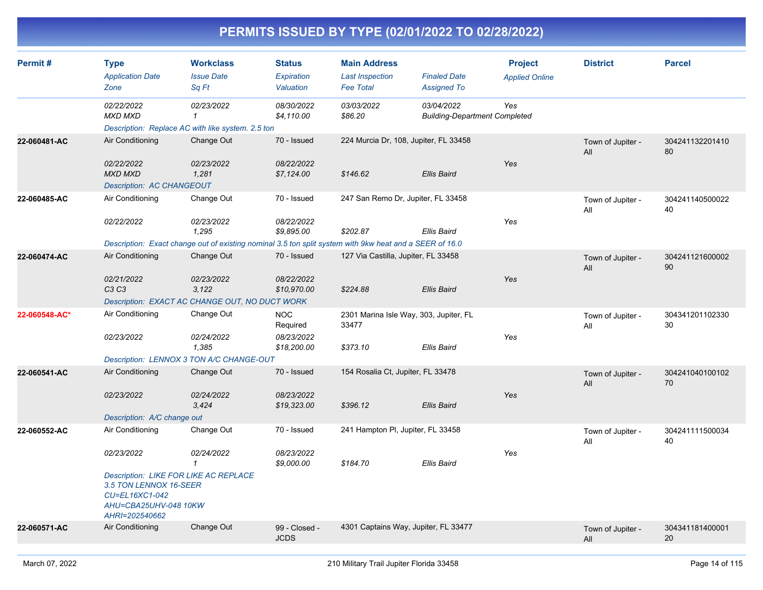# PERMITS ISSUED BY TYPE (02/01/2022 TO 02/28/2022)

| Permit # | Type<br>*Application Date*<br>*Zone* | Workclass<br>*Issue Date*<br>*Sq Ft* | Status<br>*Expiration*<br>*Valuation* | Main Address<br>*Last Inspection*<br>*Fee Total* | *Finaled Date*<br>*Assigned To* | Project<br>*Applied Online* | District | Parcel |
|---|---|---|---|---|---|---|---|---|
| | *02/22/2022*<br>*MXD MXD* | *02/23/2022*<br>*1* | *08/30/2022*<br>*$4,110.00* | *03/03/2022*<br>*$86.20* | *03/04/2022*<br>*Building-Department Completed* | *Yes* | | |
| | *Description: Replace AC with like system. 2.5 ton* | | | | | | | |
| **22-060481-AC** | Air Conditioning<br>*02/22/2022*<br>*MXD MXD* | Change Out<br>*02/23/2022*<br>*1,281* | 70 - Issued<br>*08/22/2022*<br>*$7,124.00* | 224 Murcia Dr, 108, Jupiter, FL 33458<br><br>*$146.62* | <br><br>*Ellis Baird* | <br>*Yes* | Town of Jupiter - All | 30424113220141080 |
| | *Description: AC CHANGEOUT* | | | | | | | |
| **22-060485-AC** | Air Conditioning<br>*02/22/2022* | Change Out<br>*02/23/2022*<br>*1,295* | 70 - Issued<br>*08/22/2022*<br>*$9,895.00* | 247 San Remo Dr, Jupiter, FL 33458<br><br>*$202.87* | <br><br>*Ellis Baird* | <br>*Yes* | Town of Jupiter - All | 30424114050002240 |
| | *Description: Exact change out of existing nominal 3.5 ton split system with 9kw heat and a SEER of 16.0* | | | | | | | |
| **22-060474-AC** | Air Conditioning<br>*02/21/2022*<br>*C3 C3* | Change Out<br>*02/23/2022*<br>*3,122* | 70 - Issued<br>*08/22/2022*<br>*$10,970.00* | 127 Via Castilla, Jupiter, FL 33458<br><br>*$224.88* | <br><br>*Ellis Baird* | <br>*Yes* | Town of Jupiter - All | 30424112160000290 |
| | *Description: EXACT AC CHANGE OUT, NO DUCT WORK* | | | | | | | |
| **22-060548-AC*** | Air Conditioning<br>*02/23/2022* | Change Out<br>*02/24/2022*<br>*1,385* | NOC Required<br>*08/23/2022*<br>*$18,200.00* | 2301 Marina Isle Way, 303, Jupiter, FL 33477<br><br>*$373.10* | <br><br>*Ellis Baird* | <br>*Yes* | Town of Jupiter - All | 30434120110233030 |
| | *Description: LENNOX 3 TON A/C CHANGE-OUT* | | | | | | | |
| **22-060541-AC** | Air Conditioning<br>*02/23/2022* | Change Out<br>*02/24/2022*<br>*3,424* | 70 - Issued<br>*08/23/2022*<br>*$19,323.00* | 154 Rosalia Ct, Jupiter, FL 33478<br><br>*$396.12* | <br><br>*Ellis Baird* | <br>*Yes* | Town of Jupiter - All | 30424104010010270 |
| | *Description: A/C change out* | | | | | | | |
| **22-060552-AC** | Air Conditioning<br>*02/23/2022* | Change Out<br>*02/24/2022*<br>*1* | 70 - Issued<br>*08/23/2022*<br>*$9,000.00* | 241 Hampton Pl, Jupiter, FL 33458<br><br>*$184.70* | <br><br>*Ellis Baird* | <br>*Yes* | Town of Jupiter - All | 30424111150003440 |
| | *Description: LIKE FOR LIKE AC REPLACE 3.5 TON LENNOX 16-SEER CU=EL16XC1-042 AHU=CBA25UHV-048 10KW AHRI=202540662* | | | | | | | |
| **22-060571-AC** | Air Conditioning | Change Out | 99 - Closed - JCDS | 4301 Captains Way, Jupiter, FL 33477 | | | Town of Jupiter - All | 30434118140000120 |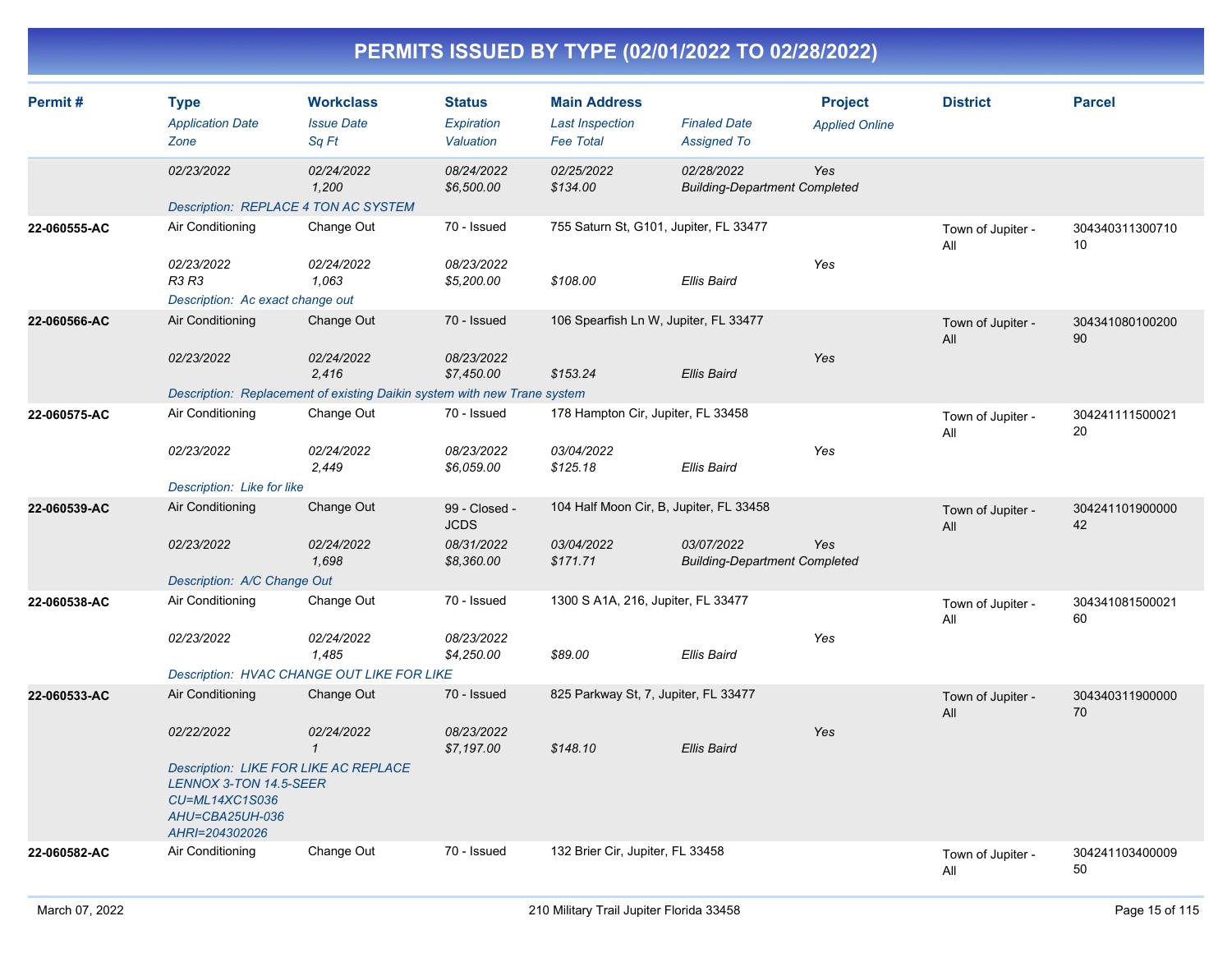# PERMITS ISSUED BY TYPE (02/01/2022 TO 02/28/2022)

| Permit # | Type / Application Date / Zone | Workclass / Issue Date / Sq Ft | Status / Expiration / Valuation | Main Address / Last Inspection / Fee Total | Finaled Date / Assigned To | Project / Applied Online | District | Parcel |
|---|---|---|---|---|---|---|---|---|
| | 02/23/2022 | 02/24/2022<br>1,200 | 08/24/2022<br>$6,500.00 | 02/25/2022<br>$134.00 | 02/28/2022<br>Building-Department Completed | Yes | | |
| | Description: REPLACE 4 TON AC SYSTEM | | | | | | | |
| 22-060555-AC | Air Conditioning<br>02/23/2022<br>R3 R3 | Change Out<br>02/24/2022<br>1,063 | 70 - Issued<br>08/23/2022<br>$5,200.00 | 755 Saturn St, G101, Jupiter, FL 33477<br><br>$108.00 | <br>Ellis Baird | <br>Yes | Town of Jupiter - All | 30434031130071010 |
| | Description: Ac exact change out | | | | | | | |
| 22-060566-AC | Air Conditioning<br>02/23/2022 | Change Out<br>02/24/2022<br>2,416 | 70 - Issued<br>08/23/2022<br>$7,450.00 | 106 Spearfish Ln W, Jupiter, FL 33477<br><br>$153.24 | <br>Ellis Baird | <br>Yes | Town of Jupiter - All | 30434108010020090 |
| | Description: Replacement of existing Daikin system with new Trane system | | | | | | | |
| 22-060575-AC | Air Conditioning<br>02/23/2022 | Change Out<br>02/24/2022<br>2,449 | 70 - Issued<br>08/23/2022<br>$6,059.00 | 178 Hampton Cir, Jupiter, FL 33458<br>03/04/2022<br>$125.18 | <br>Ellis Baird | <br>Yes | Town of Jupiter - All | 30424111150002120 |
| | Description: Like for like | | | | | | | |
| 22-060539-AC | Air Conditioning<br>02/23/2022 | Change Out<br>02/24/2022<br>1,698 | 99 - Closed - JCDS<br>08/31/2022<br>$8,360.00 | 104 Half Moon Cir, B, Jupiter, FL 33458<br>03/04/2022<br>$171.71 | 03/07/2022<br>Building-Department Completed | <br>Yes | Town of Jupiter - All | 30424110190000042 |
| | Description: A/C Change Out | | | | | | | |
| 22-060538-AC | Air Conditioning<br>02/23/2022 | Change Out<br>02/24/2022<br>1,485 | 70 - Issued<br>08/23/2022<br>$4,250.00 | 1300 S A1A, 216, Jupiter, FL 33477<br><br>$89.00 | <br>Ellis Baird | <br>Yes | Town of Jupiter - All | 30434108150002160 |
| | Description: HVAC CHANGE OUT LIKE FOR LIKE | | | | | | | |
| 22-060533-AC | Air Conditioning<br>02/22/2022 | Change Out<br>02/24/2022<br>1 | 70 - Issued<br>08/23/2022<br>$7,197.00 | 825 Parkway St, 7, Jupiter, FL 33477<br><br>$148.10 | <br>Ellis Baird | <br>Yes | Town of Jupiter - All | 30434031190000070 |
| | Description: LIKE FOR LIKE AC REPLACE LENNOX 3-TON 14.5-SEER CU=ML14XC1S036 AHU=CBA25UH-036 AHRI=204302026 | | | | | | | |
| 22-060582-AC | Air Conditioning | Change Out | 70 - Issued | 132 Brier Cir, Jupiter, FL 33458 | | | Town of Jupiter - All | 30424110340000950 |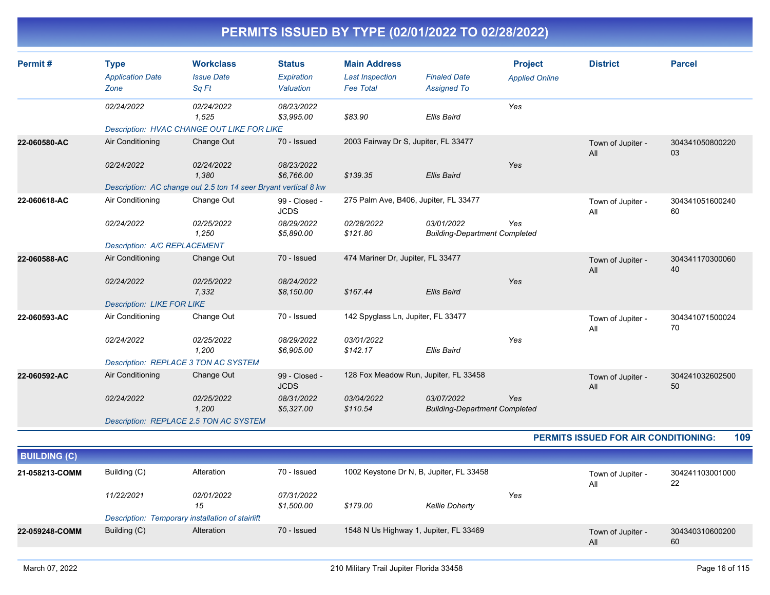# PERMITS ISSUED BY TYPE (02/01/2022 TO 02/28/2022)

| Permit # | Type<br>*Application Date*<br>*Zone* | Workclass<br>*Issue Date*<br>*Sq Ft* | Status<br>*Expiration*<br>*Valuation* | Main Address<br>*Last Inspection*<br>*Fee Total* | *Finaled Date*<br>*Assigned To* | Project<br>*Applied Online* | District | Parcel |
|---|---|---|---|---|---|---|---|---|
| | *02/24/2022* | *02/24/2022*<br>*1,525* | *08/23/2022*<br>*$3,995.00* | *$83.90* | *Ellis Baird* | *Yes* | | |
| | *Description: HVAC CHANGE OUT LIKE FOR LIKE* | | | | | | | |
| **22-060580-AC** | Air Conditioning<br>*02/24/2022* | Change Out<br>*02/24/2022*<br>*1,380* | 70 - Issued<br>*08/23/2022*<br>*$6,766.00* | 2003 Fairway Dr S, Jupiter, FL 33477<br>*$139.35* | *Ellis Baird* | *Yes* | Town of Jupiter - All | 30434105080022003 |
| | *Description: AC change out 2.5 ton 14 seer Bryant vertical 8 kw* | | | | | | | |
| **22-060618-AC** | Air Conditioning<br>*02/24/2022* | Change Out<br>*02/25/2022*<br>*1,250* | 99 - Closed - JCDS<br>*08/29/2022*<br>*$5,890.00* | 275 Palm Ave, B406, Jupiter, FL 33477<br>*02/28/2022*<br>*$121.80* | *03/01/2022*<br>*Building-Department Completed* | *Yes* | Town of Jupiter - All | 30434105160024060 |
| | *Description: A/C REPLACEMENT* | | | | | | | |
| **22-060588-AC** | Air Conditioning<br>*02/24/2022* | Change Out<br>*02/25/2022*<br>*7,332* | 70 - Issued<br>*08/24/2022*<br>*$8,150.00* | 474 Mariner Dr, Jupiter, FL 33477<br>*$167.44* | *Ellis Baird* | *Yes* | Town of Jupiter - All | 30434117030006040 |
| | *Description: LIKE FOR LIKE* | | | | | | | |
| **22-060593-AC** | Air Conditioning<br>*02/24/2022* | Change Out<br>*02/25/2022*<br>*1,200* | 70 - Issued<br>*08/29/2022*<br>*$6,905.00* | 142 Spyglass Ln, Jupiter, FL 33477<br>*03/01/2022*<br>*$142.17* | *Ellis Baird* | *Yes* | Town of Jupiter - All | 30434107150002470 |
| | *Description: REPLACE 3 TON AC SYSTEM* | | | | | | | |
| **22-060592-AC** | Air Conditioning<br>*02/24/2022* | Change Out<br>*02/25/2022*<br>*1,200* | 99 - Closed - JCDS<br>*08/31/2022*<br>*$5,327.00* | 128 Fox Meadow Run, Jupiter, FL 33458<br>*03/04/2022*<br>*$110.54* | *03/07/2022*<br>*Building-Department Completed* | *Yes* | Town of Jupiter - All | 30424103260250050 |
| | *Description: REPLACE 2.5 TON AC SYSTEM* | | | | | | | |

**PERMITS ISSUED FOR AIR CONDITIONING: 109**

## BUILDING (C)

| Permit # | Type<br>*Application Date*<br>*Zone* | Workclass<br>*Issue Date*<br>*Sq Ft* | Status<br>*Expiration*<br>*Valuation* | Main Address<br>*Last Inspection*<br>*Fee Total* | *Finaled Date*<br>*Assigned To* | Project<br>*Applied Online* | District | Parcel |
|---|---|---|---|---|---|---|---|---|
| **21-058213-COMM** | Building (C)<br>*11/22/2021* | Alteration<br>*02/01/2022*<br>*15* | 70 - Issued<br>*07/31/2022*<br>*$1,500.00* | 1002 Keystone Dr N, B, Jupiter, FL 33458<br>*$179.00* | *Kellie Doherty* | *Yes* | Town of Jupiter - All | 30424110300100022 |
| | *Description: Temporary installation of stairlift* | | | | | | | |
| **22-059248-COMM** | Building (C) | Alteration | 70 - Issued | 1548 N Us Highway 1, Jupiter, FL 33469 | | | Town of Jupiter - All | 30434031060020060 |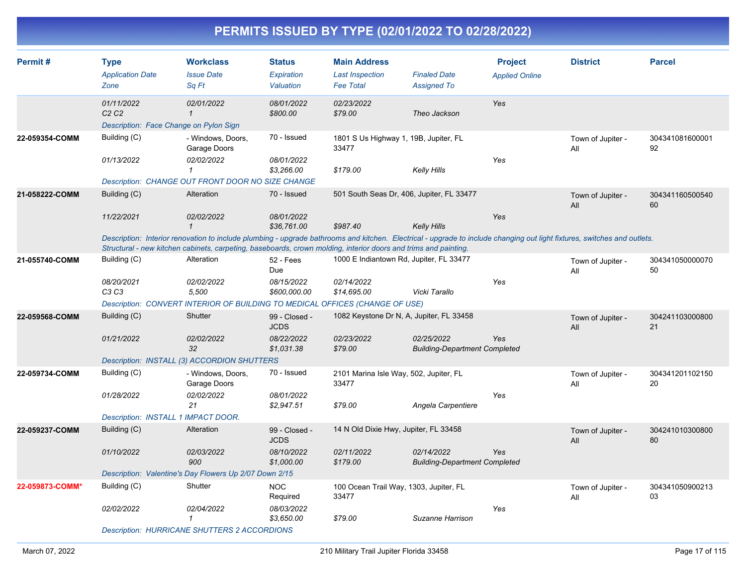# PERMITS ISSUED BY TYPE (02/01/2022 TO 02/28/2022)

| Permit # | Type<br>*Application Date*<br>*Zone* | Workclass<br>*Issue Date*<br>*Sq Ft* | Status<br>*Expiration*<br>*Valuation* | Main Address<br>*Last Inspection*<br>*Fee Total* | *Finaled Date*<br>*Assigned To* | Project<br>*Applied Online* | District | Parcel |
|---|---|---|---|---|---|---|---|---|
| | *01/11/2022*<br>*C2 C2* | *02/01/2022*<br>*1* | *08/01/2022*<br>*$800.00* | *02/23/2022*<br>*$79.00* | *Theo Jackson* | *Yes* | | |
| | *Description: Face Change on Pylon Sign* | | | | | | | |
| **22-059354-COMM** | Building (C)<br>*01/13/2022* | - Windows, Doors, Garage Doors<br>*02/02/2022*<br>*1* | 70 - Issued<br>*08/01/2022*<br>*$3,266.00* | 1801 S Us Highway 1, 19B, Jupiter, FL 33477<br>*$179.00* | *Kelly Hills* | *Yes* | Town of Jupiter - All | 30434108160000192 |
| | *Description: CHANGE OUT FRONT DOOR NO SIZE CHANGE* | | | | | | | |
| **21-058222-COMM** | Building (C)<br>*11/22/2021* | Alteration<br>*02/02/2022*<br>*1* | 70 - Issued<br>*08/01/2022*<br>*$36,761.00* | 501 South Seas Dr, 406, Jupiter, FL 33477<br>*$987.40* | *Kelly Hills* | *Yes* | Town of Jupiter - All | 30434116050054060 |
| | *Description: Interior renovation to include plumbing - upgrade bathrooms and kitchen. Electrical - upgrade to include changing out light fixtures, switches and outlets. Structural - new kitchen cabinets, carpeting, baseboards, crown molding, interior doors and trims and painting.* | | | | | | | |
| **21-055740-COMM** | Building (C)<br>*08/20/2021*<br>*C3 C3* | Alteration<br>*02/02/2022*<br>*5,500* | 52 - Fees Due<br>*08/15/2022*<br>*$600,000.00* | 1000 E Indiantown Rd, Jupiter, FL 33477<br>*02/14/2022*<br>*$14,695.00* | *Vicki Tarallo* | *Yes* | Town of Jupiter - All | 30434105000007050 |
| | *Description: CONVERT INTERIOR OF BUILDING TO MEDICAL OFFICES (CHANGE OF USE)* | | | | | | | |
| **22-059568-COMM** | Building (C)<br>*01/21/2022* | Shutter<br>*02/02/2022*<br>*32* | 99 - Closed - JCDS<br>*08/22/2022*<br>*$1,031.38* | 1082 Keystone Dr N, A, Jupiter, FL 33458<br>*02/23/2022*<br>*$79.00* | *02/25/2022*<br>*Building-Department Completed* | *Yes* | Town of Jupiter - All | 30424110300080021 |
| | *Description: INSTALL (3) ACCORDION SHUTTERS* | | | | | | | |
| **22-059734-COMM** | Building (C)<br>*01/28/2022* | - Windows, Doors, Garage Doors<br>*02/02/2022*<br>*21* | 70 - Issued<br>*08/01/2022*<br>*$2,947.51* | 2101 Marina Isle Way, 502, Jupiter, FL 33477<br>*$79.00* | *Angela Carpentiere* | *Yes* | Town of Jupiter - All | 30434120110215020 |
| | *Description: INSTALL 1 IMPACT DOOR.* | | | | | | | |
| **22-059237-COMM** | Building (C)<br>*01/10/2022* | Alteration<br>*02/03/2022*<br>*900* | 99 - Closed - JCDS<br>*08/10/2022*<br>*$1,000.00* | 14 N Old Dixie Hwy, Jupiter, FL 33458<br>*02/11/2022*<br>*$179.00* | *02/14/2022*<br>*Building-Department Completed* | *Yes* | Town of Jupiter - All | 30424101030080080 |
| | *Description: Valentine's Day Flowers Up 2/07 Down 2/15* | | | | | | | |
| **22-059873-COMM*** | Building (C)<br>*02/02/2022* | Shutter<br>*02/04/2022*<br>*1* | NOC Required<br>*08/03/2022*<br>*$3,650.00* | 100 Ocean Trail Way, 1303, Jupiter, FL 33477<br>*$79.00* | *Suzanne Harrison* | *Yes* | Town of Jupiter - All | 30434105090021303 |
| | *Description: HURRICANE SHUTTERS 2 ACCORDIONS* | | | | | | | |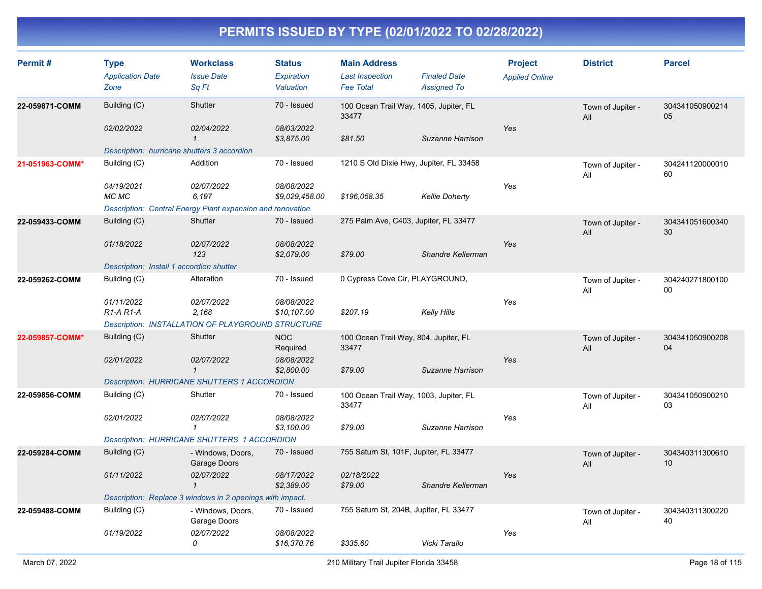# PERMITS ISSUED BY TYPE (02/01/2022 TO 02/28/2022)

| Permit # | Type<br>*Application Date*<br>*Zone* | Workclass<br>*Issue Date*<br>*Sq Ft* | Status<br>*Expiration*<br>*Valuation* | Main Address<br>*Last Inspection*<br>*Fee Total* | *Finaled Date*<br>*Assigned To* | Project<br>*Applied Online* | District | Parcel |
|---|---|---|---|---|---|---|---|---|
| **22-059871-COMM** | Building (C)<br>*02/02/2022* | Shutter<br>*02/04/2022*<br>*1* | 70 - Issued<br>*08/03/2022*<br>*$3,875.00* | 100 Ocean Trail Way, 1405, Jupiter, FL 33477<br>*$81.50* | *Suzanne Harrison* | *Yes* | Town of Jupiter - All | 30434105090021405 |
| | *Description: hurricane shutters 3 accordion* | | | | | | | |
| **21-051963-COMM*** | Building (C)<br>*04/19/2021*<br>*MC MC* | Addition<br>*02/07/2022*<br>*6,197* | 70 - Issued<br>*08/08/2022*<br>*$9,029,458.00* | 1210 S Old Dixie Hwy, Jupiter, FL 33458<br>*$196,058.35* | *Kellie Doherty* | *Yes* | Town of Jupiter - All | 30424112000001060 |
| | *Description: Central Energy Plant expansion and renovation.* | | | | | | | |
| **22-059433-COMM** | Building (C)<br>*01/18/2022* | Shutter<br>*02/07/2022*<br>*123* | 70 - Issued<br>*08/08/2022*<br>*$2,079.00* | 275 Palm Ave, C403, Jupiter, FL 33477<br>*$79.00* | *Shandre Kellerman* | *Yes* | Town of Jupiter - All | 30434105160034030 |
| | *Description: Install 1 accordion shutter* | | | | | | | |
| **22-059262-COMM** | Building (C)<br>*01/11/2022*<br>*R1-A R1-A* | Alteration<br>*02/07/2022*<br>*2,168* | 70 - Issued<br>*08/08/2022*<br>*$10,107.00* | 0 Cypress Cove Cir, PLAYGROUND,<br>*$207.19* | *Kelly Hills* | *Yes* | Town of Jupiter - All | 30424027180010000 |
| | *Description: INSTALLATION OF PLAYGROUND STRUCTURE* | | | | | | | |
| **22-059857-COMM*** | Building (C)<br>*02/01/2022* | Shutter<br>*02/07/2022*<br>*1* | NOC Required<br>*08/08/2022*<br>*$2,800.00* | 100 Ocean Trail Way, 804, Jupiter, FL 33477<br>*$79.00* | *Suzanne Harrison* | *Yes* | Town of Jupiter - All | 30434105090020804 |
| | *Description: HURRICANE SHUTTERS 1 ACCORDION* | | | | | | | |
| **22-059856-COMM** | Building (C)<br>*02/01/2022* | Shutter<br>*02/07/2022*<br>*1* | 70 - Issued<br>*08/08/2022*<br>*$3,100.00* | 100 Ocean Trail Way, 1003, Jupiter, FL 33477<br>*$79.00* | *Suzanne Harrison* | *Yes* | Town of Jupiter - All | 30434105090021003 |
| | *Description: HURRICANE SHUTTERS 1 ACCORDION* | | | | | | | |
| **22-059284-COMM** | Building (C)<br>*01/11/2022* | - Windows, Doors, Garage Doors<br>*02/07/2022*<br>*1* | 70 - Issued<br>*08/17/2022*<br>*$2,389.00* | 755 Saturn St, 101F, Jupiter, FL 33477<br>*02/18/2022*<br>*$79.00* | *Shandre Kellerman* | *Yes* | Town of Jupiter - All | 30434031130061010 |
| | *Description: Replace 3 windows in 2 openings with impact.* | | | | | | | |
| **22-059488-COMM** | Building (C)<br>*01/19/2022* | - Windows, Doors, Garage Doors<br>*02/07/2022*<br>*0* | 70 - Issued<br>*08/08/2022*<br>*$16,370.76* | 755 Saturn St, 204B, Jupiter, FL 33477<br>*$335.60* | *Vicki Tarallo* | *Yes* | Town of Jupiter - All | 30434031130022040 |

March 07, 2022 — 210 Military Trail Jupiter Florida 33458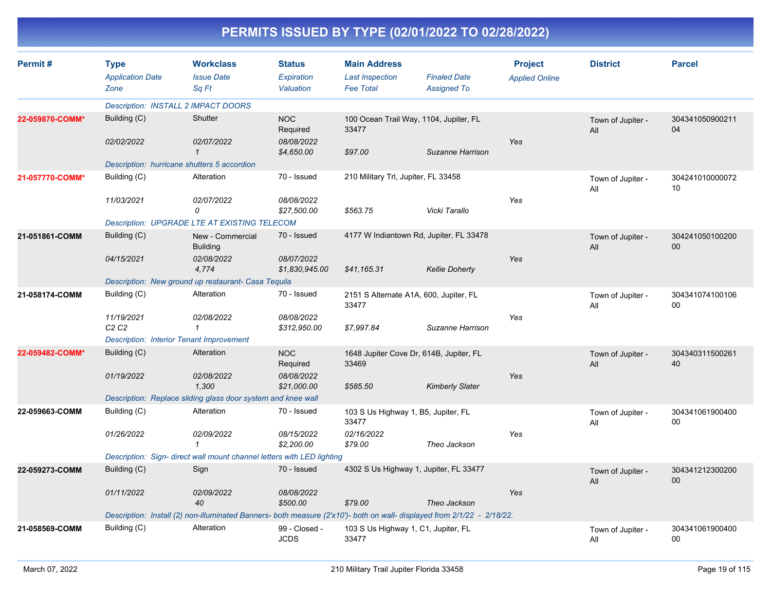# PERMITS ISSUED BY TYPE (02/01/2022 TO 02/28/2022)

| Permit # | Type<br>*Application Date*<br>*Zone* | Workclass<br>*Issue Date*<br>*Sq Ft* | Status<br>*Expiration*<br>*Valuation* | Main Address<br>*Last Inspection*<br>*Fee Total* | *Finaled Date*<br>*Assigned To* | Project<br>*Applied Online* | District | Parcel |
|---|---|---|---|---|---|---|---|---|
| | *Description: INSTALL 2 IMPACT DOORS* | | | | | | | |
| **22-059870-COMM*** | Building (C)<br>*02/02/2022* | Shutter<br>*02/07/2022*<br>*1* | NOC Required<br>*08/08/2022*<br>*$4,650.00* | 100 Ocean Trail Way, 1104, Jupiter, FL 33477<br>*$97.00* | *Suzanne Harrison* | *Yes* | Town of Jupiter - All | 30434105090021104 |
| | *Description: hurricane shutters 5 accordion* | | | | | | | |
| **21-057770-COMM*** | Building (C)<br>*11/03/2021* | Alteration<br>*02/07/2022*<br>*0* | 70 - Issued<br>*08/08/2022*<br>*$27,500.00* | 210 Military Trl, Jupiter, FL 33458<br>*$563.75* | *Vicki Tarallo* | *Yes* | Town of Jupiter - All | 30424101000007210 |
| | *Description: UPGRADE LTE AT EXISTING TELECOM* | | | | | | | |
| **21-051861-COMM** | Building (C)<br>*04/15/2021* | New - Commercial Building<br>*02/08/2022*<br>*4,774* | 70 - Issued<br>*08/07/2022*<br>*$1,830,945.00* | 4177 W Indiantown Rd, Jupiter, FL 33478<br>*$41,165.31* | *Kellie Doherty* | *Yes* | Town of Jupiter - All | 30424105010020000 |
| | *Description: New ground up restaurant- Casa Tequila* | | | | | | | |
| **21-058174-COMM** | Building (C)<br>*11/19/2021*<br>*C2 C2* | Alteration<br>*02/08/2022*<br>*1* | 70 - Issued<br>*08/08/2022*<br>*$312,950.00* | 2151 S Alternate A1A, 600, Jupiter, FL 33477<br>*$7,997.84* | *Suzanne Harrison* | *Yes* | Town of Jupiter - All | 30434107410010600 |
| | *Description: Interior Tenant Improvement* | | | | | | | |
| **22-059482-COMM*** | Building (C)<br>*01/19/2022* | Alteration<br>*02/08/2022*<br>*1,300* | NOC Required<br>*08/08/2022*<br>*$21,000.00* | 1648 Jupiter Cove Dr, 614B, Jupiter, FL 33469<br>*$585.50* | *Kimberly Slater* | *Yes* | Town of Jupiter - All | 30434031150026140 |
| | *Description: Replace sliding glass door system and knee wall* | | | | | | | |
| **22-059663-COMM** | Building (C)<br>*01/26/2022* | Alteration<br>*02/09/2022*<br>*1* | 70 - Issued<br>*08/15/2022*<br>*$2,200.00* | 103 S Us Highway 1, B5, Jupiter, FL 33477<br>*02/16/2022*<br>*$79.00* | *Theo Jackson* | *Yes* | Town of Jupiter - All | 30434106190040000 |
| | *Description: Sign- direct wall mount channel letters with LED lighting* | | | | | | | |
| **22-059273-COMM** | Building (C)<br>*01/11/2022* | Sign<br>*02/09/2022*<br>*40* | 70 - Issued<br>*08/08/2022*<br>*$500.00* | 4302 S Us Highway 1, Jupiter, FL 33477<br>*$79.00* | *Theo Jackson* | *Yes* | Town of Jupiter - All | 30434121230020000 |
| | *Description: Install (2) non-illuminated Banners- both measure (2'x10')- both on wall- displayed from 2/1/22 - 2/18/22.* | | | | | | | |
| **21-058569-COMM** | Building (C) | Alteration | 99 - Closed - JCDS | 103 S Us Highway 1, C1, Jupiter, FL 33477 | | | Town of Jupiter - All | 30434106190040000 |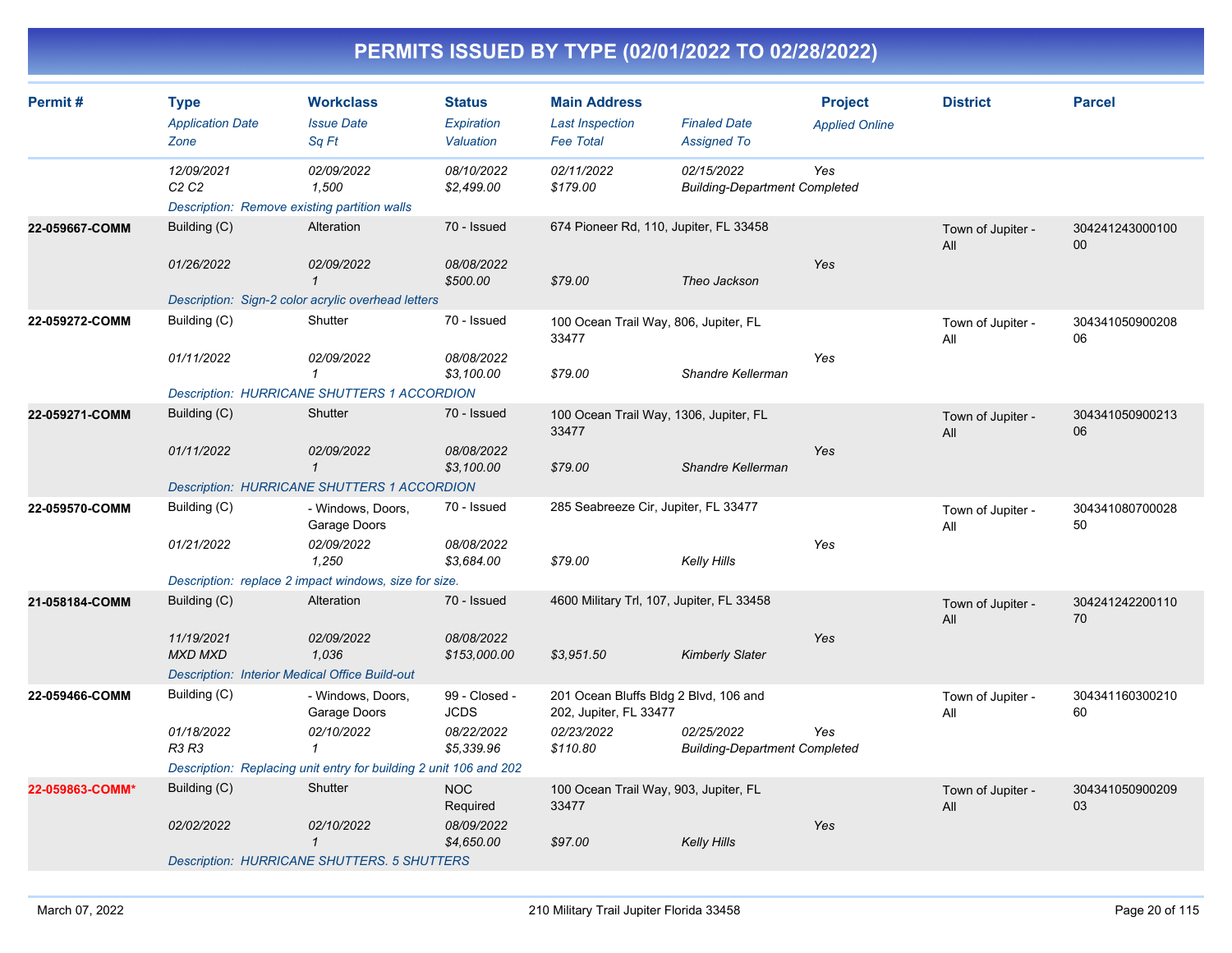# PERMITS ISSUED BY TYPE (02/01/2022 TO 02/28/2022)

| Permit # | Type / Application Date / Zone | Workclass / Issue Date / Sq Ft | Status / Expiration / Valuation | Main Address / Last Inspection / Fee Total | Finaled Date / Assigned To | Project / Applied Online | District | Parcel |
|---|---|---|---|---|---|---|---|---|
| | 12/09/2021<br>C2 C2 | 02/09/2022<br>1,500 | 08/10/2022<br>$2,499.00 | 02/11/2022<br>$179.00 | 02/15/2022<br>Building-Department Completed | Yes | | |
| | Description: Remove existing partition walls | | | | | | | |
| 22-059667-COMM | Building (C)<br>01/26/2022 | Alteration<br>02/09/2022<br>1 | 70 - Issued<br>08/08/2022<br>$500.00 | 674 Pioneer Rd, 110, Jupiter, FL 33458<br><br>$79.00 | Theo Jackson | Yes | Town of Jupiter - All | 30424124300010000 |
| | Description: Sign-2 color acrylic overhead letters | | | | | | | |
| 22-059272-COMM | Building (C)<br>01/11/2022 | Shutter<br>02/09/2022<br>1 | 70 - Issued<br>08/08/2022<br>$3,100.00 | 100 Ocean Trail Way, 806, Jupiter, FL 33477<br><br>$79.00 | Shandre Kellerman | Yes | Town of Jupiter - All | 30434105090020806 |
| | Description: HURRICANE SHUTTERS 1 ACCORDION | | | | | | | |
| 22-059271-COMM | Building (C)<br>01/11/2022 | Shutter<br>02/09/2022<br>1 | 70 - Issued<br>08/08/2022<br>$3,100.00 | 100 Ocean Trail Way, 1306, Jupiter, FL 33477<br><br>$79.00 | Shandre Kellerman | Yes | Town of Jupiter - All | 30434105090021306 |
| | Description: HURRICANE SHUTTERS 1 ACCORDION | | | | | | | |
| 22-059570-COMM | Building (C)<br>01/21/2022 | - Windows, Doors, Garage Doors<br>02/09/2022<br>1,250 | 70 - Issued<br>08/08/2022<br>$3,684.00 | 285 Seabreeze Cir, Jupiter, FL 33477<br><br>$79.00 | Kelly Hills | Yes | Town of Jupiter - All | 30434108070002850 |
| | Description: replace 2 impact windows, size for size. | | | | | | | |
| 21-058184-COMM | Building (C)<br>11/19/2021<br>MXD MXD | Alteration<br>02/09/2022<br>1,036 | 70 - Issued<br>08/08/2022<br>$153,000.00 | 4600 Military Trl, 107, Jupiter, FL 33458<br><br>$3,951.50 | Kimberly Slater | Yes | Town of Jupiter - All | 30424124220011070 |
| | Description: Interior Medical Office Build-out | | | | | | | |
| 22-059466-COMM | Building (C)<br>01/18/2022<br>R3 R3 | - Windows, Doors, Garage Doors<br>02/10/2022<br>1 | 99 - Closed - JCDS<br>08/22/2022<br>$5,339.96 | 201 Ocean Bluffs Bldg 2 Blvd, 106 and 202, Jupiter, FL 33477<br>02/23/2022<br>$110.80 | 02/25/2022<br>Building-Department Completed | Yes | Town of Jupiter - All | 30434116030021060 |
| | Description: Replacing unit entry for building 2 unit 106 and 202 | | | | | | | |
| 22-059863-COMM* | Building (C)<br>02/02/2022 | Shutter<br>02/10/2022<br>1 | NOC Required<br>08/09/2022<br>$4,650.00 | 100 Ocean Trail Way, 903, Jupiter, FL 33477<br><br>$97.00 | Kelly Hills | Yes | Town of Jupiter - All | 30434105090020903 |
| | Description: HURRICANE SHUTTERS. 5 SHUTTERS | | | | | | | |

March 07, 2022 — 210 Military Trail Jupiter Florida 33458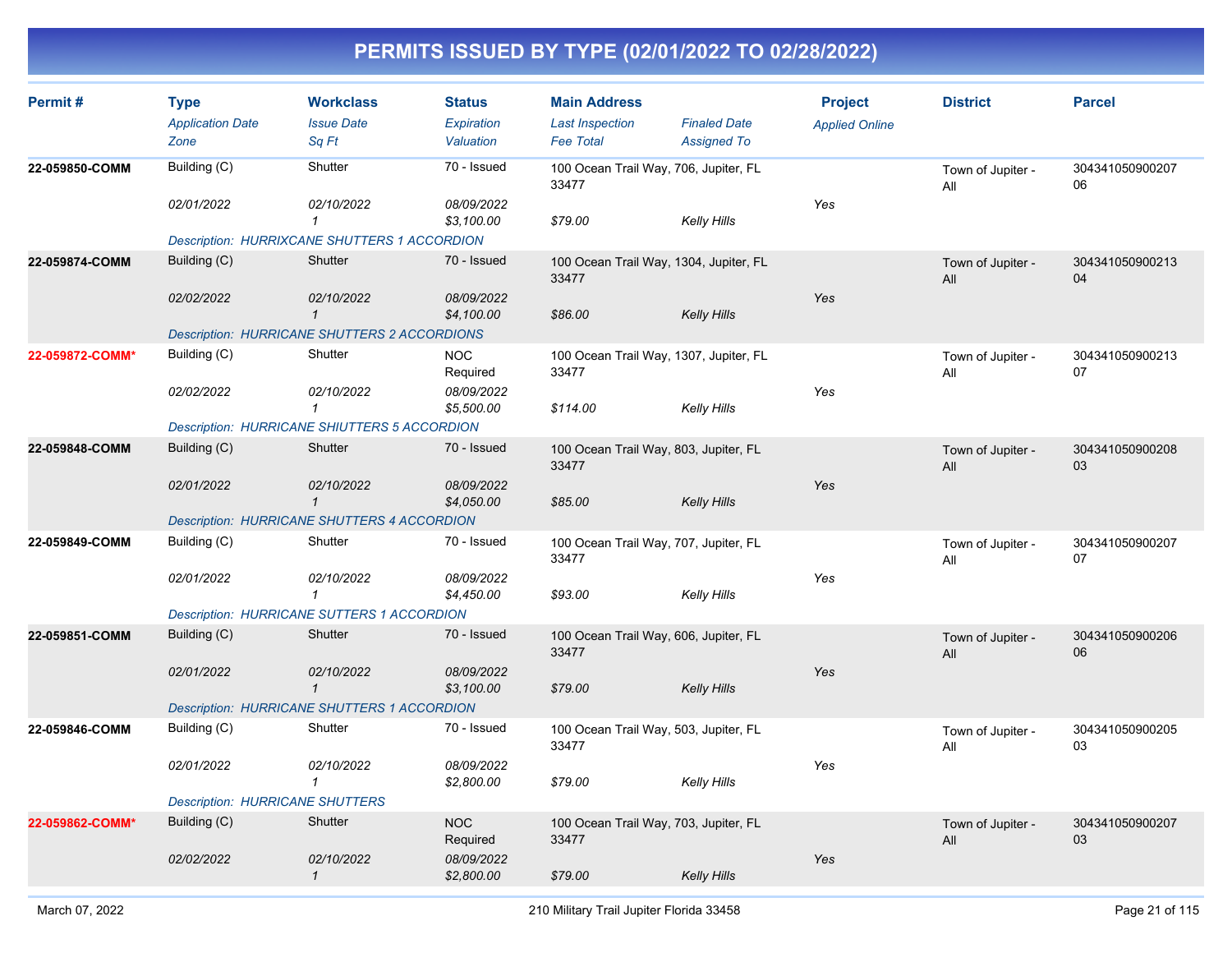# PERMITS ISSUED BY TYPE (02/01/2022 TO 02/28/2022)

| Permit # | Type<br>*Application Date*<br>*Zone* | Workclass<br>*Issue Date*<br>*Sq Ft* | Status<br>*Expiration*<br>*Valuation* | Main Address<br>*Last Inspection*<br>*Fee Total* | *Finaled Date*<br>*Assigned To* | Project<br>*Applied Online* | District | Parcel |
|---|---|---|---|---|---|---|---|---|
| **22-059850-COMM** | Building (C)<br>*02/01/2022* | Shutter<br>*02/10/2022*<br>*1* | 70 - Issued<br>*08/09/2022*<br>*$3,100.00* | 100 Ocean Trail Way, 706, Jupiter, FL 33477<br>*$79.00* | *Kelly Hills* | *Yes* | Town of Jupiter - All | 30434105090020706 |
| | *Description: HURRIXCANE SHUTTERS 1 ACCORDION* | | | | | | | |
| **22-059874-COMM** | Building (C)<br>*02/02/2022* | Shutter<br>*02/10/2022*<br>*1* | 70 - Issued<br>*08/09/2022*<br>*$4,100.00* | 100 Ocean Trail Way, 1304, Jupiter, FL 33477<br>*$86.00* | *Kelly Hills* | *Yes* | Town of Jupiter - All | 30434105090021304 |
| | *Description: HURRICANE SHUTTERS 2 ACCORDIONS* | | | | | | | |
| **22-059872-COMM*** | Building (C)<br>*02/02/2022* | Shutter<br>*02/10/2022*<br>*1* | NOC Required<br>*08/09/2022*<br>*$5,500.00* | 100 Ocean Trail Way, 1307, Jupiter, FL 33477<br>*$114.00* | *Kelly Hills* | *Yes* | Town of Jupiter - All | 30434105090021307 |
| | *Description: HURRICANE SHIUTTERS 5 ACCORDION* | | | | | | | |
| **22-059848-COMM** | Building (C)<br>*02/01/2022* | Shutter<br>*02/10/2022*<br>*1* | 70 - Issued<br>*08/09/2022*<br>*$4,050.00* | 100 Ocean Trail Way, 803, Jupiter, FL 33477<br>*$85.00* | *Kelly Hills* | *Yes* | Town of Jupiter - All | 30434105090020803 |
| | *Description: HURRICANE SHUTTERS 4 ACCORDION* | | | | | | | |
| **22-059849-COMM** | Building (C)<br>*02/01/2022* | Shutter<br>*02/10/2022*<br>*1* | 70 - Issued<br>*08/09/2022*<br>*$4,450.00* | 100 Ocean Trail Way, 707, Jupiter, FL 33477<br>*$93.00* | *Kelly Hills* | *Yes* | Town of Jupiter - All | 30434105090020707 |
| | *Description: HURRICANE SUTTERS 1 ACCORDION* | | | | | | | |
| **22-059851-COMM** | Building (C)<br>*02/01/2022* | Shutter<br>*02/10/2022*<br>*1* | 70 - Issued<br>*08/09/2022*<br>*$3,100.00* | 100 Ocean Trail Way, 606, Jupiter, FL 33477<br>*$79.00* | *Kelly Hills* | *Yes* | Town of Jupiter - All | 30434105090020606 |
| | *Description: HURRICANE SHUTTERS 1 ACCORDION* | | | | | | | |
| **22-059846-COMM** | Building (C)<br>*02/01/2022* | Shutter<br>*02/10/2022*<br>*1* | 70 - Issued<br>*08/09/2022*<br>*$2,800.00* | 100 Ocean Trail Way, 503, Jupiter, FL 33477<br>*$79.00* | *Kelly Hills* | *Yes* | Town of Jupiter - All | 30434105090020503 |
| | *Description: HURRICANE SHUTTERS* | | | | | | | |
| **22-059862-COMM*** | Building (C)<br>*02/02/2022* | Shutter<br>*02/10/2022*<br>*1* | NOC Required<br>*08/09/2022*<br>*$2,800.00* | 100 Ocean Trail Way, 703, Jupiter, FL 33477<br>*$79.00* | *Kelly Hills* | *Yes* | Town of Jupiter - All | 30434105090020703 |

March 07, 2022 — 210 Military Trail Jupiter Florida 33458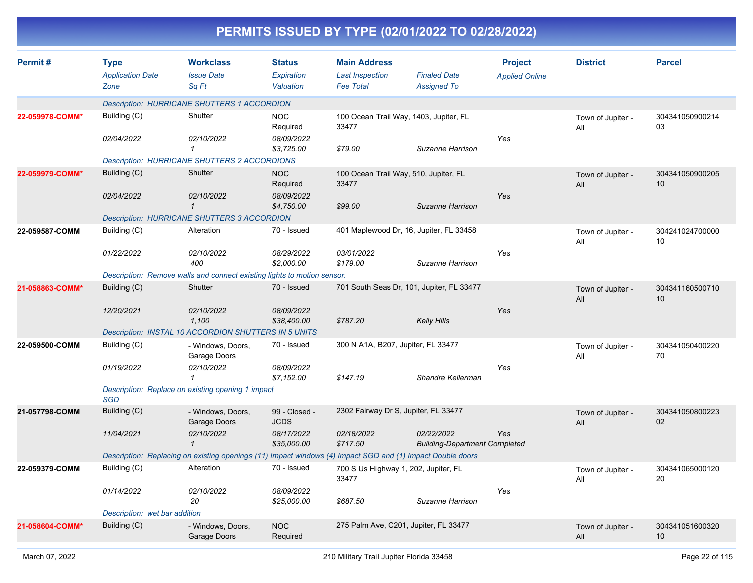# PERMITS ISSUED BY TYPE (02/01/2022 TO 02/28/2022)

| Permit # | Type<br>*Application Date*<br>*Zone* | Workclass<br>*Issue Date*<br>*Sq Ft* | Status<br>*Expiration*<br>*Valuation* | Main Address<br>*Last Inspection*<br>*Fee Total* | *Finaled Date*<br>*Assigned To* | Project<br>*Applied Online* | District | Parcel |
|---|---|---|---|---|---|---|---|---|
| | *Description: HURRICANE SHUTTERS 1 ACCORDION* | | | | | | | |
| 22-059978-COMM* | Building (C)<br>*02/04/2022* | Shutter<br>*02/10/2022*<br>*1* | NOC Required<br>*08/09/2022*<br>*$3,725.00* | 100 Ocean Trail Way, 1403, Jupiter, FL 33477<br>*$79.00* | *Suzanne Harrison* | *Yes* | Town of Jupiter - All | 30434105090021403 |
| | *Description: HURRICANE SHUTTERS 2 ACCORDIONS* | | | | | | | |
| 22-059979-COMM* | Building (C)<br>*02/04/2022* | Shutter<br>*02/10/2022*<br>*1* | NOC Required<br>*08/09/2022*<br>*$4,750.00* | 100 Ocean Trail Way, 510, Jupiter, FL 33477<br>*$99.00* | *Suzanne Harrison* | *Yes* | Town of Jupiter - All | 30434105090020510 |
| | *Description: HURRICANE SHUTTERS 3 ACCORDION* | | | | | | | |
| 22-059587-COMM | Building (C)<br>*01/22/2022* | Alteration<br>*02/10/2022*<br>*400* | 70 - Issued<br>*08/29/2022*<br>*$2,000.00* | 401 Maplewood Dr, 16, Jupiter, FL 33458<br>*03/01/2022*<br>*$179.00* | *Suzanne Harrison* | *Yes* | Town of Jupiter - All | 30424102470000010 |
| | *Description: Remove walls and connect existing lights to motion sensor.* | | | | | | | |
| 21-058863-COMM* | Building (C)<br>*12/20/2021* | Shutter<br>*02/10/2022*<br>*1,100* | 70 - Issued<br>*08/09/2022*<br>*$38,400.00* | 701 South Seas Dr, 101, Jupiter, FL 33477<br>*$787.20* | *Kelly Hills* | *Yes* | Town of Jupiter - All | 30434116050071010 |
| | *Description: INSTAL 10 ACCORDION SHUTTERS IN 5 UNITS* | | | | | | | |
| 22-059500-COMM | Building (C)<br>*01/19/2022* | - Windows, Doors, Garage Doors<br>*02/10/2022*<br>*1* | 70 - Issued<br>*08/09/2022*<br>*$7,152.00* | 300 N A1A, B207, Jupiter, FL 33477<br>*$147.19* | *Shandre Kellerman* | *Yes* | Town of Jupiter - All | 30434105040022070 |
| | *Description: Replace on existing opening 1 impact SGD* | | | | | | | |
| 21-057798-COMM | Building (C)<br>*11/04/2021* | - Windows, Doors, Garage Doors<br>*02/10/2022*<br>*1* | 99 - Closed - JCDS<br>*08/17/2022*<br>*$35,000.00* | 2302 Fairway Dr S, Jupiter, FL 33477<br>*02/18/2022*<br>*$717.50* | *02/22/2022*<br>*Building-Department Completed* | *Yes* | Town of Jupiter - All | 30434105080022302 |
| | *Description: Replacing on existing openings (11) Impact windows (4) Impact SGD and (1) Impact Double doors* | | | | | | | |
| 22-059379-COMM | Building (C)<br>*01/14/2022* | Alteration<br>*02/10/2022*<br>*20* | 70 - Issued<br>*08/09/2022*<br>*$25,000.00* | 700 S Us Highway 1, 202, Jupiter, FL 33477<br>*$687.50* | *Suzanne Harrison* | *Yes* | Town of Jupiter - All | 30434106500012020 |
| | *Description: wet bar addition* | | | | | | | |
| 21-058604-COMM* | Building (C) | - Windows, Doors, Garage Doors | NOC Required | 275 Palm Ave, C201, Jupiter, FL 33477 | | | Town of Jupiter - All | 30434105160032010 |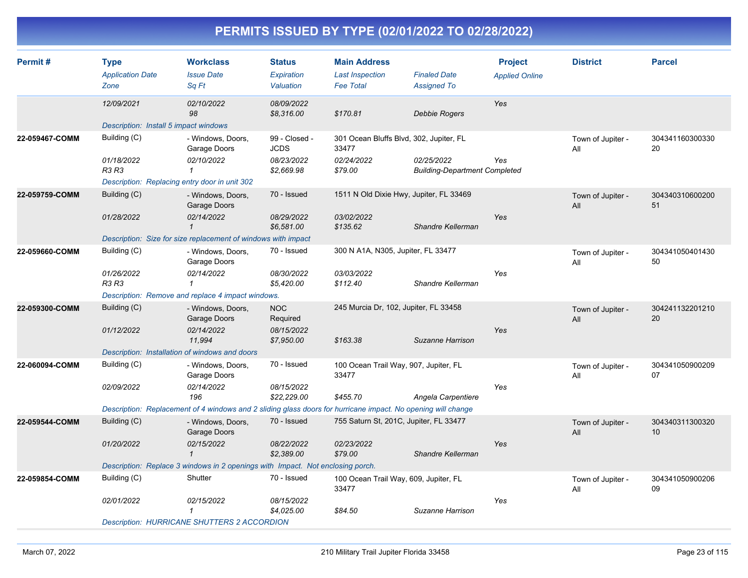# PERMITS ISSUED BY TYPE (02/01/2022 TO 02/28/2022)

| Permit # | Type<br>*Application Date*<br>*Zone* | Workclass<br>*Issue Date*<br>*Sq Ft* | Status<br>*Expiration*<br>*Valuation* | Main Address<br>*Last Inspection*<br>*Fee Total* | *Finaled Date*<br>*Assigned To* | Project<br>*Applied Online* | District | Parcel |
|---|---|---|---|---|---|---|---|---|
| | *12/09/2021* | *02/10/2022*<br>*98* | *08/09/2022*<br>*$8,316.00* | *$170.81* | *Debbie Rogers* | *Yes* | | |
| | *Description: Install 5 impact windows* | | | | | | | |
| **22-059467-COMM** | Building (C)<br>*01/18/2022*<br>*R3 R3* | - Windows, Doors, Garage Doors<br>*02/10/2022*<br>*1* | 99 - Closed - JCDS<br>*08/23/2022*<br>*$2,669.98* | 301 Ocean Bluffs Blvd, 302, Jupiter, FL 33477<br>*02/24/2022*<br>*$79.00* | *02/25/2022*<br>*Building-Department Completed* | *Yes* | Town of Jupiter - All | 30434116030033020 |
| | *Description: Replacing entry door in unit 302* | | | | | | | |
| **22-059759-COMM** | Building (C)<br>*01/28/2022* | - Windows, Doors, Garage Doors<br>*02/14/2022*<br>*1* | 70 - Issued<br>*08/29/2022*<br>*$6,581.00* | 1511 N Old Dixie Hwy, Jupiter, FL 33469<br>*03/02/2022*<br>*$135.62* | *Shandre Kellerman* | *Yes* | Town of Jupiter - All | 30434031060020051 |
| | *Description: Size for size replacement of windows with impact* | | | | | | | |
| **22-059660-COMM** | Building (C)<br>*01/26/2022*<br>*R3 R3* | - Windows, Doors, Garage Doors<br>*02/14/2022*<br>*1* | 70 - Issued<br>*08/30/2022*<br>*$5,420.00* | 300 N A1A, N305, Jupiter, FL 33477<br>*03/03/2022*<br>*$112.40* | *Shandre Kellerman* | *Yes* | Town of Jupiter - All | 30434105040143050 |
| | *Description: Remove and replace 4 impact windows.* | | | | | | | |
| **22-059300-COMM** | Building (C)<br>*01/12/2022* | - Windows, Doors, Garage Doors<br>*02/14/2022*<br>*11,994* | NOC Required<br>*08/15/2022*<br>*$7,950.00* | 245 Murcia Dr, 102, Jupiter, FL 33458<br>*$163.38* | *Suzanne Harrison* | *Yes* | Town of Jupiter - All | 30424113220121020 |
| | *Description: Installation of windows and doors* | | | | | | | |
| **22-060094-COMM** | Building (C)<br>*02/09/2022* | - Windows, Doors, Garage Doors<br>*02/14/2022*<br>*196* | 70 - Issued<br>*08/15/2022*<br>*$22,229.00* | 100 Ocean Trail Way, 907, Jupiter, FL 33477<br>*$455.70* | *Angela Carpentiere* | *Yes* | Town of Jupiter - All | 30434105090020907 |
| | *Description: Replacement of 4 windows and 2 sliding glass doors for hurricane impact. No opening will change* | | | | | | | |
| **22-059544-COMM** | Building (C)<br>*01/20/2022* | - Windows, Doors, Garage Doors<br>*02/15/2022*<br>*1* | 70 - Issued<br>*08/22/2022*<br>*$2,389.00* | 755 Saturn St, 201C, Jupiter, FL 33477<br>*02/23/2022*<br>*$79.00* | *Shandre Kellerman* | *Yes* | Town of Jupiter - All | 30434031130032010 |
| | *Description: Replace 3 windows in 2 openings with Impact. Not enclosing porch.* | | | | | | | |
| **22-059854-COMM** | Building (C)<br>*02/01/2022* | Shutter<br>*02/15/2022*<br>*1* | 70 - Issued<br>*08/15/2022*<br>*$4,025.00* | 100 Ocean Trail Way, 609, Jupiter, FL 33477<br>*$84.50* | *Suzanne Harrison* | *Yes* | Town of Jupiter - All | 30434105090020609 |
| | *Description: HURRICANE SHUTTERS 2 ACCORDION* | | | | | | | |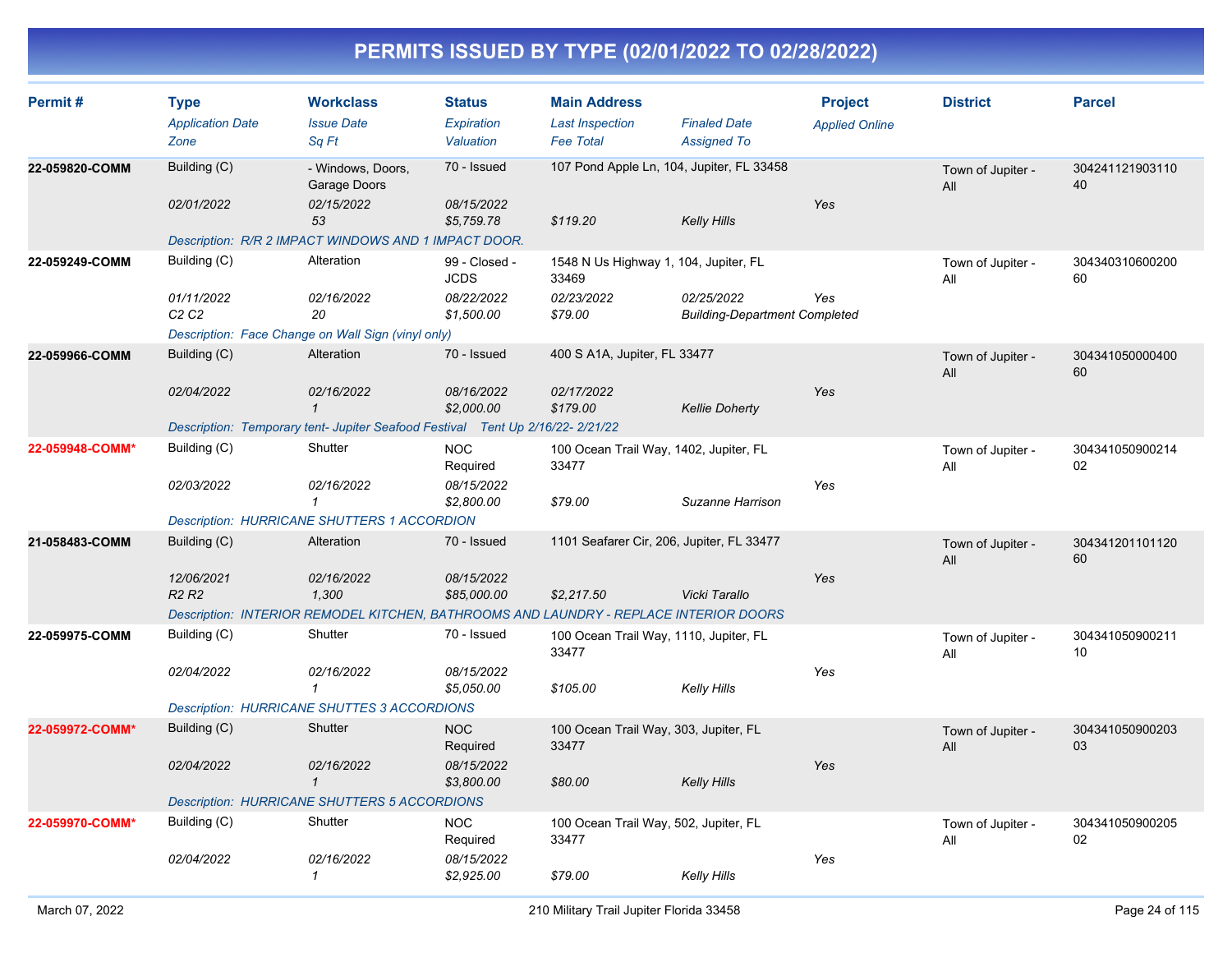# PERMITS ISSUED BY TYPE (02/01/2022 TO 02/28/2022)

| Permit # | Type | Workclass | Status | Main Address | | Project | District | Parcel |
|---|---|---|---|---|---|---|---|---|
| | *Application Date* | *Issue Date* | *Expiration* | *Last Inspection* | *Finaled Date* | *Applied Online* | | |
| | *Zone* | *Sq Ft* | *Valuation* | *Fee Total* | *Assigned To* | | | |
| **22-059820-COMM** | Building (C) | - Windows, Doors, Garage Doors | 70 - Issued | 107 Pond Apple Ln, 104, Jupiter, FL 33458 | | | Town of Jupiter - All | 30424112190311040 |
| | *02/01/2022* | *02/15/2022* | *08/15/2022* | | | *Yes* | | |
| | | *53* | *$5,759.78* | *$119.20* | *Kelly Hills* | | | |
| | *Description: R/R 2 IMPACT WINDOWS AND 1 IMPACT DOOR.* | | | | | | | |
| **22-059249-COMM** | Building (C) | Alteration | 99 - Closed - JCDS | 1548 N Us Highway 1, 104, Jupiter, FL 33469 | | | Town of Jupiter - All | 30434031060020060 |
| | *01/11/2022* | *02/16/2022* | *08/22/2022* | *02/23/2022* | *02/25/2022* | *Yes* | | |
| | *C2 C2* | *20* | *$1,500.00* | *$79.00* | *Building-Department Completed* | | | |
| | *Description: Face Change on Wall Sign (vinyl only)* | | | | | | | |
| **22-059966-COMM** | Building (C) | Alteration | 70 - Issued | 400 S A1A, Jupiter, FL 33477 | | | Town of Jupiter - All | 30434105000040060 |
| | *02/04/2022* | *02/16/2022* | *08/16/2022* | *02/17/2022* | | *Yes* | | |
| | | *1* | *$2,000.00* | *$179.00* | *Kellie Doherty* | | | |
| | *Description: Temporary tent- Jupiter Seafood Festival Tent Up 2/16/22- 2/21/22* | | | | | | | |
| **22-059948-COMM*** | Building (C) | Shutter | NOC Required | 100 Ocean Trail Way, 1402, Jupiter, FL 33477 | | | Town of Jupiter - All | 30434105090021402 |
| | *02/03/2022* | *02/16/2022* | *08/15/2022* | | | *Yes* | | |
| | | *1* | *$2,800.00* | *$79.00* | *Suzanne Harrison* | | | |
| | *Description: HURRICANE SHUTTERS 1 ACCORDION* | | | | | | | |
| **21-058483-COMM** | Building (C) | Alteration | 70 - Issued | 1101 Seafarer Cir, 206, Jupiter, FL 33477 | | | Town of Jupiter - All | 30434120110112060 |
| | *12/06/2021* | *02/16/2022* | *08/15/2022* | | | *Yes* | | |
| | *R2 R2* | *1,300* | *$85,000.00* | *$2,217.50* | *Vicki Tarallo* | | | |
| | *Description: INTERIOR REMODEL KITCHEN, BATHROOMS AND LAUNDRY - REPLACE INTERIOR DOORS* | | | | | | | |
| **22-059975-COMM** | Building (C) | Shutter | 70 - Issued | 100 Ocean Trail Way, 1110, Jupiter, FL 33477 | | | Town of Jupiter - All | 30434105090021110 |
| | *02/04/2022* | *02/16/2022* | *08/15/2022* | | | *Yes* | | |
| | | *1* | *$5,050.00* | *$105.00* | *Kelly Hills* | | | |
| | *Description: HURRICANE SHUTTES 3 ACCORDIONS* | | | | | | | |
| **22-059972-COMM*** | Building (C) | Shutter | NOC Required | 100 Ocean Trail Way, 303, Jupiter, FL 33477 | | | Town of Jupiter - All | 30434105090020303 |
| | *02/04/2022* | *02/16/2022* | *08/15/2022* | | | *Yes* | | |
| | | *1* | *$3,800.00* | *$80.00* | *Kelly Hills* | | | |
| | *Description: HURRICANE SHUTTERS 5 ACCORDIONS* | | | | | | | |
| **22-059970-COMM*** | Building (C) | Shutter | NOC Required | 100 Ocean Trail Way, 502, Jupiter, FL 33477 | | | Town of Jupiter - All | 30434105090020502 |
| | *02/04/2022* | *02/16/2022* | *08/15/2022* | | | *Yes* | | |
| | | *1* | *$2,925.00* | *$79.00* | *Kelly Hills* | | | |

March 07, 2022 — 210 Military Trail Jupiter Florida 33458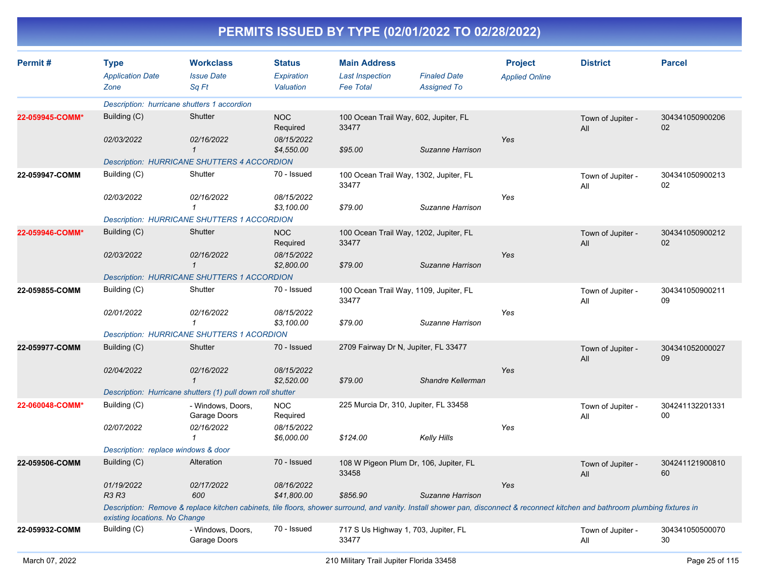# PERMITS ISSUED BY TYPE (02/01/2022 TO 02/28/2022)

| Permit # | Type / Application Date / Zone | Workclass / Issue Date / Sq Ft | Status / Expiration / Valuation | Main Address / Last Inspection / Fee Total | Finaled Date / Assigned To | Project / Applied Online | District | Parcel |
|---|---|---|---|---|---|---|---|---|
| | Description: hurricane shutters 1 accordion | | | | | | | |
| 22-059945-COMM* | Building (C) | Shutter | NOC Required | 100 Ocean Trail Way, 602, Jupiter, FL 33477 | | | Town of Jupiter - All | 30434105090020602 |
| | 02/03/2022 | 02/16/2022 | 08/15/2022 | | | Yes | | |
| | | 1 | $4,550.00 | $95.00 | Suzanne Harrison | | | |
| | Description: HURRICANE SHUTTERS 4 ACCORDION | | | | | | | |
| 22-059947-COMM | Building (C) | Shutter | 70 - Issued | 100 Ocean Trail Way, 1302, Jupiter, FL 33477 | | | Town of Jupiter - All | 30434105090021302 |
| | 02/03/2022 | 02/16/2022 | 08/15/2022 | | | Yes | | |
| | | 1 | $3,100.00 | $79.00 | Suzanne Harrison | | | |
| | Description: HURRICANE SHUTTERS 1 ACCORDION | | | | | | | |
| 22-059946-COMM* | Building (C) | Shutter | NOC Required | 100 Ocean Trail Way, 1202, Jupiter, FL 33477 | | | Town of Jupiter - All | 30434105090021202 |
| | 02/03/2022 | 02/16/2022 | 08/15/2022 | | | Yes | | |
| | | 1 | $2,800.00 | $79.00 | Suzanne Harrison | | | |
| | Description: HURRICANE SHUTTERS 1 ACCORDION | | | | | | | |
| 22-059855-COMM | Building (C) | Shutter | 70 - Issued | 100 Ocean Trail Way, 1109, Jupiter, FL 33477 | | | Town of Jupiter - All | 30434105090021109 |
| | 02/01/2022 | 02/16/2022 | 08/15/2022 | | | Yes | | |
| | | 1 | $3,100.00 | $79.00 | Suzanne Harrison | | | |
| | Description: HURRICANE SHUTTERS 1 ACORDION | | | | | | | |
| 22-059977-COMM | Building (C) | Shutter | 70 - Issued | 2709 Fairway Dr N, Jupiter, FL 33477 | | | Town of Jupiter - All | 30434105200002709 |
| | 02/04/2022 | 02/16/2022 | 08/15/2022 | | | Yes | | |
| | | 1 | $2,520.00 | $79.00 | Shandre Kellerman | | | |
| | Description: Hurricane shutters (1) pull down roll shutter | | | | | | | |
| 22-060048-COMM* | Building (C) | - Windows, Doors, Garage Doors | NOC Required | 225 Murcia Dr, 310, Jupiter, FL 33458 | | | Town of Jupiter - All | 30424113220133100 |
| | 02/07/2022 | 02/16/2022 | 08/15/2022 | | | Yes | | |
| | | 1 | $6,000.00 | $124.00 | Kelly Hills | | | |
| | Description: replace windows & door | | | | | | | |
| 22-059506-COMM | Building (C) | Alteration | 70 - Issued | 108 W Pigeon Plum Dr, 106, Jupiter, FL 33458 | | | Town of Jupiter - All | 30424112190081060 |
| | 01/19/2022 | 02/17/2022 | 08/16/2022 | | | Yes | | |
| | R3 R3 | 600 | $41,800.00 | $856.90 | Suzanne Harrison | | | |
| | Description: Remove & replace kitchen cabinets, tile floors, shower surround, and vanity. Install shower pan, disconnect & reconnect kitchen and bathroom plumbing fixtures in existing locations. No Change | | | | | | | |
| 22-059932-COMM | Building (C) | - Windows, Doors, Garage Doors | 70 - Issued | 717 S Us Highway 1, 703, Jupiter, FL 33477 | | | Town of Jupiter - All | 30434105050007030 |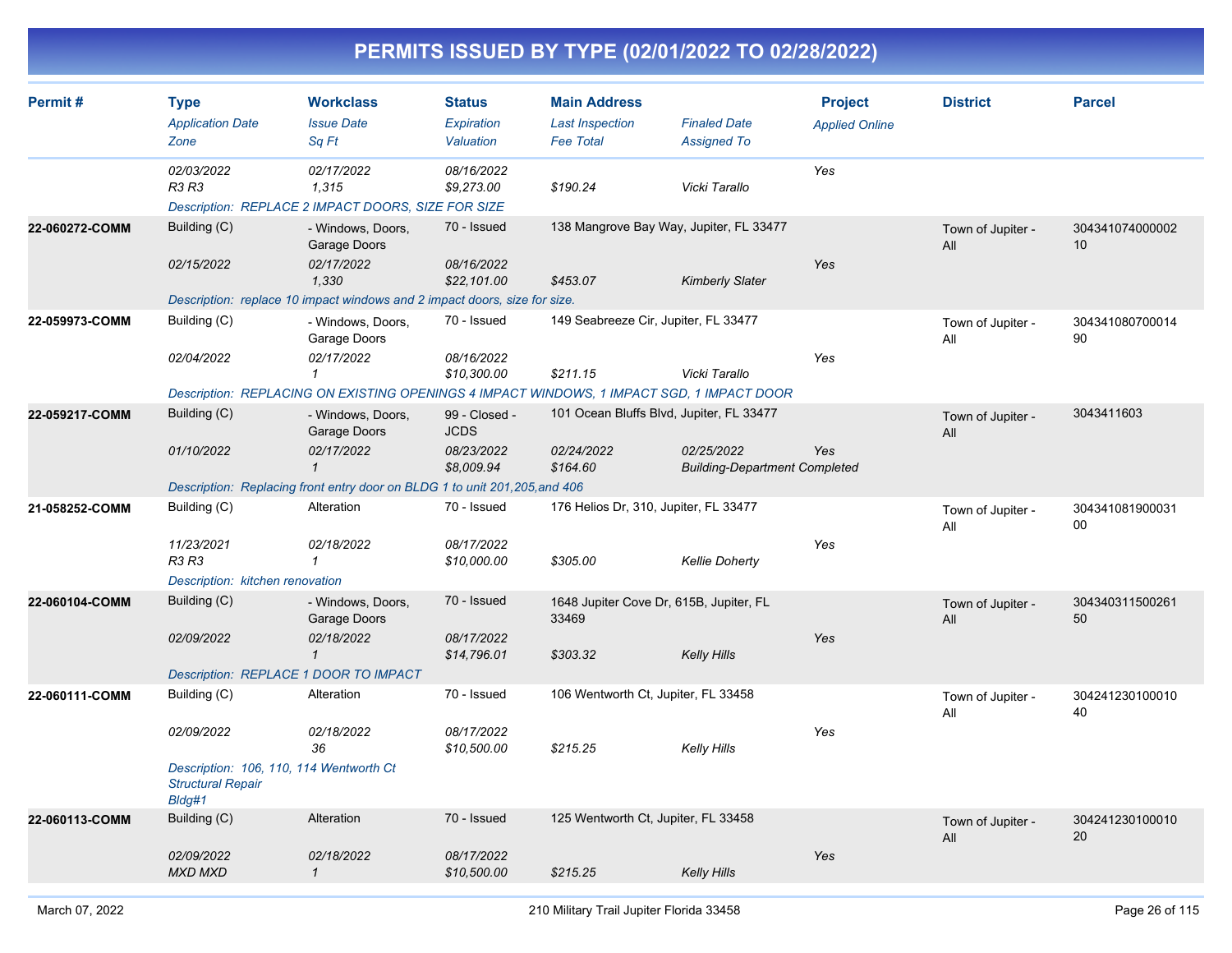# PERMITS ISSUED BY TYPE (02/01/2022 TO 02/28/2022)

| Permit # | Type / Application Date / Zone | Workclass / Issue Date / Sq Ft | Status / Expiration / Valuation | Main Address / Last Inspection / Fee Total | Finaled Date / Assigned To | Project / Applied Online | District | Parcel |
|---|---|---|---|---|---|---|---|---|
| | 02/03/2022<br>R3 R3 | 02/17/2022<br>1,315 | 08/16/2022<br>$9,273.00 | $190.24 | Vicki Tarallo | Yes | | |
| | Description: REPLACE 2 IMPACT DOORS, SIZE FOR SIZE | | | | | | | |
| 22-060272-COMM | Building (C)<br>02/15/2022 | - Windows, Doors, Garage Doors<br>02/17/2022<br>1,330 | 70 - Issued<br>08/16/2022<br>$22,101.00 | 138 Mangrove Bay Way, Jupiter, FL 33477<br>$453.07 | Kimberly Slater | Yes | Town of Jupiter - All | 30434107400000210 |
| | Description: replace 10 impact windows and 2 impact doors, size for size. | | | | | | | |
| 22-059973-COMM | Building (C)<br>02/04/2022 | - Windows, Doors, Garage Doors<br>02/17/2022<br>1 | 70 - Issued<br>08/16/2022<br>$10,300.00 | 149 Seabreeze Cir, Jupiter, FL 33477<br>$211.15 | Vicki Tarallo | Yes | Town of Jupiter - All | 30434108070001490 |
| | Description: REPLACING ON EXISTING OPENINGS 4 IMPACT WINDOWS, 1 IMPACT SGD, 1 IMPACT DOOR | | | | | | | |
| 22-059217-COMM | Building (C)<br>01/10/2022 | - Windows, Doors, Garage Doors<br>02/17/2022<br>1 | 99 - Closed - JCDS<br>08/23/2022<br>$8,009.94 | 101 Ocean Bluffs Blvd, Jupiter, FL 33477<br>02/24/2022<br>$164.60 | 02/25/2022<br>Building-Department Completed | Yes | Town of Jupiter - All | 3043411603 |
| | Description: Replacing front entry door on BLDG 1 to unit 201,205,and 406 | | | | | | | |
| 21-058252-COMM | Building (C)<br>11/23/2021<br>R3 R3 | Alteration<br>02/18/2022<br>1 | 70 - Issued<br>08/17/2022<br>$10,000.00 | 176 Helios Dr, 310, Jupiter, FL 33477<br>$305.00 | Kellie Doherty | Yes | Town of Jupiter - All | 30434108190003100 |
| | Description: kitchen renovation | | | | | | | |
| 22-060104-COMM | Building (C)<br>02/09/2022 | - Windows, Doors, Garage Doors<br>02/18/2022<br>1 | 70 - Issued<br>08/17/2022<br>$14,796.01 | 1648 Jupiter Cove Dr, 615B, Jupiter, FL 33469<br>$303.32 | Kelly Hills | Yes | Town of Jupiter - All | 30434031150026150 |
| | Description: REPLACE 1 DOOR TO IMPACT | | | | | | | |
| 22-060111-COMM | Building (C)<br>02/09/2022 | Alteration<br>02/18/2022<br>36 | 70 - Issued<br>08/17/2022<br>$10,500.00 | 106 Wentworth Ct, Jupiter, FL 33458<br>$215.25 | Kelly Hills | Yes | Town of Jupiter - All | 30424123010001040 |
| | Description: 106, 110, 114 Wentworth Ct<br>Structural Repair<br>Bldg#1 | | | | | | | |
| 22-060113-COMM | Building (C)<br>02/09/2022<br>MXD MXD | Alteration<br>02/18/2022<br>1 | 70 - Issued<br>08/17/2022<br>$10,500.00 | 125 Wentworth Ct, Jupiter, FL 33458<br>$215.25 | Kelly Hills | Yes | Town of Jupiter - All | 30424123010001020 |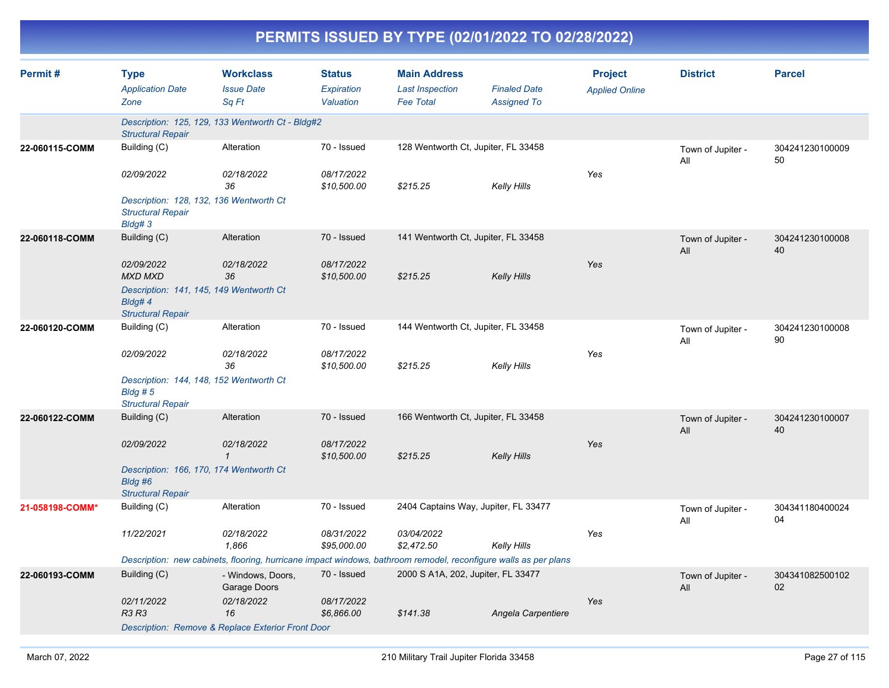# PERMITS ISSUED BY TYPE (02/01/2022 TO 02/28/2022)

| Permit # | Type / *Application Date* / *Zone* | Workclass / *Issue Date* / *Sq Ft* | Status / *Expiration* / *Valuation* | Main Address / *Last Inspection* / *Fee Total* | *Finaled Date* / *Assigned To* | Project / *Applied Online* | District | Parcel |
|---|---|---|---|---|---|---|---|---|
| | *Description: 125, 129, 133 Wentworth Ct - Bldg#2 Structural Repair* | | | | | | | |
| **22-060115-COMM** | Building (C) | Alteration | 70 - Issued | 128 Wentworth Ct, Jupiter, FL 33458 | | | Town of Jupiter - All | 30424123010000950 |
| | *02/09/2022* | *02/18/2022* | *08/17/2022* | | | *Yes* | | |
| | | *36* | *$10,500.00* | *$215.25* | *Kelly Hills* | | | |
| | *Description: 128, 132, 136 Wentworth Ct Structural Repair Bldg# 3* | | | | | | | |
| **22-060118-COMM** | Building (C) | Alteration | 70 - Issued | 141 Wentworth Ct, Jupiter, FL 33458 | | | Town of Jupiter - All | 30424123010000840 |
| | *02/09/2022* | *02/18/2022* | *08/17/2022* | | | *Yes* | | |
| | *MXD MXD* | *36* | *$10,500.00* | *$215.25* | *Kelly Hills* | | | |
| | *Description: 141, 145, 149 Wentworth Ct Bldg# 4 Structural Repair* | | | | | | | |
| **22-060120-COMM** | Building (C) | Alteration | 70 - Issued | 144 Wentworth Ct, Jupiter, FL 33458 | | | Town of Jupiter - All | 30424123010000890 |
| | *02/09/2022* | *02/18/2022* | *08/17/2022* | | | *Yes* | | |
| | | *36* | *$10,500.00* | *$215.25* | *Kelly Hills* | | | |
| | *Description: 144, 148, 152 Wentworth Ct Bldg # 5 Structural Repair* | | | | | | | |
| **22-060122-COMM** | Building (C) | Alteration | 70 - Issued | 166 Wentworth Ct, Jupiter, FL 33458 | | | Town of Jupiter - All | 30424123010000740 |
| | *02/09/2022* | *02/18/2022* | *08/17/2022* | | | *Yes* | | |
| | | *1* | *$10,500.00* | *$215.25* | *Kelly Hills* | | | |
| | *Description: 166, 170, 174 Wentworth Ct Bldg #6 Structural Repair* | | | | | | | |
| **21-058198-COMM*** | Building (C) | Alteration | 70 - Issued | 2404 Captains Way, Jupiter, FL 33477 | | | Town of Jupiter - All | 30434118040002404 |
| | *11/22/2021* | *02/18/2022* | *08/31/2022* | *03/04/2022* | | *Yes* | | |
| | | *1,866* | *$95,000.00* | *$2,472.50* | *Kelly Hills* | | | |
| | *Description: new cabinets, flooring, hurricane impact windows, bathroom remodel, reconfigure walls as per plans* | | | | | | | |
| **22-060193-COMM** | Building (C) | - Windows, Doors, Garage Doors | 70 - Issued | 2000 S A1A, 202, Jupiter, FL 33477 | | | Town of Jupiter - All | 30434108250010202 |
| | *02/11/2022* | *02/18/2022* | *08/17/2022* | | | *Yes* | | |
| | *R3 R3* | *16* | *$6,866.00* | *$141.38* | *Angela Carpentiere* | | | |
| | *Description: Remove & Replace Exterior Front Door* | | | | | | | |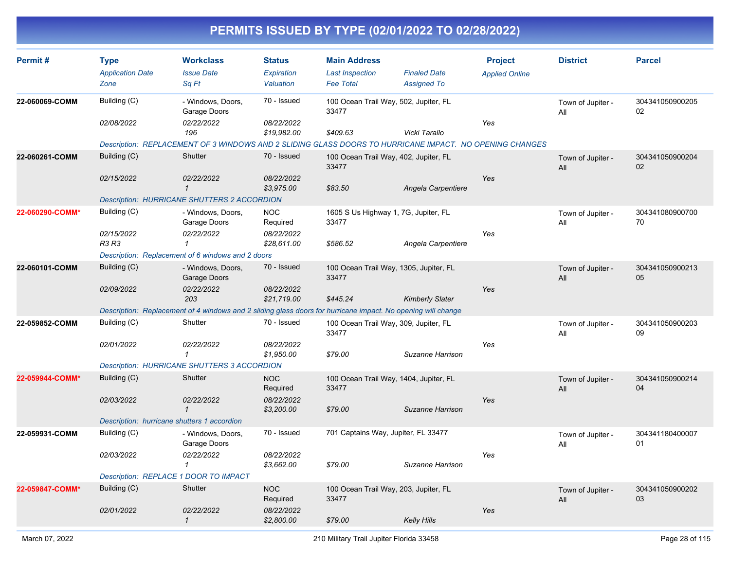# PERMITS ISSUED BY TYPE (02/01/2022 TO 02/28/2022)

| Permit # | Type / Application Date / Zone | Workclass / Issue Date / Sq Ft | Status / Expiration / Valuation | Main Address / Last Inspection / Fee Total | Finaled Date / Assigned To | Project / Applied Online | District | Parcel |
|---|---|---|---|---|---|---|---|---|
| 22-060069-COMM | Building (C) | - Windows, Doors, Garage Doors | 70 - Issued | 100 Ocean Trail Way, 502, Jupiter, FL 33477 | | | Town of Jupiter - All | 30434105090020502 |
| | 02/08/2022 | 02/22/2022 | 08/22/2022 | | | Yes | | |
| | | 196 | $19,982.00 | $409.63 | Vicki Tarallo | | | |
| | Description: REPLACEMENT OF 3 WINDOWS AND 2 SLIDING GLASS DOORS TO HURRICANE IMPACT. NO OPENING CHANGES | | | | | | | |
| 22-060261-COMM | Building (C) | Shutter | 70 - Issued | 100 Ocean Trail Way, 402, Jupiter, FL 33477 | | | Town of Jupiter - All | 30434105090020402 |
| | 02/15/2022 | 02/22/2022 | 08/22/2022 | | | Yes | | |
| | | 1 | $3,975.00 | $83.50 | Angela Carpentiere | | | |
| | Description: HURRICANE SHUTTERS 2 ACCORDION | | | | | | | |
| 22-060290-COMM* | Building (C) | - Windows, Doors, Garage Doors | NOC Required | 1605 S Us Highway 1, 7G, Jupiter, FL 33477 | | | Town of Jupiter - All | 30434108090070070 |
| | 02/15/2022 | 02/22/2022 | 08/22/2022 | | | Yes | | |
| | R3 R3 | 1 | $28,611.00 | $586.52 | Angela Carpentiere | | | |
| | Description: Replacement of 6 windows and 2 doors | | | | | | | |
| 22-060101-COMM | Building (C) | - Windows, Doors, Garage Doors | 70 - Issued | 100 Ocean Trail Way, 1305, Jupiter, FL 33477 | | | Town of Jupiter - All | 30434105090021305 |
| | 02/09/2022 | 02/22/2022 | 08/22/2022 | | | Yes | | |
| | | 203 | $21,719.00 | $445.24 | Kimberly Slater | | | |
| | Description: Replacement of 4 windows and 2 sliding glass doors for hurricane impact. No opening will change | | | | | | | |
| 22-059852-COMM | Building (C) | Shutter | 70 - Issued | 100 Ocean Trail Way, 309, Jupiter, FL 33477 | | | Town of Jupiter - All | 30434105090020309 |
| | 02/01/2022 | 02/22/2022 | 08/22/2022 | | | Yes | | |
| | | 1 | $1,950.00 | $79.00 | Suzanne Harrison | | | |
| | Description: HURRICANE SHUTTERS 3 ACCORDION | | | | | | | |
| 22-059944-COMM* | Building (C) | Shutter | NOC Required | 100 Ocean Trail Way, 1404, Jupiter, FL 33477 | | | Town of Jupiter - All | 30434105090021404 |
| | 02/03/2022 | 02/22/2022 | 08/22/2022 | | | Yes | | |
| | | 1 | $3,200.00 | $79.00 | Suzanne Harrison | | | |
| | Description: hurricane shutters 1 accordion | | | | | | | |
| 22-059931-COMM | Building (C) | - Windows, Doors, Garage Doors | 70 - Issued | 701 Captains Way, Jupiter, FL 33477 | | | Town of Jupiter - All | 30434118040000701 |
| | 02/03/2022 | 02/22/2022 | 08/22/2022 | | | Yes | | |
| | | 1 | $3,662.00 | $79.00 | Suzanne Harrison | | | |
| | Description: REPLACE 1 DOOR TO IMPACT | | | | | | | |
| 22-059847-COMM* | Building (C) | Shutter | NOC Required | 100 Ocean Trail Way, 203, Jupiter, FL 33477 | | | Town of Jupiter - All | 30434105090020203 |
| | 02/01/2022 | 02/22/2022 | 08/22/2022 | | | Yes | | |
| | | 1 | $2,800.00 | $79.00 | Kelly Hills | | | |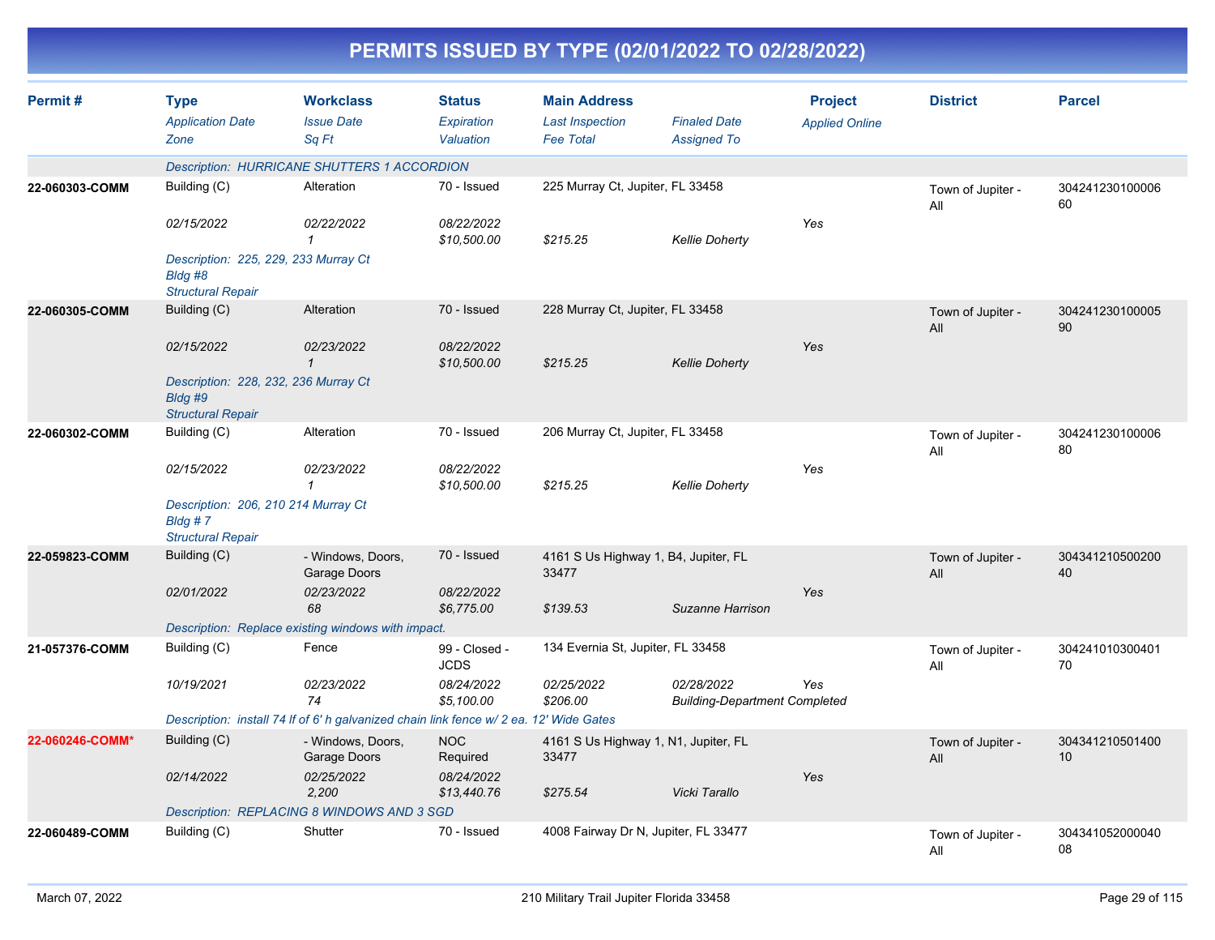# PERMITS ISSUED BY TYPE (02/01/2022 TO 02/28/2022)

| Permit # | Type<br>*Application Date*<br>*Zone* | Workclass<br>*Issue Date*<br>*Sq Ft* | Status<br>*Expiration*<br>*Valuation* | Main Address<br>*Last Inspection*<br>*Fee Total* | *Finaled Date*<br>*Assigned To* | Project<br>*Applied Online* | District | Parcel |
|---|---|---|---|---|---|---|---|---|
| | *Description: HURRICANE SHUTTERS 1 ACCORDION* | | | | | | | |
| **22-060303-COMM** | Building (C)<br>*02/15/2022* | Alteration<br>*02/22/2022*<br>*1* | 70 - Issued<br>*08/22/2022*<br>*$10,500.00* | 225 Murray Ct, Jupiter, FL 33458<br><br>*$215.25* | <br>*Kellie Doherty* | <br>Yes | Town of Jupiter - All | 30424123010000660 |
| | *Description: 225, 229, 233 Murray Ct Bldg #8 Structural Repair* | | | | | | | |
| **22-060305-COMM** | Building (C)<br>*02/15/2022* | Alteration<br>*02/23/2022*<br>*1* | 70 - Issued<br>*08/22/2022*<br>*$10,500.00* | 228 Murray Ct, Jupiter, FL 33458<br><br>*$215.25* | <br>*Kellie Doherty* | <br>Yes | Town of Jupiter - All | 30424123010000590 |
| | *Description: 228, 232, 236 Murray Ct Bldg #9 Structural Repair* | | | | | | | |
| **22-060302-COMM** | Building (C)<br>*02/15/2022* | Alteration<br>*02/23/2022*<br>*1* | 70 - Issued<br>*08/22/2022*<br>*$10,500.00* | 206 Murray Ct, Jupiter, FL 33458<br><br>*$215.25* | <br>*Kellie Doherty* | <br>Yes | Town of Jupiter - All | 30424123010000680 |
| | *Description: 206, 210 214 Murray Ct Bldg # 7 Structural Repair* | | | | | | | |
| **22-059823-COMM** | Building (C)<br>*02/01/2022* | - Windows, Doors, Garage Doors<br>*02/23/2022*<br>*68* | 70 - Issued<br>*08/22/2022*<br>*$6,775.00* | 4161 S Us Highway 1, B4, Jupiter, FL 33477<br><br>*$139.53* | <br>*Suzanne Harrison* | <br>Yes | Town of Jupiter - All | 30434121050020040 |
| | *Description: Replace existing windows with impact.* | | | | | | | |
| **21-057376-COMM** | Building (C)<br>*10/19/2021* | Fence<br>*02/23/2022*<br>*74* | 99 - Closed - JCDS<br>*08/24/2022*<br>*$5,100.00* | 134 Evernia St, Jupiter, FL 33458<br>*02/25/2022*<br>*$206.00* | *02/28/2022*<br>*Building-Department Completed* | <br>Yes | Town of Jupiter - All | 30424101030040170 |
| | *Description: install 74 lf of 6' h galvanized chain link fence w/ 2 ea. 12' Wide Gates* | | | | | | | |
| **22-060246-COMM*** | Building (C)<br>*02/14/2022* | - Windows, Doors, Garage Doors<br>*02/25/2022*<br>*2,200* | NOC Required<br>*08/24/2022*<br>*$13,440.76* | 4161 S Us Highway 1, N1, Jupiter, FL 33477<br><br>*$275.54* | <br>*Vicki Tarallo* | <br>Yes | Town of Jupiter - All | 30434121050140010 |
| | *Description: REPLACING 8 WINDOWS AND 3 SGD* | | | | | | | |
| **22-060489-COMM** | Building (C) | Shutter | 70 - Issued | 4008 Fairway Dr N, Jupiter, FL 33477 | | | Town of Jupiter - All | 30434105200004008 |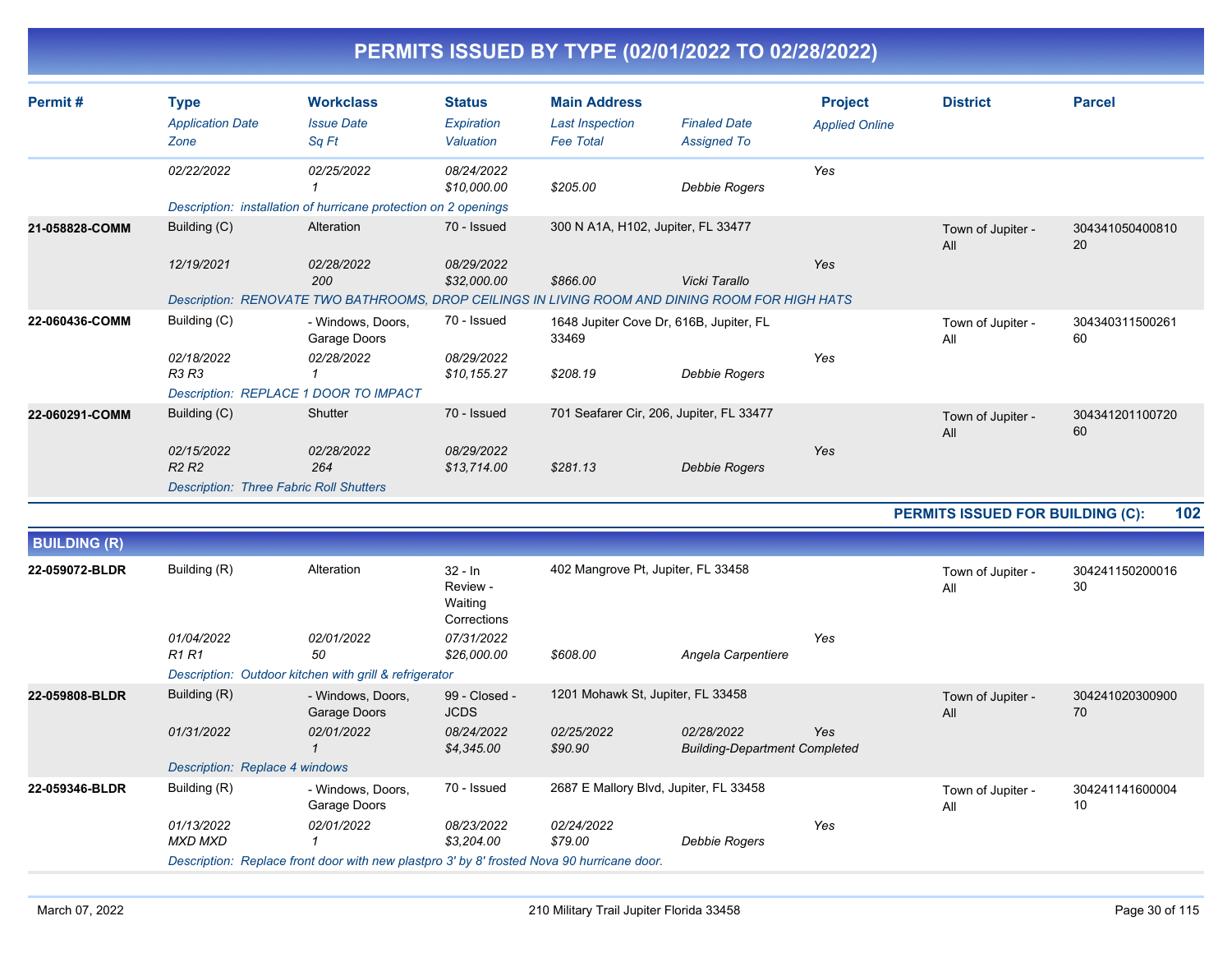# PERMITS ISSUED BY TYPE (02/01/2022 TO 02/28/2022)

| Permit # | Type | Workclass | Status | Main Address | | Project | District | Parcel |
|---|---|---|---|---|---|---|---|---|
| | *Application Date* | *Issue Date* | *Expiration* | *Last Inspection* | *Finaled Date* | *Applied Online* | | |
| | *Zone* | *Sq Ft* | *Valuation* | *Fee Total* | *Assigned To* | | | |
| | *02/22/2022* | *02/25/2022* | *08/24/2022* | | | Yes | | |
| | | *1* | *$10,000.00* | *$205.00* | *Debbie Rogers* | | | |
| | *Description: installation of hurricane protection on 2 openings* | | | | | | | |
| **21-058828-COMM** | Building (C) | Alteration | 70 - Issued | 300 N A1A, H102, Jupiter, FL 33477 | | | Town of Jupiter - All | 30434105040081020 |
| | *12/19/2021* | *02/28/2022* | *08/29/2022* | | | Yes | | |
| | | *200* | *$32,000.00* | *$866.00* | *Vicki Tarallo* | | | |
| | *Description: RENOVATE TWO BATHROOMS, DROP CEILINGS IN LIVING ROOM AND DINING ROOM FOR HIGH HATS* | | | | | | | |
| **22-060436-COMM** | Building (C) | - Windows, Doors, Garage Doors | 70 - Issued | 1648 Jupiter Cove Dr, 616B, Jupiter, FL 33469 | | | Town of Jupiter - All | 30434031150026160 |
| | *02/18/2022* | *02/28/2022* | *08/29/2022* | | | Yes | | |
| | *R3 R3* | *1* | *$10,155.27* | *$208.19* | *Debbie Rogers* | | | |
| | *Description: REPLACE 1 DOOR TO IMPACT* | | | | | | | |
| **22-060291-COMM** | Building (C) | Shutter | 70 - Issued | 701 Seafarer Cir, 206, Jupiter, FL 33477 | | | Town of Jupiter - All | 30434120110072060 |
| | *02/15/2022* | *02/28/2022* | *08/29/2022* | | | Yes | | |
| | *R2 R2* | *264* | *$13,714.00* | *$281.13* | *Debbie Rogers* | | | |
| | *Description: Three Fabric Roll Shutters* | | | | | | | |

**PERMITS ISSUED FOR BUILDING (C): 102**

## BUILDING (R)

| Permit # | Type | Workclass | Status | Main Address | | Project | District | Parcel |
|---|---|---|---|---|---|---|---|---|
| **22-059072-BLDR** | Building (R) | Alteration | 32 - In Review - Waiting Corrections | 402 Mangrove Pt, Jupiter, FL 33458 | | | Town of Jupiter - All | 30424115020001630 |
| | *01/04/2022* | *02/01/2022* | *07/31/2022* | | | Yes | | |
| | *R1 R1* | *50* | *$26,000.00* | *$608.00* | *Angela Carpentiere* | | | |
| | *Description: Outdoor kitchen with grill & refrigerator* | | | | | | | |
| **22-059808-BLDR** | Building (R) | - Windows, Doors, Garage Doors | 99 - Closed - JCDS | 1201 Mohawk St, Jupiter, FL 33458 | | | Town of Jupiter - All | 30424102030090070 |
| | *01/31/2022* | *02/01/2022* | *08/24/2022* | *02/25/2022* | *02/28/2022* | Yes | | |
| | | *1* | *$4,345.00* | *$90.90* | *Building-Department Completed* | | | |
| | *Description: Replace 4 windows* | | | | | | | |
| **22-059346-BLDR** | Building (R) | - Windows, Doors, Garage Doors | 70 - Issued | 2687 E Mallory Blvd, Jupiter, FL 33458 | | | Town of Jupiter - All | 30424114160000410 |
| | *01/13/2022* | *02/01/2022* | *08/23/2022* | *02/24/2022* | | Yes | | |
| | *MXD MXD* | *1* | *$3,204.00* | *$79.00* | *Debbie Rogers* | | | |
| | *Description: Replace front door with new plastpro 3' by 8' frosted Nova 90 hurricane door.* | | | | | | | |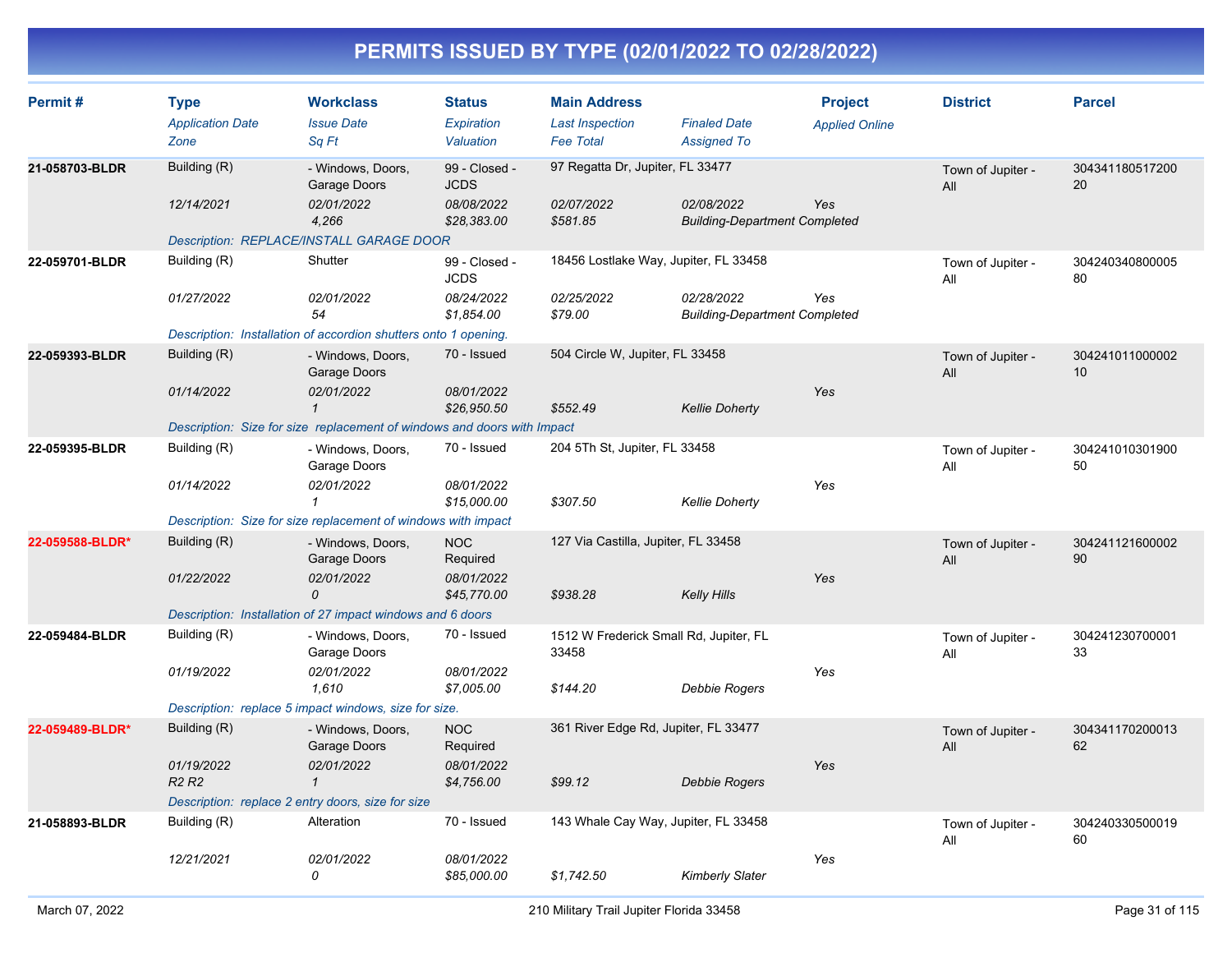# PERMITS ISSUED BY TYPE (02/01/2022 TO 02/28/2022)

| Permit # | Type | Workclass | Status | Main Address | | Project | District | Parcel |
|---|---|---|---|---|---|---|---|---|
| | *Application Date* | *Issue Date* | *Expiration* | *Last Inspection* | *Finaled Date* | *Applied Online* | | |
| | *Zone* | *Sq Ft* | *Valuation* | *Fee Total* | *Assigned To* | | | |
| **21-058703-BLDR** | Building (R) | - Windows, Doors, Garage Doors | 99 - Closed - JCDS | 97 Regatta Dr, Jupiter, FL 33477 | | | Town of Jupiter - All | 30434118051720020 |
| | *12/14/2021* | *02/01/2022* | *08/08/2022* | *02/07/2022* | *02/08/2022* | *Yes* | | |
| | | *4,266* | *$28,383.00* | *$581.85* | *Building-Department Completed* | | | |
| | *Description: REPLACE/INSTALL GARAGE DOOR* | | | | | | | |
| **22-059701-BLDR** | Building (R) | Shutter | 99 - Closed - JCDS | 18456 Lostlake Way, Jupiter, FL 33458 | | | Town of Jupiter - All | 30424034080000580 |
| | *01/27/2022* | *02/01/2022* | *08/24/2022* | *02/25/2022* | *02/28/2022* | *Yes* | | |
| | | *54* | *$1,854.00* | *$79.00* | *Building-Department Completed* | | | |
| | *Description: Installation of accordion shutters onto 1 opening.* | | | | | | | |
| **22-059393-BLDR** | Building (R) | - Windows, Doors, Garage Doors | 70 - Issued | 504 Circle W, Jupiter, FL 33458 | | | Town of Jupiter - All | 30424101100000210 |
| | *01/14/2022* | *02/01/2022* | *08/01/2022* | | | *Yes* | | |
| | | *1* | *$26,950.50* | *$552.49* | *Kellie Doherty* | | | |
| | *Description: Size for size replacement of windows and doors with Impact* | | | | | | | |
| **22-059395-BLDR** | Building (R) | - Windows, Doors, Garage Doors | 70 - Issued | 204 5Th St, Jupiter, FL 33458 | | | Town of Jupiter - All | 30424101030190050 |
| | *01/14/2022* | *02/01/2022* | *08/01/2022* | | | *Yes* | | |
| | | *1* | *$15,000.00* | *$307.50* | *Kellie Doherty* | | | |
| | *Description: Size for size replacement of windows with impact* | | | | | | | |
| **22-059588-BLDR*** | Building (R) | - Windows, Doors, Garage Doors | NOC Required | 127 Via Castilla, Jupiter, FL 33458 | | | Town of Jupiter - All | 30424112160000290 |
| | *01/22/2022* | *02/01/2022* | *08/01/2022* | | | *Yes* | | |
| | | *0* | *$45,770.00* | *$938.28* | *Kelly Hills* | | | |
| | *Description: Installation of 27 impact windows and 6 doors* | | | | | | | |
| **22-059484-BLDR** | Building (R) | - Windows, Doors, Garage Doors | 70 - Issued | 1512 W Frederick Small Rd, Jupiter, FL 33458 | | | Town of Jupiter - All | 30424123070000133 |
| | *01/19/2022* | *02/01/2022* | *08/01/2022* | | | *Yes* | | |
| | | *1,610* | *$7,005.00* | *$144.20* | *Debbie Rogers* | | | |
| | *Description: replace 5 impact windows, size for size.* | | | | | | | |
| **22-059489-BLDR*** | Building (R) | - Windows, Doors, Garage Doors | NOC Required | 361 River Edge Rd, Jupiter, FL 33477 | | | Town of Jupiter - All | 30434117020001362 |
| | *01/19/2022* | *02/01/2022* | *08/01/2022* | | | *Yes* | | |
| | *R2 R2* | *1* | *$4,756.00* | *$99.12* | *Debbie Rogers* | | | |
| | *Description: replace 2 entry doors, size for size* | | | | | | | |
| **21-058893-BLDR** | Building (R) | Alteration | 70 - Issued | 143 Whale Cay Way, Jupiter, FL 33458 | | | Town of Jupiter - All | 30424033050001960 |
| | *12/21/2021* | *02/01/2022* | *08/01/2022* | | | *Yes* | | |
| | | *0* | *$85,000.00* | *$1,742.50* | *Kimberly Slater* | | | |

March 07, 2022 — 210 Military Trail Jupiter Florida 33458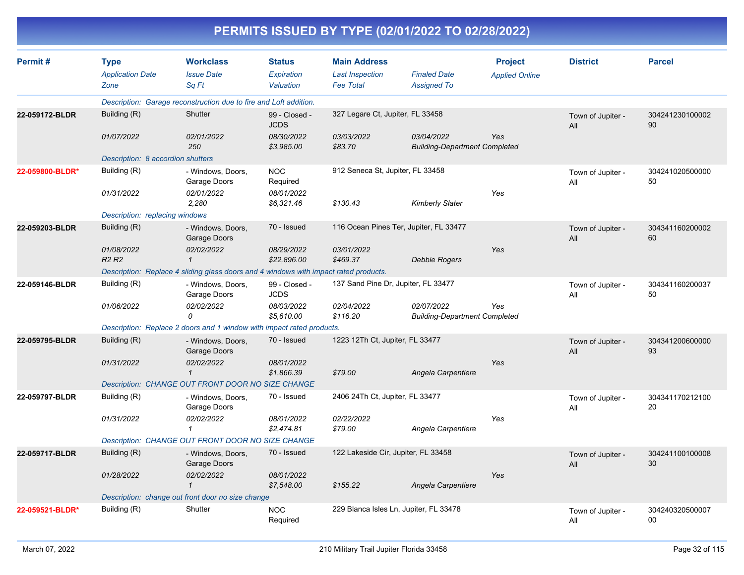# PERMITS ISSUED BY TYPE (02/01/2022 TO 02/28/2022)

| Permit # | Type<br>*Application Date*<br>*Zone* | Workclass<br>*Issue Date*<br>*Sq Ft* | Status<br>*Expiration*<br>*Valuation* | Main Address<br>*Last Inspection*<br>*Fee Total* | *Finaled Date*<br>*Assigned To* | Project<br>*Applied Online* | District | Parcel |
|---|---|---|---|---|---|---|---|---|
| | *Description: Garage reconstruction due to fire and Loft addition.* | | | | | | | |
| **22-059172-BLDR** | Building (R)<br>*01/07/2022* | Shutter<br>*02/01/2022*<br>*250* | 99 - Closed - JCDS<br>*08/30/2022*<br>*$3,985.00* | 327 Legare Ct, Jupiter, FL 33458<br>*03/03/2022*<br>*$83.70* | *03/04/2022*<br>*Building-Department Completed* | *Yes* | Town of Jupiter - All | 30424123010000290 |
| | *Description: 8 accordion shutters* | | | | | | | |
| **22-059800-BLDR*** | Building (R)<br>*01/31/2022* | - Windows, Doors, Garage Doors<br>*02/01/2022*<br>*2,280* | NOC Required<br>*08/01/2022*<br>*$6,321.46* | 912 Seneca St, Jupiter, FL 33458<br>*$130.43* | *Kimberly Slater* | *Yes* | Town of Jupiter - All | 30424102050000050 |
| | *Description: replacing windows* | | | | | | | |
| **22-059203-BLDR** | Building (R)<br>*01/08/2022*<br>*R2 R2* | - Windows, Doors, Garage Doors<br>*02/02/2022*<br>*1* | 70 - Issued<br>*08/29/2022*<br>*$22,896.00* | 116 Ocean Pines Ter, Jupiter, FL 33477<br>*03/01/2022*<br>*$469.37* | *Debbie Rogers* | *Yes* | Town of Jupiter - All | 30434116020000260 |
| | *Description: Replace 4 sliding glass doors and 4 windows with impact rated products.* | | | | | | | |
| **22-059146-BLDR** | Building (R)<br>*01/06/2022* | - Windows, Doors, Garage Doors<br>*02/02/2022*<br>*0* | 99 - Closed - JCDS<br>*08/03/2022*<br>*$5,610.00* | 137 Sand Pine Dr, Jupiter, FL 33477<br>*02/04/2022*<br>*$116.20* | *02/07/2022*<br>*Building-Department Completed* | *Yes* | Town of Jupiter - All | 30434116020003750 |
| | *Description: Replace 2 doors and 1 window with impact rated products.* | | | | | | | |
| **22-059795-BLDR** | Building (R)<br>*01/31/2022* | - Windows, Doors, Garage Doors<br>*02/02/2022*<br>*1* | 70 - Issued<br>*08/01/2022*<br>*$1,866.39* | 1223 12Th Ct, Jupiter, FL 33477<br>*$79.00* | *Angela Carpentiere* | *Yes* | Town of Jupiter - All | 30434120060000093 |
| | *Description: CHANGE OUT FRONT DOOR NO SIZE CHANGE* | | | | | | | |
| **22-059797-BLDR** | Building (R)<br>*01/31/2022* | - Windows, Doors, Garage Doors<br>*02/02/2022*<br>*1* | 70 - Issued<br>*08/01/2022*<br>*$2,474.81* | 2406 24Th Ct, Jupiter, FL 33477<br>*02/22/2022*<br>*$79.00* | *Angela Carpentiere* | *Yes* | Town of Jupiter - All | 30434117021210020 |
| | *Description: CHANGE OUT FRONT DOOR NO SIZE CHANGE* | | | | | | | |
| **22-059717-BLDR** | Building (R)<br>*01/28/2022* | - Windows, Doors, Garage Doors<br>*02/02/2022*<br>*1* | 70 - Issued<br>*08/01/2022*<br>*$7,548.00* | 122 Lakeside Cir, Jupiter, FL 33458<br>*$155.22* | *Angela Carpentiere* | *Yes* | Town of Jupiter - All | 30424110010000830 |
| | *Description: change out front door no size change* | | | | | | | |
| **22-059521-BLDR*** | Building (R) | Shutter | NOC Required | 229 Blanca Isles Ln, Jupiter, FL 33478 | | | Town of Jupiter - All | 30424032050000700 |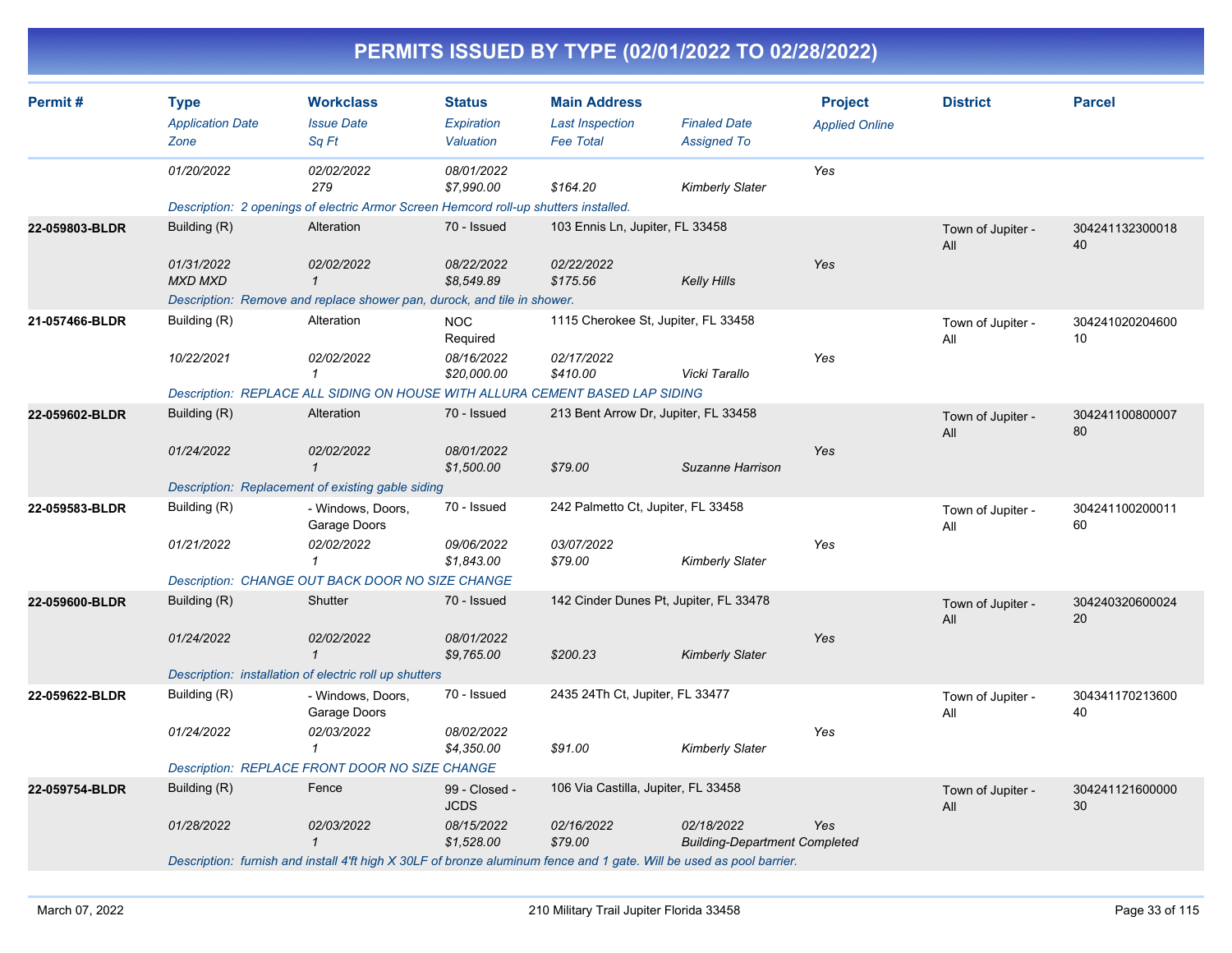# PERMITS ISSUED BY TYPE (02/01/2022 TO 02/28/2022)

| Permit # | Type<br>*Application Date*<br>*Zone* | Workclass<br>*Issue Date*<br>*Sq Ft* | Status<br>*Expiration*<br>*Valuation* | Main Address<br>*Last Inspection*<br>*Fee Total* | *Finaled Date*<br>*Assigned To* | Project<br>*Applied Online* | District | Parcel |
|---|---|---|---|---|---|---|---|---|
| | *01/20/2022* | *02/02/2022*<br>*279* | *08/01/2022*<br>*$7,990.00* | *$164.20* | *Kimberly Slater* | *Yes* | | |
| | *Description: 2 openings of electric Armor Screen Hemcord roll-up shutters installed.* | | | | | | | |
| **22-059803-BLDR** | Building (R)<br>*01/31/2022*<br>*MXD MXD* | Alteration<br>*02/02/2022*<br>*1* | 70 - Issued<br>*08/22/2022*<br>*$8,549.89* | 103 Ennis Ln, Jupiter, FL 33458<br>*02/22/2022*<br>*$175.56* | *Kelly Hills* | *Yes* | Town of Jupiter - All | 30424113230001840 |
| | *Description: Remove and replace shower pan, durock, and tile in shower.* | | | | | | | |
| **21-057466-BLDR** | Building (R)<br>*10/22/2021* | Alteration<br>*02/02/2022*<br>*1* | NOC Required<br>*08/16/2022*<br>*$20,000.00* | 1115 Cherokee St, Jupiter, FL 33458<br>*02/17/2022*<br>*$410.00* | *Vicki Tarallo* | *Yes* | Town of Jupiter - All | 30424102020460010 |
| | *Description: REPLACE ALL SIDING ON HOUSE WITH ALLURA CEMENT BASED LAP SIDING* | | | | | | | |
| **22-059602-BLDR** | Building (R)<br>*01/24/2022* | Alteration<br>*02/02/2022*<br>*1* | 70 - Issued<br>*08/01/2022*<br>*$1,500.00* | 213 Bent Arrow Dr, Jupiter, FL 33458<br>*$79.00* | *Suzanne Harrison* | *Yes* | Town of Jupiter - All | 30424110080000780 |
| | *Description: Replacement of existing gable siding* | | | | | | | |
| **22-059583-BLDR** | Building (R)<br>*01/21/2022* | - Windows, Doors, Garage Doors<br>*02/02/2022*<br>*1* | 70 - Issued<br>*09/06/2022*<br>*$1,843.00* | 242 Palmetto Ct, Jupiter, FL 33458<br>*03/07/2022*<br>*$79.00* | *Kimberly Slater* | *Yes* | Town of Jupiter - All | 30424110020001160 |
| | *Description: CHANGE OUT BACK DOOR NO SIZE CHANGE* | | | | | | | |
| **22-059600-BLDR** | Building (R)<br>*01/24/2022* | Shutter<br>*02/02/2022*<br>*1* | 70 - Issued<br>*08/01/2022*<br>*$9,765.00* | 142 Cinder Dunes Pt, Jupiter, FL 33478<br>*$200.23* | *Kimberly Slater* | *Yes* | Town of Jupiter - All | 30424032060002420 |
| | *Description: installation of electric roll up shutters* | | | | | | | |
| **22-059622-BLDR** | Building (R)<br>*01/24/2022* | - Windows, Doors, Garage Doors<br>*02/03/2022*<br>*1* | 70 - Issued<br>*08/02/2022*<br>*$4,350.00* | 2435 24Th Ct, Jupiter, FL 33477<br>*$91.00* | *Kimberly Slater* | *Yes* | Town of Jupiter - All | 30434117021360040 |
| | *Description: REPLACE FRONT DOOR NO SIZE CHANGE* | | | | | | | |
| **22-059754-BLDR** | Building (R)<br>*01/28/2022* | Fence<br>*02/03/2022*<br>*1* | 99 - Closed - JCDS<br>*08/15/2022*<br>*$1,528.00* | 106 Via Castilla, Jupiter, FL 33458<br>*02/16/2022*<br>*$79.00* | *02/18/2022*<br>*Building-Department Completed* | *Yes* | Town of Jupiter - All | 30424112160000030 |
| | *Description: furnish and install 4'ft high X 30LF of bronze aluminum fence and 1 gate. Will be used as pool barrier.* | | | | | | | |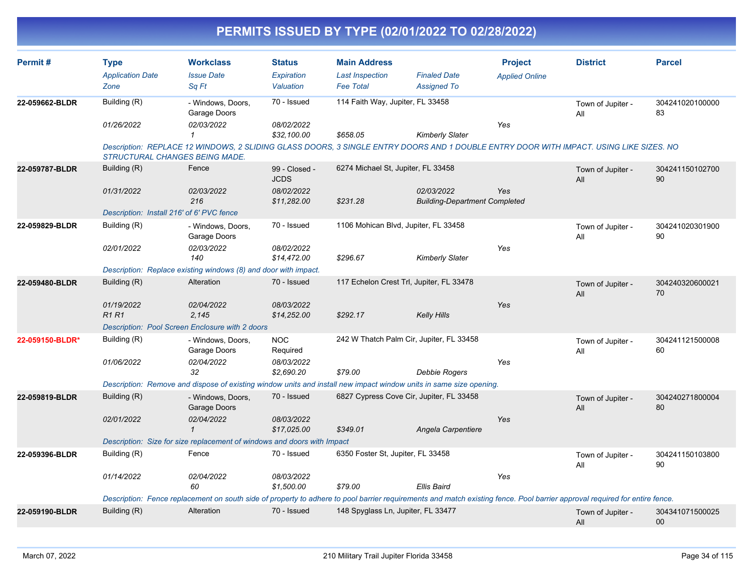# PERMITS ISSUED BY TYPE (02/01/2022 TO 02/28/2022)

| Permit # | Type | Workclass | Status | Main Address | | Project | District | Parcel |
|---|---|---|---|---|---|---|---|---|
| | *Application Date* | *Issue Date* | *Expiration* | *Last Inspection* | *Finaled Date* | *Applied Online* | | |
| | *Zone* | *Sq Ft* | *Valuation* | *Fee Total* | *Assigned To* | | | |
| **22-059662-BLDR** | Building (R) | - Windows, Doors, Garage Doors | 70 - Issued | 114 Faith Way, Jupiter, FL 33458 | | | Town of Jupiter - All | 30424102010000083 |
| | *01/26/2022* | *02/03/2022* | *08/02/2022* | | | *Yes* | | |
| | | *1* | *$32,100.00* | *$658.05* | *Kimberly Slater* | | | |
| | *Description: REPLACE 12 WINDOWS, 2 SLIDING GLASS DOORS, 3 SINGLE ENTRY DOORS AND 1 DOUBLE ENTRY DOOR WITH IMPACT. USING LIKE SIZES. NO STRUCTURAL CHANGES BEING MADE.* | | | | | | | |
| **22-059787-BLDR** | Building (R) | Fence | 99 - Closed - JCDS | 6274 Michael St, Jupiter, FL 33458 | | | Town of Jupiter - All | 30424115010270090 |
| | *01/31/2022* | *02/03/2022* | *08/02/2022* | | *02/03/2022* | *Yes* | | |
| | | *216* | *$11,282.00* | *$231.28* | *Building-Department Completed* | | | |
| | *Description: Install 216' of 6' PVC fence* | | | | | | | |
| **22-059829-BLDR** | Building (R) | - Windows, Doors, Garage Doors | 70 - Issued | 1106 Mohican Blvd, Jupiter, FL 33458 | | | Town of Jupiter - All | 30424102030190090 |
| | *02/01/2022* | *02/03/2022* | *08/02/2022* | | | *Yes* | | |
| | | *140* | *$14,472.00* | *$296.67* | *Kimberly Slater* | | | |
| | *Description: Replace existing windows (8) and door with impact.* | | | | | | | |
| **22-059480-BLDR** | Building (R) | Alteration | 70 - Issued | 117 Echelon Crest Trl, Jupiter, FL 33478 | | | Town of Jupiter - All | 30424032060002170 |
| | *01/19/2022* | *02/04/2022* | *08/03/2022* | | | *Yes* | | |
| | *R1 R1* | *2,145* | *$14,252.00* | *$292.17* | *Kelly Hills* | | | |
| | *Description: Pool Screen Enclosure with 2 doors* | | | | | | | |
| **22-059150-BLDR*** | Building (R) | - Windows, Doors, Garage Doors | NOC Required | 242 W Thatch Palm Cir, Jupiter, FL 33458 | | | Town of Jupiter - All | 30424112150000860 |
| | *01/06/2022* | *02/04/2022* | *08/03/2022* | | | *Yes* | | |
| | | *32* | *$2,690.20* | *$79.00* | *Debbie Rogers* | | | |
| | *Description: Remove and dispose of existing window units and install new impact window units in same size opening.* | | | | | | | |
| **22-059819-BLDR** | Building (R) | - Windows, Doors, Garage Doors | 70 - Issued | 6827 Cypress Cove Cir, Jupiter, FL 33458 | | | Town of Jupiter - All | 30424027180000480 |
| | *02/01/2022* | *02/04/2022* | *08/03/2022* | | | *Yes* | | |
| | | *1* | *$17,025.00* | *$349.01* | *Angela Carpentiere* | | | |
| | *Description: Size for size replacement of windows and doors with Impact* | | | | | | | |
| **22-059396-BLDR** | Building (R) | Fence | 70 - Issued | 6350 Foster St, Jupiter, FL 33458 | | | Town of Jupiter - All | 30424115010380090 |
| | *01/14/2022* | *02/04/2022* | *08/03/2022* | | | *Yes* | | |
| | | *60* | *$1,500.00* | *$79.00* | *Ellis Baird* | | | |
| | *Description: Fence replacement on south side of property to adhere to pool barrier requirements and match existing fence. Pool barrier approval required for entire fence.* | | | | | | | |
| **22-059190-BLDR** | Building (R) | Alteration | 70 - Issued | 148 Spyglass Ln, Jupiter, FL 33477 | | | Town of Jupiter - All | 30434107150002500 |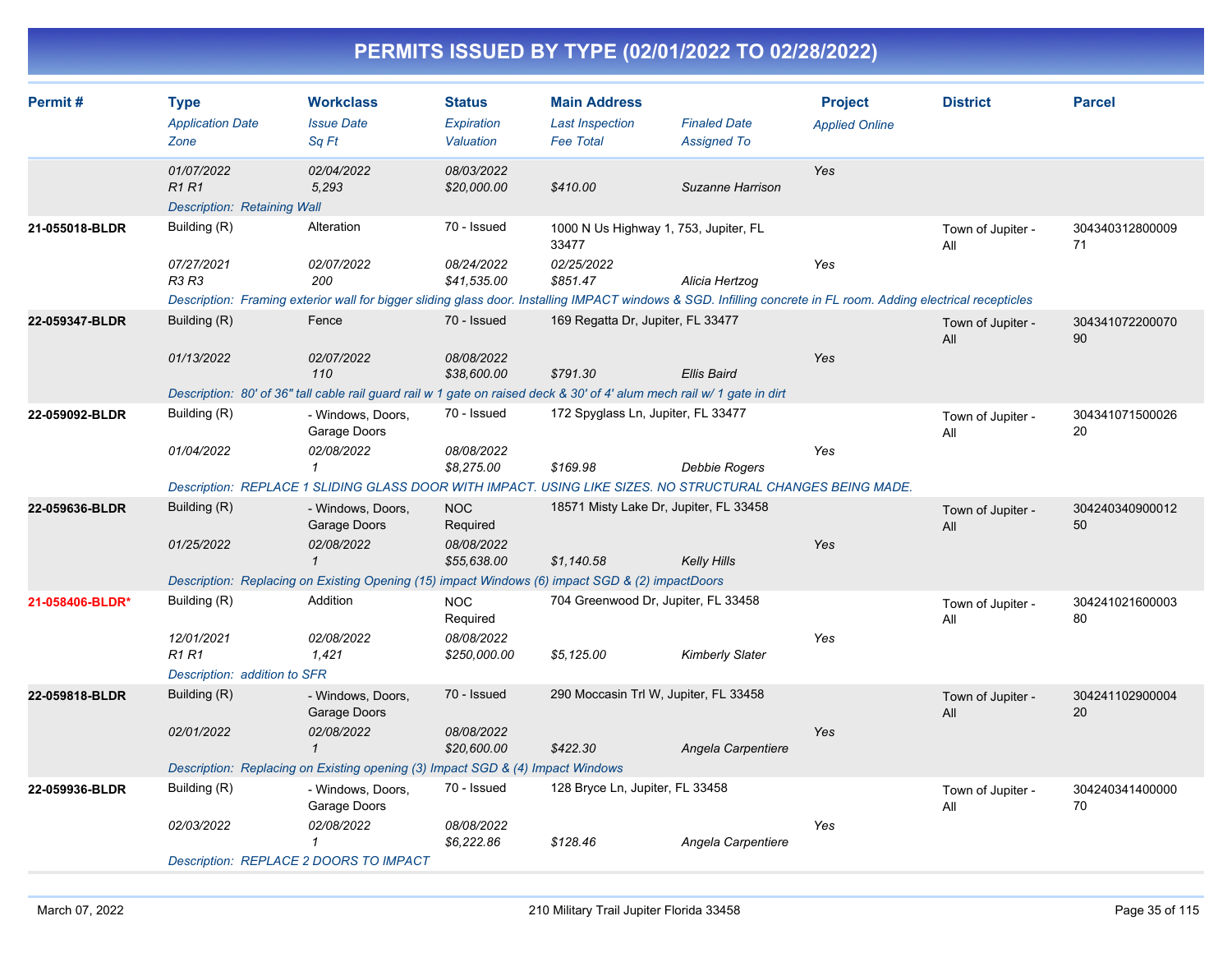# PERMITS ISSUED BY TYPE (02/01/2022 TO 02/28/2022)

| Permit # | Type / Application Date / Zone | Workclass / Issue Date / Sq Ft | Status / Expiration / Valuation | Main Address / Last Inspection / Fee Total | Finaled Date / Assigned To | Project / Applied Online | District | Parcel |
|---|---|---|---|---|---|---|---|---|
| | 01/07/2022<br>R1 R1 | 02/04/2022<br>5,293 | 08/03/2022<br>$20,000.00 | <br>$410.00 | <br>Suzanne Harrison | Yes | | |
| | *Description: Retaining Wall* | | | | | | | |
| 21-055018-BLDR | Building (R)<br>07/27/2021<br>R3 R3 | Alteration<br>02/07/2022<br>200 | 70 - Issued<br>08/24/2022<br>$41,535.00 | 1000 N Us Highway 1, 753, Jupiter, FL 33477<br>02/25/2022<br>$851.47 | <br>Alicia Hertzog | Yes | Town of Jupiter - All | 30434031280000971 |
| | *Description: Framing exterior wall for bigger sliding glass door. Installing IMPACT windows & SGD. Infilling concrete in FL room. Adding electrical recepticles* | | | | | | | |
| 22-059347-BLDR | Building (R)<br>01/13/2022 | Fence<br>02/07/2022<br>110 | 70 - Issued<br>08/08/2022<br>$38,600.00 | 169 Regatta Dr, Jupiter, FL 33477<br><br>$791.30 | <br>Ellis Baird | Yes | Town of Jupiter - All | 30434107220007090 |
| | *Description: 80' of 36" tall cable rail guard rail w 1 gate on raised deck & 30' of 4' alum mech rail w/ 1 gate in dirt* | | | | | | | |
| 22-059092-BLDR | Building (R)<br>01/04/2022 | - Windows, Doors, Garage Doors<br>02/08/2022<br>1 | 70 - Issued<br>08/08/2022<br>$8,275.00 | 172 Spyglass Ln, Jupiter, FL 33477<br><br>$169.98 | <br>Debbie Rogers | Yes | Town of Jupiter - All | 30434107150002620 |
| | *Description: REPLACE 1 SLIDING GLASS DOOR WITH IMPACT. USING LIKE SIZES. NO STRUCTURAL CHANGES BEING MADE.* | | | | | | | |
| 22-059636-BLDR | Building (R)<br>01/25/2022 | - Windows, Doors, Garage Doors<br>02/08/2022<br>1 | NOC Required<br>08/08/2022<br>$55,638.00 | 18571 Misty Lake Dr, Jupiter, FL 33458<br><br>$1,140.58 | <br>Kelly Hills | Yes | Town of Jupiter - All | 30424034090001250 |
| | *Description: Replacing on Existing Opening (15) impact Windows (6) impact SGD & (2) impactDoors* | | | | | | | |
| 21-058406-BLDR* | Building (R)<br>12/01/2021<br>R1 R1 | Addition<br>02/08/2022<br>1,421 | NOC Required<br>08/08/2022<br>$250,000.00 | 704 Greenwood Dr, Jupiter, FL 33458<br><br>$5,125.00 | <br>Kimberly Slater | Yes | Town of Jupiter - All | 30424102160000380 |
| | *Description: addition to SFR* | | | | | | | |
| 22-059818-BLDR | Building (R)<br>02/01/2022 | - Windows, Doors, Garage Doors<br>02/08/2022<br>1 | 70 - Issued<br>08/08/2022<br>$20,600.00 | 290 Moccasin Trl W, Jupiter, FL 33458<br><br>$422.30 | <br>Angela Carpentiere | Yes | Town of Jupiter - All | 30424110290000420 |
| | *Description: Replacing on Existing opening (3) Impact SGD & (4) Impact Windows* | | | | | | | |
| 22-059936-BLDR | Building (R)<br>02/03/2022 | - Windows, Doors, Garage Doors<br>02/08/2022<br>1 | 70 - Issued<br>08/08/2022<br>$6,222.86 | 128 Bryce Ln, Jupiter, FL 33458<br><br>$128.46 | <br>Angela Carpentiere | Yes | Town of Jupiter - All | 30424034140000070 |
| | *Description: REPLACE 2 DOORS TO IMPACT* | | | | | | | |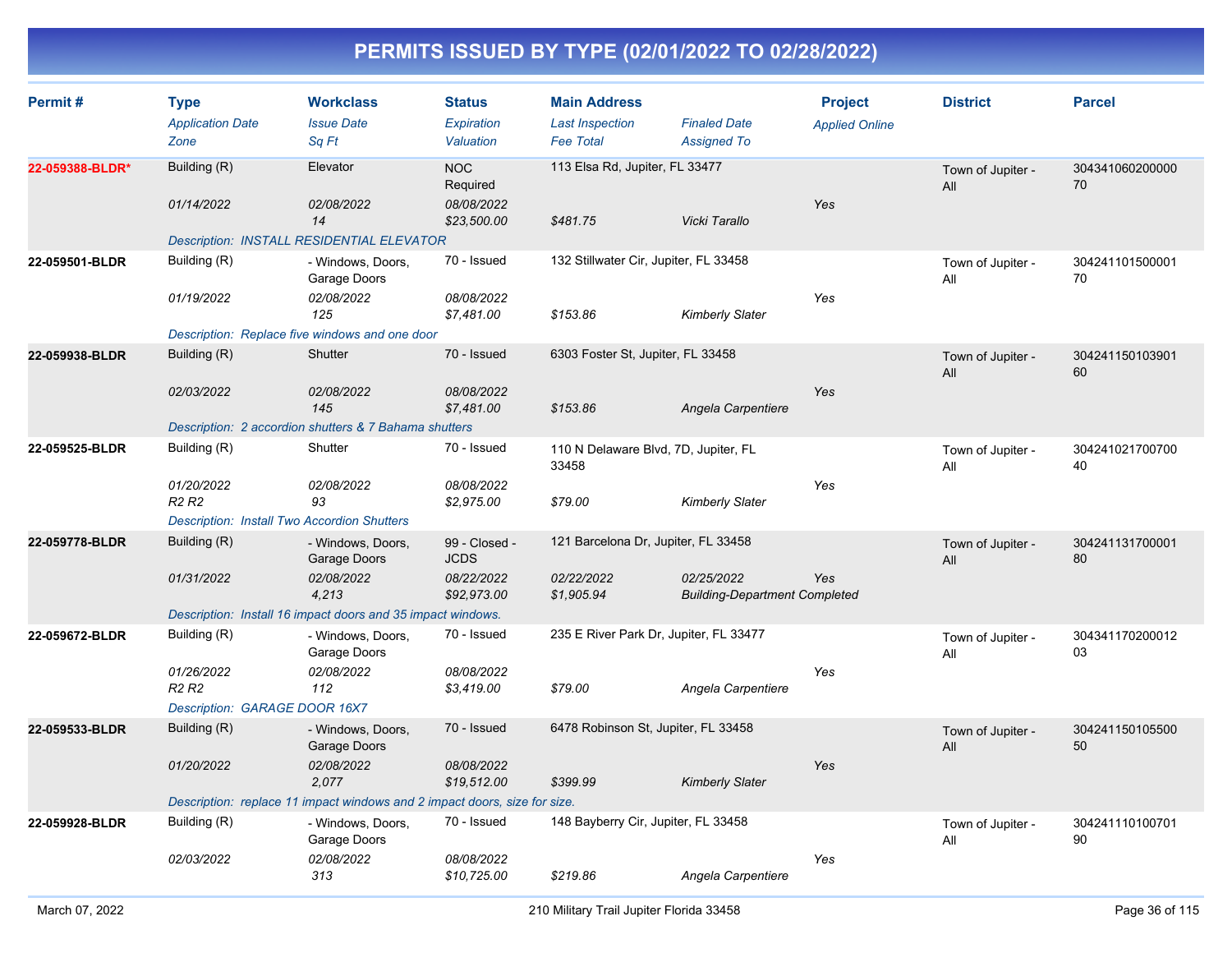# PERMITS ISSUED BY TYPE (02/01/2022 TO 02/28/2022)

| Permit # | Type / Application Date / Zone | Workclass / Issue Date / Sq Ft | Status / Expiration / Valuation | Main Address / Last Inspection / Fee Total | Finaled Date / Assigned To | Project / Applied Online | District | Parcel |
|---|---|---|---|---|---|---|---|---|
| 22-059388-BLDR* | Building (R) / 01/14/2022 | Elevator / 02/08/2022 / 14 | NOC Required / 08/08/2022 / $23,500.00 | 113 Elsa Rd, Jupiter, FL 33477 / $481.75 | Vicki Tarallo | Yes | Town of Jupiter - All | 30434106020000070 |
| | Description: INSTALL RESIDENTIAL ELEVATOR | | | | | | | |
| 22-059501-BLDR | Building (R) / 01/19/2022 | - Windows, Doors, Garage Doors / 02/08/2022 / 125 | 70 - Issued / 08/08/2022 / $7,481.00 | 132 Stillwater Cir, Jupiter, FL 33458 / $153.86 | Kimberly Slater | Yes | Town of Jupiter - All | 30424110150000170 |
| | Description: Replace five windows and one door | | | | | | | |
| 22-059938-BLDR | Building (R) / 02/03/2022 | Shutter / 02/08/2022 / 145 | 70 - Issued / 08/08/2022 / $7,481.00 | 6303 Foster St, Jupiter, FL 33458 / $153.86 | Angela Carpentiere | Yes | Town of Jupiter - All | 30424115010390160 |
| | Description: 2 accordion shutters & 7 Bahama shutters | | | | | | | |
| 22-059525-BLDR | Building (R) / 01/20/2022 / R2 R2 | Shutter / 02/08/2022 / 93 | 70 - Issued / 08/08/2022 / $2,975.00 | 110 N Delaware Blvd, 7D, Jupiter, FL 33458 / $79.00 | Kimberly Slater | Yes | Town of Jupiter - All | 30424102170070040 |
| | Description: Install Two Accordion Shutters | | | | | | | |
| 22-059778-BLDR | Building (R) / 01/31/2022 | - Windows, Doors, Garage Doors / 02/08/2022 / 4,213 | 99 - Closed - JCDS / 08/22/2022 / $92,973.00 | 121 Barcelona Dr, Jupiter, FL 33458 / 02/22/2022 / $1,905.94 | 02/25/2022 / Building-Department Completed | Yes | Town of Jupiter - All | 30424113170000180 |
| | Description: Install 16 impact doors and 35 impact windows. | | | | | | | |
| 22-059672-BLDR | Building (R) / 01/26/2022 / R2 R2 | - Windows, Doors, Garage Doors / 02/08/2022 / 112 | 70 - Issued / 08/08/2022 / $3,419.00 | 235 E River Park Dr, Jupiter, FL 33477 / $79.00 | Angela Carpentiere | Yes | Town of Jupiter - All | 30434117020001203 |
| | Description: GARAGE DOOR 16X7 | | | | | | | |
| 22-059533-BLDR | Building (R) / 01/20/2022 | - Windows, Doors, Garage Doors / 02/08/2022 / 2,077 | 70 - Issued / 08/08/2022 / $19,512.00 | 6478 Robinson St, Jupiter, FL 33458 / $399.99 | Kimberly Slater | Yes | Town of Jupiter - All | 30424115010550050 |
| | Description: replace 11 impact windows and 2 impact doors, size for size. | | | | | | | |
| 22-059928-BLDR | Building (R) / 02/03/2022 | - Windows, Doors, Garage Doors / 02/08/2022 / 313 | 70 - Issued / 08/08/2022 / $10,725.00 | 148 Bayberry Cir, Jupiter, FL 33458 / $219.86 | Angela Carpentiere | Yes | Town of Jupiter - All | 30424111010070190 |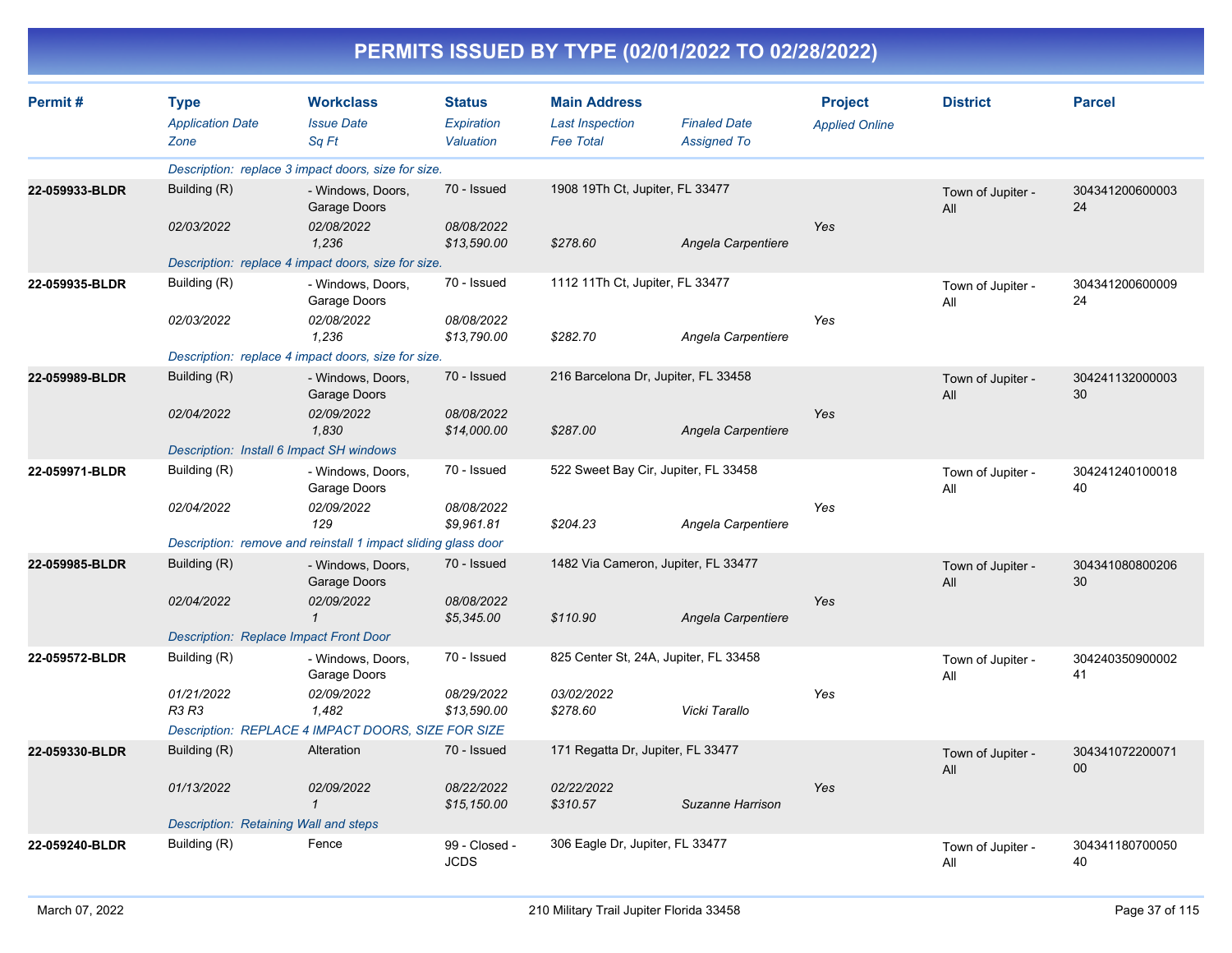# PERMITS ISSUED BY TYPE (02/01/2022 TO 02/28/2022)

| Permit # | Type<br>*Application Date*<br>*Zone* | Workclass<br>*Issue Date*<br>*Sq Ft* | Status<br>*Expiration*<br>*Valuation* | Main Address<br>*Last Inspection*<br>*Fee Total* | *Finaled Date*<br>*Assigned To* | Project<br>*Applied Online* | District | Parcel |
|---|---|---|---|---|---|---|---|---|
| | *Description: replace 3 impact doors, size for size.* | | | | | | | |
| **22-059933-BLDR** | Building (R)<br>*02/03/2022* | - Windows, Doors, Garage Doors<br>*02/08/2022*<br>*1,236* | 70 - Issued<br>*08/08/2022*<br>*$13,590.00* | 1908 19Th Ct, Jupiter, FL 33477<br><br>*$278.60* | *Angela Carpentiere* | *Yes* | Town of Jupiter - All | 30434120060000324 |
| | *Description: replace 4 impact doors, size for size.* | | | | | | | |
| **22-059935-BLDR** | Building (R)<br>*02/03/2022* | - Windows, Doors, Garage Doors<br>*02/08/2022*<br>*1,236* | 70 - Issued<br>*08/08/2022*<br>*$13,790.00* | 1112 11Th Ct, Jupiter, FL 33477<br><br>*$282.70* | *Angela Carpentiere* | *Yes* | Town of Jupiter - All | 30434120060000924 |
| | *Description: replace 4 impact doors, size for size.* | | | | | | | |
| **22-059989-BLDR** | Building (R)<br>*02/04/2022* | - Windows, Doors, Garage Doors<br>*02/09/2022*<br>*1,830* | 70 - Issued<br>*08/08/2022*<br>*$14,000.00* | 216 Barcelona Dr, Jupiter, FL 33458<br><br>*$287.00* | *Angela Carpentiere* | *Yes* | Town of Jupiter - All | 30424113200000330 |
| | *Description: Install 6 Impact SH windows* | | | | | | | |
| **22-059971-BLDR** | Building (R)<br>*02/04/2022* | - Windows, Doors, Garage Doors<br>*02/09/2022*<br>*129* | 70 - Issued<br>*08/08/2022*<br>*$9,961.81* | 522 Sweet Bay Cir, Jupiter, FL 33458<br><br>*$204.23* | *Angela Carpentiere* | *Yes* | Town of Jupiter - All | 30424124010001840 |
| | *Description: remove and reinstall 1 impact sliding glass door* | | | | | | | |
| **22-059985-BLDR** | Building (R)<br>*02/04/2022* | - Windows, Doors, Garage Doors<br>*02/09/2022*<br>*1* | 70 - Issued<br>*08/08/2022*<br>*$5,345.00* | 1482 Via Cameron, Jupiter, FL 33477<br><br>*$110.90* | *Angela Carpentiere* | *Yes* | Town of Jupiter - All | 30434108080020630 |
| | *Description: Replace Impact Front Door* | | | | | | | |
| **22-059572-BLDR** | Building (R)<br>*01/21/2022*<br>*R3 R3* | - Windows, Doors, Garage Doors<br>*02/09/2022*<br>*1,482* | 70 - Issued<br>*08/29/2022*<br>*$13,590.00* | 825 Center St, 24A, Jupiter, FL 33458<br>*03/02/2022*<br>*$278.60* | *Vicki Tarallo* | *Yes* | Town of Jupiter - All | 30424035090000241 |
| | *Description: REPLACE 4 IMPACT DOORS, SIZE FOR SIZE* | | | | | | | |
| **22-059330-BLDR** | Building (R)<br>*01/13/2022* | Alteration<br>*02/09/2022*<br>*1* | 70 - Issued<br>*08/22/2022*<br>*$15,150.00* | 171 Regatta Dr, Jupiter, FL 33477<br>*02/22/2022*<br>*$310.57* | *Suzanne Harrison* | *Yes* | Town of Jupiter - All | 30434107220007100 |
| | *Description: Retaining Wall and steps* | | | | | | | |
| **22-059240-BLDR** | Building (R) | Fence | 99 - Closed - JCDS | 306 Eagle Dr, Jupiter, FL 33477 | | | Town of Jupiter - All | 30434118070005040 |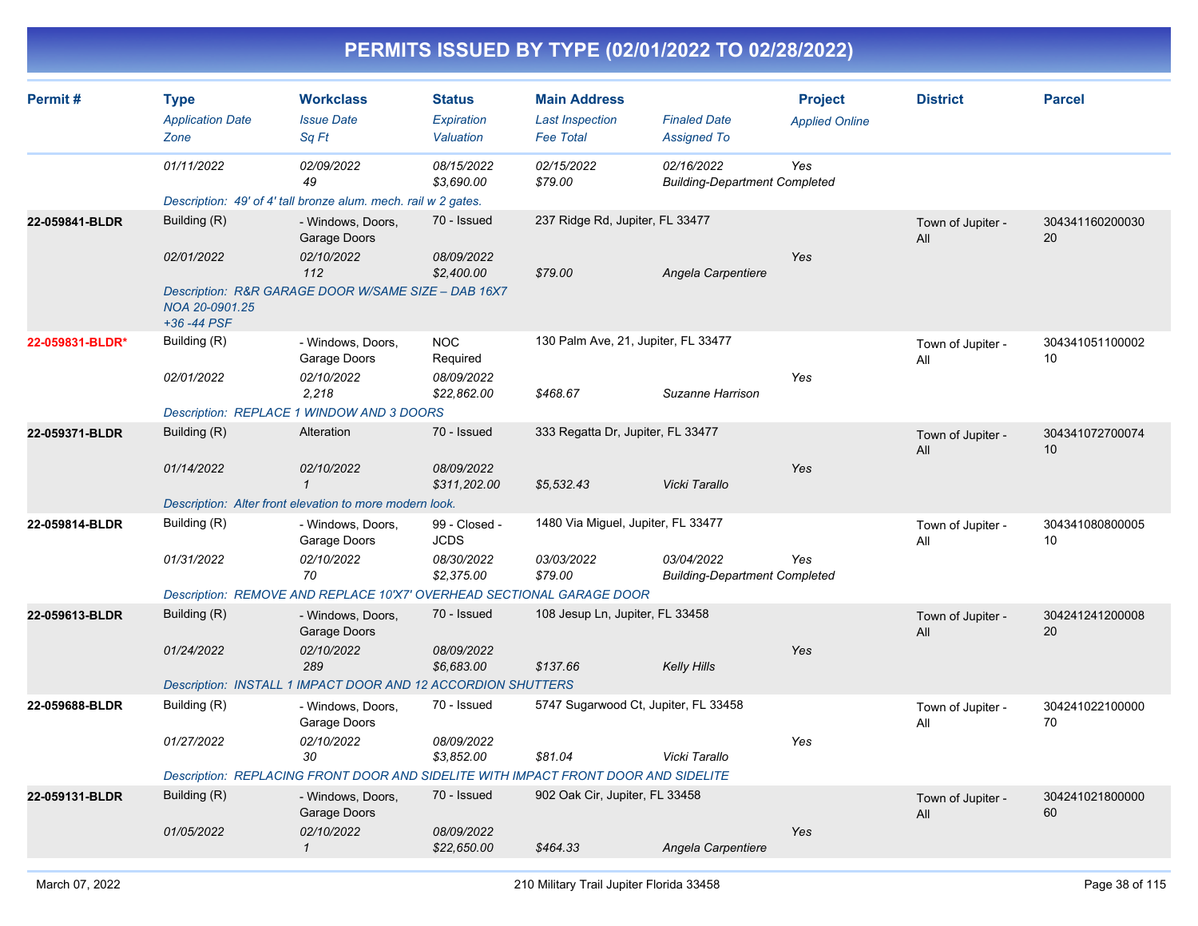# PERMITS ISSUED BY TYPE (02/01/2022 TO 02/28/2022)

| Permit # | Type<br>*Application Date*<br>*Zone* | Workclass<br>*Issue Date*<br>*Sq Ft* | Status<br>*Expiration*<br>*Valuation* | Main Address<br>*Last Inspection*<br>*Fee Total* | *Finaled Date*<br>*Assigned To* | Project<br>*Applied Online* | District | Parcel |
|---|---|---|---|---|---|---|---|---|
| | *01/11/2022* | *02/09/2022*<br>*49* | *08/15/2022*<br>*$3,690.00* | *02/15/2022*<br>*$79.00* | *02/16/2022*<br>*Building-Department Completed* | *Yes* | | |
| | *Description: 49' of 4' tall bronze alum. mech. rail w 2 gates.* | | | | | | | |
| **22-059841-BLDR** | Building (R)<br>*02/01/2022* | - Windows, Doors, Garage Doors<br>*02/10/2022*<br>*112* | 70 - Issued<br>*08/09/2022*<br>*$2,400.00* | 237 Ridge Rd, Jupiter, FL 33477<br>*$79.00* | *Angela Carpentiere* | *Yes* | Town of Jupiter - All | 30434116020003020 |
| | *Description: R&R GARAGE DOOR W/SAME SIZE – DAB 16X7 NOA 20-0901.25 +36 -44 PSF* | | | | | | | |
| **22-059831-BLDR*** | Building (R)<br>*02/01/2022* | - Windows, Doors, Garage Doors<br>*02/10/2022*<br>*2,218* | NOC Required<br>*08/09/2022*<br>*$22,862.00* | 130 Palm Ave, 21, Jupiter, FL 33477<br>*$468.67* | *Suzanne Harrison* | *Yes* | Town of Jupiter - All | 30434105110000210 |
| | *Description: REPLACE 1 WINDOW AND 3 DOORS* | | | | | | | |
| **22-059371-BLDR** | Building (R)<br>*01/14/2022* | Alteration<br>*02/10/2022*<br>*1* | 70 - Issued<br>*08/09/2022*<br>*$311,202.00* | 333 Regatta Dr, Jupiter, FL 33477<br>*$5,532.43* | *Vicki Tarallo* | *Yes* | Town of Jupiter - All | 30434107270007410 |
| | *Description: Alter front elevation to more modern look.* | | | | | | | |
| **22-059814-BLDR** | Building (R)<br>*01/31/2022* | - Windows, Doors, Garage Doors<br>*02/10/2022*<br>*70* | 99 - Closed - JCDS<br>*08/30/2022*<br>*$2,375.00* | 1480 Via Miguel, Jupiter, FL 33477<br>*03/03/2022*<br>*$79.00* | *03/04/2022*<br>*Building-Department Completed* | *Yes* | Town of Jupiter - All | 30434108080000510 |
| | *Description: REMOVE AND REPLACE 10'X7' OVERHEAD SECTIONAL GARAGE DOOR* | | | | | | | |
| **22-059613-BLDR** | Building (R)<br>*01/24/2022* | - Windows, Doors, Garage Doors<br>*02/10/2022*<br>*289* | 70 - Issued<br>*08/09/2022*<br>*$6,683.00* | 108 Jesup Ln, Jupiter, FL 33458<br>*$137.66* | *Kelly Hills* | *Yes* | Town of Jupiter - All | 30424124120000820 |
| | *Description: INSTALL 1 IMPACT DOOR AND 12 ACCORDION SHUTTERS* | | | | | | | |
| **22-059688-BLDR** | Building (R)<br>*01/27/2022* | - Windows, Doors, Garage Doors<br>*02/10/2022*<br>*30* | 70 - Issued<br>*08/09/2022*<br>*$3,852.00* | 5747 Sugarwood Ct, Jupiter, FL 33458<br>*$81.04* | *Vicki Tarallo* | *Yes* | Town of Jupiter - All | 30424102210000070 |
| | *Description: REPLACING FRONT DOOR AND SIDELITE WITH IMPACT FRONT DOOR AND SIDELITE* | | | | | | | |
| **22-059131-BLDR** | Building (R)<br>*01/05/2022* | - Windows, Doors, Garage Doors<br>*02/10/2022*<br>*1* | 70 - Issued<br>*08/09/2022*<br>*$22,650.00* | 902 Oak Cir, Jupiter, FL 33458<br>*$464.33* | *Angela Carpentiere* | *Yes* | Town of Jupiter - All | 30424102180000060 |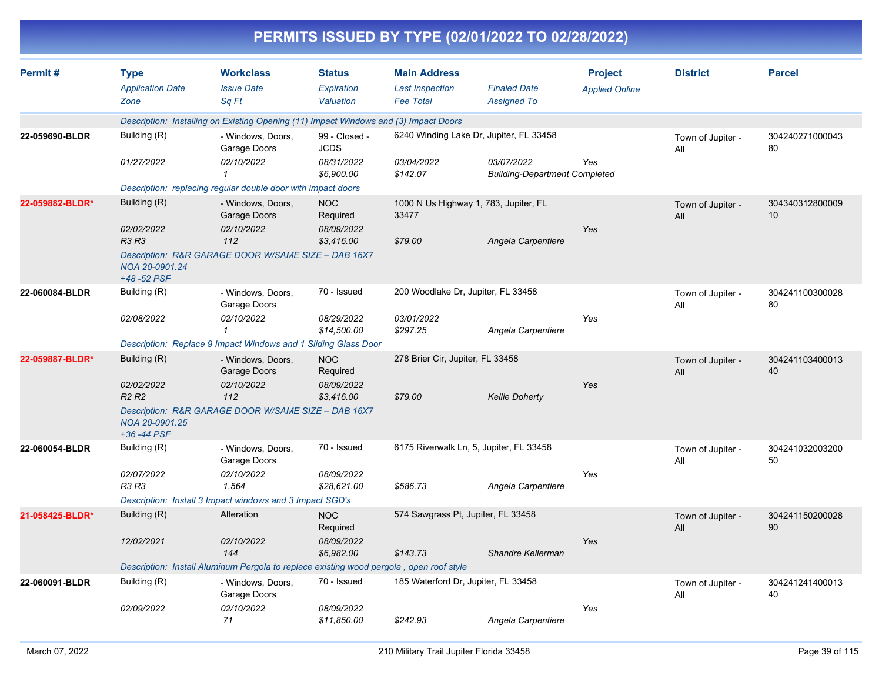# PERMITS ISSUED BY TYPE (02/01/2022 TO 02/28/2022)

| Permit # | Type<br>*Application Date*<br>*Zone* | Workclass<br>*Issue Date*<br>*Sq Ft* | Status<br>*Expiration*<br>*Valuation* | Main Address<br>*Last Inspection*<br>*Fee Total* | *Finaled Date*<br>*Assigned To* | Project<br>*Applied Online* | District | Parcel |
|---|---|---|---|---|---|---|---|---|
| | *Description: Installing on Existing Opening (11) Impact Windows and (3) Impact Doors* | | | | | | | |
| **22-059690-BLDR** | Building (R)<br>*01/27/2022* | - Windows, Doors, Garage Doors<br>*02/10/2022*<br>*1* | 99 - Closed - JCDS<br>*08/31/2022*<br>*$6,900.00* | 6240 Winding Lake Dr, Jupiter, FL 33458<br>*03/04/2022*<br>*$142.07* | *03/07/2022*<br>*Building-Department Completed* | *Yes* | Town of Jupiter - All | 30424027100004380 |
| | *Description: replacing regular double door with impact doors* | | | | | | | |
| **22-059882-BLDR*** | Building (R)<br>*02/02/2022*<br>*R3 R3* | - Windows, Doors, Garage Doors<br>*02/10/2022*<br>*112* | NOC Required<br>*08/09/2022*<br>*$3,416.00* | 1000 N Us Highway 1, 783, Jupiter, FL 33477<br>*$79.00* | *Angela Carpentiere* | *Yes* | Town of Jupiter - All | 30434031280000910 |
| | *Description: R&R GARAGE DOOR W/SAME SIZE – DAB 16X7 NOA 20-0901.24 +48 -52 PSF* | | | | | | | |
| **22-060084-BLDR** | Building (R)<br>*02/08/2022* | - Windows, Doors, Garage Doors<br>*02/10/2022*<br>*1* | 70 - Issued<br>*08/29/2022*<br>*$14,500.00* | 200 Woodlake Dr, Jupiter, FL 33458<br>*03/01/2022*<br>*$297.25* | *Angela Carpentiere* | *Yes* | Town of Jupiter - All | 30424110030002880 |
| | *Description: Replace 9 Impact Windows and 1 Sliding Glass Door* | | | | | | | |
| **22-059887-BLDR*** | Building (R)<br>*02/02/2022*<br>*R2 R2* | - Windows, Doors, Garage Doors<br>*02/10/2022*<br>*112* | NOC Required<br>*08/09/2022*<br>*$3,416.00* | 278 Brier Cir, Jupiter, FL 33458<br>*$79.00* | *Kellie Doherty* | *Yes* | Town of Jupiter - All | 30424110340001340 |
| | *Description: R&R GARAGE DOOR W/SAME SIZE – DAB 16X7 NOA 20-0901.25 +36 -44 PSF* | | | | | | | |
| **22-060054-BLDR** | Building (R)<br>*02/07/2022*<br>*R3 R3* | - Windows, Doors, Garage Doors<br>*02/10/2022*<br>*1,564* | 70 - Issued<br>*08/09/2022*<br>*$28,621.00* | 6175 Riverwalk Ln, 5, Jupiter, FL 33458<br>*$586.73* | *Angela Carpentiere* | *Yes* | Town of Jupiter - All | 30424103200320050 |
| | *Description: Install 3 Impact windows and 3 Impact SGD's* | | | | | | | |
| **21-058425-BLDR*** | Building (R)<br>*12/02/2021* | Alteration<br>*02/10/2022*<br>*144* | NOC Required<br>*08/09/2022*<br>*$6,982.00* | 574 Sawgrass Pt, Jupiter, FL 33458<br>*$143.73* | *Shandre Kellerman* | *Yes* | Town of Jupiter - All | 30424115020002890 |
| | *Description: Install Aluminum Pergola to replace existing wood pergola , open roof style* | | | | | | | |
| **22-060091-BLDR** | Building (R)<br>*02/09/2022* | - Windows, Doors, Garage Doors<br>*02/10/2022*<br>*71* | 70 - Issued<br>*08/09/2022*<br>*$11,850.00* | 185 Waterford Dr, Jupiter, FL 33458<br>*$242.93* | *Angela Carpentiere* | *Yes* | Town of Jupiter - All | 30424124140001340 |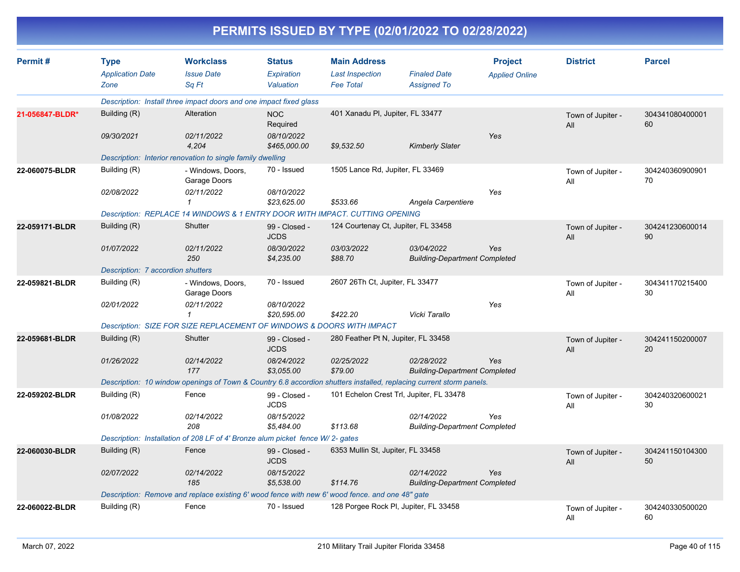# PERMITS ISSUED BY TYPE (02/01/2022 TO 02/28/2022)

| Permit # | Type | Workclass | Status | Main Address | | Project | District | Parcel |
|---|---|---|---|---|---|---|---|---|
| | *Application Date* | *Issue Date* | *Expiration* | *Last Inspection* | *Finaled Date* | *Applied Online* | | |
| | *Zone* | *Sq Ft* | *Valuation* | *Fee Total* | *Assigned To* | | | |
| | *Description: Install three impact doors and one impact fixed glass* | | | | | | | |
| 21-056847-BLDR* | Building (R) | Alteration | NOC Required | 401 Xanadu Pl, Jupiter, FL 33477 | | | Town of Jupiter - All | 30434108040000160 |
| | 09/30/2021 | 02/11/2022 | 08/10/2022 | | | Yes | | |
| | | 4,204 | $465,000.00 | $9,532.50 | Kimberly Slater | | | |
| | *Description: Interior renovation to single family dwelling* | | | | | | | |
| 22-060075-BLDR | Building (R) | - Windows, Doors, Garage Doors | 70 - Issued | 1505 Lance Rd, Jupiter, FL 33469 | | | Town of Jupiter - All | 30424036090090170 |
| | 02/08/2022 | 02/11/2022 | 08/10/2022 | | | Yes | | |
| | | 1 | $23,625.00 | $533.66 | Angela Carpentiere | | | |
| | *Description: REPLACE 14 WINDOWS & 1 ENTRY DOOR WITH IMPACT. CUTTING OPENING* | | | | | | | |
| 22-059171-BLDR | Building (R) | Shutter | 99 - Closed - JCDS | 124 Courtenay Ct, Jupiter, FL 33458 | | | Town of Jupiter - All | 30424123060001490 |
| | 01/07/2022 | 02/11/2022 | 08/30/2022 | 03/03/2022 | 03/04/2022 | Yes | | |
| | | 250 | $4,235.00 | $88.70 | Building-Department Completed | | | |
| | *Description: 7 accordion shutters* | | | | | | | |
| 22-059821-BLDR | Building (R) | - Windows, Doors, Garage Doors | 70 - Issued | 2607 26Th Ct, Jupiter, FL 33477 | | | Town of Jupiter - All | 30434117021540030 |
| | 02/01/2022 | 02/11/2022 | 08/10/2022 | | | Yes | | |
| | | 1 | $20,595.00 | $422.20 | Vicki Tarallo | | | |
| | *Description: SIZE FOR SIZE REPLACEMENT OF WINDOWS & DOORS WITH IMPACT* | | | | | | | |
| 22-059681-BLDR | Building (R) | Shutter | 99 - Closed - JCDS | 280 Feather Pt N, Jupiter, FL 33458 | | | Town of Jupiter - All | 30424115020000720 |
| | 01/26/2022 | 02/14/2022 | 08/24/2022 | 02/25/2022 | 02/28/2022 | Yes | | |
| | | 177 | $3,055.00 | $79.00 | Building-Department Completed | | | |
| | *Description: 10 window openings of Town & Country 6.8 accordion shutters installed, replacing current storm panels.* | | | | | | | |
| 22-059202-BLDR | Building (R) | Fence | 99 - Closed - JCDS | 101 Echelon Crest Trl, Jupiter, FL 33478 | | | Town of Jupiter - All | 30424032060002130 |
| | 01/08/2022 | 02/14/2022 | 08/15/2022 | | 02/14/2022 | Yes | | |
| | | 208 | $5,484.00 | $113.68 | Building-Department Completed | | | |
| | *Description: Installation of 208 LF of 4' Bronze alum picket fence W/ 2- gates* | | | | | | | |
| 22-060030-BLDR | Building (R) | Fence | 99 - Closed - JCDS | 6353 Mullin St, Jupiter, FL 33458 | | | Town of Jupiter - All | 30424115010430050 |
| | 02/07/2022 | 02/14/2022 | 08/15/2022 | | 02/14/2022 | Yes | | |
| | | 185 | $5,538.00 | $114.76 | Building-Department Completed | | | |
| | *Description: Remove and replace existing 6' wood fence with new 6' wood fence. and one 48" gate* | | | | | | | |
| 22-060022-BLDR | Building (R) | Fence | 70 - Issued | 128 Porgee Rock Pl, Jupiter, FL 33458 | | | Town of Jupiter - All | 30424033050002060 |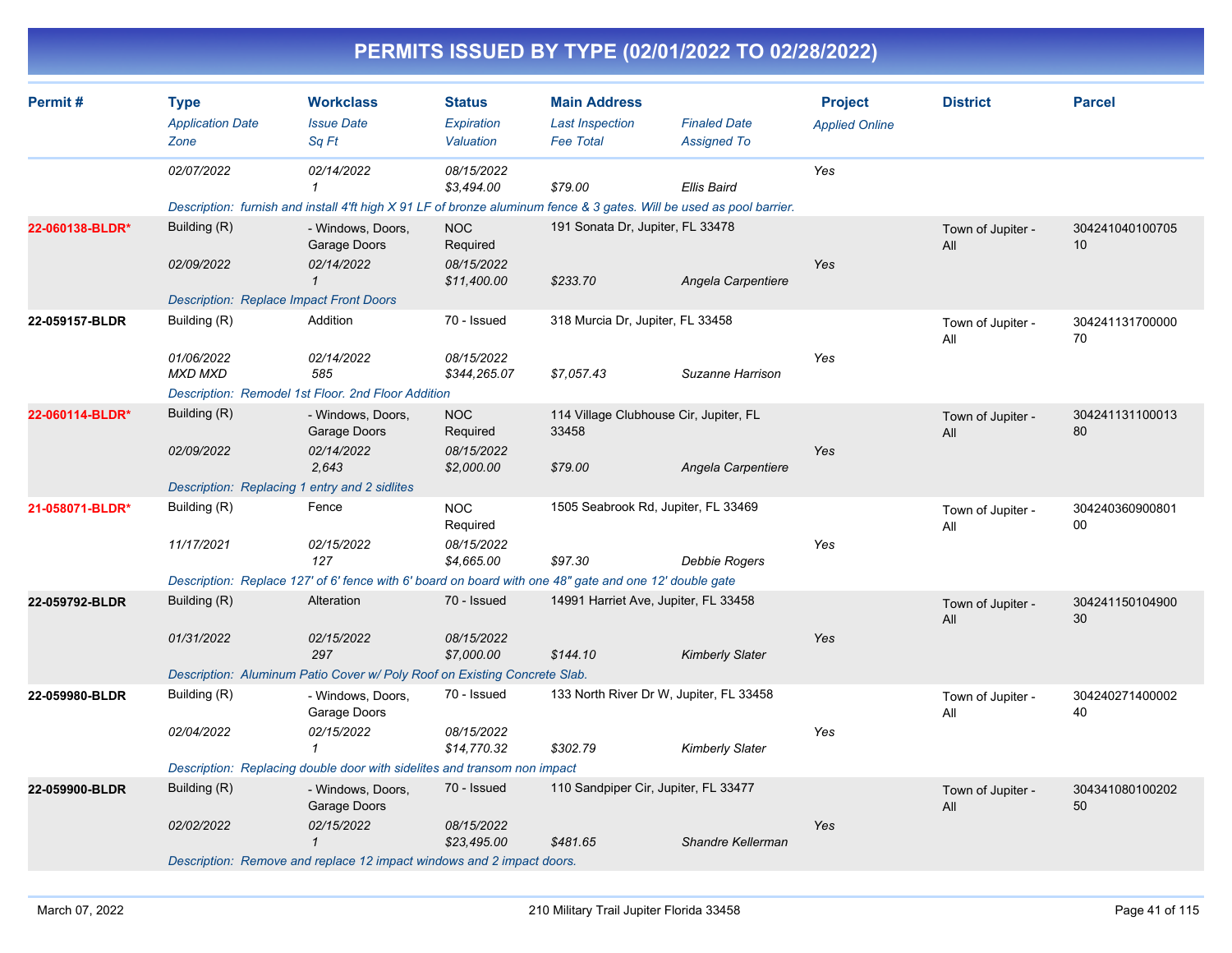# PERMITS ISSUED BY TYPE (02/01/2022 TO 02/28/2022)

| Permit # | Type / *Application Date* / *Zone* | Workclass / *Issue Date* / *Sq Ft* | Status / *Expiration* / *Valuation* | Main Address / *Last Inspection* / *Fee Total* | *Finaled Date* / *Assigned To* | Project / *Applied Online* | District | Parcel |
|---|---|---|---|---|---|---|---|---|
| | *02/07/2022* | *02/14/2022* / *1* | *08/15/2022* / *$3,494.00* | *$79.00* | *Ellis Baird* | *Yes* | | |
| | *Description: furnish and install 4'ft high X 91 LF of bronze aluminum fence & 3 gates. Will be used as pool barrier.* | | | | | | | |
| **22-060138-BLDR*** | Building (R) / *02/09/2022* | - Windows, Doors, Garage Doors / *02/14/2022* / *1* | NOC Required / *08/15/2022* / *$11,400.00* | 191 Sonata Dr, Jupiter, FL 33478 / *$233.70* | *Angela Carpentiere* | *Yes* | Town of Jupiter - All | 30424104010070510 |
| | *Description: Replace Impact Front Doors* | | | | | | | |
| **22-059157-BLDR** | Building (R) / *01/06/2022* / *MXD MXD* | Addition / *02/14/2022* / *585* | 70 - Issued / *08/15/2022* / *$344,265.07* | 318 Murcia Dr, Jupiter, FL 33458 / *$7,057.43* | *Suzanne Harrison* | *Yes* | Town of Jupiter - All | 30424113170000070 |
| | *Description: Remodel 1st Floor. 2nd Floor Addition* | | | | | | | |
| **22-060114-BLDR*** | Building (R) / *02/09/2022* | - Windows, Doors, Garage Doors / *02/14/2022* / *2,643* | NOC Required / *08/15/2022* / *$2,000.00* | 114 Village Clubhouse Cir, Jupiter, FL 33458 / *$79.00* | *Angela Carpentiere* | *Yes* | Town of Jupiter - All | 30424113110001380 |
| | *Description: Replacing 1 entry and 2 sidlites* | | | | | | | |
| **21-058071-BLDR*** | Building (R) / *11/17/2021* | Fence / *02/15/2022* / *127* | NOC Required / *08/15/2022* / *$4,665.00* | 1505 Seabrook Rd, Jupiter, FL 33469 / *$97.30* | *Debbie Rogers* | *Yes* | Town of Jupiter - All | 30424036090080100 |
| | *Description: Replace 127' of 6' fence with 6' board on board with one 48" gate and one 12' double gate* | | | | | | | |
| **22-059792-BLDR** | Building (R) / *01/31/2022* | Alteration / *02/15/2022* / *297* | 70 - Issued / *08/15/2022* / *$7,000.00* | 14991 Harriet Ave, Jupiter, FL 33458 / *$144.10* | *Kimberly Slater* | *Yes* | Town of Jupiter - All | 30424115010490030 |
| | *Description: Aluminum Patio Cover w/ Poly Roof on Existing Concrete Slab.* | | | | | | | |
| **22-059980-BLDR** | Building (R) / *02/04/2022* | - Windows, Doors, Garage Doors / *02/15/2022* / *1* | 70 - Issued / *08/15/2022* / *$14,770.32* | 133 North River Dr W, Jupiter, FL 33458 / *$302.79* | *Kimberly Slater* | *Yes* | Town of Jupiter - All | 30424027140000240 |
| | *Description: Replacing double door with sidelites and transom non impact* | | | | | | | |
| **22-059900-BLDR** | Building (R) / *02/02/2022* | - Windows, Doors, Garage Doors / *02/15/2022* / *1* | 70 - Issued / *08/15/2022* / *$23,495.00* | 110 Sandpiper Cir, Jupiter, FL 33477 / *$481.65* | *Shandre Kellerman* | *Yes* | Town of Jupiter - All | 30434108010020250 |
| | *Description: Remove and replace 12 impact windows and 2 impact doors.* | | | | | | | |

March 07, 2022 — 210 Military Trail Jupiter Florida 33458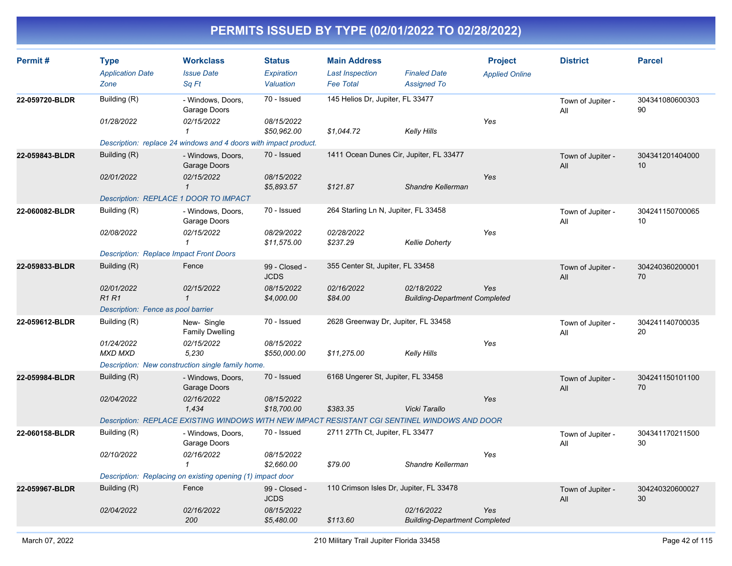# PERMITS ISSUED BY TYPE (02/01/2022 TO 02/28/2022)

| Permit # | Type<br>*Application Date*<br>*Zone* | Workclass<br>*Issue Date*<br>*Sq Ft* | Status<br>*Expiration*<br>*Valuation* | Main Address<br>*Last Inspection*<br>*Fee Total* | *Finaled Date*<br>*Assigned To* | Project<br>*Applied Online* | District | Parcel |
|---|---|---|---|---|---|---|---|---|
| 22-059720-BLDR | Building (R)<br>*01/28/2022* | - Windows, Doors, Garage Doors<br>*02/15/2022*<br>*1* | 70 - Issued<br>*08/15/2022*<br>*$50,962.00* | 145 Helios Dr, Jupiter, FL 33477<br><br>*$1,044.72* | <br>*Kelly Hills* | <br>*Yes* | Town of Jupiter - All | 30434108060030390 |
| | *Description: replace 24 windows and 4 doors with impact product.* | | | | | | | |
| 22-059843-BLDR | Building (R)<br>*02/01/2022* | - Windows, Doors, Garage Doors<br>*02/15/2022*<br>*1* | 70 - Issued<br>*08/15/2022*<br>*$5,893.57* | 1411 Ocean Dunes Cir, Jupiter, FL 33477<br><br>*$121.87* | <br>*Shandre Kellerman* | <br>*Yes* | Town of Jupiter - All | 30434120140400010 |
| | *Description: REPLACE 1 DOOR TO IMPACT* | | | | | | | |
| 22-060082-BLDR | Building (R)<br>*02/08/2022* | - Windows, Doors, Garage Doors<br>*02/15/2022*<br>*1* | 70 - Issued<br>*08/29/2022*<br>*$11,575.00* | 264 Starling Ln N, Jupiter, FL 33458<br>*02/28/2022*<br>*$237.29* | <br>*Kellie Doherty* | <br>*Yes* | Town of Jupiter - All | 30424115070006510 |
| | *Description: Replace Impact Front Doors* | | | | | | | |
| 22-059833-BLDR | Building (R)<br>*02/01/2022*<br>*R1 R1* | Fence<br>*02/15/2022*<br>*1* | 99 - Closed - JCDS<br>*08/15/2022*<br>*$4,000.00* | 355 Center St, Jupiter, FL 33458<br>*02/16/2022*<br>*$84.00* | <br>*02/18/2022*<br>*Building-Department Completed* | <br>*Yes* | Town of Jupiter - All | 30424036020000170 |
| | *Description: Fence as pool barrier* | | | | | | | |
| 22-059612-BLDR | Building (R)<br>*01/24/2022*<br>*MXD MXD* | New- Single Family Dwelling<br>*02/15/2022*<br>*5,230* | 70 - Issued<br>*08/15/2022*<br>*$550,000.00* | 2628 Greenway Dr, Jupiter, FL 33458<br><br>*$11,275.00* | <br>*Kelly Hills* | <br>*Yes* | Town of Jupiter - All | 30424114070003520 |
| | *Description: New construction single family home.* | | | | | | | |
| 22-059984-BLDR | Building (R)<br>*02/04/2022* | - Windows, Doors, Garage Doors<br>*02/16/2022*<br>*1,434* | 70 - Issued<br>*08/15/2022*<br>*$18,700.00* | 6168 Ungerer St, Jupiter, FL 33458<br><br>*$383.35* | <br>*Vicki Tarallo* | <br>*Yes* | Town of Jupiter - All | 30424115010110070 |
| | *Description: REPLACE EXISTING WINDOWS WITH NEW IMPACT RESISTANT CGI SENTINEL WINDOWS AND DOOR* | | | | | | | |
| 22-060158-BLDR | Building (R)<br>*02/10/2022* | - Windows, Doors, Garage Doors<br>*02/16/2022*<br>*1* | 70 - Issued<br>*08/15/2022*<br>*$2,660.00* | 2711 27Th Ct, Jupiter, FL 33477<br><br>*$79.00* | <br>*Shandre Kellerman* | <br>*Yes* | Town of Jupiter - All | 30434117021150030 |
| | *Description: Replacing on existing opening (1) impact door* | | | | | | | |
| 22-059967-BLDR | Building (R)<br>*02/04/2022* | Fence<br>*02/16/2022*<br>*200* | 99 - Closed - JCDS<br>*08/15/2022*<br>*$5,480.00* | 110 Crimson Isles Dr, Jupiter, FL 33478<br><br>*$113.60* | <br>*02/16/2022*<br>*Building-Department Completed* | <br>*Yes* | Town of Jupiter - All | 30424032060002730 |

March 07, 2022 — 210 Military Trail Jupiter Florida 33458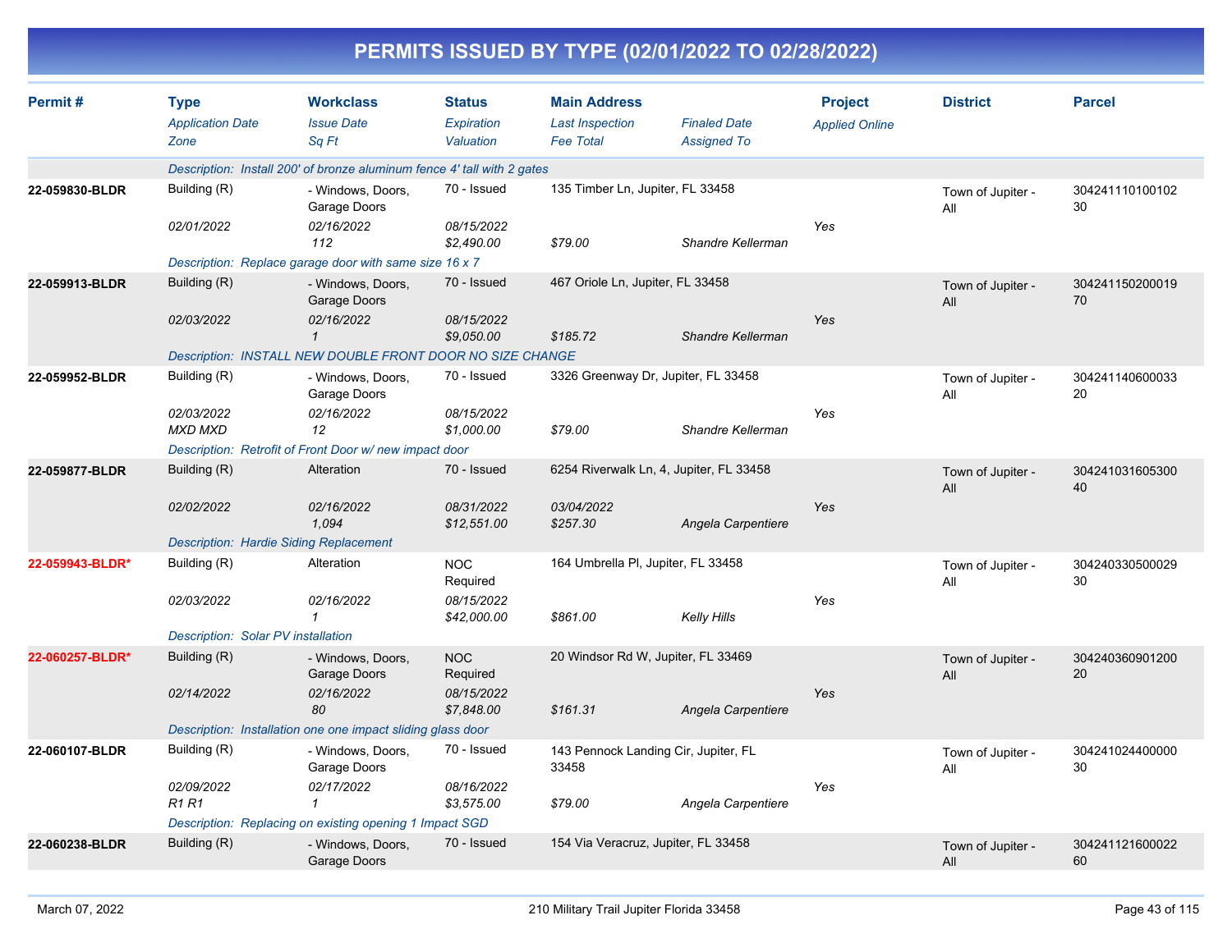# PERMITS ISSUED BY TYPE (02/01/2022 TO 02/28/2022)

| Permit # | Type<br>*Application Date*<br>*Zone* | Workclass<br>*Issue Date*<br>*Sq Ft* | Status<br>*Expiration*<br>*Valuation* | Main Address<br>*Last Inspection*<br>*Fee Total* | *Finaled Date*<br>*Assigned To* | Project<br>*Applied Online* | District | Parcel |
|---|---|---|---|---|---|---|---|---|
| | *Description: Install 200' of bronze aluminum fence 4' tall with 2 gates* | | | | | | | |
| **22-059830-BLDR** | Building (R)<br>*02/01/2022* | - Windows, Doors, Garage Doors<br>*02/16/2022*<br>*112* | 70 - Issued<br>*08/15/2022*<br>*$2,490.00* | 135 Timber Ln, Jupiter, FL 33458<br>*$79.00* | *Shandre Kellerman* | Yes | Town of Jupiter - All | 30424111010010230 |
| | *Description: Replace garage door with same size 16 x 7* | | | | | | | |
| **22-059913-BLDR** | Building (R)<br>*02/03/2022* | - Windows, Doors, Garage Doors<br>*02/16/2022*<br>*1* | 70 - Issued<br>*08/15/2022*<br>*$9,050.00* | 467 Oriole Ln, Jupiter, FL 33458<br>*$185.72* | *Shandre Kellerman* | Yes | Town of Jupiter - All | 30424115020001970 |
| | *Description: INSTALL NEW DOUBLE FRONT DOOR NO SIZE CHANGE* | | | | | | | |
| **22-059952-BLDR** | Building (R)<br>*02/03/2022*<br>*MXD MXD* | - Windows, Doors, Garage Doors<br>*02/16/2022*<br>*12* | 70 - Issued<br>*08/15/2022*<br>*$1,000.00* | 3326 Greenway Dr, Jupiter, FL 33458<br>*$79.00* | *Shandre Kellerman* | Yes | Town of Jupiter - All | 30424114060003320 |
| | *Description: Retrofit of Front Door w/ new impact door* | | | | | | | |
| **22-059877-BLDR** | Building (R)<br>*02/02/2022* | Alteration<br>*02/16/2022*<br>*1,094* | 70 - Issued<br>*08/31/2022*<br>*$12,551.00* | 6254 Riverwalk Ln, 4, Jupiter, FL 33458<br>*03/04/2022*<br>*$257.30* | *Angela Carpentiere* | Yes | Town of Jupiter - All | 30424103160530040 |
| | *Description: Hardie Siding Replacement* | | | | | | | |
| **22-059943-BLDR*** | Building (R)<br>*02/03/2022* | Alteration<br>*02/16/2022*<br>*1* | NOC Required<br>*08/15/2022*<br>*$42,000.00* | 164 Umbrella Pl, Jupiter, FL 33458<br>*$861.00* | *Kelly Hills* | Yes | Town of Jupiter - All | 30424033050002930 |
| | *Description: Solar PV installation* | | | | | | | |
| **22-060257-BLDR*** | Building (R)<br>*02/14/2022* | - Windows, Doors, Garage Doors<br>*02/16/2022*<br>*80* | NOC Required<br>*08/15/2022*<br>*$7,848.00* | 20 Windsor Rd W, Jupiter, FL 33469<br>*$161.31* | *Angela Carpentiere* | Yes | Town of Jupiter - All | 30424036090120020 |
| | *Description: Installation one one impact sliding glass door* | | | | | | | |
| **22-060107-BLDR** | Building (R)<br>*02/09/2022*<br>*R1 R1* | - Windows, Doors, Garage Doors<br>*02/17/2022*<br>*1* | 70 - Issued<br>*08/16/2022*<br>*$3,575.00* | 143 Pennock Landing Cir, Jupiter, FL 33458<br>*$79.00* | *Angela Carpentiere* | Yes | Town of Jupiter - All | 30424102440000030 |
| | *Description: Replacing on existing opening 1 Impact SGD* | | | | | | | |
| **22-060238-BLDR** | Building (R) | - Windows, Doors, Garage Doors | 70 - Issued | 154 Via Veracruz, Jupiter, FL 33458 | | | Town of Jupiter - All | 30424112160002260 |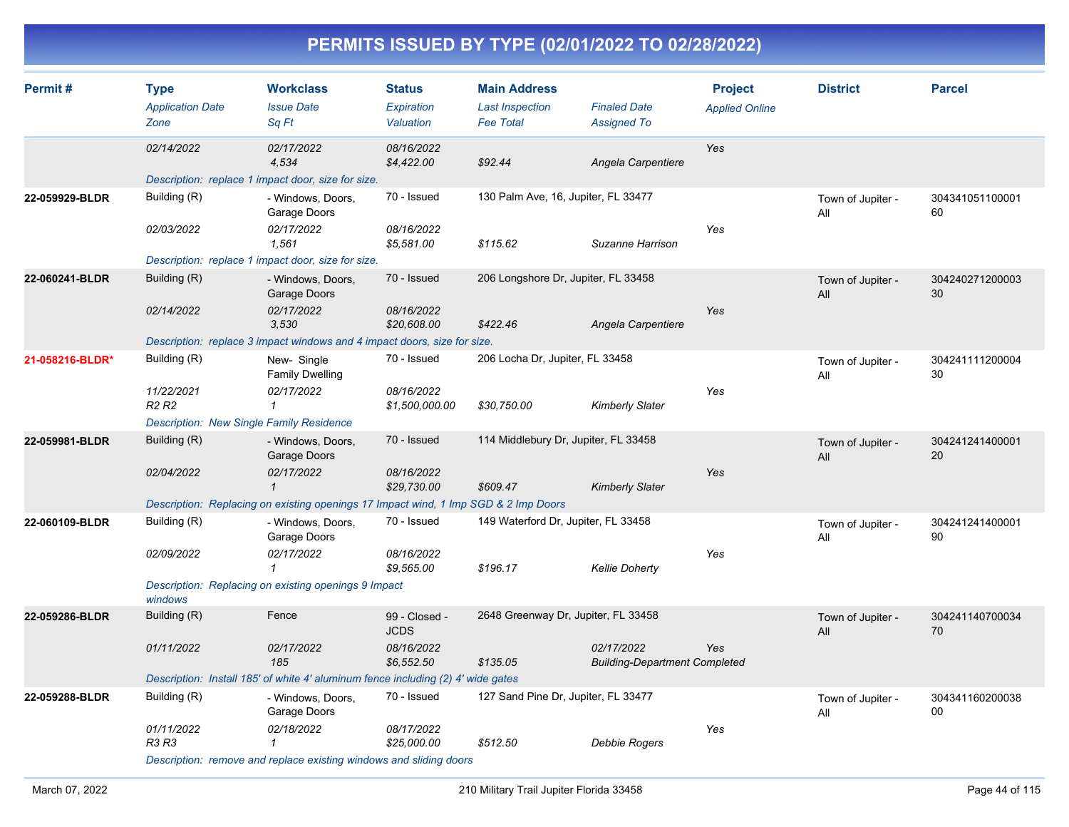# PERMITS ISSUED BY TYPE (02/01/2022 TO 02/28/2022)

| Permit # | Type<br>*Application Date*<br>*Zone* | Workclass<br>*Issue Date*<br>*Sq Ft* | Status<br>*Expiration*<br>*Valuation* | Main Address<br>*Last Inspection*<br>*Fee Total* | *Finaled Date*<br>*Assigned To* | Project<br>*Applied Online* | District | Parcel |
|---|---|---|---|---|---|---|---|---|
| | *02/14/2022* | *02/17/2022*<br>*4,534* | *08/16/2022*<br>*$4,422.00* | *$92.44* | *Angela Carpentiere* | *Yes* | | |
| | *Description: replace 1 impact door, size for size.* | | | | | | | |
| **22-059929-BLDR** | Building (R)<br>*02/03/2022* | - Windows, Doors, Garage Doors<br>*02/17/2022*<br>*1,561* | 70 - Issued<br>*08/16/2022*<br>*$5,581.00* | 130 Palm Ave, 16, Jupiter, FL 33477<br>*$115.62* | *Suzanne Harrison* | *Yes* | Town of Jupiter - All | 30434105110000160 |
| | *Description: replace 1 impact door, size for size.* | | | | | | | |
| **22-060241-BLDR** | Building (R)<br>*02/14/2022* | - Windows, Doors, Garage Doors<br>*02/17/2022*<br>*3,530* | 70 - Issued<br>*08/16/2022*<br>*$20,608.00* | 206 Longshore Dr, Jupiter, FL 33458<br>*$422.46* | *Angela Carpentiere* | *Yes* | Town of Jupiter - All | 30424027120000330 |
| | *Description: replace 3 impact windows and 4 impact doors, size for size.* | | | | | | | |
| **21-058216-BLDR*** | Building (R)<br>*11/22/2021*<br>*R2 R2* | New- Single Family Dwelling<br>*02/17/2022*<br>*1* | 70 - Issued<br>*08/16/2022*<br>*$1,500,000.00* | 206 Locha Dr, Jupiter, FL 33458<br>*$30,750.00* | *Kimberly Slater* | *Yes* | Town of Jupiter - All | 30424111120000430 |
| | *Description: New Single Family Residence* | | | | | | | |
| **22-059981-BLDR** | Building (R)<br>*02/04/2022* | - Windows, Doors, Garage Doors<br>*02/17/2022*<br>*1* | 70 - Issued<br>*08/16/2022*<br>*$29,730.00* | 114 Middlebury Dr, Jupiter, FL 33458<br>*$609.47* | *Kimberly Slater* | *Yes* | Town of Jupiter - All | 30424124140000120 |
| | *Description: Replacing on existing openings 17 Impact wind, 1 Imp SGD & 2 Imp Doors* | | | | | | | |
| **22-060109-BLDR** | Building (R)<br>*02/09/2022* | - Windows, Doors, Garage Doors<br>*02/17/2022*<br>*1* | 70 - Issued<br>*08/16/2022*<br>*$9,565.00* | 149 Waterford Dr, Jupiter, FL 33458<br>*$196.17* | *Kellie Doherty* | *Yes* | Town of Jupiter - All | 30424124140000190 |
| | *Description: Replacing on existing openings 9 Impact windows* | | | | | | | |
| **22-059286-BLDR** | Building (R)<br>*01/11/2022* | Fence<br>*02/17/2022*<br>*185* | 99 - Closed - JCDS<br>*08/16/2022*<br>*$6,552.50* | 2648 Greenway Dr, Jupiter, FL 33458<br>*$135.05* | *02/17/2022*<br>*Building-Department Completed* | *Yes* | Town of Jupiter - All | 30424114070003470 |
| | *Description: Install 185' of white 4' aluminum fence including (2) 4' wide gates* | | | | | | | |
| **22-059288-BLDR** | Building (R)<br>*01/11/2022*<br>*R3 R3* | - Windows, Doors, Garage Doors<br>*02/18/2022*<br>*1* | 70 - Issued<br>*08/17/2022*<br>*$25,000.00* | 127 Sand Pine Dr, Jupiter, FL 33477<br>*$512.50* | *Debbie Rogers* | *Yes* | Town of Jupiter - All | 30434116020003800 |
| | *Description: remove and replace existing windows and sliding doors* | | | | | | | |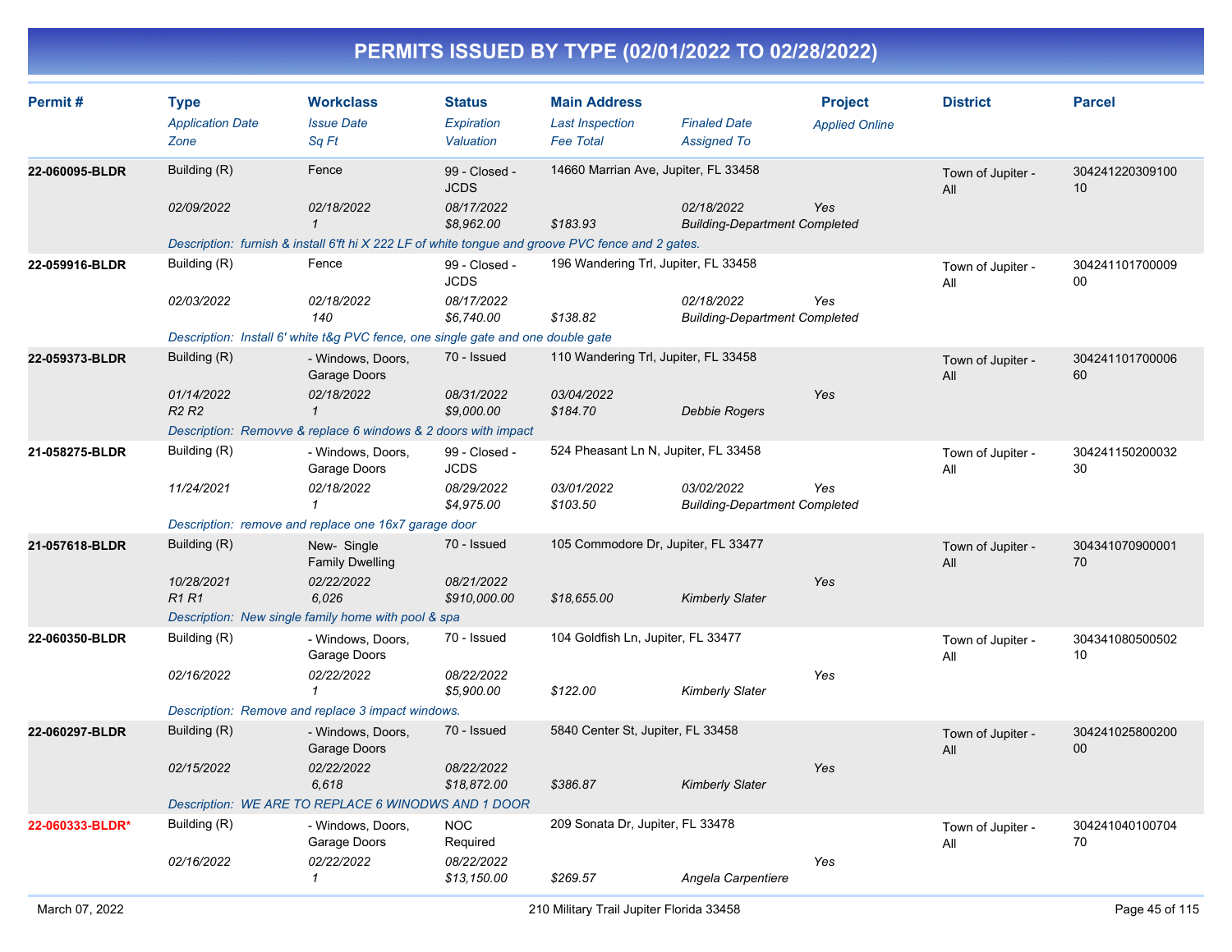# PERMITS ISSUED BY TYPE (02/01/2022 TO 02/28/2022)

| Permit # | Type | Workclass | Status | Main Address | | Project | District | Parcel |
|---|---|---|---|---|---|---|---|---|
| | *Application Date* | *Issue Date* | *Expiration* | *Last Inspection* | *Finaled Date* | *Applied Online* | | |
| | *Zone* | *Sq Ft* | *Valuation* | *Fee Total* | *Assigned To* | | | |
| **22-060095-BLDR** | Building (R) | Fence | 99 - Closed - JCDS | 14660 Marrian Ave, Jupiter, FL 33458 | | | Town of Jupiter - All | 30424122030910010 |
| | *02/09/2022* | *02/18/2022* | *08/17/2022* | | *02/18/2022* | *Yes* | | |
| | | *1* | *$8,962.00* | *$183.93* | *Building-Department Completed* | | | |
| | *Description: furnish & install 6'ft hi X 222 LF of white tongue and groove PVC fence and 2 gates.* | | | | | | | |
| **22-059916-BLDR** | Building (R) | Fence | 99 - Closed - JCDS | 196 Wandering Trl, Jupiter, FL 33458 | | | Town of Jupiter - All | 30424110170000900 |
| | *02/03/2022* | *02/18/2022* | *08/17/2022* | | *02/18/2022* | *Yes* | | |
| | | *140* | *$6,740.00* | *$138.82* | *Building-Department Completed* | | | |
| | *Description: Install 6' white t&g PVC fence, one single gate and one double gate* | | | | | | | |
| **22-059373-BLDR** | Building (R) | - Windows, Doors, Garage Doors | 70 - Issued | 110 Wandering Trl, Jupiter, FL 33458 | | | Town of Jupiter - All | 30424110170000660 |
| | *01/14/2022* | *02/18/2022* | *08/31/2022* | *03/04/2022* | | *Yes* | | |
| | *R2 R2* | *1* | *$9,000.00* | *$184.70* | *Debbie Rogers* | | | |
| | *Description: Removve & replace 6 windows & 2 doors with impact* | | | | | | | |
| **21-058275-BLDR** | Building (R) | - Windows, Doors, Garage Doors | 99 - Closed - JCDS | 524 Pheasant Ln N, Jupiter, FL 33458 | | | Town of Jupiter - All | 30424115020003230 |
| | *11/24/2021* | *02/18/2022* | *08/29/2022* | *03/01/2022* | *03/02/2022* | *Yes* | | |
| | | *1* | *$4,975.00* | *$103.50* | *Building-Department Completed* | | | |
| | *Description: remove and replace one 16x7 garage door* | | | | | | | |
| **21-057618-BLDR** | Building (R) | New- Single Family Dwelling | 70 - Issued | 105 Commodore Dr, Jupiter, FL 33477 | | | Town of Jupiter - All | 30434107090000170 |
| | *10/28/2021* | *02/22/2022* | *08/21/2022* | | | *Yes* | | |
| | *R1 R1* | *6,026* | *$910,000.00* | *$18,655.00* | *Kimberly Slater* | | | |
| | *Description: New single family home with pool & spa* | | | | | | | |
| **22-060350-BLDR** | Building (R) | - Windows, Doors, Garage Doors | 70 - Issued | 104 Goldfish Ln, Jupiter, FL 33477 | | | Town of Jupiter - All | 30434108050050210 |
| | *02/16/2022* | *02/22/2022* | *08/22/2022* | | | *Yes* | | |
| | | *1* | *$5,900.00* | *$122.00* | *Kimberly Slater* | | | |
| | *Description: Remove and replace 3 impact windows.* | | | | | | | |
| **22-060297-BLDR** | Building (R) | - Windows, Doors, Garage Doors | 70 - Issued | 5840 Center St, Jupiter, FL 33458 | | | Town of Jupiter - All | 30424102580020000 |
| | *02/15/2022* | *02/22/2022* | *08/22/2022* | | | *Yes* | | |
| | | *6,618* | *$18,872.00* | *$386.87* | *Kimberly Slater* | | | |
| | *Description: WE ARE TO REPLACE 6 WINODWS AND 1 DOOR* | | | | | | | |
| **22-060333-BLDR*** | Building (R) | - Windows, Doors, Garage Doors | NOC Required | 209 Sonata Dr, Jupiter, FL 33478 | | | Town of Jupiter - All | 30424104010070470 |
| | *02/16/2022* | *02/22/2022* | *08/22/2022* | | | *Yes* | | |
| | | *1* | *$13,150.00* | *$269.57* | *Angela Carpentiere* | | | |

March 07, 2022 — 210 Military Trail Jupiter Florida 33458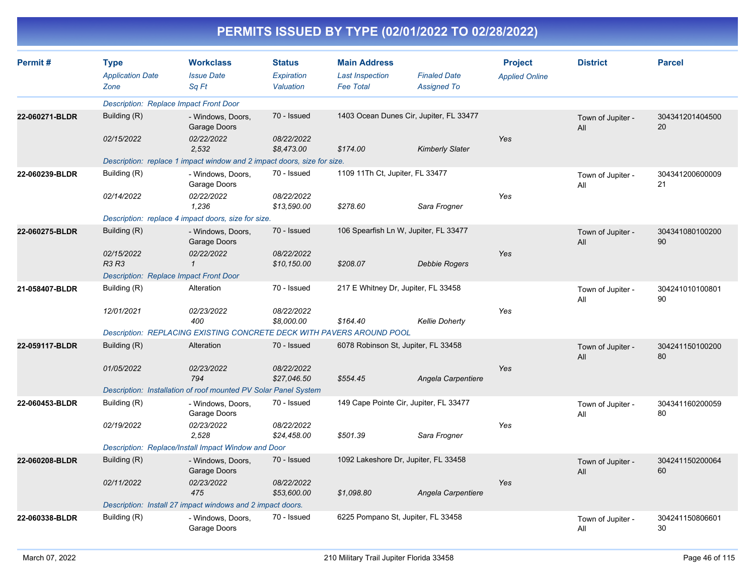# PERMITS ISSUED BY TYPE (02/01/2022 TO 02/28/2022)

| Permit # | Type / Application Date / Zone | Workclass / Issue Date / Sq Ft | Status / Expiration / Valuation | Main Address / Last Inspection / Fee Total | Finaled Date / Assigned To | Project / Applied Online | District | Parcel |
|---|---|---|---|---|---|---|---|---|
| | Description: Replace Impact Front Door | | | | | | | |
| 22-060271-BLDR | Building (R) | - Windows, Doors, Garage Doors | 70 - Issued | 1403 Ocean Dunes Cir, Jupiter, FL 33477 | | | Town of Jupiter - All | 30434120140450020 |
| | 02/15/2022 | 02/22/2022 | 08/22/2022 | | | Yes | | |
| | | 2,532 | $8,473.00 | $174.00 | Kimberly Slater | | | |
| | Description: replace 1 impact window and 2 impact doors, size for size. | | | | | | | |
| 22-060239-BLDR | Building (R) | - Windows, Doors, Garage Doors | 70 - Issued | 1109 11Th Ct, Jupiter, FL 33477 | | | Town of Jupiter - All | 30434120060000921 |
| | 02/14/2022 | 02/22/2022 | 08/22/2022 | | | Yes | | |
| | | 1,236 | $13,590.00 | $278.60 | Sara Frogner | | | |
| | Description: replace 4 impact doors, size for size. | | | | | | | |
| 22-060275-BLDR | Building (R) | - Windows, Doors, Garage Doors | 70 - Issued | 106 Spearfish Ln W, Jupiter, FL 33477 | | | Town of Jupiter - All | 30434108010020090 |
| | 02/15/2022 | 02/22/2022 | 08/22/2022 | | | Yes | | |
| | R3 R3 | 1 | $10,150.00 | $208.07 | Debbie Rogers | | | |
| | Description: Replace Impact Front Door | | | | | | | |
| 21-058407-BLDR | Building (R) | Alteration | 70 - Issued | 217 E Whitney Dr, Jupiter, FL 33458 | | | Town of Jupiter - All | 30424101010080190 |
| | 12/01/2021 | 02/23/2022 | 08/22/2022 | | | Yes | | |
| | | 400 | $8,000.00 | $164.40 | Kellie Doherty | | | |
| | Description: REPLACING EXISTING CONCRETE DECK WITH PAVERS AROUND POOL | | | | | | | |
| 22-059117-BLDR | Building (R) | Alteration | 70 - Issued | 6078 Robinson St, Jupiter, FL 33458 | | | Town of Jupiter - All | 30424115010020080 |
| | 01/05/2022 | 02/23/2022 | 08/22/2022 | | | Yes | | |
| | | 794 | $27,046.50 | $554.45 | Angela Carpentiere | | | |
| | Description: Installation of roof mounted PV Solar Panel System | | | | | | | |
| 22-060453-BLDR | Building (R) | - Windows, Doors, Garage Doors | 70 - Issued | 149 Cape Pointe Cir, Jupiter, FL 33477 | | | Town of Jupiter - All | 30434116020005980 |
| | 02/19/2022 | 02/23/2022 | 08/22/2022 | | | Yes | | |
| | | 2,528 | $24,458.00 | $501.39 | Sara Frogner | | | |
| | Description: Replace/Install Impact Window and Door | | | | | | | |
| 22-060208-BLDR | Building (R) | - Windows, Doors, Garage Doors | 70 - Issued | 1092 Lakeshore Dr, Jupiter, FL 33458 | | | Town of Jupiter - All | 30424115020006460 |
| | 02/11/2022 | 02/23/2022 | 08/22/2022 | | | Yes | | |
| | | 475 | $53,600.00 | $1,098.80 | Angela Carpentiere | | | |
| | Description: Install 27 impact windows and 2 impact doors. | | | | | | | |
| 22-060338-BLDR | Building (R) | - Windows, Doors, Garage Doors | 70 - Issued | 6225 Pompano St, Jupiter, FL 33458 | | | Town of Jupiter - All | 30424115080660130 |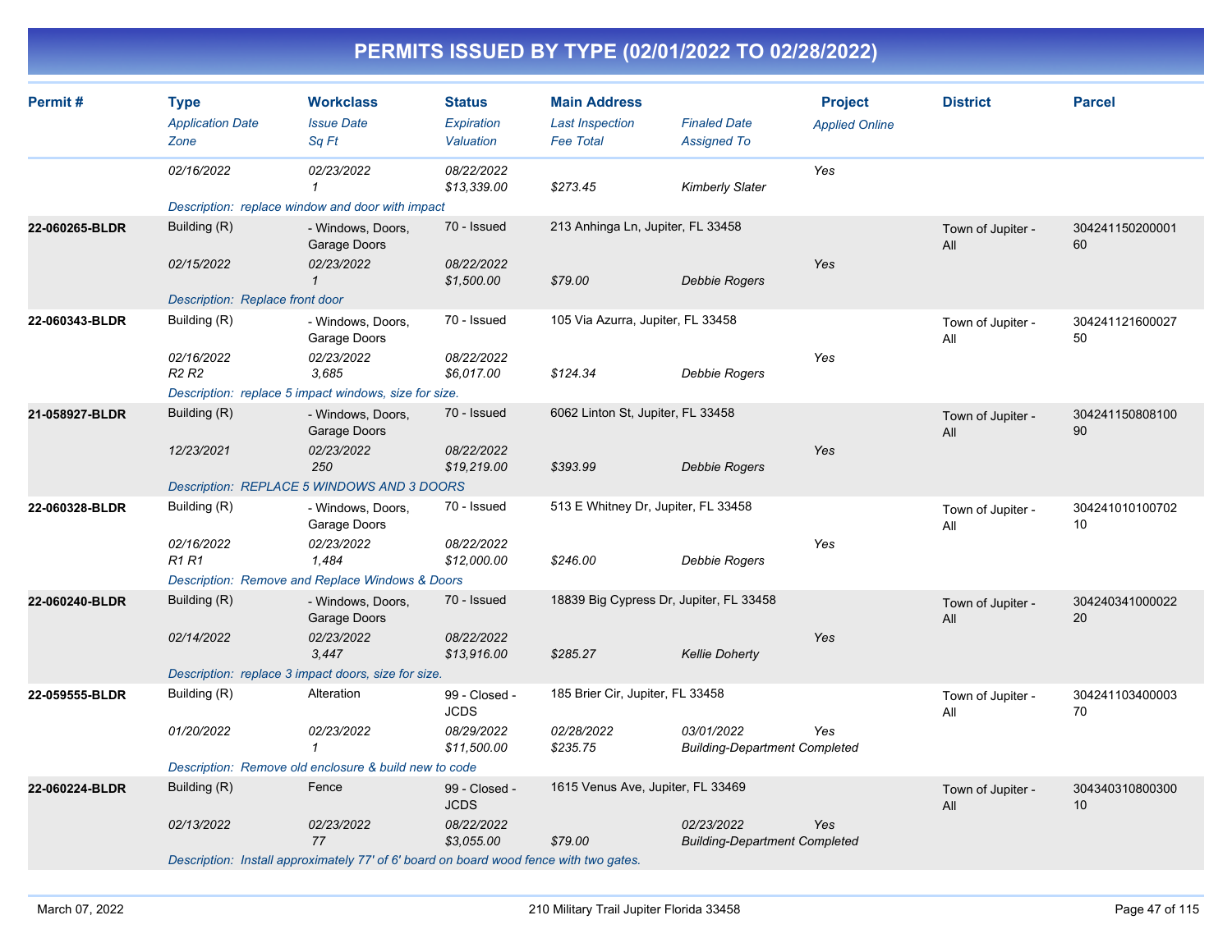# PERMITS ISSUED BY TYPE (02/01/2022 TO 02/28/2022)

| Permit # | Type<br>*Application Date*<br>*Zone* | Workclass<br>*Issue Date*<br>*Sq Ft* | Status<br>*Expiration*<br>*Valuation* | Main Address<br>*Last Inspection*<br>*Fee Total* | *Finaled Date*<br>*Assigned To* | Project<br>*Applied Online* | District | Parcel |
|---|---|---|---|---|---|---|---|---|
| | *02/16/2022* | *02/23/2022*<br>*1* | *08/22/2022*<br>*$13,339.00* | *$273.45* | *Kimberly Slater* | *Yes* | | |
| | *Description: replace window and door with impact* | | | | | | | |
| **22-060265-BLDR** | Building (R)<br>*02/15/2022* | - Windows, Doors, Garage Doors<br>*02/23/2022*<br>*1* | 70 - Issued<br>*08/22/2022*<br>*$1,500.00* | 213 Anhinga Ln, Jupiter, FL 33458<br>*$79.00* | *Debbie Rogers* | *Yes* | Town of Jupiter - All | 30424115020000160 |
| | *Description: Replace front door* | | | | | | | |
| **22-060343-BLDR** | Building (R)<br>*02/16/2022*<br>*R2 R2* | - Windows, Doors, Garage Doors<br>*02/23/2022*<br>*3,685* | 70 - Issued<br>*08/22/2022*<br>*$6,017.00* | 105 Via Azurra, Jupiter, FL 33458<br>*$124.34* | *Debbie Rogers* | *Yes* | Town of Jupiter - All | 30424112160002750 |
| | *Description: replace 5 impact windows, size for size.* | | | | | | | |
| **21-058927-BLDR** | Building (R)<br>*12/23/2021* | - Windows, Doors, Garage Doors<br>*02/23/2022*<br>*250* | 70 - Issued<br>*08/22/2022*<br>*$19,219.00* | 6062 Linton St, Jupiter, FL 33458<br>*$393.99* | *Debbie Rogers* | *Yes* | Town of Jupiter - All | 30424115080810090 |
| | *Description: REPLACE 5 WINDOWS AND 3 DOORS* | | | | | | | |
| **22-060328-BLDR** | Building (R)<br>*02/16/2022*<br>*R1 R1* | - Windows, Doors, Garage Doors<br>*02/23/2022*<br>*1,484* | 70 - Issued<br>*08/22/2022*<br>*$12,000.00* | 513 E Whitney Dr, Jupiter, FL 33458<br>*$246.00* | *Debbie Rogers* | *Yes* | Town of Jupiter - All | 30424101010070210 |
| | *Description: Remove and Replace Windows & Doors* | | | | | | | |
| **22-060240-BLDR** | Building (R)<br>*02/14/2022* | - Windows, Doors, Garage Doors<br>*02/23/2022*<br>*3,447* | 70 - Issued<br>*08/22/2022*<br>*$13,916.00* | 18839 Big Cypress Dr, Jupiter, FL 33458<br>*$285.27* | *Kellie Doherty* | *Yes* | Town of Jupiter - All | 30424034100002220 |
| | *Description: replace 3 impact doors, size for size.* | | | | | | | |
| **22-059555-BLDR** | Building (R)<br>*01/20/2022* | Alteration<br>*02/23/2022*<br>*1* | 99 - Closed - JCDS<br>*08/29/2022*<br>*$11,500.00* | 185 Brier Cir, Jupiter, FL 33458<br>*02/28/2022*<br>*$235.75* | *03/01/2022*<br>*Building-Department Completed* | *Yes* | Town of Jupiter - All | 30424110340000370 |
| | *Description: Remove old enclosure & build new to code* | | | | | | | |
| **22-060224-BLDR** | Building (R)<br>*02/13/2022* | Fence<br>*02/23/2022*<br>*77* | 99 - Closed - JCDS<br>*08/22/2022*<br>*$3,055.00* | 1615 Venus Ave, Jupiter, FL 33469<br>*$79.00* | *02/23/2022*<br>*Building-Department Completed* | *Yes* | Town of Jupiter - All | 30434031080030010 |
| | *Description: Install approximately 77' of 6' board on board wood fence with two gates.* | | | | | | | |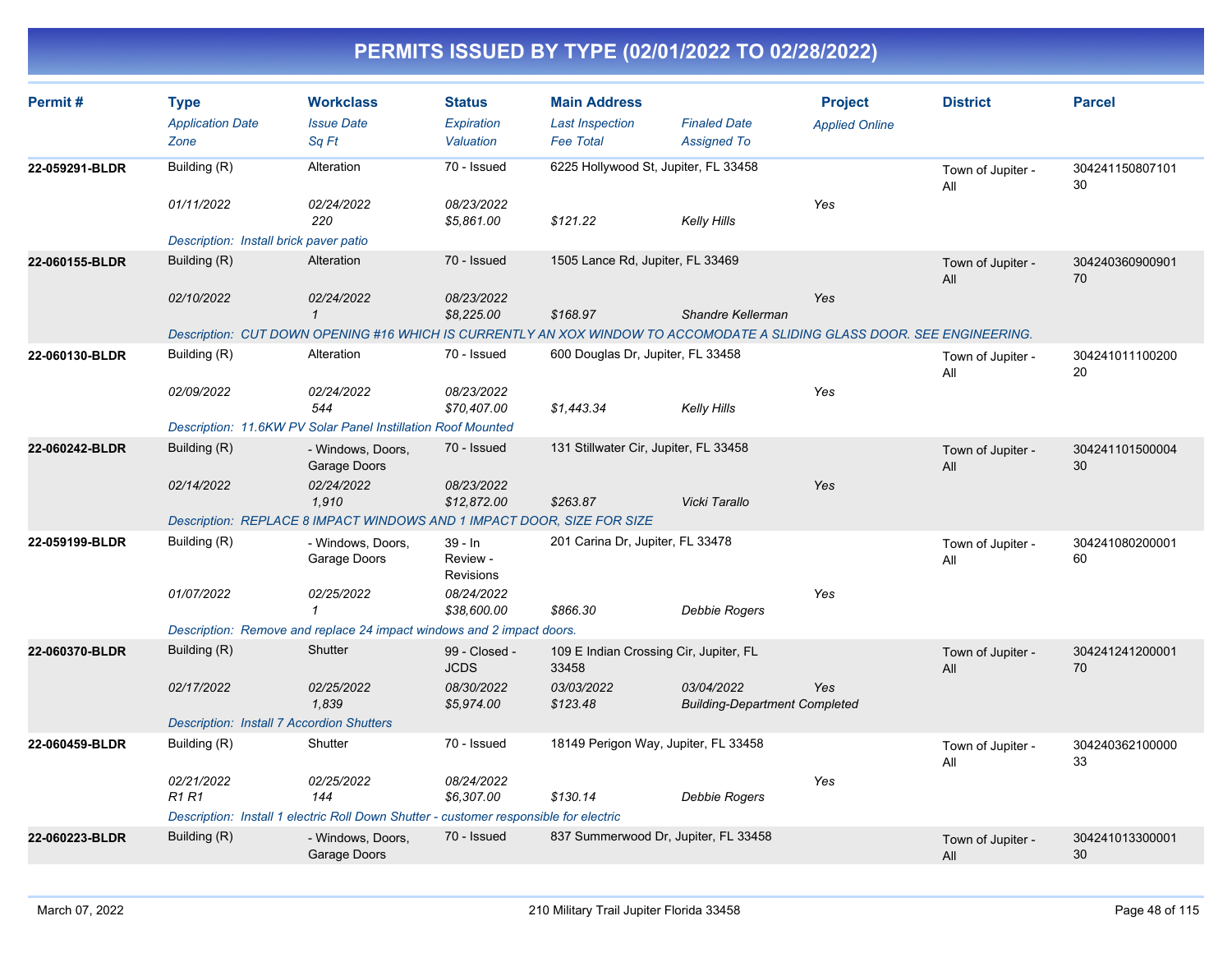# PERMITS ISSUED BY TYPE (02/01/2022 TO 02/28/2022)

| Permit # | Type | Workclass | Status | Main Address | | Project | District | Parcel |
|---|---|---|---|---|---|---|---|---|
| | *Application Date* | *Issue Date* | *Expiration* | *Last Inspection* | *Finaled Date* | *Applied Online* | | |
| | *Zone* | *Sq Ft* | *Valuation* | *Fee Total* | *Assigned To* | | | |
| **22-059291-BLDR** | Building (R) | Alteration | 70 - Issued | 6225 Hollywood St, Jupiter, FL 33458 | | | Town of Jupiter - All | 30424115080710130 |
| | *01/11/2022* | *02/24/2022* | *08/23/2022* | | | *Yes* | | |
| | | *220* | *$5,861.00* | *$121.22* | *Kelly Hills* | | | |
| | *Description: Install brick paver patio* | | | | | | | |
| **22-060155-BLDR** | Building (R) | Alteration | 70 - Issued | 1505 Lance Rd, Jupiter, FL 33469 | | | Town of Jupiter - All | 30424036090090170 |
| | *02/10/2022* | *02/24/2022* | *08/23/2022* | | | *Yes* | | |
| | | *1* | *$8,225.00* | *$168.97* | *Shandre Kellerman* | | | |
| | *Description: CUT DOWN OPENING #16 WHICH IS CURRENTLY AN XOX WINDOW TO ACCOMODATE A SLIDING GLASS DOOR. SEE ENGINEERING.* | | | | | | | |
| **22-060130-BLDR** | Building (R) | Alteration | 70 - Issued | 600 Douglas Dr, Jupiter, FL 33458 | | | Town of Jupiter - All | 30424101110020020 |
| | *02/09/2022* | *02/24/2022* | *08/23/2022* | | | *Yes* | | |
| | | *544* | *$70,407.00* | *$1,443.34* | *Kelly Hills* | | | |
| | *Description: 11.6KW PV Solar Panel Instillation Roof Mounted* | | | | | | | |
| **22-060242-BLDR** | Building (R) | - Windows, Doors, Garage Doors | 70 - Issued | 131 Stillwater Cir, Jupiter, FL 33458 | | | Town of Jupiter - All | 30424110150000430 |
| | *02/14/2022* | *02/24/2022* | *08/23/2022* | | | *Yes* | | |
| | | *1,910* | *$12,872.00* | *$263.87* | *Vicki Tarallo* | | | |
| | *Description: REPLACE 8 IMPACT WINDOWS AND 1 IMPACT DOOR, SIZE FOR SIZE* | | | | | | | |
| **22-059199-BLDR** | Building (R) | - Windows, Doors, Garage Doors | 39 - In Review - Revisions | 201 Carina Dr, Jupiter, FL 33478 | | | Town of Jupiter - All | 30424108020000160 |
| | *01/07/2022* | *02/25/2022* | *08/24/2022* | | | *Yes* | | |
| | | *1* | *$38,600.00* | *$866.30* | *Debbie Rogers* | | | |
| | *Description: Remove and replace 24 impact windows and 2 impact doors.* | | | | | | | |
| **22-060370-BLDR** | Building (R) | Shutter | 99 - Closed - JCDS | 109 E Indian Crossing Cir, Jupiter, FL 33458 | | | Town of Jupiter - All | 30424124120000170 |
| | *02/17/2022* | *02/25/2022* | *08/30/2022* | *03/03/2022* | *03/04/2022* | *Yes* | | |
| | | *1,839* | *$5,974.00* | *$123.48* | *Building-Department Completed* | | | |
| | *Description: Install 7 Accordion Shutters* | | | | | | | |
| **22-060459-BLDR** | Building (R) | Shutter | 70 - Issued | 18149 Perigon Way, Jupiter, FL 33458 | | | Town of Jupiter - All | 30424036210000033 |
| | *02/21/2022* | *02/25/2022* | *08/24/2022* | | | *Yes* | | |
| | *R1 R1* | *144* | *$6,307.00* | *$130.14* | *Debbie Rogers* | | | |
| | *Description: Install 1 electric Roll Down Shutter - customer responsible for electric* | | | | | | | |
| **22-060223-BLDR** | Building (R) | - Windows, Doors, Garage Doors | 70 - Issued | 837 Summerwood Dr, Jupiter, FL 33458 | | | Town of Jupiter - All | 30424101330000130 |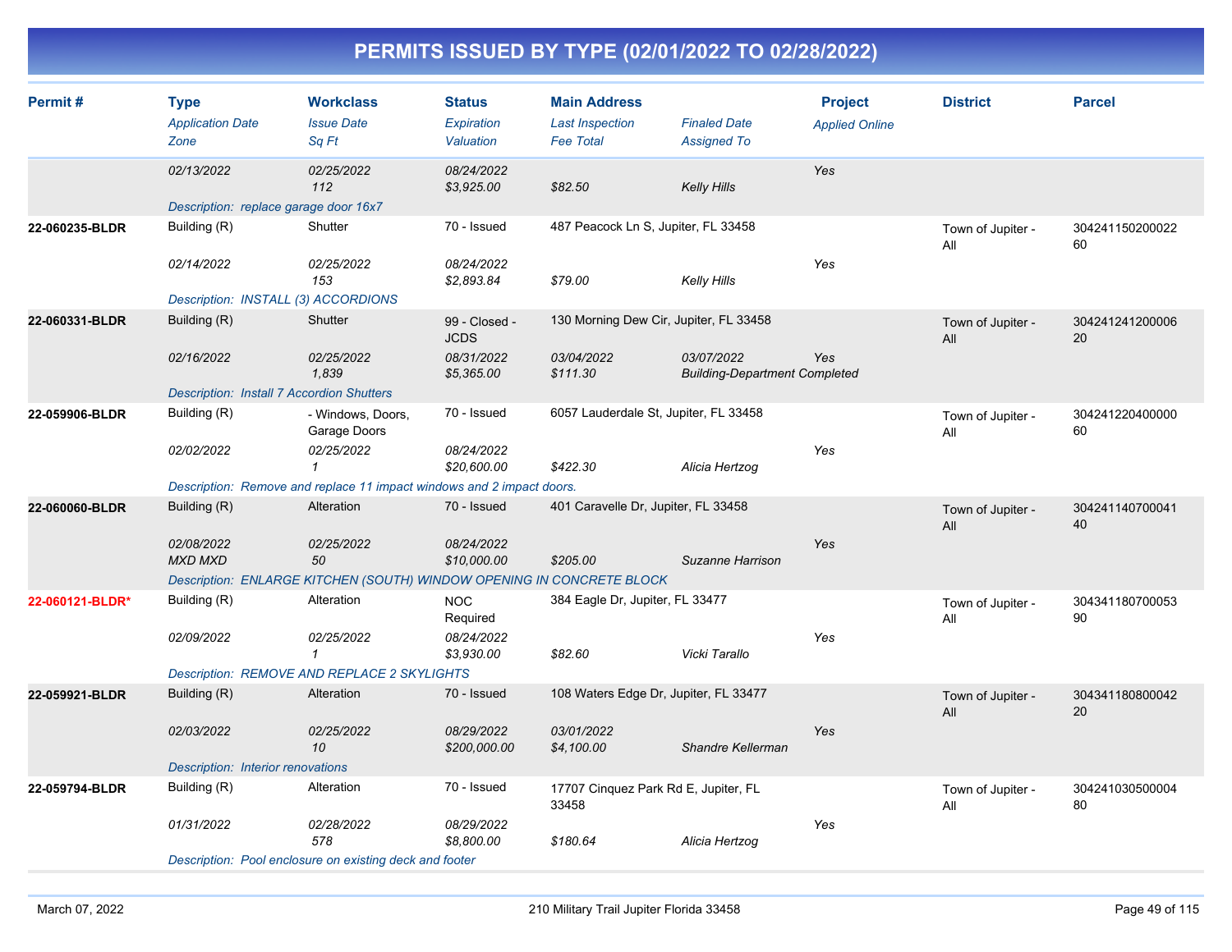# PERMITS ISSUED BY TYPE (02/01/2022 TO 02/28/2022)

| Permit # | Type<br>*Application Date*<br>*Zone* | Workclass<br>*Issue Date*<br>*Sq Ft* | Status<br>*Expiration*<br>*Valuation* | Main Address<br>*Last Inspection*<br>*Fee Total* | *Finaled Date*<br>*Assigned To* | Project<br>*Applied Online* | District | Parcel |
|---|---|---|---|---|---|---|---|---|
| | *02/13/2022* | *02/25/2022*<br>*112* | *08/24/2022*<br>*$3,925.00* | *$82.50* | *Kelly Hills* | Yes | | |
| | *Description: replace garage door 16x7* | | | | | | | |
| **22-060235-BLDR** | Building (R)<br>*02/14/2022* | Shutter<br>*02/25/2022*<br>*153* | 70 - Issued<br>*08/24/2022*<br>*$2,893.84* | 487 Peacock Ln S, Jupiter, FL 33458<br>*$79.00* | *Kelly Hills* | Yes | Town of Jupiter - All | 30424115020002260 |
| | *Description: INSTALL (3) ACCORDIONS* | | | | | | | |
| **22-060331-BLDR** | Building (R)<br>*02/16/2022* | Shutter<br>*02/25/2022*<br>*1,839* | 99 - Closed - JCDS<br>*08/31/2022*<br>*$5,365.00* | 130 Morning Dew Cir, Jupiter, FL 33458<br>*03/04/2022*<br>*$111.30* | *03/07/2022*<br>*Building-Department Completed* | Yes | Town of Jupiter - All | 30424124120000620 |
| | *Description: Install 7 Accordion Shutters* | | | | | | | |
| **22-059906-BLDR** | Building (R)<br>*02/02/2022* | - Windows, Doors, Garage Doors<br>*02/25/2022*<br>*1* | 70 - Issued<br>*08/24/2022*<br>*$20,600.00* | 6057 Lauderdale St, Jupiter, FL 33458<br>*$422.30* | *Alicia Hertzog* | Yes | Town of Jupiter - All | 30424122040000060 |
| | *Description: Remove and replace 11 impact windows and 2 impact doors.* | | | | | | | |
| **22-060060-BLDR** | Building (R)<br>*02/08/2022*<br>*MXD MXD* | Alteration<br>*02/25/2022*<br>*50* | 70 - Issued<br>*08/24/2022*<br>*$10,000.00* | 401 Caravelle Dr, Jupiter, FL 33458<br>*$205.00* | *Suzanne Harrison* | Yes | Town of Jupiter - All | 30424114070004140 |
| | *Description: ENLARGE KITCHEN (SOUTH) WINDOW OPENING IN CONCRETE BLOCK* | | | | | | | |
| **22-060121-BLDR*** | Building (R)<br>*02/09/2022* | Alteration<br>*02/25/2022*<br>*1* | NOC Required<br>*08/24/2022*<br>*$3,930.00* | 384 Eagle Dr, Jupiter, FL 33477<br>*$82.60* | *Vicki Tarallo* | Yes | Town of Jupiter - All | 30434118070005390 |
| | *Description: REMOVE AND REPLACE 2 SKYLIGHTS* | | | | | | | |
| **22-059921-BLDR** | Building (R)<br>*02/03/2022* | Alteration<br>*02/25/2022*<br>*10* | 70 - Issued<br>*08/29/2022*<br>*$200,000.00* | 108 Waters Edge Dr, Jupiter, FL 33477<br>*03/01/2022*<br>*$4,100.00* | *Shandre Kellerman* | Yes | Town of Jupiter - All | 30434118080004220 |
| | *Description: Interior renovations* | | | | | | | |
| **22-059794-BLDR** | Building (R)<br>*01/31/2022* | Alteration<br>*02/28/2022*<br>*578* | 70 - Issued<br>*08/29/2022*<br>*$8,800.00* | 17707 Cinquez Park Rd E, Jupiter, FL 33458<br>*$180.64* | *Alicia Hertzog* | Yes | Town of Jupiter - All | 30424103050000480 |
| | *Description: Pool enclosure on existing deck and footer* | | | | | | | |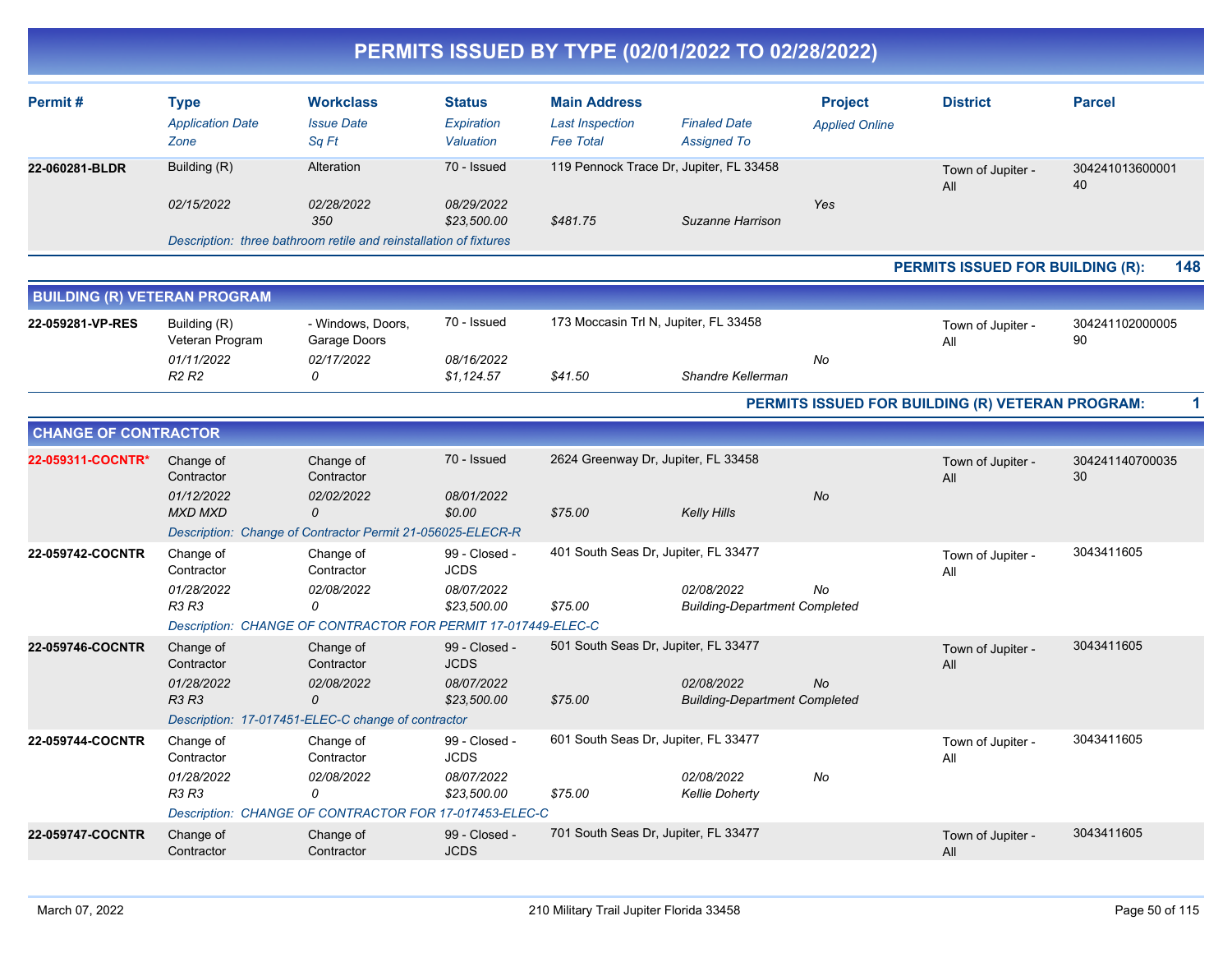# PERMITS ISSUED BY TYPE (02/01/2022 TO 02/28/2022)

| Permit # | Type / *Application Date* / *Zone* | Workclass / *Issue Date* / *Sq Ft* | Status / *Expiration* / *Valuation* | Main Address / *Last Inspection* / *Fee Total* | *Finaled Date* / *Assigned To* | Project / *Applied Online* | District | Parcel |
|---|---|---|---|---|---|---|---|---|
| 22-060281-BLDR | Building (R) / *02/15/2022* | Alteration / *02/28/2022* / *350* | 70 - Issued / *08/29/2022* / *$23,500.00* | 119 Pennock Trace Dr, Jupiter, FL 33458 / *$481.75* | *Suzanne Harrison* | *Yes* | Town of Jupiter - All | 30424101360000140 |
| | *Description: three bathroom retile and reinstallation of fixtures* | | | | | | | |

**PERMITS ISSUED FOR BUILDING (R): 148**

## BUILDING (R) VETERAN PROGRAM

| Permit # | Type / *Application Date* / *Zone* | Workclass / *Issue Date* / *Sq Ft* | Status / *Expiration* / *Valuation* | Main Address / *Last Inspection* / *Fee Total* | *Finaled Date* / *Assigned To* | Project / *Applied Online* | District | Parcel |
|---|---|---|---|---|---|---|---|---|
| 22-059281-VP-RES | Building (R) Veteran Program / *01/11/2022* / *R2 R2* | - Windows, Doors, Garage Doors / *02/17/2022* / *0* | 70 - Issued / *08/16/2022* / *$1,124.57* | 173 Moccasin Trl N, Jupiter, FL 33458 / *$41.50* | *Shandre Kellerman* | *No* | Town of Jupiter - All | 30424110200000590 |

**PERMITS ISSUED FOR BUILDING (R) VETERAN PROGRAM: 1**

## CHANGE OF CONTRACTOR

| Permit # | Type / *Application Date* / *Zone* | Workclass / *Issue Date* / *Sq Ft* | Status / *Expiration* / *Valuation* | Main Address / *Last Inspection* / *Fee Total* | *Finaled Date* / *Assigned To* | Project / *Applied Online* | District | Parcel |
|---|---|---|---|---|---|---|---|---|
| 22-059311-COCNTR* | Change of Contractor / *01/12/2022* / *MXD MXD* | Change of Contractor / *02/02/2022* / *0* | 70 - Issued / *08/01/2022* / *$0.00* | 2624 Greenway Dr, Jupiter, FL 33458 / *$75.00* | *Kelly Hills* | *No* | Town of Jupiter - All | 30424114070003530 |
| | *Description: Change of Contractor Permit 21-056025-ELECR-R* | | | | | | | |
| 22-059742-COCNTR | Change of Contractor / *01/28/2022* / *R3 R3* | Change of Contractor / *02/08/2022* / *0* | 99 - Closed - JCDS / *08/07/2022* / *$23,500.00* | 401 South Seas Dr, Jupiter, FL 33477 / *$75.00* | *02/08/2022* / *Building-Department Completed* | *No* | Town of Jupiter - All | 3043411605 |
| | *Description: CHANGE OF CONTRACTOR FOR PERMIT 17-017449-ELEC-C* | | | | | | | |
| 22-059746-COCNTR | Change of Contractor / *01/28/2022* / *R3 R3* | Change of Contractor / *02/08/2022* / *0* | 99 - Closed - JCDS / *08/07/2022* / *$23,500.00* | 501 South Seas Dr, Jupiter, FL 33477 / *$75.00* | *02/08/2022* / *Building-Department Completed* | *No* | Town of Jupiter - All | 3043411605 |
| | *Description: 17-017451-ELEC-C change of contractor* | | | | | | | |
| 22-059744-COCNTR | Change of Contractor / *01/28/2022* / *R3 R3* | Change of Contractor / *02/08/2022* / *0* | 99 - Closed - JCDS / *08/07/2022* / *$23,500.00* | 601 South Seas Dr, Jupiter, FL 33477 / *$75.00* | *02/08/2022* / *Kellie Doherty* | *No* | Town of Jupiter - All | 3043411605 |
| | *Description: CHANGE OF CONTRACTOR FOR 17-017453-ELEC-C* | | | | | | | |
| 22-059747-COCNTR | Change of Contractor | Change of Contractor | 99 - Closed - JCDS | 701 South Seas Dr, Jupiter, FL 33477 | | | Town of Jupiter - All | 3043411605 |

March 07, 2022 — 210 Military Trail Jupiter Florida 33458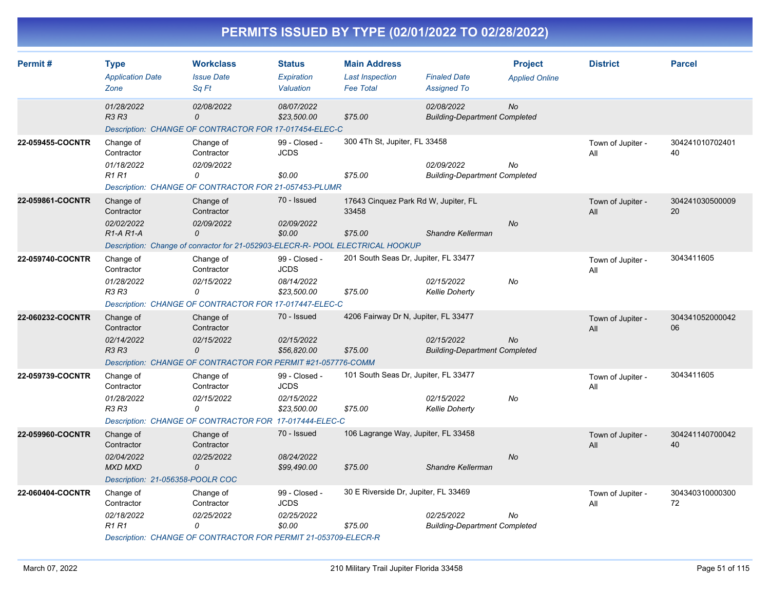# PERMITS ISSUED BY TYPE (02/01/2022 TO 02/28/2022)

| Permit # | Type / Application Date / Zone | Workclass / Issue Date / Sq Ft | Status / Expiration / Valuation | Main Address / Last Inspection / Fee Total | Finaled Date / Assigned To | Project / Applied Online | District | Parcel |
|---|---|---|---|---|---|---|---|---|
| | 01/28/2022<br>R3 R3 | 02/08/2022<br>0 | 08/07/2022<br>$23,500.00 | <br>$75.00 | 02/08/2022<br>Building-Department Completed | No | | |
| | Description: CHANGE OF CONTRACTOR FOR 17-017454-ELEC-C | | | | | | | |
| 22-059455-COCNTR | Change of Contractor<br>01/18/2022<br>R1 R1 | Change of Contractor<br>02/09/2022<br>0 | 99 - Closed - JCDS<br><br>$0.00 | 300 4Th St, Jupiter, FL 33458<br><br>$75.00 | 02/09/2022<br>Building-Department Completed | No | Town of Jupiter - All | 30424101070240140 |
| | Description: CHANGE OF CONTRACTOR FOR 21-057453-PLUMR | | | | | | | |
| 22-059861-COCNTR | Change of Contractor<br>02/02/2022<br>R1-A R1-A | Change of Contractor<br>02/09/2022<br>0 | 70 - Issued<br>02/09/2022<br>$0.00 | 17643 Cinquez Park Rd W, Jupiter, FL 33458<br><br>$75.00 | <br>Shandre Kellerman | No | Town of Jupiter - All | 30424103050000920 |
| | Description: Change of conractor for 21-052903-ELECR-R- POOL ELECTRICAL HOOKUP | | | | | | | |
| 22-059740-COCNTR | Change of Contractor<br>01/28/2022<br>R3 R3 | Change of Contractor<br>02/15/2022<br>0 | 99 - Closed - JCDS<br>08/14/2022<br>$23,500.00 | 201 South Seas Dr, Jupiter, FL 33477<br><br>$75.00 | 02/15/2022<br>Kellie Doherty | No | Town of Jupiter - All | 3043411605 |
| | Description: CHANGE OF CONTRACTOR FOR 17-017447-ELEC-C | | | | | | | |
| 22-060232-COCNTR | Change of Contractor<br>02/14/2022<br>R3 R3 | Change of Contractor<br>02/15/2022<br>0 | 70 - Issued<br>02/15/2022<br>$56,820.00 | 4206 Fairway Dr N, Jupiter, FL 33477<br><br>$75.00 | 02/15/2022<br>Building-Department Completed | No | Town of Jupiter - All | 30434105200004206 |
| | Description: CHANGE OF CONTRACTOR FOR PERMIT #21-057776-COMM | | | | | | | |
| 22-059739-COCNTR | Change of Contractor<br>01/28/2022<br>R3 R3 | Change of Contractor<br>02/15/2022<br>0 | 99 - Closed - JCDS<br>02/15/2022<br>$23,500.00 | 101 South Seas Dr, Jupiter, FL 33477<br><br>$75.00 | 02/15/2022<br>Kellie Doherty | No | Town of Jupiter - All | 3043411605 |
| | Description: CHANGE OF CONTRACTOR FOR 17-017444-ELEC-C | | | | | | | |
| 22-059960-COCNTR | Change of Contractor<br>02/04/2022<br>MXD MXD | Change of Contractor<br>02/25/2022<br>0 | 70 - Issued<br>08/24/2022<br>$99,490.00 | 106 Lagrange Way, Jupiter, FL 33458<br><br>$75.00 | <br>Shandre Kellerman | No | Town of Jupiter - All | 30424114070004240 |
| | Description: 21-056358-POOLR COC | | | | | | | |
| 22-060404-COCNTR | Change of Contractor<br>02/18/2022<br>R1 R1 | Change of Contractor<br>02/25/2022<br>0 | 99 - Closed - JCDS<br>02/25/2022<br>$0.00 | 30 E Riverside Dr, Jupiter, FL 33469<br><br>$75.00 | 02/25/2022<br>Building-Department Completed | No | Town of Jupiter - All | 30434031000030072 |
| | Description: CHANGE OF CONTRACTOR FOR PERMIT 21-053709-ELECR-R | | | | | | | |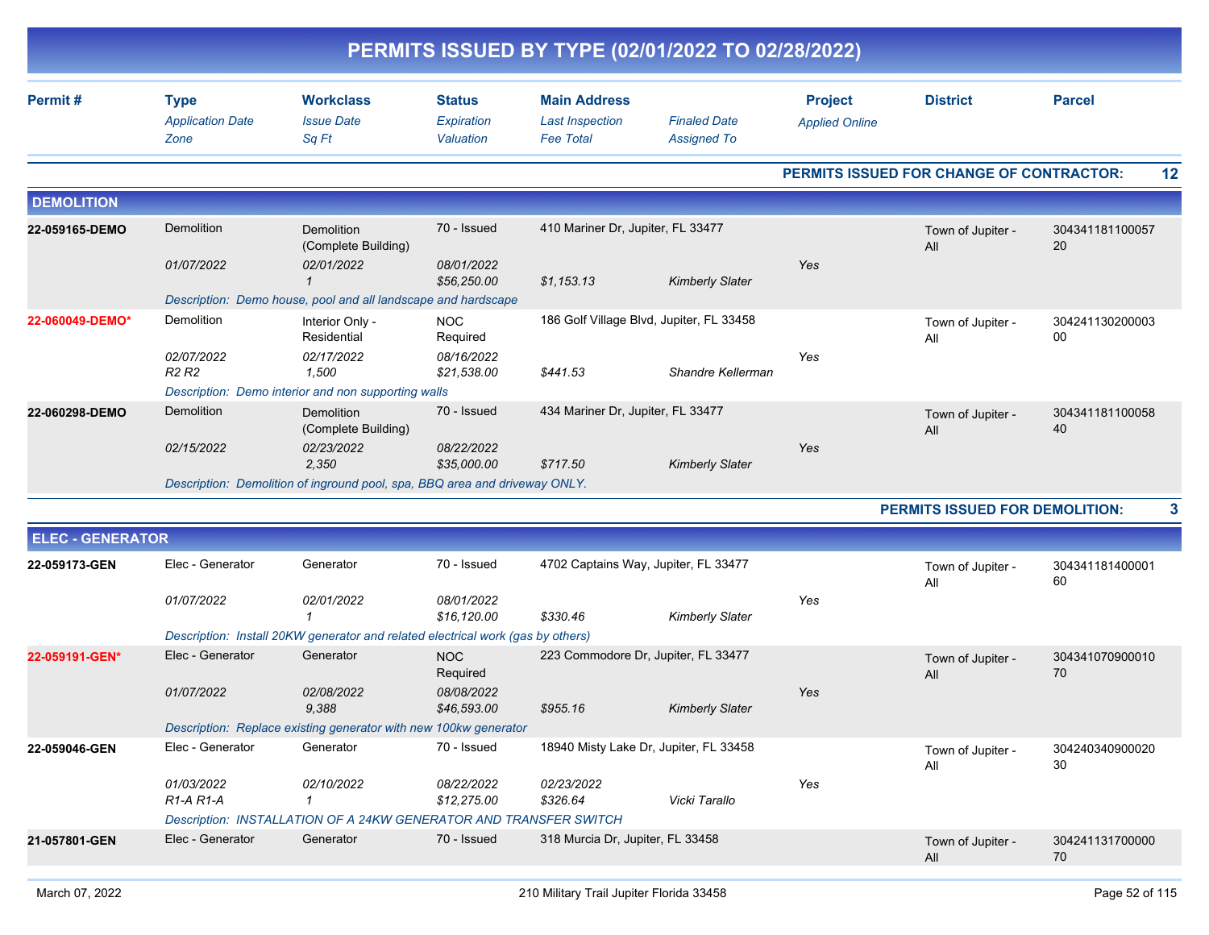# PERMITS ISSUED BY TYPE (02/01/2022 TO 02/28/2022)

| Permit # | Type / *Application Date* / *Zone* | Workclass / *Issue Date* / *Sq Ft* | Status / *Expiration* / *Valuation* | Main Address / *Last Inspection* / *Fee Total* | *Finaled Date* / *Assigned To* | Project / *Applied Online* | District | Parcel |
|---|---|---|---|---|---|---|---|---|

**PERMITS ISSUED FOR CHANGE OF CONTRACTOR: 12**

## DEMOLITION

| Permit # | Type / *Application Date* / *Zone* | Workclass / *Issue Date* / *Sq Ft* | Status / *Expiration* / *Valuation* | Main Address / *Last Inspection* / *Fee Total* | *Finaled Date* / *Assigned To* | Project / *Applied Online* | District | Parcel |
|---|---|---|---|---|---|---|---|---|
| 22-059165-DEMO | Demolition<br>*01/07/2022* | Demolition (Complete Building)<br>*02/01/2022*<br>*1* | 70 - Issued<br>*08/01/2022*<br>*$56,250.00* | 410 Mariner Dr, Jupiter, FL 33477<br>*$1,153.13* | *Kimberly Slater* | *Yes* | Town of Jupiter - All | 30434118110005720 |
| | *Description: Demo house, pool and all landscape and hardscape* | | | | | | | |
| 22-060049-DEMO* | Demolition<br>*02/07/2022*<br>*R2 R2* | Interior Only - Residential<br>*02/17/2022*<br>*1,500* | NOC Required<br>*08/16/2022*<br>*$21,538.00* | 186 Golf Village Blvd, Jupiter, FL 33458<br>*$441.53* | *Shandre Kellerman* | *Yes* | Town of Jupiter - All | 30424113020000300 |
| | *Description: Demo interior and non supporting walls* | | | | | | | |
| 22-060298-DEMO | Demolition<br>*02/15/2022* | Demolition (Complete Building)<br>*02/23/2022*<br>*2,350* | 70 - Issued<br>*08/22/2022*<br>*$35,000.00* | 434 Mariner Dr, Jupiter, FL 33477<br>*$717.50* | *Kimberly Slater* | *Yes* | Town of Jupiter - All | 30434118110005840 |
| | *Description: Demolition of inground pool, spa, BBQ area and driveway ONLY.* | | | | | | | |

**PERMITS ISSUED FOR DEMOLITION: 3**

## ELEC - GENERATOR

| Permit # | Type / *Application Date* / *Zone* | Workclass / *Issue Date* / *Sq Ft* | Status / *Expiration* / *Valuation* | Main Address / *Last Inspection* / *Fee Total* | *Finaled Date* / *Assigned To* | Project / *Applied Online* | District | Parcel |
|---|---|---|---|---|---|---|---|---|
| 22-059173-GEN | Elec - Generator<br>*01/07/2022* | Generator<br>*02/01/2022*<br>*1* | 70 - Issued<br>*08/01/2022*<br>*$16,120.00* | 4702 Captains Way, Jupiter, FL 33477<br>*$330.46* | *Kimberly Slater* | *Yes* | Town of Jupiter - All | 30434118140000160 |
| | *Description: Install 20KW generator and related electrical work (gas by others)* | | | | | | | |
| 22-059191-GEN* | Elec - Generator<br>*01/07/2022* | Generator<br>*02/08/2022*<br>*9,388* | NOC Required<br>*08/08/2022*<br>*$46,593.00* | 223 Commodore Dr, Jupiter, FL 33477<br>*$955.16* | *Kimberly Slater* | *Yes* | Town of Jupiter - All | 30434107090001070 |
| | *Description: Replace existing generator with new 100kw generator* | | | | | | | |
| 22-059046-GEN | Elec - Generator<br>*01/03/2022*<br>*R1-A R1-A* | Generator<br>*02/10/2022*<br>*1* | 70 - Issued<br>*08/22/2022*<br>*$12,275.00* | 18940 Misty Lake Dr, Jupiter, FL 33458<br>*02/23/2022*<br>*$326.64* | *Vicki Tarallo* | *Yes* | Town of Jupiter - All | 30424034090002030 |
| | *Description: INSTALLATION OF A 24KW GENERATOR AND TRANSFER SWITCH* | | | | | | | |
| 21-057801-GEN | Elec - Generator | Generator | 70 - Issued | 318 Murcia Dr, Jupiter, FL 33458 | | | Town of Jupiter - All | 30424113170000070 |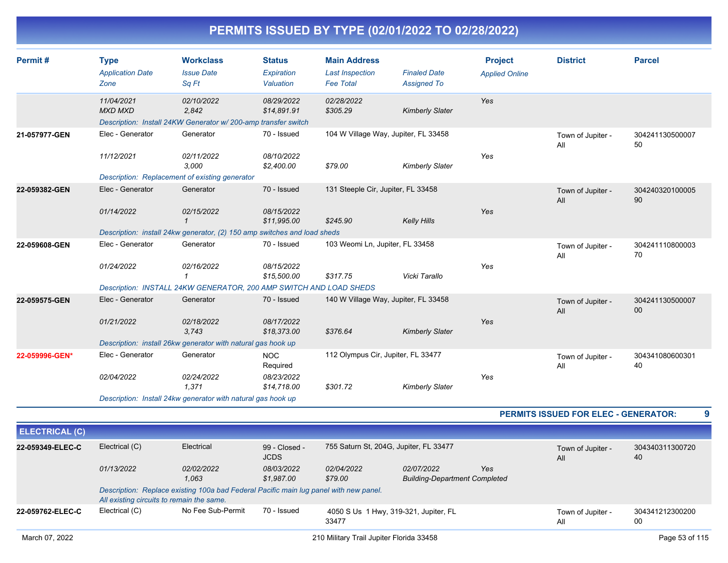# PERMITS ISSUED BY TYPE (02/01/2022 TO 02/28/2022)

| Permit # | Type | Workclass | Status | Main Address | | Project | District | Parcel |
|---|---|---|---|---|---|---|---|---|
| | *Application Date* | *Issue Date* | *Expiration* | *Last Inspection* | *Finaled Date* | *Applied Online* | | |
| | *Zone* | *Sq Ft* | *Valuation* | *Fee Total* | *Assigned To* | | | |
| | *11/04/2021* | *02/10/2022* | *08/29/2022* | *02/28/2022* | | *Yes* | | |
| | *MXD MXD* | *2,842* | *$14,891.91* | *$305.29* | *Kimberly Slater* | | | |
| | *Description: Install 24KW Generator w/ 200-amp transfer switch* | | | | | | | |
| **21-057977-GEN** | Elec - Generator | Generator | 70 - Issued | 104 W Village Way, Jupiter, FL 33458 | | | Town of Jupiter - All | 30424113050000750 |
| | *11/12/2021* | *02/11/2022* | *08/10/2022* | | | *Yes* | | |
| | | *3,000* | *$2,400.00* | *$79.00* | *Kimberly Slater* | | | |
| | *Description: Replacement of existing generator* | | | | | | | |
| **22-059382-GEN** | Elec - Generator | Generator | 70 - Issued | 131 Steeple Cir, Jupiter, FL 33458 | | | Town of Jupiter - All | 30424032010000590 |
| | *01/14/2022* | *02/15/2022* | *08/15/2022* | | | *Yes* | | |
| | | *1* | *$11,995.00* | *$245.90* | *Kelly Hills* | | | |
| | *Description: install 24kw generator, (2) 150 amp switches and load sheds* | | | | | | | |
| **22-059608-GEN** | Elec - Generator | Generator | 70 - Issued | 103 Weomi Ln, Jupiter, FL 33458 | | | Town of Jupiter - All | 30424111080000370 |
| | *01/24/2022* | *02/16/2022* | *08/15/2022* | | | *Yes* | | |
| | | *1* | *$15,500.00* | *$317.75* | *Vicki Tarallo* | | | |
| | *Description: INSTALL 24KW GENERATOR, 200 AMP SWITCH AND LOAD SHEDS* | | | | | | | |
| **22-059575-GEN** | Elec - Generator | Generator | 70 - Issued | 140 W Village Way, Jupiter, FL 33458 | | | Town of Jupiter - All | 30424113050000700 |
| | *01/21/2022* | *02/18/2022* | *08/17/2022* | | | *Yes* | | |
| | | *3,743* | *$18,373.00* | *$376.64* | *Kimberly Slater* | | | |
| | *Description: install 26kw generator with natural gas hook up* | | | | | | | |
| **22-059996-GEN*** | Elec - Generator | Generator | NOC Required | 112 Olympus Cir, Jupiter, FL 33477 | | | Town of Jupiter - All | 30434108060030140 |
| | *02/04/2022* | *02/24/2022* | *08/23/2022* | | | *Yes* | | |
| | | *1,371* | *$14,718.00* | *$301.72* | *Kimberly Slater* | | | |
| | *Description: Install 24kw generator with natural gas hook up* | | | | | | | |

**PERMITS ISSUED FOR ELEC - GENERATOR: 9**

## ELECTRICAL (C)

| Permit # | Type | Workclass | Status | Main Address | | Project | District | Parcel |
|---|---|---|---|---|---|---|---|---|
| **22-059349-ELEC-C** | Electrical (C) | Electrical | 99 - Closed - JCDS | 755 Saturn St, 204G, Jupiter, FL 33477 | | | Town of Jupiter - All | 30434031130072040 |
| | *01/13/2022* | *02/02/2022* | *08/03/2022* | *02/04/2022* | *02/07/2022* | *Yes* | | |
| | | *1,063* | *$1,987.00* | *$79.00* | *Building-Department Completed* | | | |
| | *Description: Replace existing 100a bad Federal Pacific main lug panel with new panel. All existing circuits to remain the same.* | | | | | | | |
| **22-059762-ELEC-C** | Electrical (C) | No Fee Sub-Permit | 70 - Issued | 4050 S Us 1 Hwy, 319-321, Jupiter, FL 33477 | | | Town of Jupiter - All | 30434121230020000 |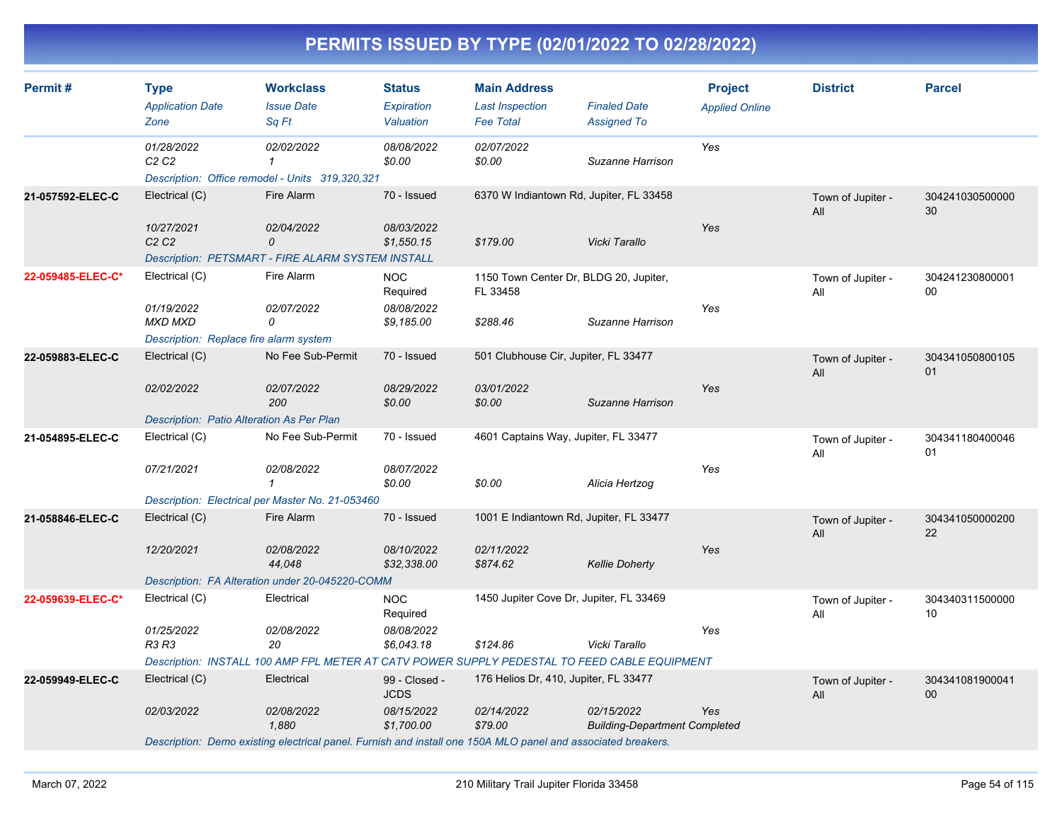# PERMITS ISSUED BY TYPE (02/01/2022 TO 02/28/2022)

| Permit # | Type<br>*Application Date*<br>*Zone* | Workclass<br>*Issue Date*<br>*Sq Ft* | Status<br>*Expiration*<br>*Valuation* | Main Address<br>*Last Inspection*<br>*Fee Total* | *Finaled Date*<br>*Assigned To* | Project<br>*Applied Online* | District | Parcel |
|---|---|---|---|---|---|---|---|---|
| | *01/28/2022*<br>*C2 C2* | *02/02/2022*<br>*1* | *08/08/2022*<br>*$0.00* | *02/07/2022*<br>*$0.00* | *Suzanne Harrison* | *Yes* | | |
| | *Description: Office remodel - Units 319,320,321* | | | | | | | |
| **21-057592-ELEC-C** | Electrical (C)<br>*10/27/2021*<br>*C2 C2* | Fire Alarm<br>*02/04/2022*<br>*0* | 70 - Issued<br>*08/03/2022*<br>*$1,550.15* | 6370 W Indiantown Rd, Jupiter, FL 33458<br><br>*$179.00* | *Vicki Tarallo* | *Yes* | Town of Jupiter - All | 30424103050000030 |
| | *Description: PETSMART - FIRE ALARM SYSTEM INSTALL* | | | | | | | |
| **22-059485-ELEC-C*** | Electrical (C)<br>*01/19/2022*<br>*MXD MXD* | Fire Alarm<br>*02/07/2022*<br>*0* | NOC Required<br>*08/08/2022*<br>*$9,185.00* | 1150 Town Center Dr, BLDG 20, Jupiter, FL 33458<br><br>*$288.46* | *Suzanne Harrison* | *Yes* | Town of Jupiter - All | 30424123080000100 |
| | *Description: Replace fire alarm system* | | | | | | | |
| **22-059883-ELEC-C** | Electrical (C)<br>*02/02/2022* | No Fee Sub-Permit<br>*02/07/2022*<br>*200* | 70 - Issued<br>*08/29/2022*<br>*$0.00* | 501 Clubhouse Cir, Jupiter, FL 33477<br>*03/01/2022*<br>*$0.00* | *Suzanne Harrison* | *Yes* | Town of Jupiter - All | 30434105080010501 |
| | *Description: Patio Alteration As Per Plan* | | | | | | | |
| **21-054895-ELEC-C** | Electrical (C)<br>*07/21/2021* | No Fee Sub-Permit<br>*02/08/2022*<br>*1* | 70 - Issued<br>*08/07/2022*<br>*$0.00* | 4601 Captains Way, Jupiter, FL 33477<br><br>*$0.00* | *Alicia Hertzog* | *Yes* | Town of Jupiter - All | 30434118040004601 |
| | *Description: Electrical per Master No. 21-053460* | | | | | | | |
| **21-058846-ELEC-C** | Electrical (C)<br>*12/20/2021* | Fire Alarm<br>*02/08/2022*<br>*44,048* | 70 - Issued<br>*08/10/2022*<br>*$32,338.00* | 1001 E Indiantown Rd, Jupiter, FL 33477<br>*02/11/2022*<br>*$874.62* | *Kellie Doherty* | *Yes* | Town of Jupiter - All | 30434105000020022 |
| | *Description: FA Alteration under 20-045220-COMM* | | | | | | | |
| **22-059639-ELEC-C*** | Electrical (C)<br>*01/25/2022*<br>*R3 R3* | Electrical<br>*02/08/2022*<br>*20* | NOC Required<br>*08/08/2022*<br>*$6,043.18* | 1450 Jupiter Cove Dr, Jupiter, FL 33469<br><br>*$124.86* | *Vicki Tarallo* | *Yes* | Town of Jupiter - All | 30434031150000010 |
| | *Description: INSTALL 100 AMP FPL METER AT CATV POWER SUPPLY PEDESTAL TO FEED CABLE EQUIPMENT* | | | | | | | |
| **22-059949-ELEC-C** | Electrical (C)<br>*02/03/2022* | Electrical<br>*02/08/2022*<br>*1,880* | 99 - Closed - JCDS<br>*08/15/2022*<br>*$1,700.00* | 176 Helios Dr, 410, Jupiter, FL 33477<br>*02/14/2022*<br>*$79.00* | *02/15/2022*<br>*Building-Department Completed* | *Yes* | Town of Jupiter - All | 30434108190004100 |
| | *Description: Demo existing electrical panel. Furnish and install one 150A MLO panel and associated breakers.* | | | | | | | |

March 07, 2022 — 210 Military Trail Jupiter Florida 33458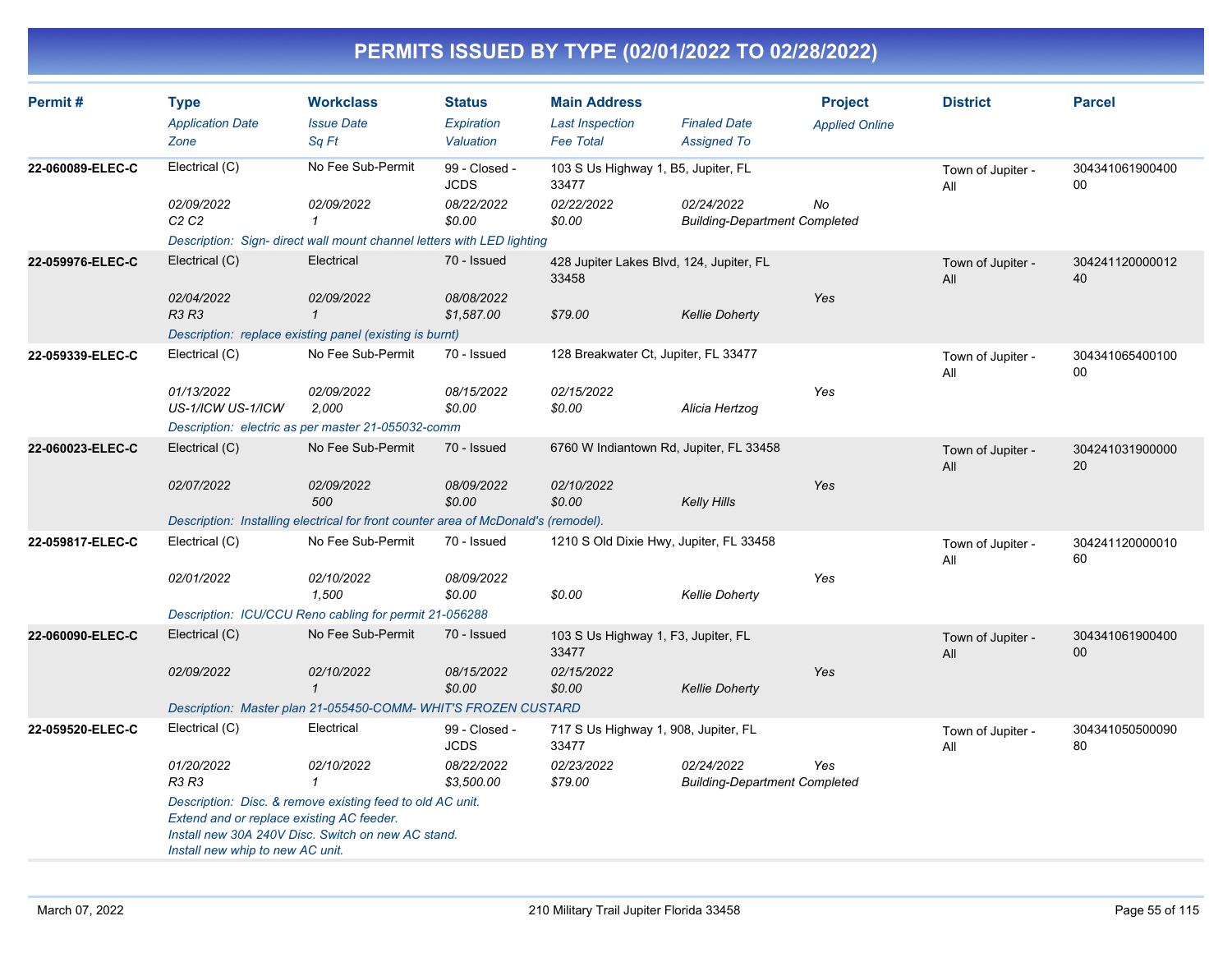# PERMITS ISSUED BY TYPE (02/01/2022 TO 02/28/2022)

| Permit # | Type<br>*Application Date*<br>*Zone* | Workclass<br>*Issue Date*<br>*Sq Ft* | Status<br>*Expiration*<br>*Valuation* | Main Address<br>*Last Inspection*<br>*Fee Total* | *Finaled Date*<br>*Assigned To* | Project<br>*Applied Online* | District | Parcel |
|---|---|---|---|---|---|---|---|---|
| **22-060089-ELEC-C** | Electrical (C)<br>*02/09/2022*<br>*C2 C2* | No Fee Sub-Permit<br>*02/09/2022*<br>*1* | 99 - Closed - JCDS<br>*08/22/2022*<br>*$0.00* | 103 S Us Highway 1, B5, Jupiter, FL 33477<br>*02/22/2022*<br>*$0.00* | *02/24/2022*<br>*Building-Department Completed* | *No* | Town of Jupiter - All | 30434106190040000 |
| | *Description: Sign- direct wall mount channel letters with LED lighting* | | | | | | | |
| **22-059976-ELEC-C** | Electrical (C)<br>*02/04/2022*<br>*R3 R3* | Electrical<br>*02/09/2022*<br>*1* | 70 - Issued<br>*08/08/2022*<br>*$1,587.00* | 428 Jupiter Lakes Blvd, 124, Jupiter, FL 33458<br><br>*$79.00* | <br>*Kellie Doherty* | *Yes* | Town of Jupiter - All | 30424112000001240 |
| | *Description: replace existing panel (existing is burnt)* | | | | | | | |
| **22-059339-ELEC-C** | Electrical (C)<br>*01/13/2022*<br>*US-1/ICW US-1/ICW* | No Fee Sub-Permit<br>*02/09/2022*<br>*2,000* | 70 - Issued<br>*08/15/2022*<br>*$0.00* | 128 Breakwater Ct, Jupiter, FL 33477<br>*02/15/2022*<br>*$0.00* | <br>*Alicia Hertzog* | *Yes* | Town of Jupiter - All | 30434106540010000 |
| | *Description: electric as per master 21-055032-comm* | | | | | | | |
| **22-060023-ELEC-C** | Electrical (C)<br>*02/07/2022* | No Fee Sub-Permit<br>*02/09/2022*<br>*500* | 70 - Issued<br>*08/09/2022*<br>*$0.00* | 6760 W Indiantown Rd, Jupiter, FL 33458<br>*02/10/2022*<br>*$0.00* | <br>*Kelly Hills* | *Yes* | Town of Jupiter - All | 30424103190000020 |
| | *Description: Installing electrical for front counter area of McDonald's (remodel).* | | | | | | | |
| **22-059817-ELEC-C** | Electrical (C)<br>*02/01/2022* | No Fee Sub-Permit<br>*02/10/2022*<br>*1,500* | 70 - Issued<br>*08/09/2022*<br>*$0.00* | 1210 S Old Dixie Hwy, Jupiter, FL 33458<br><br>*$0.00* | <br>*Kellie Doherty* | *Yes* | Town of Jupiter - All | 30424112000001060 |
| | *Description: ICU/CCU Reno cabling for permit 21-056288* | | | | | | | |
| **22-060090-ELEC-C** | Electrical (C)<br>*02/09/2022* | No Fee Sub-Permit<br>*02/10/2022*<br>*1* | 70 - Issued<br>*08/15/2022*<br>*$0.00* | 103 S Us Highway 1, F3, Jupiter, FL 33477<br>*02/15/2022*<br>*$0.00* | <br>*Kellie Doherty* | *Yes* | Town of Jupiter - All | 30434106190040000 |
| | *Description: Master plan 21-055450-COMM- WHIT'S FROZEN CUSTARD* | | | | | | | |
| **22-059520-ELEC-C** | Electrical (C)<br>*01/20/2022*<br>*R3 R3* | Electrical<br>*02/10/2022*<br>*1* | 99 - Closed - JCDS<br>*08/22/2022*<br>*$3,500.00* | 717 S Us Highway 1, 908, Jupiter, FL 33477<br>*02/23/2022*<br>*$79.00* | *02/24/2022*<br>*Building-Department Completed* | *Yes* | Town of Jupiter - All | 30434105050009080 |
| | *Description: Disc. & remove existing feed to old AC unit. Extend and or replace existing AC feeder. Install new 30A 240V Disc. Switch on new AC stand. Install new whip to new AC unit.* | | | | | | | |

March 07, 2022 — 210 Military Trail Jupiter Florida 33458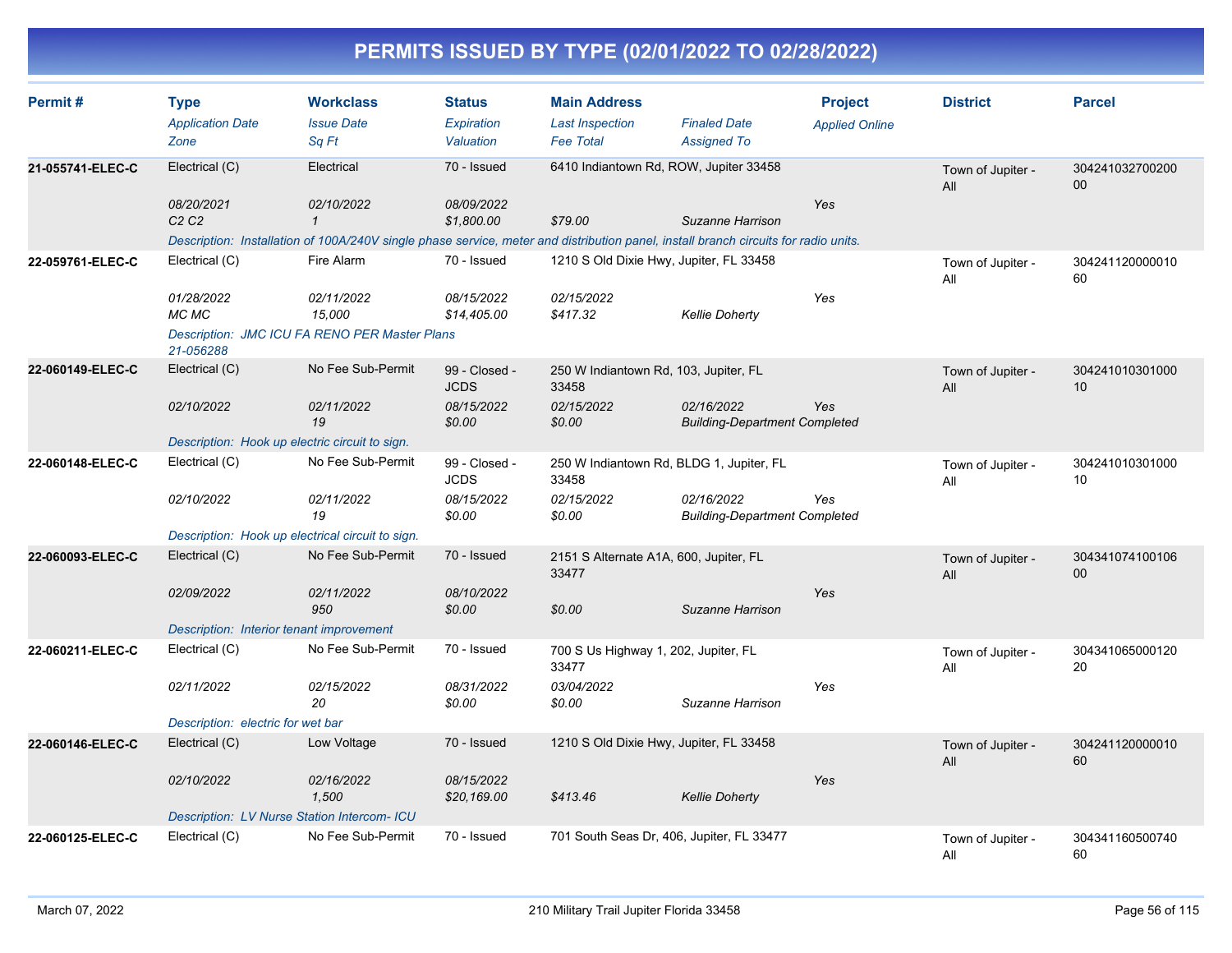# PERMITS ISSUED BY TYPE (02/01/2022 TO 02/28/2022)

| Permit # | Type<br>*Application Date*<br>*Zone* | Workclass<br>*Issue Date*<br>*Sq Ft* | Status<br>*Expiration*<br>*Valuation* | Main Address<br>*Last Inspection*<br>*Fee Total* | *Finaled Date*<br>*Assigned To* | Project<br>*Applied Online* | District | Parcel |
|---|---|---|---|---|---|---|---|---|
| **21-055741-ELEC-C** | Electrical (C)<br>*08/20/2021*<br>*C2 C2* | Electrical<br>*02/10/2022*<br>*1* | 70 - Issued<br>*08/09/2022*<br>*$1,800.00* | 6410 Indiantown Rd, ROW, Jupiter 33458<br><br>*$79.00* | <br><br>*Suzanne Harrison* | <br>*Yes* | Town of Jupiter - All | 30424103270020000 |
| | *Description: Installation of 100A/240V single phase service, meter and distribution panel, install branch circuits for radio units.* | | | | | | | |
| **22-059761-ELEC-C** | Electrical (C)<br>*01/28/2022*<br>*MC MC* | Fire Alarm<br>*02/11/2022*<br>*15,000* | 70 - Issued<br>*08/15/2022*<br>*$14,405.00* | 1210 S Old Dixie Hwy, Jupiter, FL 33458<br>*02/15/2022*<br>*$417.32* | <br><br>*Kellie Doherty* | <br>*Yes* | Town of Jupiter - All | 30424112000001060 |
| | *Description: JMC ICU FA RENO PER Master Plans 21-056288* | | | | | | | |
| **22-060149-ELEC-C** | Electrical (C)<br>*02/10/2022* | No Fee Sub-Permit<br>*02/11/2022*<br>*19* | 99 - Closed - JCDS<br>*08/15/2022*<br>*$0.00* | 250 W Indiantown Rd, 103, Jupiter, FL 33458<br>*02/15/2022*<br>*$0.00* | <br>*02/16/2022*<br>*Building-Department Completed* | <br>*Yes* | Town of Jupiter - All | 30424101030100010 |
| | *Description: Hook up electric circuit to sign.* | | | | | | | |
| **22-060148-ELEC-C** | Electrical (C)<br>*02/10/2022* | No Fee Sub-Permit<br>*02/11/2022*<br>*19* | 99 - Closed - JCDS<br>*08/15/2022*<br>*$0.00* | 250 W Indiantown Rd, BLDG 1, Jupiter, FL 33458<br>*02/15/2022*<br>*$0.00* | <br>*02/16/2022*<br>*Building-Department Completed* | <br>*Yes* | Town of Jupiter - All | 30424101030100010 |
| | *Description: Hook up electrical circuit to sign.* | | | | | | | |
| **22-060093-ELEC-C** | Electrical (C)<br>*02/09/2022* | No Fee Sub-Permit<br>*02/11/2022*<br>*950* | 70 - Issued<br>*08/10/2022*<br>*$0.00* | 2151 S Alternate A1A, 600, Jupiter, FL 33477<br><br>*$0.00* | <br><br>*Suzanne Harrison* | <br>*Yes* | Town of Jupiter - All | 30434107410010600 |
| | *Description: Interior tenant improvement* | | | | | | | |
| **22-060211-ELEC-C** | Electrical (C)<br>*02/11/2022* | No Fee Sub-Permit<br>*02/15/2022*<br>*20* | 70 - Issued<br>*08/31/2022*<br>*$0.00* | 700 S Us Highway 1, 202, Jupiter, FL 33477<br>*03/04/2022*<br>*$0.00* | <br><br>*Suzanne Harrison* | <br>*Yes* | Town of Jupiter - All | 30434106500012020 |
| | *Description: electric for wet bar* | | | | | | | |
| **22-060146-ELEC-C** | Electrical (C)<br>*02/10/2022* | Low Voltage<br>*02/16/2022*<br>*1,500* | 70 - Issued<br>*08/15/2022*<br>*$20,169.00* | 1210 S Old Dixie Hwy, Jupiter, FL 33458<br><br>*$413.46* | <br><br>*Kellie Doherty* | <br>*Yes* | Town of Jupiter - All | 30424112000001060 |
| | *Description: LV Nurse Station Intercom- ICU* | | | | | | | |
| **22-060125-ELEC-C** | Electrical (C) | No Fee Sub-Permit | 70 - Issued | 701 South Seas Dr, 406, Jupiter, FL 33477 | | | Town of Jupiter - All | 30434116050074060 |

March 07, 2022 — 210 Military Trail Jupiter Florida 33458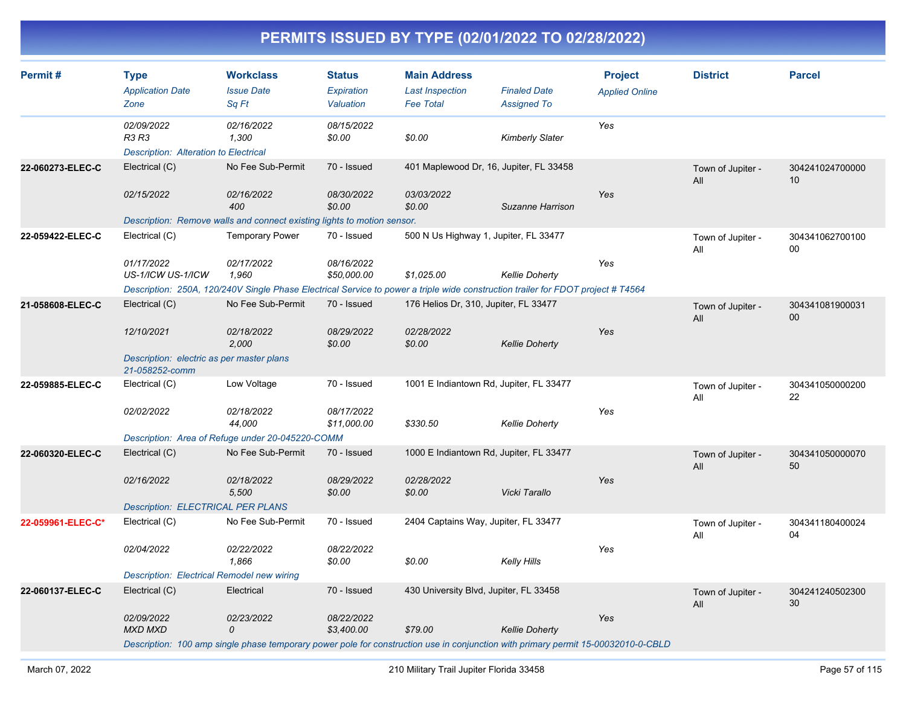# PERMITS ISSUED BY TYPE (02/01/2022 TO 02/28/2022)

| Permit # | Type<br>*Application Date*<br>*Zone* | Workclass<br>*Issue Date*<br>*Sq Ft* | Status<br>*Expiration*<br>*Valuation* | Main Address<br>*Last Inspection*<br>*Fee Total* | *Finaled Date*<br>*Assigned To* | Project<br>*Applied Online* | District | Parcel |
|---|---|---|---|---|---|---|---|---|
| | *02/09/2022*<br>*R3 R3* | *02/16/2022*<br>*1,300* | *08/15/2022*<br>*$0.00* | *$0.00* | *Kimberly Slater* | *Yes* | | |
| | *Description: Alteration to Electrical* | | | | | | | |
| **22-060273-ELEC-C** | Electrical (C)<br>*02/15/2022* | No Fee Sub-Permit<br>*02/16/2022*<br>*400* | 70 - Issued<br>*08/30/2022*<br>*$0.00* | 401 Maplewood Dr, 16, Jupiter, FL 33458<br>*03/03/2022*<br>*$0.00* | *Suzanne Harrison* | *Yes* | Town of Jupiter - All | 30424102470000010 |
| | *Description: Remove walls and connect existing lights to motion sensor.* | | | | | | | |
| **22-059422-ELEC-C** | Electrical (C)<br>*01/17/2022*<br>*US-1/ICW US-1/ICW* | Temporary Power<br>*02/17/2022*<br>*1,960* | 70 - Issued<br>*08/16/2022*<br>*$50,000.00* | 500 N Us Highway 1, Jupiter, FL 33477<br><br>*$1,025.00* | *Kellie Doherty* | *Yes* | Town of Jupiter - All | 30434106270010000 |
| | *Description: 250A, 120/240V Single Phase Electrical Service to power a triple wide construction trailer for FDOT project # T4564* | | | | | | | |
| **21-058608-ELEC-C** | Electrical (C)<br>*12/10/2021* | No Fee Sub-Permit<br>*02/18/2022*<br>*2,000* | 70 - Issued<br>*08/29/2022*<br>*$0.00* | 176 Helios Dr, 310, Jupiter, FL 33477<br>*02/28/2022*<br>*$0.00* | *Kellie Doherty* | *Yes* | Town of Jupiter - All | 30434108190003100 |
| | *Description: electric as per master plans 21-058252-comm* | | | | | | | |
| **22-059885-ELEC-C** | Electrical (C)<br>*02/02/2022* | Low Voltage<br>*02/18/2022*<br>*44,000* | 70 - Issued<br>*08/17/2022*<br>*$11,000.00* | 1001 E Indiantown Rd, Jupiter, FL 33477<br><br>*$330.50* | *Kellie Doherty* | *Yes* | Town of Jupiter - All | 30434105000020022 |
| | *Description: Area of Refuge under 20-045220-COMM* | | | | | | | |
| **22-060320-ELEC-C** | Electrical (C)<br>*02/16/2022* | No Fee Sub-Permit<br>*02/18/2022*<br>*5,500* | 70 - Issued<br>*08/29/2022*<br>*$0.00* | 1000 E Indiantown Rd, Jupiter, FL 33477<br>*02/28/2022*<br>*$0.00* | *Vicki Tarallo* | *Yes* | Town of Jupiter - All | 30434105000007050 |
| | *Description: ELECTRICAL PER PLANS* | | | | | | | |
| **22-059961-ELEC-C*** | Electrical (C)<br>*02/04/2022* | No Fee Sub-Permit<br>*02/22/2022*<br>*1,866* | 70 - Issued<br>*08/22/2022*<br>*$0.00* | 2404 Captains Way, Jupiter, FL 33477<br><br>*$0.00* | *Kelly Hills* | *Yes* | Town of Jupiter - All | 30434118040002404 |
| | *Description: Electrical Remodel new wiring* | | | | | | | |
| **22-060137-ELEC-C** | Electrical (C)<br>*02/09/2022*<br>*MXD MXD* | Electrical<br>*02/23/2022*<br>*0* | 70 - Issued<br>*08/22/2022*<br>*$3,400.00* | 430 University Blvd, Jupiter, FL 33458<br><br>*$79.00* | *Kellie Doherty* | *Yes* | Town of Jupiter - All | 30424124050230030 |
| | *Description: 100 amp single phase temporary power pole for construction use in conjunction with primary permit 15-00032010-0-CBLD* | | | | | | | |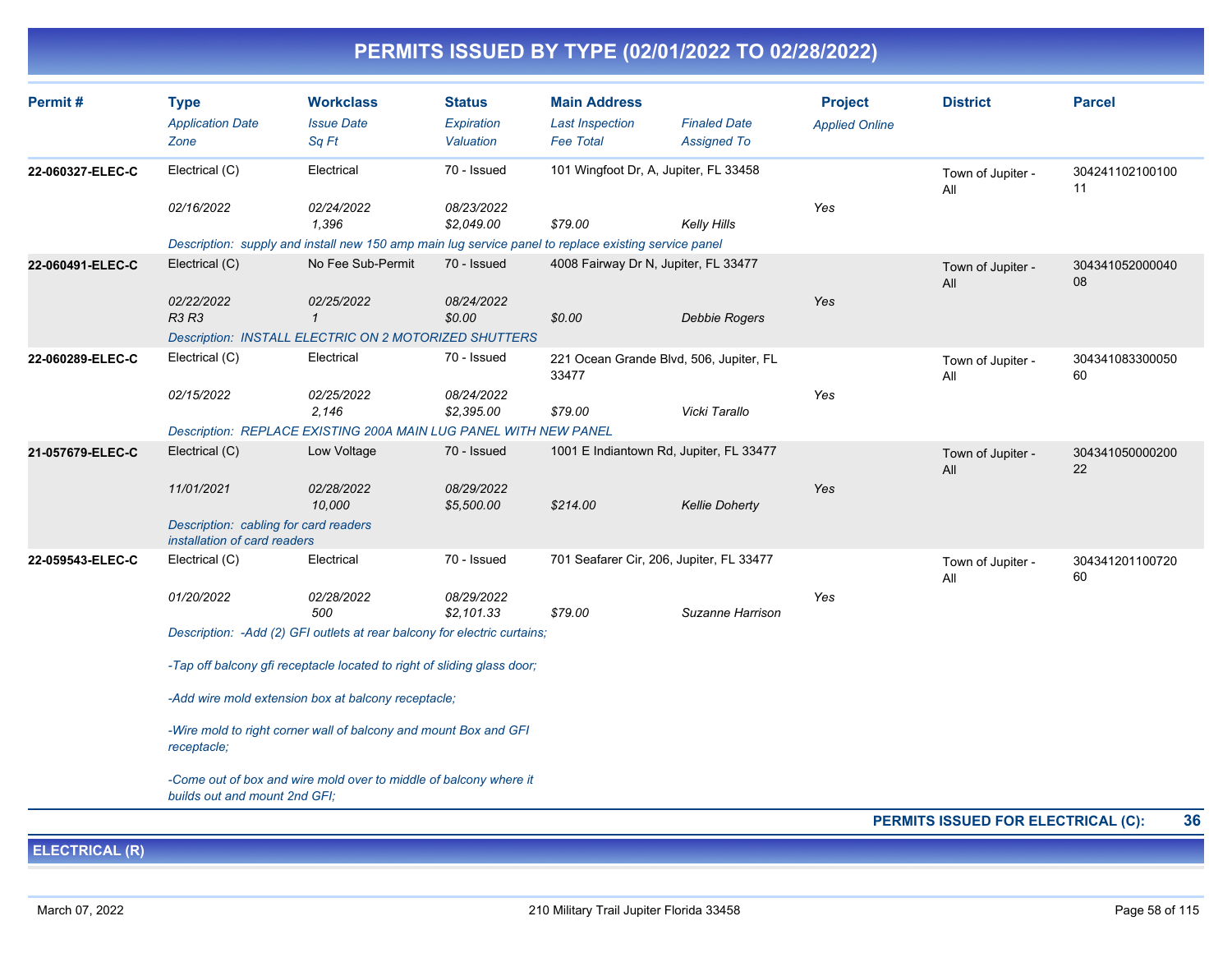# PERMITS ISSUED BY TYPE (02/01/2022 TO 02/28/2022)

| Permit # | Type / Application Date / Zone | Workclass / Issue Date / Sq Ft | Status / Expiration / Valuation | Main Address / Last Inspection / Fee Total | Finaled Date / Assigned To | Project / Applied Online | District | Parcel |
|---|---|---|---|---|---|---|---|---|
| 22-060327-ELEC-C | Electrical (C) | Electrical | 70 - Issued | 101 Wingfoot Dr, A, Jupiter, FL 33458 | | | Town of Jupiter - All | 30424110210010011 |
| | 02/16/2022 | 02/24/2022 | 08/23/2022 | | | Yes | | |
| | | 1,396 | $2,049.00 | $79.00 | Kelly Hills | | | |
| | Description: supply and install new 150 amp main lug service panel to replace existing service panel | | | | | | | |
| 22-060491-ELEC-C | Electrical (C) | No Fee Sub-Permit | 70 - Issued | 4008 Fairway Dr N, Jupiter, FL 33477 | | | Town of Jupiter - All | 30434105200004008 |
| | 02/22/2022 | 02/25/2022 | 08/24/2022 | | | Yes | | |
| | R3 R3 | 1 | $0.00 | $0.00 | Debbie Rogers | | | |
| | Description: INSTALL ELECTRIC ON 2 MOTORIZED SHUTTERS | | | | | | | |
| 22-060289-ELEC-C | Electrical (C) | Electrical | 70 - Issued | 221 Ocean Grande Blvd, 506, Jupiter, FL 33477 | | | Town of Jupiter - All | 30434108330005060 |
| | 02/15/2022 | 02/25/2022 | 08/24/2022 | | | Yes | | |
| | | 2,146 | $2,395.00 | $79.00 | Vicki Tarallo | | | |
| | Description: REPLACE EXISTING 200A MAIN LUG PANEL WITH NEW PANEL | | | | | | | |
| 21-057679-ELEC-C | Electrical (C) | Low Voltage | 70 - Issued | 1001 E Indiantown Rd, Jupiter, FL 33477 | | | Town of Jupiter - All | 30434105000020022 |
| | 11/01/2021 | 02/28/2022 | 08/29/2022 | | | Yes | | |
| | | 10,000 | $5,500.00 | $214.00 | Kellie Doherty | | | |
| | Description: cabling for card readers installation of card readers | | | | | | | |
| 22-059543-ELEC-C | Electrical (C) | Electrical | 70 - Issued | 701 Seafarer Cir, 206, Jupiter, FL 33477 | | | Town of Jupiter - All | 30434120110072060 |
| | 01/20/2022 | 02/28/2022 | 08/29/2022 | | | Yes | | |
| | | 500 | $2,101.33 | $79.00 | Suzanne Harrison | | | |
| | Description: -Add (2) GFI outlets at rear balcony for electric curtains; -Tap off balcony gfi receptacle located to right of sliding glass door; -Add wire mold extension box at balcony receptacle; -Wire mold to right corner wall of balcony and mount Box and GFI receptacle; -Come out of box and wire mold over to middle of balcony where it builds out and mount 2nd GFI; | | | | | | | |

**PERMITS ISSUED FOR ELECTRICAL (C): 36**

## ELECTRICAL (R)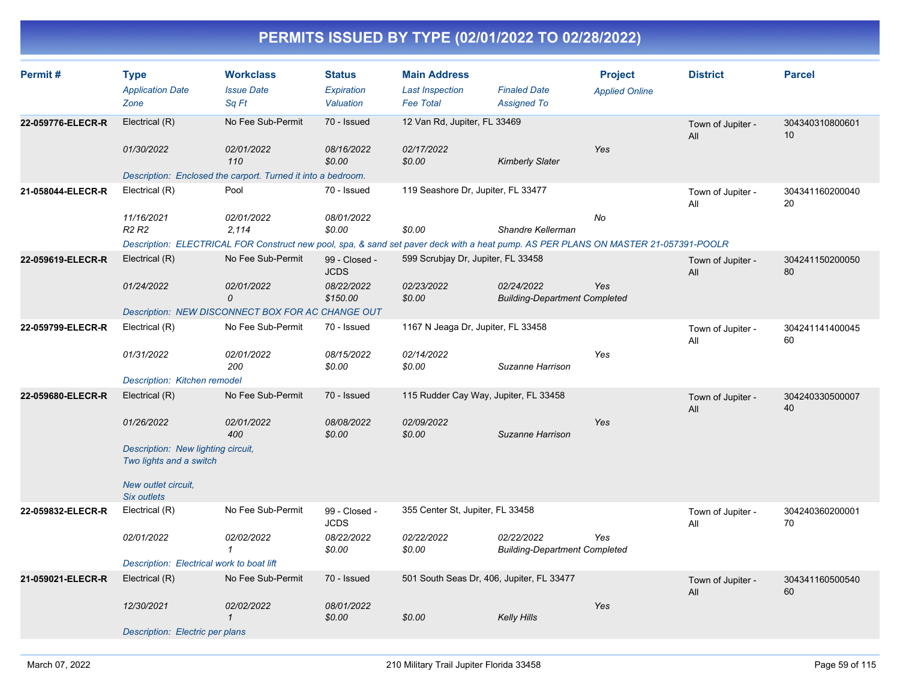# PERMITS ISSUED BY TYPE (02/01/2022 TO 02/28/2022)

| Permit # | Type<br>*Application Date*<br>*Zone* | Workclass<br>*Issue Date*<br>*Sq Ft* | Status<br>*Expiration*<br>*Valuation* | Main Address<br>*Last Inspection*<br>*Fee Total* | *Finaled Date*<br>*Assigned To* | Project<br>*Applied Online* | District | Parcel |
|---|---|---|---|---|---|---|---|---|
| **22-059776-ELECR-R** | Electrical (R)<br>*01/30/2022* | No Fee Sub-Permit<br>*02/01/2022*<br>*110* | 70 - Issued<br>*08/16/2022*<br>*$0.00* | 12 Van Rd, Jupiter, FL 33469<br>*02/17/2022*<br>*$0.00* | *Kimberly Slater* | *Yes* | Town of Jupiter - All | 30434031080060110 |
| | *Description: Enclosed the carport. Turned it into a bedroom.* | | | | | | | |
| **21-058044-ELECR-R** | Electrical (R)<br>*11/16/2021*<br>*R2 R2* | Pool<br>*02/01/2022*<br>*2,114* | 70 - Issued<br>*08/01/2022*<br>*$0.00* | 119 Seashore Dr, Jupiter, FL 33477<br><br>*$0.00* | *Shandre Kellerman* | *No* | Town of Jupiter - All | 30434116020004020 |
| | *Description: ELECTRICAL FOR Construct new pool, spa, & sand set paver deck with a heat pump. AS PER PLANS ON MASTER 21-057391-POOLR* | | | | | | | |
| **22-059619-ELECR-R** | Electrical (R)<br>*01/24/2022* | No Fee Sub-Permit<br>*02/01/2022*<br>*0* | 99 - Closed - JCDS<br>*08/22/2022*<br>*$150.00* | 599 Scrubjay Dr, Jupiter, FL 33458<br>*02/23/2022*<br>*$0.00* | *02/24/2022*<br>*Building-Department Completed* | *Yes* | Town of Jupiter - All | 30424115020005080 |
| | *Description: NEW DISCONNECT BOX FOR AC CHANGE OUT* | | | | | | | |
| **22-059799-ELECR-R** | Electrical (R)<br>*01/31/2022* | No Fee Sub-Permit<br>*02/01/2022*<br>*200* | 70 - Issued<br>*08/15/2022*<br>*$0.00* | 1167 N Jeaga Dr, Jupiter, FL 33458<br>*02/14/2022*<br>*$0.00* | *Suzanne Harrison* | *Yes* | Town of Jupiter - All | 30424114140004560 |
| | *Description: Kitchen remodel* | | | | | | | |
| **22-059680-ELECR-R** | Electrical (R)<br>*01/26/2022* | No Fee Sub-Permit<br>*02/01/2022*<br>*400* | 70 - Issued<br>*08/08/2022*<br>*$0.00* | 115 Rudder Cay Way, Jupiter, FL 33458<br>*02/09/2022*<br>*$0.00* | *Suzanne Harrison* | *Yes* | Town of Jupiter - All | 30424033050000740 |
| | *Description: New lighting circuit, Two lights and a switch<br><br>New outlet circuit, Six outlets* | | | | | | | |
| **22-059832-ELECR-R** | Electrical (R)<br>*02/01/2022* | No Fee Sub-Permit<br>*02/02/2022*<br>*1* | 99 - Closed - JCDS<br>*08/22/2022*<br>*$0.00* | 355 Center St, Jupiter, FL 33458<br>*02/22/2022*<br>*$0.00* | *02/22/2022*<br>*Building-Department Completed* | *Yes* | Town of Jupiter - All | 30424036020000170 |
| | *Description: Electrical work to boat lift* | | | | | | | |
| **21-059021-ELECR-R** | Electrical (R)<br>*12/30/2021* | No Fee Sub-Permit<br>*02/02/2022*<br>*1* | 70 - Issued<br>*08/01/2022*<br>*$0.00* | 501 South Seas Dr, 406, Jupiter, FL 33477<br><br>*$0.00* | *Kelly Hills* | *Yes* | Town of Jupiter - All | 30434116050054060 |
| | *Description: Electric per plans* | | | | | | | |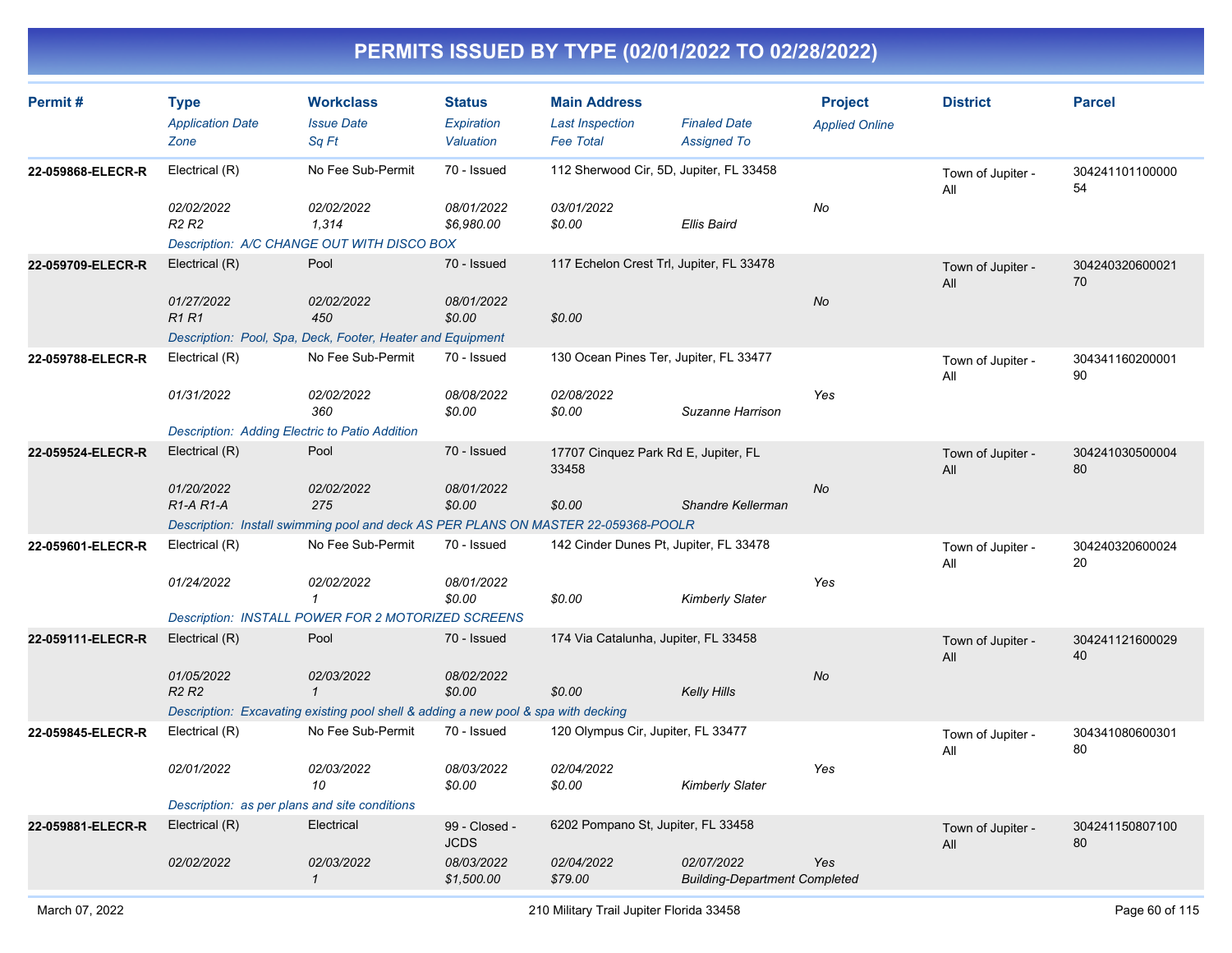# PERMITS ISSUED BY TYPE (02/01/2022 TO 02/28/2022)

| Permit # | Type<br>*Application Date*<br>*Zone* | Workclass<br>*Issue Date*<br>*Sq Ft* | Status<br>*Expiration*<br>*Valuation* | Main Address<br>*Last Inspection*<br>*Fee Total* | *Finaled Date*<br>*Assigned To* | Project<br>*Applied Online* | District | Parcel |
|---|---|---|---|---|---|---|---|---|
| 22-059868-ELECR-R | Electrical (R)<br>*02/02/2022*<br>*R2 R2* | No Fee Sub-Permit<br>*02/02/2022*<br>*1,314* | 70 - Issued<br>*08/01/2022*<br>*$6,980.00* | 112 Sherwood Cir, 5D, Jupiter, FL 33458<br>*03/01/2022*<br>*$0.00* | <br><br>*Ellis Baird* | <br>*No* | Town of Jupiter - All | 30424110110000054 |
| | *Description: A/C CHANGE OUT WITH DISCO BOX* | | | | | | | |
| 22-059709-ELECR-R | Electrical (R)<br>*01/27/2022*<br>*R1 R1* | Pool<br>*02/02/2022*<br>*450* | 70 - Issued<br>*08/01/2022*<br>*$0.00* | 117 Echelon Crest Trl, Jupiter, FL 33478<br><br>*$0.00* | | <br>*No* | Town of Jupiter - All | 30424032060002170 |
| | *Description: Pool, Spa, Deck, Footer, Heater and Equipment* | | | | | | | |
| 22-059788-ELECR-R | Electrical (R)<br>*01/31/2022* | No Fee Sub-Permit<br>*02/02/2022*<br>*360* | 70 - Issued<br>*08/08/2022*<br>*$0.00* | 130 Ocean Pines Ter, Jupiter, FL 33477<br>*02/08/2022*<br>*$0.00* | <br><br>*Suzanne Harrison* | <br>*Yes* | Town of Jupiter - All | 30434116020000190 |
| | *Description: Adding Electric to Patio Addition* | | | | | | | |
| 22-059524-ELECR-R | Electrical (R)<br>*01/20/2022*<br>*R1-A R1-A* | Pool<br>*02/02/2022*<br>*275* | 70 - Issued<br>*08/01/2022*<br>*$0.00* | 17707 Cinquez Park Rd E, Jupiter, FL 33458<br><br>*$0.00* | <br><br>*Shandre Kellerman* | <br>*No* | Town of Jupiter - All | 30424103050000480 |
| | *Description: Install swimming pool and deck AS PER PLANS ON MASTER 22-059368-POOLR* | | | | | | | |
| 22-059601-ELECR-R | Electrical (R)<br>*01/24/2022* | No Fee Sub-Permit<br>*02/02/2022*<br>*1* | 70 - Issued<br>*08/01/2022*<br>*$0.00* | 142 Cinder Dunes Pt, Jupiter, FL 33478<br><br>*$0.00* | <br><br>*Kimberly Slater* | <br>*Yes* | Town of Jupiter - All | 30424032060002420 |
| | *Description: INSTALL POWER FOR 2 MOTORIZED SCREENS* | | | | | | | |
| 22-059111-ELECR-R | Electrical (R)<br>*01/05/2022*<br>*R2 R2* | Pool<br>*02/03/2022*<br>*1* | 70 - Issued<br>*08/02/2022*<br>*$0.00* | 174 Via Catalunha, Jupiter, FL 33458<br><br>*$0.00* | <br><br>*Kelly Hills* | <br>*No* | Town of Jupiter - All | 30424112160002940 |
| | *Description: Excavating existing pool shell & adding a new pool & spa with decking* | | | | | | | |
| 22-059845-ELECR-R | Electrical (R)<br>*02/01/2022* | No Fee Sub-Permit<br>*02/03/2022*<br>*10* | 70 - Issued<br>*08/03/2022*<br>*$0.00* | 120 Olympus Cir, Jupiter, FL 33477<br>*02/04/2022*<br>*$0.00* | <br><br>*Kimberly Slater* | <br>*Yes* | Town of Jupiter - All | 30434108060030180 |
| | *Description: as per plans and site conditions* | | | | | | | |
| 22-059881-ELECR-R | Electrical (R)<br>*02/02/2022* | Electrical<br>*02/03/2022*<br>*1* | 99 - Closed - JCDS<br>*08/03/2022*<br>*$1,500.00* | 6202 Pompano St, Jupiter, FL 33458<br>*02/04/2022*<br>*$79.00* | <br>*02/07/2022*<br>*Building-Department Completed* | <br>*Yes* | Town of Jupiter - All | 30424115080710080 |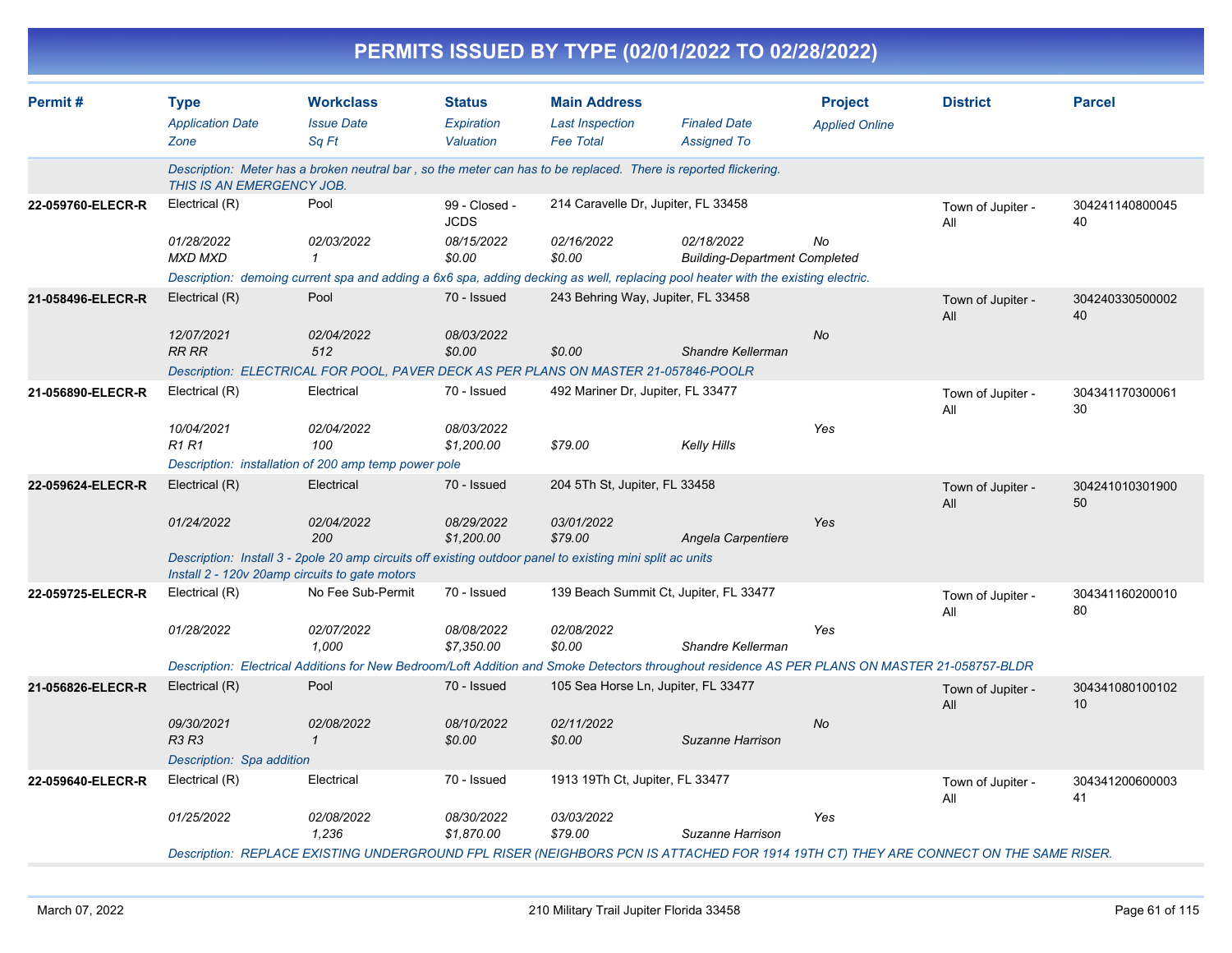# PERMITS ISSUED BY TYPE (02/01/2022 TO 02/28/2022)

| Permit # | Type<br>*Application Date*<br>*Zone* | Workclass<br>*Issue Date*<br>*Sq Ft* | Status<br>*Expiration*<br>*Valuation* | Main Address<br>*Last Inspection*<br>*Fee Total* | *Finaled Date*<br>*Assigned To* | Project<br>*Applied Online* | District | Parcel |
|---|---|---|---|---|---|---|---|---|
| | *Description: Meter has a broken neutral bar , so the meter can has to be replaced. There is reported flickering. THIS IS AN EMERGENCY JOB.* | | | | | | | |
| 22-059760-ELECR-R | Electrical (R)<br>*01/28/2022*<br>*MXD MXD* | Pool<br>*02/03/2022*<br>*1* | 99 - Closed - JCDS<br>*08/15/2022*<br>*$0.00* | 214 Caravelle Dr, Jupiter, FL 33458<br>*02/16/2022*<br>*$0.00* | *02/18/2022*<br>*Building-Department Completed* | *No* | Town of Jupiter - All | 30424114080004540 |
| | *Description: demoing current spa and adding a 6x6 spa, adding decking as well, replacing pool heater with the existing electric.* | | | | | | | |
| 21-058496-ELECR-R | Electrical (R)<br>*12/07/2021*<br>*RR RR* | Pool<br>*02/04/2022*<br>*512* | 70 - Issued<br>*08/03/2022*<br>*$0.00* | 243 Behring Way, Jupiter, FL 33458<br><br>*$0.00* | <br>*Shandre Kellerman* | *No* | Town of Jupiter - All | 30424033050000240 |
| | *Description: ELECTRICAL FOR POOL, PAVER DECK AS PER PLANS ON MASTER 21-057846-POOLR* | | | | | | | |
| 21-056890-ELECR-R | Electrical (R)<br>*10/04/2021*<br>*R1 R1* | Electrical<br>*02/04/2022*<br>*100* | 70 - Issued<br>*08/03/2022*<br>*$1,200.00* | 492 Mariner Dr, Jupiter, FL 33477<br><br>*$79.00* | <br>*Kelly Hills* | *Yes* | Town of Jupiter - All | 30434117030006130 |
| | *Description: installation of 200 amp temp power pole* | | | | | | | |
| 22-059624-ELECR-R | Electrical (R)<br>*01/24/2022* | Electrical<br>*02/04/2022*<br>*200* | 70 - Issued<br>*08/29/2022*<br>*$1,200.00* | 204 5Th St, Jupiter, FL 33458<br>*03/01/2022*<br>*$79.00* | <br>*Angela Carpentiere* | *Yes* | Town of Jupiter - All | 30424101030190050 |
| | *Description: Install 3 - 2pole 20 amp circuits off existing outdoor panel to existing mini split ac units Install 2 - 120v 20amp circuits to gate motors* | | | | | | | |
| 22-059725-ELECR-R | Electrical (R)<br>*01/28/2022* | No Fee Sub-Permit<br>*02/07/2022*<br>*1,000* | 70 - Issued<br>*08/08/2022*<br>*$7,350.00* | 139 Beach Summit Ct, Jupiter, FL 33477<br>*02/08/2022*<br>*$0.00* | <br>*Shandre Kellerman* | *Yes* | Town of Jupiter - All | 30434116020001080 |
| | *Description: Electrical Additions for New Bedroom/Loft Addition and Smoke Detectors throughout residence AS PER PLANS ON MASTER 21-058757-BLDR* | | | | | | | |
| 21-056826-ELECR-R | Electrical (R)<br>*09/30/2021*<br>*R3 R3* | Pool<br>*02/08/2022*<br>*1* | 70 - Issued<br>*08/10/2022*<br>*$0.00* | 105 Sea Horse Ln, Jupiter, FL 33477<br>*02/11/2022*<br>*$0.00* | <br>*Suzanne Harrison* | *No* | Town of Jupiter - All | 30434108010010210 |
| | *Description: Spa addition* | | | | | | | |
| 22-059640-ELECR-R | Electrical (R)<br>*01/25/2022* | Electrical<br>*02/08/2022*<br>*1,236* | 70 - Issued<br>*08/30/2022*<br>*$1,870.00* | 1913 19Th Ct, Jupiter, FL 33477<br>*03/03/2022*<br>*$79.00* | <br>*Suzanne Harrison* | *Yes* | Town of Jupiter - All | 30434120060000341 |
| | *Description: REPLACE EXISTING UNDERGROUND FPL RISER (NEIGHBORS PCN IS ATTACHED FOR 1914 19TH CT) THEY ARE CONNECT ON THE SAME RISER.* | | | | | | | |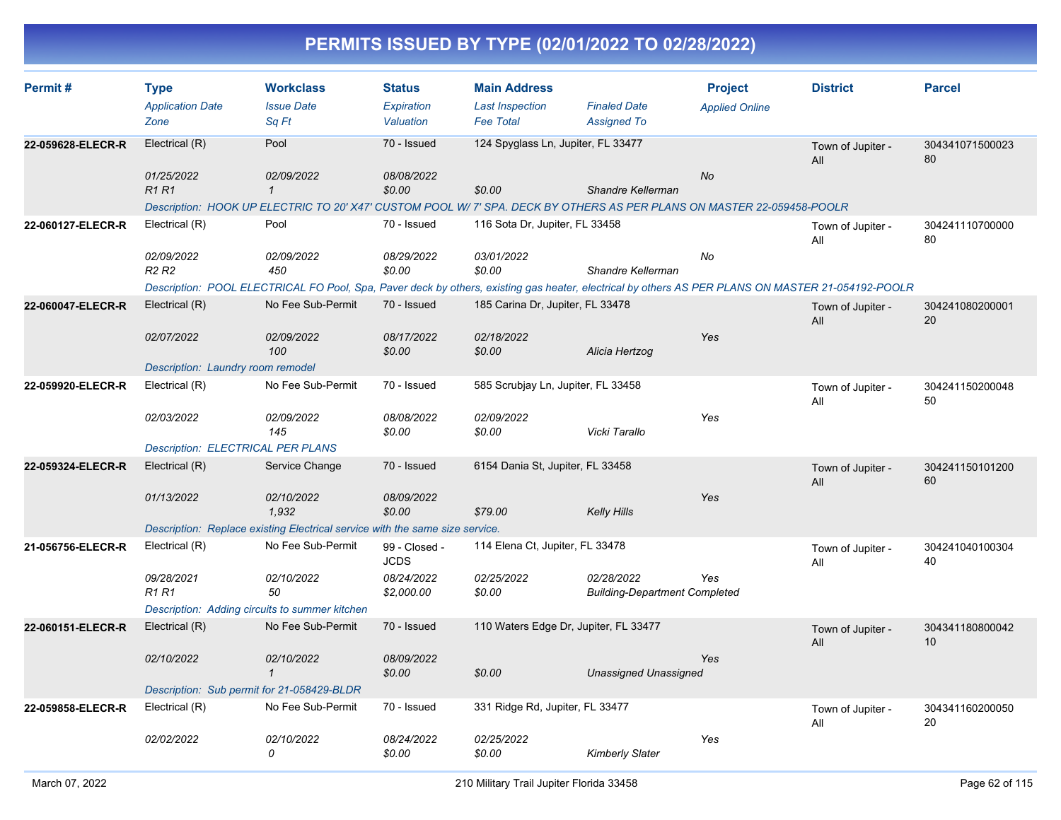# PERMITS ISSUED BY TYPE (02/01/2022 TO 02/28/2022)

| Permit # | Type<br>*Application Date*<br>*Zone* | Workclass<br>*Issue Date*<br>*Sq Ft* | Status<br>*Expiration*<br>*Valuation* | Main Address<br>*Last Inspection*<br>*Fee Total* | *Finaled Date*<br>*Assigned To* | Project<br>*Applied Online* | District | Parcel |
|---|---|---|---|---|---|---|---|---|
| **22-059628-ELECR-R** | Electrical (R)<br>*01/25/2022*<br>*R1 R1* | Pool<br>*02/09/2022*<br>*1* | 70 - Issued<br>*08/08/2022*<br>*$0.00* | 124 Spyglass Ln, Jupiter, FL 33477<br><br>*$0.00* | <br><br>*Shandre Kellerman* | <br>*No* | Town of Jupiter - All | 30434107150002380 |
| | *Description: HOOK UP ELECTRIC TO 20' X47' CUSTOM POOL W/ 7' SPA. DECK BY OTHERS AS PER PLANS ON MASTER 22-059458-POOLR* | | | | | | | |
| **22-060127-ELECR-R** | Electrical (R)<br>*02/09/2022*<br>*R2 R2* | Pool<br>*02/09/2022*<br>*450* | 70 - Issued<br>*08/29/2022*<br>*$0.00* | 116 Sota Dr, Jupiter, FL 33458<br>*03/01/2022*<br>*$0.00* | <br><br>*Shandre Kellerman* | <br>*No* | Town of Jupiter - All | 30424111070000080 |
| | *Description: POOL ELECTRICAL FO Pool, Spa, Paver deck by others, existing gas heater, electrical by others AS PER PLANS ON MASTER 21-054192-POOLR* | | | | | | | |
| **22-060047-ELECR-R** | Electrical (R)<br>*02/07/2022* | No Fee Sub-Permit<br>*02/09/2022*<br>*100* | 70 - Issued<br>*08/17/2022*<br>*$0.00* | 185 Carina Dr, Jupiter, FL 33478<br>*02/18/2022*<br>*$0.00* | <br><br>*Alicia Hertzog* | <br>*Yes* | Town of Jupiter - All | 30424108020000120 |
| | *Description: Laundry room remodel* | | | | | | | |
| **22-059920-ELECR-R** | Electrical (R)<br>*02/03/2022* | No Fee Sub-Permit<br>*02/09/2022*<br>*145* | 70 - Issued<br>*08/08/2022*<br>*$0.00* | 585 Scrubjay Ln, Jupiter, FL 33458<br>*02/09/2022*<br>*$0.00* | <br><br>*Vicki Tarallo* | <br>*Yes* | Town of Jupiter - All | 30424115020004850 |
| | *Description: ELECTRICAL PER PLANS* | | | | | | | |
| **22-059324-ELECR-R** | Electrical (R)<br>*01/13/2022* | Service Change<br>*02/10/2022*<br>*1,932* | 70 - Issued<br>*08/09/2022*<br>*$0.00* | 6154 Dania St, Jupiter, FL 33458<br><br>*$79.00* | <br><br>*Kelly Hills* | <br>*Yes* | Town of Jupiter - All | 30424115010120060 |
| | *Description: Replace existing Electrical service with the same size service.* | | | | | | | |
| **21-056756-ELECR-R** | Electrical (R)<br>*09/28/2021*<br>*R1 R1* | No Fee Sub-Permit<br>*02/10/2022*<br>*50* | 99 - Closed - JCDS<br>*08/24/2022*<br>*$2,000.00* | 114 Elena Ct, Jupiter, FL 33478<br>*02/25/2022*<br>*$0.00* | <br>*02/28/2022*<br>*Building-Department Completed* | <br>*Yes* | Town of Jupiter - All | 30424104010030440 |
| | *Description: Adding circuits to summer kitchen* | | | | | | | |
| **22-060151-ELECR-R** | Electrical (R)<br>*02/10/2022* | No Fee Sub-Permit<br>*02/10/2022*<br>*1* | 70 - Issued<br>*08/09/2022*<br>*$0.00* | 110 Waters Edge Dr, Jupiter, FL 33477<br><br>*$0.00* | <br><br>*Unassigned Unassigned* | <br>*Yes* | Town of Jupiter - All | 30434118080004210 |
| | *Description: Sub permit for 21-058429-BLDR* | | | | | | | |
| **22-059858-ELECR-R** | Electrical (R)<br>*02/02/2022* | No Fee Sub-Permit<br>*02/10/2022*<br>*0* | 70 - Issued<br>*08/24/2022*<br>*$0.00* | 331 Ridge Rd, Jupiter, FL 33477<br>*02/25/2022*<br>*$0.00* | <br><br>*Kimberly Slater* | <br>*Yes* | Town of Jupiter - All | 30434116020005020 |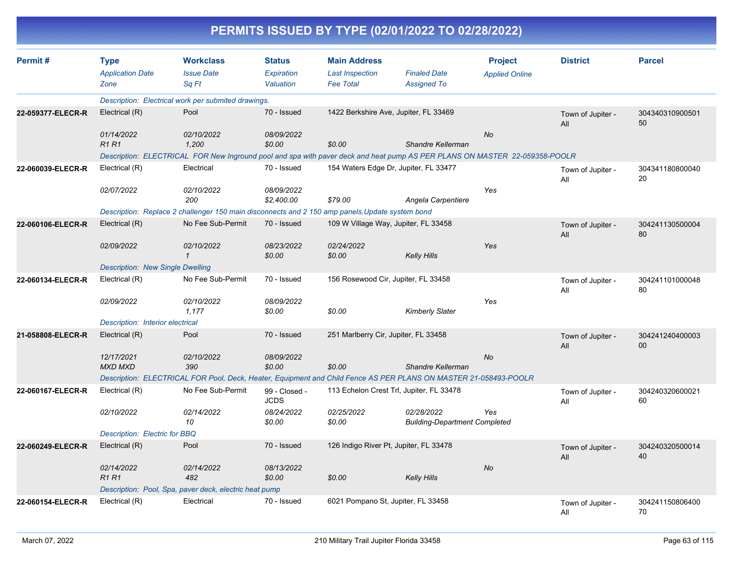# PERMITS ISSUED BY TYPE (02/01/2022 TO 02/28/2022)

| Permit # | Type<br>*Application Date*<br>*Zone* | Workclass<br>*Issue Date*<br>*Sq Ft* | Status<br>*Expiration*<br>*Valuation* | Main Address<br>*Last Inspection*<br>*Fee Total* | *Finaled Date*<br>*Assigned To* | Project<br>*Applied Online* | District | Parcel |
|---|---|---|---|---|---|---|---|---|
| | *Description: Electrical work per submited drawings.* | | | | | | | |
| **22-059377-ELECR-R** | Electrical (R)<br>*01/14/2022*<br>*R1 R1* | Pool<br>*02/10/2022*<br>*1,200* | 70 - Issued<br>*08/09/2022*<br>*$0.00* | 1422 Berkshire Ave, Jupiter, FL 33469<br><br>*$0.00* | <br><br>*Shandre Kellerman* | <br>*No* | Town of Jupiter - All | 30434031090050150 |
| | *Description: ELECTRICAL FOR New Inground pool and spa with paver deck and heat pump AS PER PLANS ON MASTER 22-059358-POOLR* | | | | | | | |
| **22-060039-ELECR-R** | Electrical (R)<br>*02/07/2022* | Electrical<br>*02/10/2022*<br>*200* | 70 - Issued<br>*08/09/2022*<br>*$2,400.00* | 154 Waters Edge Dr, Jupiter, FL 33477<br><br>*$79.00* | <br><br>*Angela Carpentiere* | <br>*Yes* | Town of Jupiter - All | 30434118080004020 |
| | *Description: Replace 2 challenger 150 main disconnects and 2 150 amp panels.Update system bond* | | | | | | | |
| **22-060106-ELECR-R** | Electrical (R)<br>*02/09/2022* | No Fee Sub-Permit<br>*02/10/2022*<br>*1* | 70 - Issued<br>*08/23/2022*<br>*$0.00* | 109 W Village Way, Jupiter, FL 33458<br>*02/24/2022*<br>*$0.00* | <br><br>*Kelly Hills* | <br>*Yes* | Town of Jupiter - All | 30424113050000480 |
| | *Description: New Single Dwelling* | | | | | | | |
| **22-060134-ELECR-R** | Electrical (R)<br>*02/09/2022* | No Fee Sub-Permit<br>*02/10/2022*<br>*1,177* | 70 - Issued<br>*08/09/2022*<br>*$0.00* | 156 Rosewood Cir, Jupiter, FL 33458<br><br>*$0.00* | <br><br>*Kimberly Slater* | <br>*Yes* | Town of Jupiter - All | 30424110100004880 |
| | *Description: Interior electrical* | | | | | | | |
| **21-058808-ELECR-R** | Electrical (R)<br>*12/17/2021*<br>*MXD MXD* | Pool<br>*02/10/2022*<br>*390* | 70 - Issued<br>*08/09/2022*<br>*$0.00* | 251 Marlberry Cir, Jupiter, FL 33458<br><br>*$0.00* | <br><br>*Shandre Kellerman* | <br>*No* | Town of Jupiter - All | 30424124040000300 |
| | *Description: ELECTRICAL FOR Pool, Deck, Heater, Equipment and Child Fence AS PER PLANS ON MASTER 21-058493-POOLR* | | | | | | | |
| **22-060167-ELECR-R** | Electrical (R)<br>*02/10/2022* | No Fee Sub-Permit<br>*02/14/2022*<br>*10* | 99 - Closed - JCDS<br>*08/24/2022*<br>*$0.00* | 113 Echelon Crest Trl, Jupiter, FL 33478<br>*02/25/2022*<br>*$0.00* | <br>*02/28/2022*<br>*Building-Department Completed* | <br>*Yes* | Town of Jupiter - All | 30424032060002160 |
| | *Description: Electric for BBQ* | | | | | | | |
| **22-060249-ELECR-R** | Electrical (R)<br>*02/14/2022*<br>*R1 R1* | Pool<br>*02/14/2022*<br>*482* | 70 - Issued<br>*08/13/2022*<br>*$0.00* | 126 Indigo River Pt, Jupiter, FL 33478<br><br>*$0.00* | <br><br>*Kelly Hills* | <br>*No* | Town of Jupiter - All | 30424032050001440 |
| | *Description: Pool, Spa, paver deck, electric heat pump* | | | | | | | |
| **22-060154-ELECR-R** | Electrical (R) | Electrical | 70 - Issued | 6021 Pompano St, Jupiter, FL 33458 | | | Town of Jupiter - All | 30424115080640070 |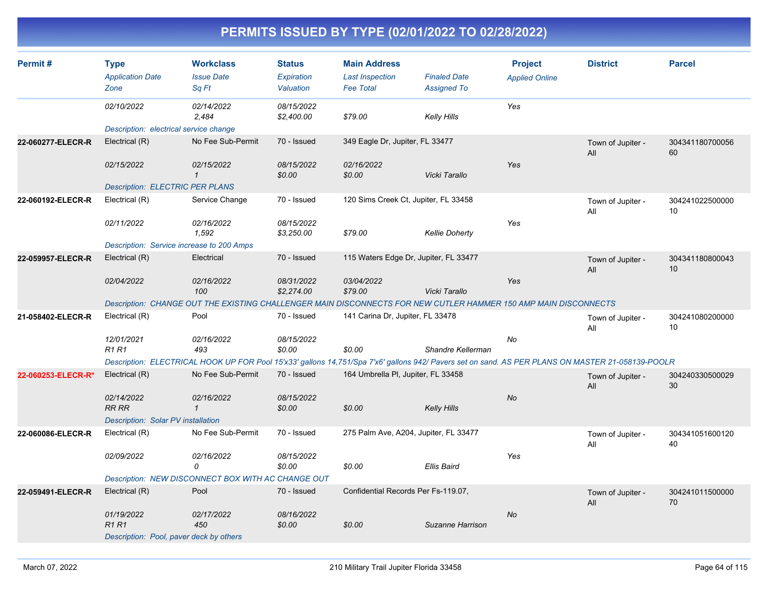# PERMITS ISSUED BY TYPE (02/01/2022 TO 02/28/2022)

| Permit # | Type | Workclass | Status | Main Address | | Project | District | Parcel |
|---|---|---|---|---|---|---|---|---|
| | *Application Date* | *Issue Date* | *Expiration* | *Last Inspection* | *Finaled Date* | *Applied Online* | | |
| | *Zone* | *Sq Ft* | *Valuation* | *Fee Total* | *Assigned To* | | | |
| | *02/10/2022* | *02/14/2022* | *08/15/2022* | | | *Yes* | | |
| | | *2,484* | *$2,400.00* | *$79.00* | *Kelly Hills* | | | |
| | *Description: electrical service change* | | | | | | | |
| **22-060277-ELECR-R** | Electrical (R) | No Fee Sub-Permit | 70 - Issued | 349 Eagle Dr, Jupiter, FL 33477 | | | Town of Jupiter - All | 30434118070005660 |
| | *02/15/2022* | *02/15/2022* | *08/15/2022* | *02/16/2022* | | *Yes* | | |
| | | *1* | *$0.00* | *$0.00* | *Vicki Tarallo* | | | |
| | *Description: ELECTRIC PER PLANS* | | | | | | | |
| **22-060192-ELECR-R** | Electrical (R) | Service Change | 70 - Issued | 120 Sims Creek Ct, Jupiter, FL 33458 | | | Town of Jupiter - All | 30424102250000010 |
| | *02/11/2022* | *02/16/2022* | *08/15/2022* | | | *Yes* | | |
| | | *1,592* | *$3,250.00* | *$79.00* | *Kellie Doherty* | | | |
| | *Description: Service increase to 200 Amps* | | | | | | | |
| **22-059957-ELECR-R** | Electrical (R) | Electrical | 70 - Issued | 115 Waters Edge Dr, Jupiter, FL 33477 | | | Town of Jupiter - All | 30434118080004310 |
| | *02/04/2022* | *02/16/2022* | *08/31/2022* | *03/04/2022* | | *Yes* | | |
| | | *100* | *$2,274.00* | *$79.00* | *Vicki Tarallo* | | | |
| | *Description: CHANGE OUT THE EXISTING CHALLENGER MAIN DISCONNECTS FOR NEW CUTLER HAMMER 150 AMP MAIN DISCONNECTS* | | | | | | | |
| **21-058402-ELECR-R** | Electrical (R) | Pool | 70 - Issued | 141 Carina Dr, Jupiter, FL 33478 | | | Town of Jupiter - All | 30424108020000010 |
| | *12/01/2021* | *02/16/2022* | *08/15/2022* | | | *No* | | |
| | *R1 R1* | *493* | *$0.00* | *$0.00* | *Shandre Kellerman* | | | |
| | *Description: ELECTRICAL HOOK UP FOR Pool 15'x33' gallons 14,751/Spa 7'x6' gallons 942/ Pavers set on sand. AS PER PLANS ON MASTER 21-058139-POOLR* | | | | | | | |
| **22-060253-ELECR-R*** | Electrical (R) | No Fee Sub-Permit | 70 - Issued | 164 Umbrella Pl, Jupiter, FL 33458 | | | Town of Jupiter - All | 30424033050002930 |
| | *02/14/2022* | *02/16/2022* | *08/15/2022* | | | *No* | | |
| | *RR RR* | *1* | *$0.00* | *$0.00* | *Kelly Hills* | | | |
| | *Description: Solar PV installation* | | | | | | | |
| **22-060086-ELECR-R** | Electrical (R) | No Fee Sub-Permit | 70 - Issued | 275 Palm Ave, A204, Jupiter, FL 33477 | | | Town of Jupiter - All | 30434105160012040 |
| | *02/09/2022* | *02/16/2022* | *08/15/2022* | | | *Yes* | | |
| | | *0* | *$0.00* | *$0.00* | *Ellis Baird* | | | |
| | *Description: NEW DISCONNECT BOX WITH AC CHANGE OUT* | | | | | | | |
| **22-059491-ELECR-R** | Electrical (R) | Pool | 70 - Issued | Confidential Records Per Fs-119.07, | | | Town of Jupiter - All | 30424101150000070 |
| | *01/19/2022* | *02/17/2022* | *08/16/2022* | | | *No* | | |
| | *R1 R1* | *450* | *$0.00* | *$0.00* | *Suzanne Harrison* | | | |
| | *Description: Pool, paver deck by others* | | | | | | | |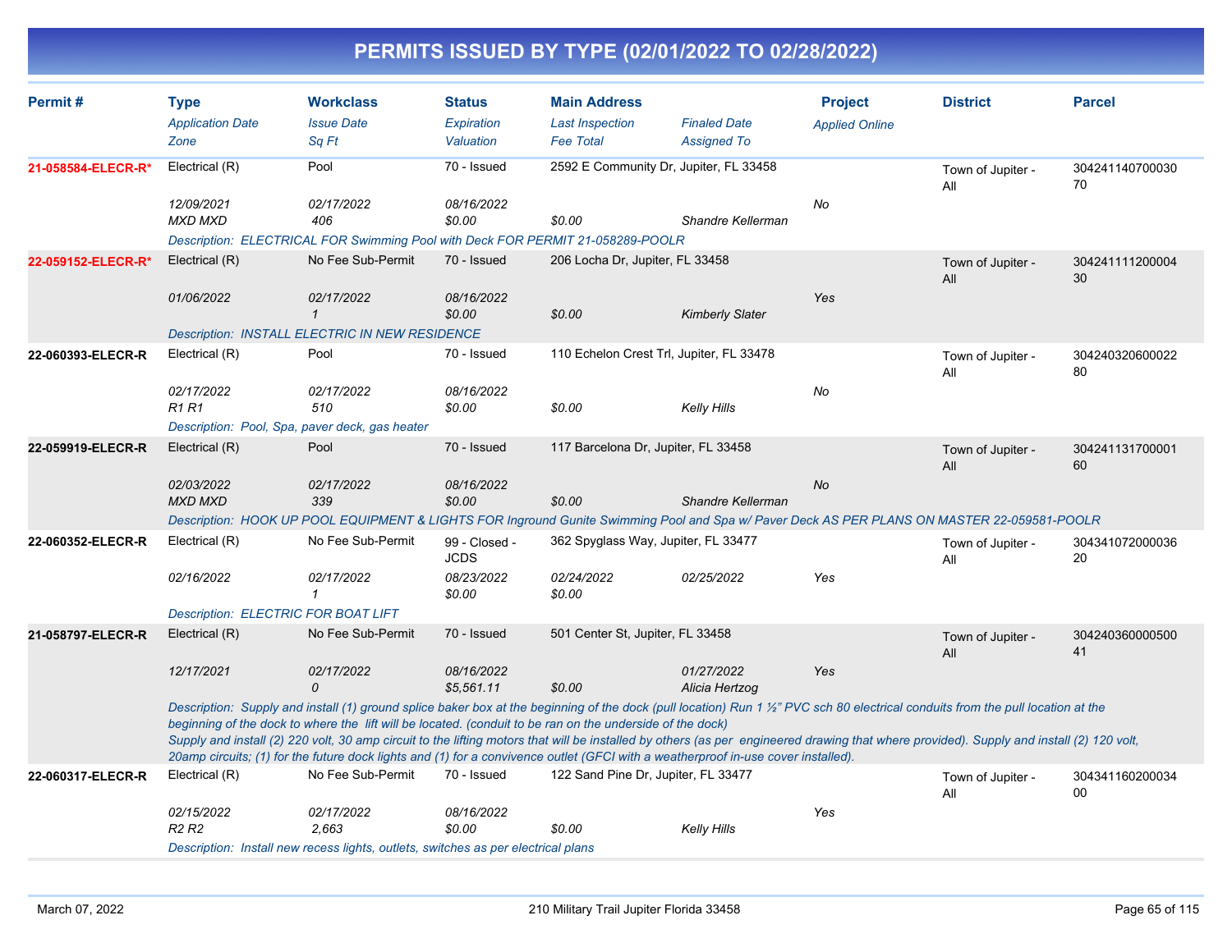# PERMITS ISSUED BY TYPE (02/01/2022 TO 02/28/2022)

| Permit # | Type | Workclass | Status | Main Address | | Project | District | Parcel |
|---|---|---|---|---|---|---|---|---|
| | *Application Date* | *Issue Date* | *Expiration* | *Last Inspection* | *Finaled Date* | *Applied Online* | | |
| | *Zone* | *Sq Ft* | *Valuation* | *Fee Total* | *Assigned To* | | | |
| 21-058584-ELECR-R* | Electrical (R) | Pool | 70 - Issued | 2592 E Community Dr, Jupiter, FL 33458 | | | Town of Jupiter - All | 30424114070003070 |
| | *12/09/2021* | *02/17/2022* | *08/16/2022* | | | *No* | | |
| | *MXD MXD* | *406* | *$0.00* | *$0.00* | *Shandre Kellerman* | | | |
| | *Description: ELECTRICAL FOR Swimming Pool with Deck FOR PERMIT 21-058289-POOLR* | | | | | | | |
| 22-059152-ELECR-R* | Electrical (R) | No Fee Sub-Permit | 70 - Issued | 206 Locha Dr, Jupiter, FL 33458 | | | Town of Jupiter - All | 30424111120000430 |
| | *01/06/2022* | *02/17/2022* | *08/16/2022* | | | *Yes* | | |
| | | *1* | *$0.00* | *$0.00* | *Kimberly Slater* | | | |
| | *Description: INSTALL ELECTRIC IN NEW RESIDENCE* | | | | | | | |
| 22-060393-ELECR-R | Electrical (R) | Pool | 70 - Issued | 110 Echelon Crest Trl, Jupiter, FL 33478 | | | Town of Jupiter - All | 30424032060002280 |
| | *02/17/2022* | *02/17/2022* | *08/16/2022* | | | *No* | | |
| | *R1 R1* | *510* | *$0.00* | *$0.00* | *Kelly Hills* | | | |
| | *Description: Pool, Spa, paver deck, gas heater* | | | | | | | |
| 22-059919-ELECR-R | Electrical (R) | Pool | 70 - Issued | 117 Barcelona Dr, Jupiter, FL 33458 | | | Town of Jupiter - All | 30424113170000160 |
| | *02/03/2022* | *02/17/2022* | *08/16/2022* | | | *No* | | |
| | *MXD MXD* | *339* | *$0.00* | *$0.00* | *Shandre Kellerman* | | | |
| | *Description: HOOK UP POOL EQUIPMENT & LIGHTS FOR Inground Gunite Swimming Pool and Spa w/ Paver Deck AS PER PLANS ON MASTER 22-059581-POOLR* | | | | | | | |
| 22-060352-ELECR-R | Electrical (R) | No Fee Sub-Permit | 99 - Closed - JCDS | 362 Spyglass Way, Jupiter, FL 33477 | | | Town of Jupiter - All | 30434107200003620 |
| | *02/16/2022* | *02/17/2022* | *08/23/2022* | *02/24/2022* | *02/25/2022* | *Yes* | | |
| | | *1* | *$0.00* | *$0.00* | | | | |
| | *Description: ELECTRIC FOR BOAT LIFT* | | | | | | | |
| 21-058797-ELECR-R | Electrical (R) | No Fee Sub-Permit | 70 - Issued | 501 Center St, Jupiter, FL 33458 | | | Town of Jupiter - All | 30424036000050041 |
| | *12/17/2021* | *02/17/2022* | *08/16/2022* | | *01/27/2022* | *Yes* | | |
| | | *0* | *$5,561.11* | *$0.00* | *Alicia Hertzog* | | | |
| | *Description: Supply and install (1) ground splice baker box at the beginning of the dock (pull location) Run 1 ½" PVC sch 80 electrical conduits from the pull location at the beginning of the dock to where the lift will be located. (conduit to be ran on the underside of the dock) Supply and install (2) 220 volt, 30 amp circuit to the lifting motors that will be installed by others (as per engineered drawing that where provided). Supply and install (2) 120 volt, 20amp circuits; (1) for the future dock lights and (1) for a convivence outlet (GFCI with a weatherproof in-use cover installed).* | | | | | | | |
| 22-060317-ELECR-R | Electrical (R) | No Fee Sub-Permit | 70 - Issued | 122 Sand Pine Dr, Jupiter, FL 33477 | | | Town of Jupiter - All | 30434116020003400 |
| | *02/15/2022* | *02/17/2022* | *08/16/2022* | | | *Yes* | | |
| | *R2 R2* | *2,663* | *$0.00* | *$0.00* | *Kelly Hills* | | | |
| | *Description: Install new recess lights, outlets, switches as per electrical plans* | | | | | | | |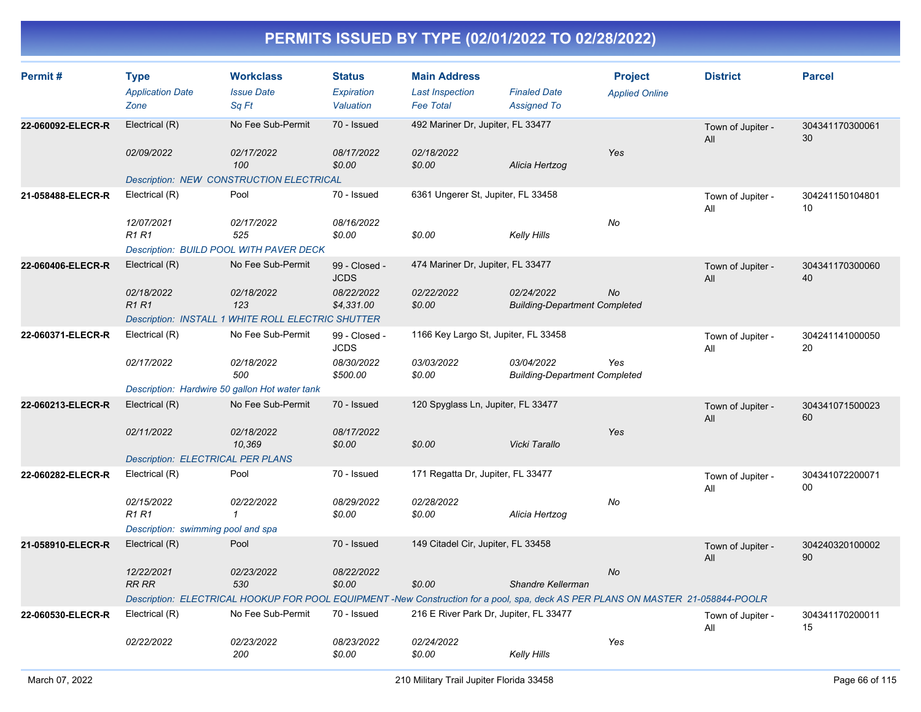# PERMITS ISSUED BY TYPE (02/01/2022 TO 02/28/2022)

| Permit # | Type<br>*Application Date*<br>*Zone* | Workclass<br>*Issue Date*<br>*Sq Ft* | Status<br>*Expiration*<br>*Valuation* | Main Address<br>*Last Inspection*<br>*Fee Total* | *Finaled Date*<br>*Assigned To* | Project<br>*Applied Online* | District | Parcel |
|---|---|---|---|---|---|---|---|---|
| 22-060092-ELECR-R | Electrical (R)<br>*02/09/2022* | No Fee Sub-Permit<br>*02/17/2022*<br>*100* | 70 - Issued<br>*08/17/2022*<br>*$0.00* | 492 Mariner Dr, Jupiter, FL 33477<br>*02/18/2022*<br>*$0.00* | *Alicia Hertzog* | *Yes* | Town of Jupiter - All | 30434117030006130 |
| | *Description: NEW CONSTRUCTION ELECTRICAL* | | | | | | | |
| 21-058488-ELECR-R | Electrical (R)<br>*12/07/2021*<br>*R1 R1* | Pool<br>*02/17/2022*<br>*525* | 70 - Issued<br>*08/16/2022*<br>*$0.00* | 6361 Ungerer St, Jupiter, FL 33458<br>*$0.00* | *Kelly Hills* | *No* | Town of Jupiter - All | 30424115010480110 |
| | *Description: BUILD POOL WITH PAVER DECK* | | | | | | | |
| 22-060406-ELECR-R | Electrical (R)<br>*02/18/2022*<br>*R1 R1* | No Fee Sub-Permit<br>*02/18/2022*<br>*123* | 99 - Closed - JCDS<br>*08/22/2022*<br>*$4,331.00* | 474 Mariner Dr, Jupiter, FL 33477<br>*02/22/2022*<br>*$0.00* | *02/24/2022*<br>*Building-Department Completed* | *No* | Town of Jupiter - All | 30434117030006040 |
| | *Description: INSTALL 1 WHITE ROLL ELECTRIC SHUTTER* | | | | | | | |
| 22-060371-ELECR-R | Electrical (R)<br>*02/17/2022* | No Fee Sub-Permit<br>*02/18/2022*<br>*500* | 99 - Closed - JCDS<br>*08/30/2022*<br>*$500.00* | 1166 Key Largo St, Jupiter, FL 33458<br>*03/03/2022*<br>*$0.00* | *03/04/2022*<br>*Building-Department Completed* | *Yes* | Town of Jupiter - All | 30424114100005020 |
| | *Description: Hardwire 50 gallon Hot water tank* | | | | | | | |
| 22-060213-ELECR-R | Electrical (R)<br>*02/11/2022* | No Fee Sub-Permit<br>*02/18/2022*<br>*10,369* | 70 - Issued<br>*08/17/2022*<br>*$0.00* | 120 Spyglass Ln, Jupiter, FL 33477<br>*$0.00* | *Vicki Tarallo* | *Yes* | Town of Jupiter - All | 30434107150002360 |
| | *Description: ELECTRICAL PER PLANS* | | | | | | | |
| 22-060282-ELECR-R | Electrical (R)<br>*02/15/2022*<br>*R1 R1* | Pool<br>*02/22/2022*<br>*1* | 70 - Issued<br>*08/29/2022*<br>*$0.00* | 171 Regatta Dr, Jupiter, FL 33477<br>*02/28/2022*<br>*$0.00* | *Alicia Hertzog* | *No* | Town of Jupiter - All | 30434107220007100 |
| | *Description: swimming pool and spa* | | | | | | | |
| 21-058910-ELECR-R | Electrical (R)<br>*12/22/2021*<br>*RR RR* | Pool<br>*02/23/2022*<br>*530* | 70 - Issued<br>*08/22/2022*<br>*$0.00* | 149 Citadel Cir, Jupiter, FL 33458<br>*$0.00* | *Shandre Kellerman* | *No* | Town of Jupiter - All | 30424032010000290 |
| | *Description: ELECTRICAL HOOKUP FOR POOL EQUIPMENT -New Construction for a pool, spa, deck AS PER PLANS ON MASTER 21-058844-POOLR* | | | | | | | |
| 22-060530-ELECR-R | Electrical (R)<br>*02/22/2022* | No Fee Sub-Permit<br>*02/23/2022*<br>*200* | 70 - Issued<br>*08/23/2022*<br>*$0.00* | 216 E River Park Dr, Jupiter, FL 33477<br>*02/24/2022*<br>*$0.00* | *Kelly Hills* | *Yes* | Town of Jupiter - All | 30434117020001115 |

March 07, 2022 — 210 Military Trail Jupiter Florida 33458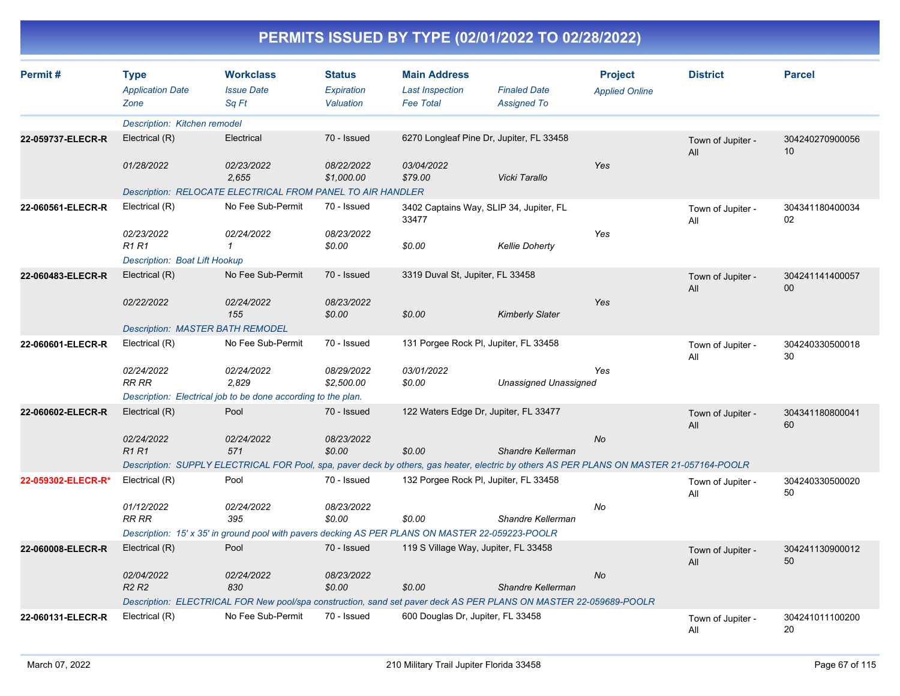# PERMITS ISSUED BY TYPE (02/01/2022 TO 02/28/2022)

| Permit # | Type<br>*Application Date*<br>*Zone* | Workclass<br>*Issue Date*<br>*Sq Ft* | Status<br>*Expiration*<br>*Valuation* | Main Address<br>*Last Inspection*<br>*Fee Total* | *Finaled Date*<br>*Assigned To* | Project<br>*Applied Online* | District | Parcel |
|---|---|---|---|---|---|---|---|---|
| | *Description: Kitchen remodel* | | | | | | | |
| **22-059737-ELECR-R** | Electrical (R) | Electrical | 70 - Issued | 6270 Longleaf Pine Dr, Jupiter, FL 33458 | | | Town of Jupiter - All | 30424027090005610 |
| | *01/28/2022* | *02/23/2022* | *08/22/2022* | *03/04/2022* | | *Yes* | | |
| | | *2,655* | *$1,000.00* | *$79.00* | *Vicki Tarallo* | | | |
| | *Description: RELOCATE ELECTRICAL FROM PANEL TO AIR HANDLER* | | | | | | | |
| **22-060561-ELECR-R** | Electrical (R) | No Fee Sub-Permit | 70 - Issued | 3402 Captains Way, SLIP 34, Jupiter, FL 33477 | | | Town of Jupiter - All | 30434118040003402 |
| | *02/23/2022* | *02/24/2022* | *08/23/2022* | | | *Yes* | | |
| | *R1 R1* | *1* | *$0.00* | *$0.00* | *Kellie Doherty* | | | |
| | *Description: Boat Lift Hookup* | | | | | | | |
| **22-060483-ELECR-R** | Electrical (R) | No Fee Sub-Permit | 70 - Issued | 3319 Duval St, Jupiter, FL 33458 | | | Town of Jupiter - All | 30424114140005700 |
| | *02/22/2022* | *02/24/2022* | *08/23/2022* | | | *Yes* | | |
| | | *155* | *$0.00* | *$0.00* | *Kimberly Slater* | | | |
| | *Description: MASTER BATH REMODEL* | | | | | | | |
| **22-060601-ELECR-R** | Electrical (R) | No Fee Sub-Permit | 70 - Issued | 131 Porgee Rock Pl, Jupiter, FL 33458 | | | Town of Jupiter - All | 30424033050001830 |
| | *02/24/2022* | *02/24/2022* | *08/29/2022* | *03/01/2022* | | *Yes* | | |
| | *RR RR* | *2,829* | *$2,500.00* | *$0.00* | *Unassigned Unassigned* | | | |
| | *Description: Electrical job to be done according to the plan.* | | | | | | | |
| **22-060602-ELECR-R** | Electrical (R) | Pool | 70 - Issued | 122 Waters Edge Dr, Jupiter, FL 33477 | | | Town of Jupiter - All | 30434118080004160 |
| | *02/24/2022* | *02/24/2022* | *08/23/2022* | | | *No* | | |
| | *R1 R1* | *571* | *$0.00* | *$0.00* | *Shandre Kellerman* | | | |
| | *Description: SUPPLY ELECTRICAL FOR Pool, spa, paver deck by others, gas heater, electric by others AS PER PLANS ON MASTER 21-057164-POOLR* | | | | | | | |
| **22-059302-ELECR-R*** | Electrical (R) | Pool | 70 - Issued | 132 Porgee Rock Pl, Jupiter, FL 33458 | | | Town of Jupiter - All | 30424033050002050 |
| | *01/12/2022* | *02/24/2022* | *08/23/2022* | | | *No* | | |
| | *RR RR* | *395* | *$0.00* | *$0.00* | *Shandre Kellerman* | | | |
| | *Description: 15' x 35' in ground pool with pavers decking AS PER PLANS ON MASTER 22-059223-POOLR* | | | | | | | |
| **22-060008-ELECR-R** | Electrical (R) | Pool | 70 - Issued | 119 S Village Way, Jupiter, FL 33458 | | | Town of Jupiter - All | 30424113090001250 |
| | *02/04/2022* | *02/24/2022* | *08/23/2022* | | | *No* | | |
| | *R2 R2* | *830* | *$0.00* | *$0.00* | *Shandre Kellerman* | | | |
| | *Description: ELECTRICAL FOR New pool/spa construction, sand set paver deck AS PER PLANS ON MASTER 22-059689-POOLR* | | | | | | | |
| **22-060131-ELECR-R** | Electrical (R) | No Fee Sub-Permit | 70 - Issued | 600 Douglas Dr, Jupiter, FL 33458 | | | Town of Jupiter - All | 30424101110020020 |

March 07, 2022 — 210 Military Trail Jupiter Florida 33458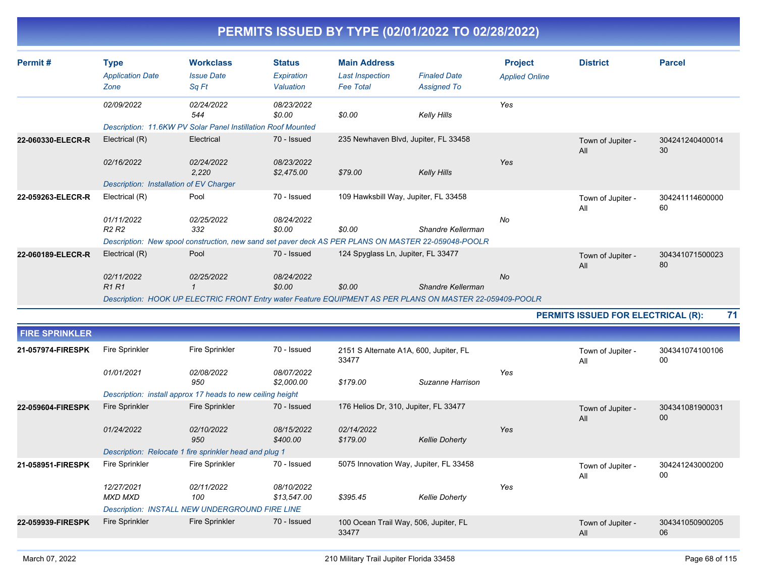# PERMITS ISSUED BY TYPE (02/01/2022 TO 02/28/2022)

| Permit # | Type / *Application Date* / *Zone* | Workclass / *Issue Date* / *Sq Ft* | Status / *Expiration* / *Valuation* | Main Address / *Last Inspection* / *Fee Total* | *Finaled Date* / *Assigned To* | Project / *Applied Online* | District | Parcel |
|---|---|---|---|---|---|---|---|---|
| | *02/09/2022* | *02/24/2022* | *08/23/2022* | | | *Yes* | | |
| | | *544* | *$0.00* | *$0.00* | *Kelly Hills* | | | |
| | *Description: 11.6KW PV Solar Panel Instillation Roof Mounted* | | | | | | | |
| **22-060330-ELECR-R** | Electrical (R) | Electrical | 70 - Issued | 235 Newhaven Blvd, Jupiter, FL 33458 | | | Town of Jupiter - All | 30424124040001430 |
| | *02/16/2022* | *02/24/2022* | *08/23/2022* | | | *Yes* | | |
| | | *2,220* | *$2,475.00* | *$79.00* | *Kelly Hills* | | | |
| | *Description: Installation of EV Charger* | | | | | | | |
| **22-059263-ELECR-R** | Electrical (R) | Pool | 70 - Issued | 109 Hawksbill Way, Jupiter, FL 33458 | | | Town of Jupiter - All | 30424111460000060 |
| | *01/11/2022* | *02/25/2022* | *08/24/2022* | | | *No* | | |
| | *R2 R2* | *332* | *$0.00* | *$0.00* | *Shandre Kellerman* | | | |
| | *Description: New spool construction, new sand set paver deck AS PER PLANS ON MASTER 22-059048-POOLR* | | | | | | | |
| **22-060189-ELECR-R** | Electrical (R) | Pool | 70 - Issued | 124 Spyglass Ln, Jupiter, FL 33477 | | | Town of Jupiter - All | 30434107150002380 |
| | *02/11/2022* | *02/25/2022* | *08/24/2022* | | | *No* | | |
| | *R1 R1* | *1* | *$0.00* | *$0.00* | *Shandre Kellerman* | | | |
| | *Description: HOOK UP ELECTRIC FRONT Entry water Feature EQUIPMENT AS PER PLANS ON MASTER 22-059409-POOLR* | | | | | | | |

**PERMITS ISSUED FOR ELECTRICAL (R): 71**

## FIRE SPRINKLER

| Permit # | Type / *Application Date* / *Zone* | Workclass / *Issue Date* / *Sq Ft* | Status / *Expiration* / *Valuation* | Main Address / *Last Inspection* / *Fee Total* | *Finaled Date* / *Assigned To* | Project / *Applied Online* | District | Parcel |
|---|---|---|---|---|---|---|---|---|
| **21-057974-FIRESPK** | Fire Sprinkler | Fire Sprinkler | 70 - Issued | 2151 S Alternate A1A, 600, Jupiter, FL 33477 | | | Town of Jupiter - All | 30434107410010600 |
| | *01/01/2021* | *02/08/2022* | *08/07/2022* | | | *Yes* | | |
| | | *950* | *$2,000.00* | *$179.00* | *Suzanne Harrison* | | | |
| | *Description: install approx 17 heads to new ceiling height* | | | | | | | |
| **22-059604-FIRESPK** | Fire Sprinkler | Fire Sprinkler | 70 - Issued | 176 Helios Dr, 310, Jupiter, FL 33477 | | | Town of Jupiter - All | 30434108190003100 |
| | *01/24/2022* | *02/10/2022* | *08/15/2022* | *02/14/2022* | | *Yes* | | |
| | | *950* | *$400.00* | *$179.00* | *Kellie Doherty* | | | |
| | *Description: Relocate 1 fire sprinkler head and plug 1* | | | | | | | |
| **21-058951-FIRESPK** | Fire Sprinkler | Fire Sprinkler | 70 - Issued | 5075 Innovation Way, Jupiter, FL 33458 | | | Town of Jupiter - All | 30424124300020000 |
| | *12/27/2021* | *02/11/2022* | *08/10/2022* | | | *Yes* | | |
| | *MXD MXD* | *100* | *$13,547.00* | *$395.45* | *Kellie Doherty* | | | |
| | *Description: INSTALL NEW UNDERGROUND FIRE LINE* | | | | | | | |
| **22-059939-FIRESPK** | Fire Sprinkler | Fire Sprinkler | 70 - Issued | 100 Ocean Trail Way, 506, Jupiter, FL 33477 | | | Town of Jupiter - All | 30434105090020506 |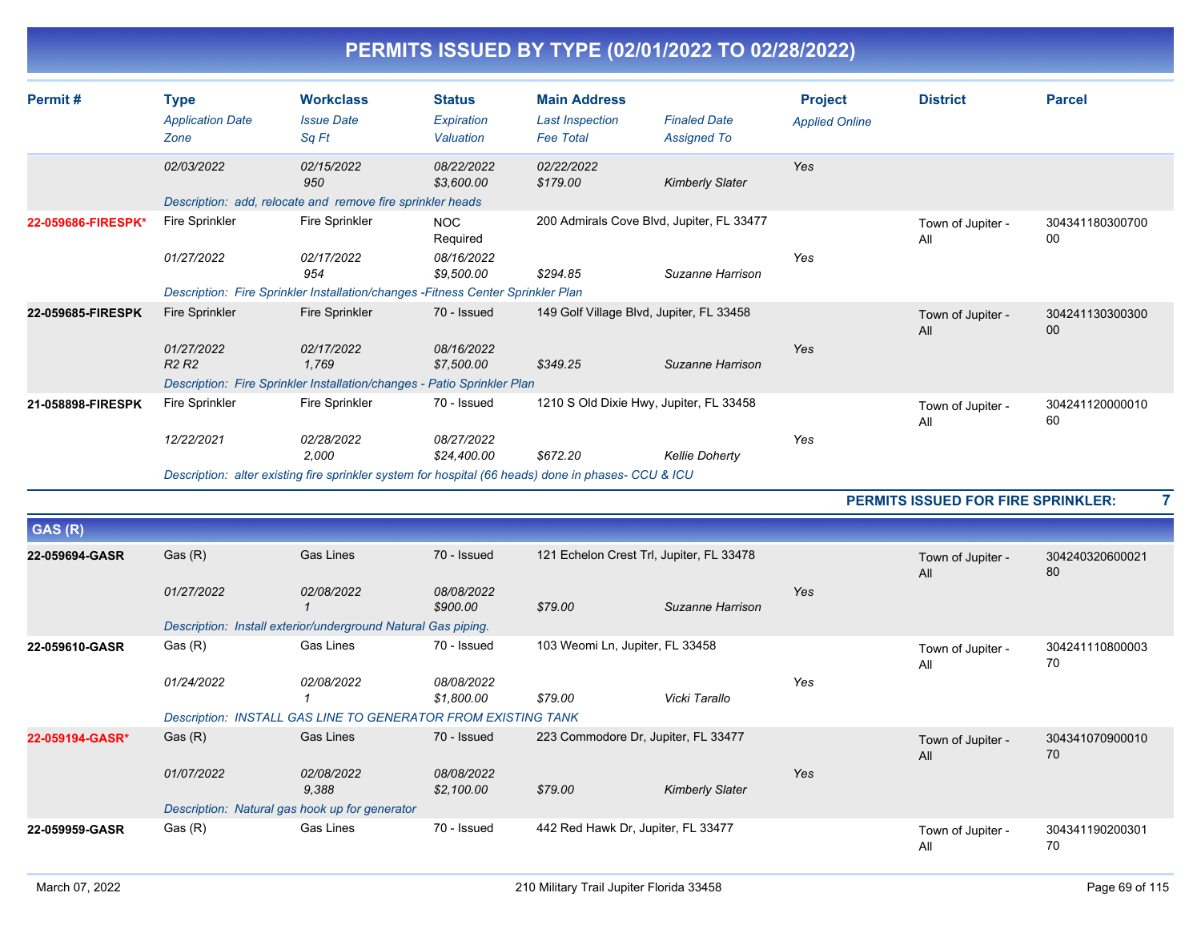# PERMITS ISSUED BY TYPE (02/01/2022 TO 02/28/2022)

| Permit # | Type / Application Date / Zone | Workclass / Issue Date / Sq Ft | Status / Expiration / Valuation | Main Address / Last Inspection / Fee Total | Finaled Date / Assigned To | Project / Applied Online | District | Parcel |
|---|---|---|---|---|---|---|---|---|
| | 02/03/2022 | 02/15/2022<br>950 | 08/22/2022<br>$3,600.00 | 02/22/2022<br>$179.00 | Kimberly Slater | Yes | | |
| | Description: add, relocate and remove fire sprinkler heads | | | | | | | |
| 22-059686-FIRESPK* | Fire Sprinkler<br>01/27/2022 | Fire Sprinkler<br>02/17/2022<br>954 | NOC Required<br>08/16/2022<br>$9,500.00 | 200 Admirals Cove Blvd, Jupiter, FL 33477<br>$294.85 | Suzanne Harrison | Yes | Town of Jupiter - All | 30434118030070000 |
| | Description: Fire Sprinkler Installation/changes -Fitness Center Sprinkler Plan | | | | | | | |
| 22-059685-FIRESPK | Fire Sprinkler<br>01/27/2022<br>R2 R2 | Fire Sprinkler<br>02/17/2022<br>1,769 | 70 - Issued<br>08/16/2022<br>$7,500.00 | 149 Golf Village Blvd, Jupiter, FL 33458<br>$349.25 | Suzanne Harrison | Yes | Town of Jupiter - All | 30424113030030000 |
| | Description: Fire Sprinkler Installation/changes - Patio Sprinkler Plan | | | | | | | |
| 21-058898-FIRESPK | Fire Sprinkler<br>12/22/2021 | Fire Sprinkler<br>02/28/2022<br>2,000 | 70 - Issued<br>08/27/2022<br>$24,400.00 | 1210 S Old Dixie Hwy, Jupiter, FL 33458<br>$672.20 | Kellie Doherty | Yes | Town of Jupiter - All | 30424112000001060 |
| | Description: alter existing fire sprinkler system for hospital (66 heads) done in phases- CCU & ICU | | | | | | | |

**PERMITS ISSUED FOR FIRE SPRINKLER: 7**

## GAS (R)

| Permit # | Type / Application Date / Zone | Workclass / Issue Date / Sq Ft | Status / Expiration / Valuation | Main Address / Last Inspection / Fee Total | Finaled Date / Assigned To | Project / Applied Online | District | Parcel |
|---|---|---|---|---|---|---|---|---|
| 22-059694-GASR | Gas (R)<br>01/27/2022 | Gas Lines<br>02/08/2022<br>1 | 70 - Issued<br>08/08/2022<br>$900.00 | 121 Echelon Crest Trl, Jupiter, FL 33478<br>$79.00 | Suzanne Harrison | Yes | Town of Jupiter - All | 30424032060002180 |
| | Description: Install exterior/underground Natural Gas piping. | | | | | | | |
| 22-059610-GASR | Gas (R)<br>01/24/2022 | Gas Lines<br>02/08/2022<br>1 | 70 - Issued<br>08/08/2022<br>$1,800.00 | 103 Weomi Ln, Jupiter, FL 33458<br>$79.00 | Vicki Tarallo | Yes | Town of Jupiter - All | 30424111080000370 |
| | Description: INSTALL GAS LINE TO GENERATOR FROM EXISTING TANK | | | | | | | |
| 22-059194-GASR* | Gas (R)<br>01/07/2022 | Gas Lines<br>02/08/2022<br>9,388 | 70 - Issued<br>08/08/2022<br>$2,100.00 | 223 Commodore Dr, Jupiter, FL 33477<br>$79.00 | Kimberly Slater | Yes | Town of Jupiter - All | 30434107090001070 |
| | Description: Natural gas hook up for generator | | | | | | | |
| 22-059959-GASR | Gas (R) | Gas Lines | 70 - Issued | 442 Red Hawk Dr, Jupiter, FL 33477 | | | Town of Jupiter - All | 30434119020030170 |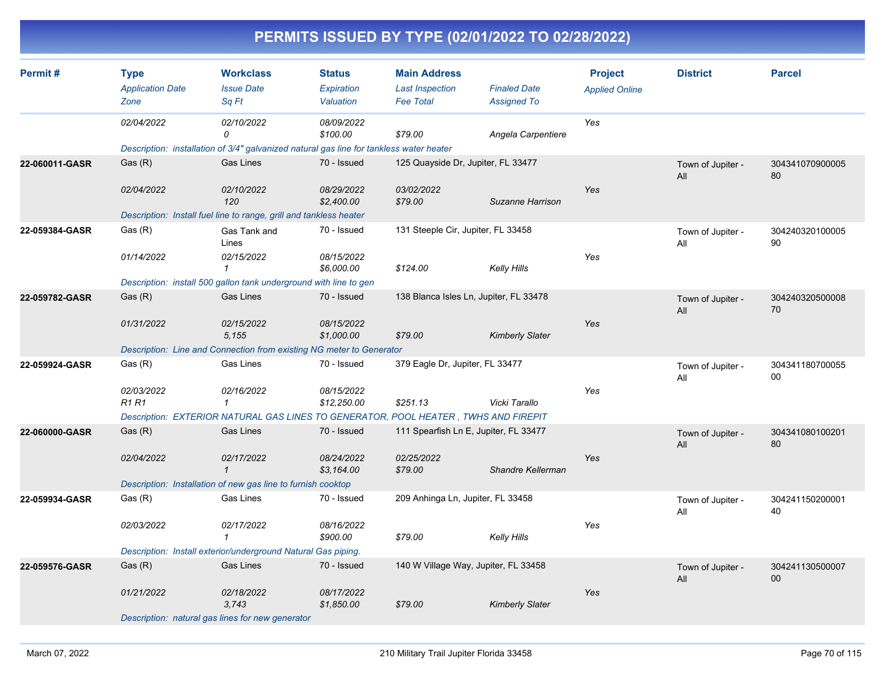# PERMITS ISSUED BY TYPE (02/01/2022 TO 02/28/2022)

| Permit # | Type / Application Date / Zone | Workclass / Issue Date / Sq Ft | Status / Expiration / Valuation | Main Address / Last Inspection / Fee Total | Finaled Date / Assigned To | Project / Applied Online | District | Parcel |
|---|---|---|---|---|---|---|---|---|
| | 02/04/2022 | 02/10/2022<br>0 | 08/09/2022<br>$100.00 | $79.00 | Angela Carpentiere | Yes | | |
| | Description: installation of 3/4" galvanized natural gas line for tankless water heater | | | | | | | |
| 22-060011-GASR | Gas (R)<br>02/04/2022 | Gas Lines<br>02/10/2022<br>120 | 70 - Issued<br>08/29/2022<br>$2,400.00 | 125 Quayside Dr, Jupiter, FL 33477<br>03/02/2022<br>$79.00 | Suzanne Harrison | Yes | Town of Jupiter - All | 30434107090000580 |
| | Description: Install fuel line to range, grill and tankless heater | | | | | | | |
| 22-059384-GASR | Gas (R)<br>01/14/2022 | Gas Tank and Lines<br>02/15/2022<br>1 | 70 - Issued<br>08/15/2022<br>$6,000.00 | 131 Steeple Cir, Jupiter, FL 33458<br>$124.00 | Kelly Hills | Yes | Town of Jupiter - All | 30424032010000590 |
| | Description: install 500 gallon tank underground with line to gen | | | | | | | |
| 22-059782-GASR | Gas (R)<br>01/31/2022 | Gas Lines<br>02/15/2022<br>5,155 | 70 - Issued<br>08/15/2022<br>$1,000.00 | 138 Blanca Isles Ln, Jupiter, FL 33478<br>$79.00 | Kimberly Slater | Yes | Town of Jupiter - All | 30424032050000870 |
| | Description: Line and Connection from existing NG meter to Generator | | | | | | | |
| 22-059924-GASR | Gas (R)<br>02/03/2022<br>R1 R1 | Gas Lines<br>02/16/2022<br>1 | 70 - Issued<br>08/15/2022<br>$12,250.00 | 379 Eagle Dr, Jupiter, FL 33477<br>$251.13 | Vicki Tarallo | Yes | Town of Jupiter - All | 30434118070005500 |
| | Description: EXTERIOR NATURAL GAS LINES TO GENERATOR, POOL HEATER , TWHS AND FIREPIT | | | | | | | |
| 22-060000-GASR | Gas (R)<br>02/04/2022 | Gas Lines<br>02/17/2022<br>1 | 70 - Issued<br>08/24/2022<br>$3,164.00 | 111 Spearfish Ln E, Jupiter, FL 33477<br>02/25/2022<br>$79.00 | Shandre Kellerman | Yes | Town of Jupiter - All | 30434108010020180 |
| | Description: Installation of new gas line to furnish cooktop | | | | | | | |
| 22-059934-GASR | Gas (R)<br>02/03/2022 | Gas Lines<br>02/17/2022<br>1 | 70 - Issued<br>08/16/2022<br>$900.00 | 209 Anhinga Ln, Jupiter, FL 33458<br>$79.00 | Kelly Hills | Yes | Town of Jupiter - All | 30424115020000140 |
| | Description: Install exterior/underground Natural Gas piping. | | | | | | | |
| 22-059576-GASR | Gas (R)<br>01/21/2022 | Gas Lines<br>02/18/2022<br>3,743 | 70 - Issued<br>08/17/2022<br>$1,850.00 | 140 W Village Way, Jupiter, FL 33458<br>$79.00 | Kimberly Slater | Yes | Town of Jupiter - All | 30424113050000700 |
| | Description: natural gas lines for new generator | | | | | | | |

March 07, 2022 — 210 Military Trail Jupiter Florida 33458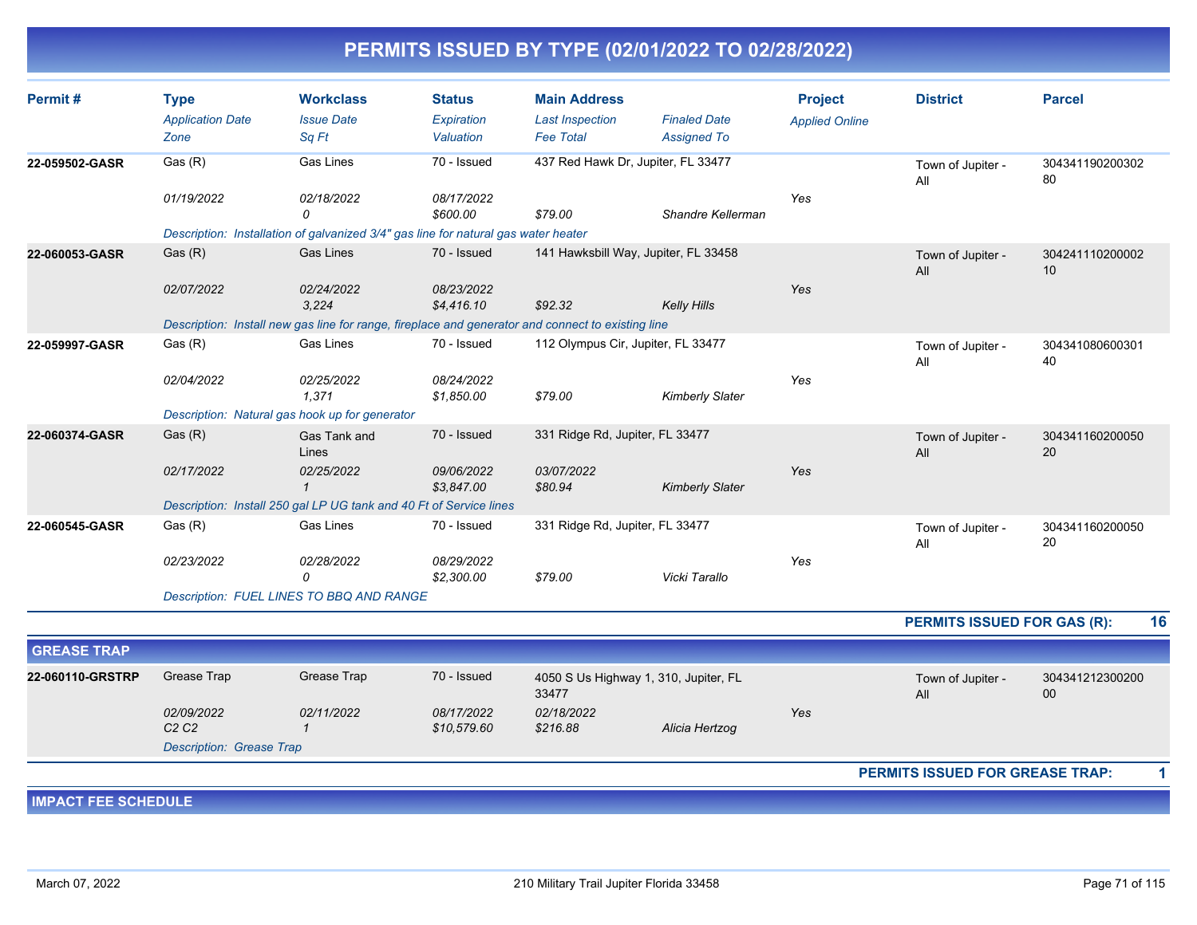# PERMITS ISSUED BY TYPE (02/01/2022 TO 02/28/2022)

| Permit # | Type | Workclass | Status | Main Address | | Project | District | Parcel |
|---|---|---|---|---|---|---|---|---|
| | *Application Date* | *Issue Date* | *Expiration* | *Last Inspection* | *Finaled Date* | *Applied Online* | | |
| | *Zone* | *Sq Ft* | *Valuation* | *Fee Total* | *Assigned To* | | | |
| **22-059502-GASR** | Gas (R) | Gas Lines | 70 - Issued | 437 Red Hawk Dr, Jupiter, FL 33477 | | | Town of Jupiter - All | 30434119020030280 |
| | *01/19/2022* | *02/18/2022* | *08/17/2022* | | | *Yes* | | |
| | | *0* | *$600.00* | *$79.00* | *Shandre Kellerman* | | | |
| | *Description: Installation of galvanized 3/4" gas line for natural gas water heater* | | | | | | | |
| **22-060053-GASR** | Gas (R) | Gas Lines | 70 - Issued | 141 Hawksbill Way, Jupiter, FL 33458 | | | Town of Jupiter - All | 30424111020000210 |
| | *02/07/2022* | *02/24/2022* | *08/23/2022* | | | *Yes* | | |
| | | *3,224* | *$4,416.10* | *$92.32* | *Kelly Hills* | | | |
| | *Description: Install new gas line for range, fireplace and generator and connect to existing line* | | | | | | | |
| **22-059997-GASR** | Gas (R) | Gas Lines | 70 - Issued | 112 Olympus Cir, Jupiter, FL 33477 | | | Town of Jupiter - All | 30434108060030140 |
| | *02/04/2022* | *02/25/2022* | *08/24/2022* | | | *Yes* | | |
| | | *1,371* | *$1,850.00* | *$79.00* | *Kimberly Slater* | | | |
| | *Description: Natural gas hook up for generator* | | | | | | | |
| **22-060374-GASR** | Gas (R) | Gas Tank and Lines | 70 - Issued | 331 Ridge Rd, Jupiter, FL 33477 | | | Town of Jupiter - All | 30434116020005020 |
| | *02/17/2022* | *02/25/2022* | *09/06/2022* | *03/07/2022* | | *Yes* | | |
| | | *1* | *$3,847.00* | *$80.94* | *Kimberly Slater* | | | |
| | *Description: Install 250 gal LP UG tank and 40 Ft of Service lines* | | | | | | | |
| **22-060545-GASR** | Gas (R) | Gas Lines | 70 - Issued | 331 Ridge Rd, Jupiter, FL 33477 | | | Town of Jupiter - All | 30434116020005020 |
| | *02/23/2022* | *02/28/2022* | *08/29/2022* | | | *Yes* | | |
| | | *0* | *$2,300.00* | *$79.00* | *Vicki Tarallo* | | | |
| | *Description: FUEL LINES TO BBQ AND RANGE* | | | | | | | |

**PERMITS ISSUED FOR GAS (R): 16**

## GREASE TRAP

| Permit # | Type | Workclass | Status | Main Address | | Project | District | Parcel |
|---|---|---|---|---|---|---|---|---|
| **22-060110-GRSTRP** | Grease Trap | Grease Trap | 70 - Issued | 4050 S Us Highway 1, 310, Jupiter, FL 33477 | | | Town of Jupiter - All | 30434121230020000 |
| | *02/09/2022* | *02/11/2022* | *08/17/2022* | *02/18/2022* | | *Yes* | | |
| | *C2 C2* | *1* | *$10,579.60* | *$216.88* | *Alicia Hertzog* | | | |
| | *Description: Grease Trap* | | | | | | | |

**PERMITS ISSUED FOR GREASE TRAP: 1**

## IMPACT FEE SCHEDULE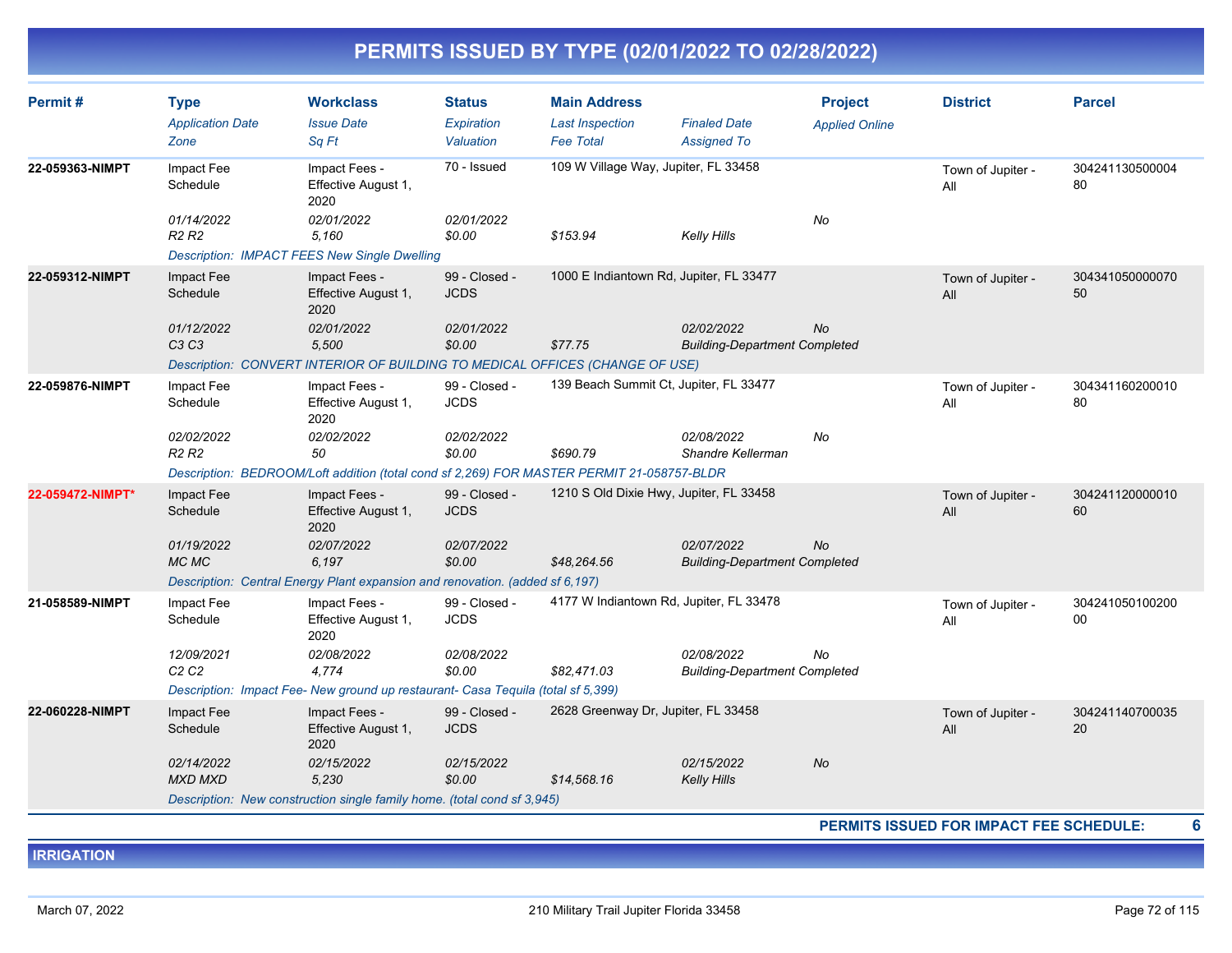# PERMITS ISSUED BY TYPE (02/01/2022 TO 02/28/2022)

| Permit # | Type<br>*Application Date*<br>*Zone* | Workclass<br>*Issue Date*<br>*Sq Ft* | Status<br>*Expiration*<br>*Valuation* | Main Address<br>*Last Inspection*<br>*Fee Total* | *Finaled Date*<br>*Assigned To* | Project<br>*Applied Online* | District | Parcel |
|---|---|---|---|---|---|---|---|---|
| 22-059363-NIMPT | Impact Fee Schedule<br>*01/14/2022*<br>*R2 R2* | Impact Fees - Effective August 1, 2020<br>*02/01/2022*<br>*5,160* | 70 - Issued<br>*02/01/2022*<br>*$0.00* | 109 W Village Way, Jupiter, FL 33458<br><br>*$153.94* | <br><br>*Kelly Hills* | <br>*No* | Town of Jupiter - All | 30424113050000480 |
| | *Description: IMPACT FEES New Single Dwelling* | | | | | | | |
| 22-059312-NIMPT | Impact Fee Schedule<br>*01/12/2022*<br>*C3 C3* | Impact Fees - Effective August 1, 2020<br>*02/01/2022*<br>*5,500* | 99 - Closed - JCDS<br>*02/01/2022*<br>*$0.00* | 1000 E Indiantown Rd, Jupiter, FL 33477<br><br>*$77.75* | <br>*02/02/2022*<br>*Building-Department Completed* | <br>*No* | Town of Jupiter - All | 30434105000007050 |
| | *Description: CONVERT INTERIOR OF BUILDING TO MEDICAL OFFICES (CHANGE OF USE)* | | | | | | | |
| 22-059876-NIMPT | Impact Fee Schedule<br>*02/02/2022*<br>*R2 R2* | Impact Fees - Effective August 1, 2020<br>*02/02/2022*<br>*50* | 99 - Closed - JCDS<br>*02/02/2022*<br>*$0.00* | 139 Beach Summit Ct, Jupiter, FL 33477<br><br>*$690.79* | <br>*02/08/2022*<br>*Shandre Kellerman* | <br>*No* | Town of Jupiter - All | 30434116020001080 |
| | *Description: BEDROOM/Loft addition (total cond sf 2,269) FOR MASTER PERMIT 21-058757-BLDR* | | | | | | | |
| 22-059472-NIMPT* | Impact Fee Schedule<br>*01/19/2022*<br>*MC MC* | Impact Fees - Effective August 1, 2020<br>*02/07/2022*<br>*6,197* | 99 - Closed - JCDS<br>*02/07/2022*<br>*$0.00* | 1210 S Old Dixie Hwy, Jupiter, FL 33458<br><br>*$48,264.56* | <br>*02/07/2022*<br>*Building-Department Completed* | <br>*No* | Town of Jupiter - All | 30424112000001060 |
| | *Description: Central Energy Plant expansion and renovation. (added sf 6,197)* | | | | | | | |
| 21-058589-NIMPT | Impact Fee Schedule<br>*12/09/2021*<br>*C2 C2* | Impact Fees - Effective August 1, 2020<br>*02/08/2022*<br>*4,774* | 99 - Closed - JCDS<br>*02/08/2022*<br>*$0.00* | 4177 W Indiantown Rd, Jupiter, FL 33478<br><br>*$82,471.03* | <br>*02/08/2022*<br>*Building-Department Completed* | <br>*No* | Town of Jupiter - All | 30424105010020000 |
| | *Description: Impact Fee- New ground up restaurant- Casa Tequila (total sf 5,399)* | | | | | | | |
| 22-060228-NIMPT | Impact Fee Schedule<br>*02/14/2022*<br>*MXD MXD* | Impact Fees - Effective August 1, 2020<br>*02/15/2022*<br>*5,230* | 99 - Closed - JCDS<br>*02/15/2022*<br>*$0.00* | 2628 Greenway Dr, Jupiter, FL 33458<br><br>*$14,568.16* | <br>*02/15/2022*<br>*Kelly Hills* | <br>*No* | Town of Jupiter - All | 30424114070003520 |
| | *Description: New construction single family home. (total cond sf 3,945)* | | | | | | | |

**PERMITS ISSUED FOR IMPACT FEE SCHEDULE: 6**

## IRRIGATION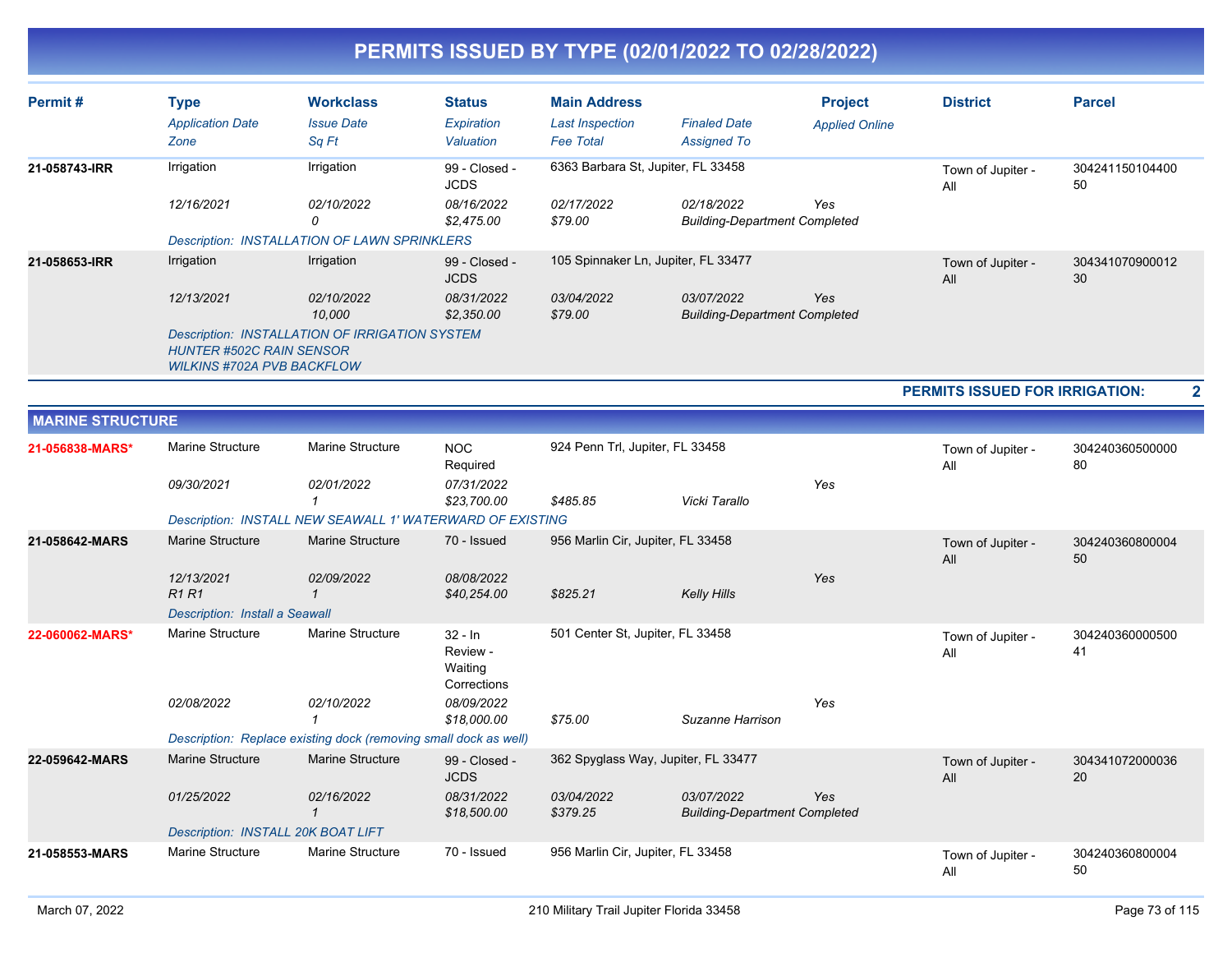# PERMITS ISSUED BY TYPE (02/01/2022 TO 02/28/2022)

| Permit # | Type | Workclass | Status | Main Address | | Project | District | Parcel |
|---|---|---|---|---|---|---|---|---|
| | *Application Date* | *Issue Date* | *Expiration* | *Last Inspection* | *Finaled Date* | *Applied Online* | | |
| | *Zone* | *Sq Ft* | *Valuation* | *Fee Total* | *Assigned To* | | | |
| **21-058743-IRR** | Irrigation | Irrigation | 99 - Closed - JCDS | 6363 Barbara St, Jupiter, FL 33458 | | | Town of Jupiter - All | 30424115010440050 |
| | *12/16/2021* | *02/10/2022* | *08/16/2022* | *02/17/2022* | *02/18/2022* | *Yes* | | |
| | | *0* | *$2,475.00* | *$79.00* | *Building-Department Completed* | | | |
| | *Description: INSTALLATION OF LAWN SPRINKLERS* | | | | | | | |
| **21-058653-IRR** | Irrigation | Irrigation | 99 - Closed - JCDS | 105 Spinnaker Ln, Jupiter, FL 33477 | | | Town of Jupiter - All | 30434107090001230 |
| | *12/13/2021* | *02/10/2022* | *08/31/2022* | *03/04/2022* | *03/07/2022* | *Yes* | | |
| | | *10,000* | *$2,350.00* | *$79.00* | *Building-Department Completed* | | | |
| | *Description: INSTALLATION OF IRRIGATION SYSTEM HUNTER #502C RAIN SENSOR WILKINS #702A PVB BACKFLOW* | | | | | | | |

**PERMITS ISSUED FOR IRRIGATION: 2**

## MARINE STRUCTURE

| Permit # | Type | Workclass | Status | Main Address | | Project | District | Parcel |
|---|---|---|---|---|---|---|---|---|
| **21-056838-MARS*** | Marine Structure | Marine Structure | NOC Required | 924 Penn Trl, Jupiter, FL 33458 | | | Town of Jupiter - All | 30424036050000080 |
| | *09/30/2021* | *02/01/2022* | *07/31/2022* | | | *Yes* | | |
| | | *1* | *$23,700.00* | *$485.85* | *Vicki Tarallo* | | | |
| | *Description: INSTALL NEW SEAWALL 1' WATERWARD OF EXISTING* | | | | | | | |
| **21-058642-MARS** | Marine Structure | Marine Structure | 70 - Issued | 956 Marlin Cir, Jupiter, FL 33458 | | | Town of Jupiter - All | 30424036080000450 |
| | *12/13/2021* | *02/09/2022* | *08/08/2022* | | | *Yes* | | |
| | *R1 R1* | *1* | *$40,254.00* | *$825.21* | *Kelly Hills* | | | |
| | *Description: Install a Seawall* | | | | | | | |
| **22-060062-MARS*** | Marine Structure | Marine Structure | 32 - In Review - Waiting Corrections | 501 Center St, Jupiter, FL 33458 | | | Town of Jupiter - All | 30424036000050041 |
| | *02/08/2022* | *02/10/2022* | *08/09/2022* | | | *Yes* | | |
| | | *1* | *$18,000.00* | *$75.00* | *Suzanne Harrison* | | | |
| | *Description: Replace existing dock (removing small dock as well)* | | | | | | | |
| **22-059642-MARS** | Marine Structure | Marine Structure | 99 - Closed - JCDS | 362 Spyglass Way, Jupiter, FL 33477 | | | Town of Jupiter - All | 30434107200003620 |
| | *01/25/2022* | *02/16/2022* | *08/31/2022* | *03/04/2022* | *03/07/2022* | *Yes* | | |
| | | *1* | *$18,500.00* | *$379.25* | *Building-Department Completed* | | | |
| | *Description: INSTALL 20K BOAT LIFT* | | | | | | | |
| **21-058553-MARS** | Marine Structure | Marine Structure | 70 - Issued | 956 Marlin Cir, Jupiter, FL 33458 | | | Town of Jupiter - All | 30424036080000450 |

March 07, 2022 — 210 Military Trail Jupiter Florida 33458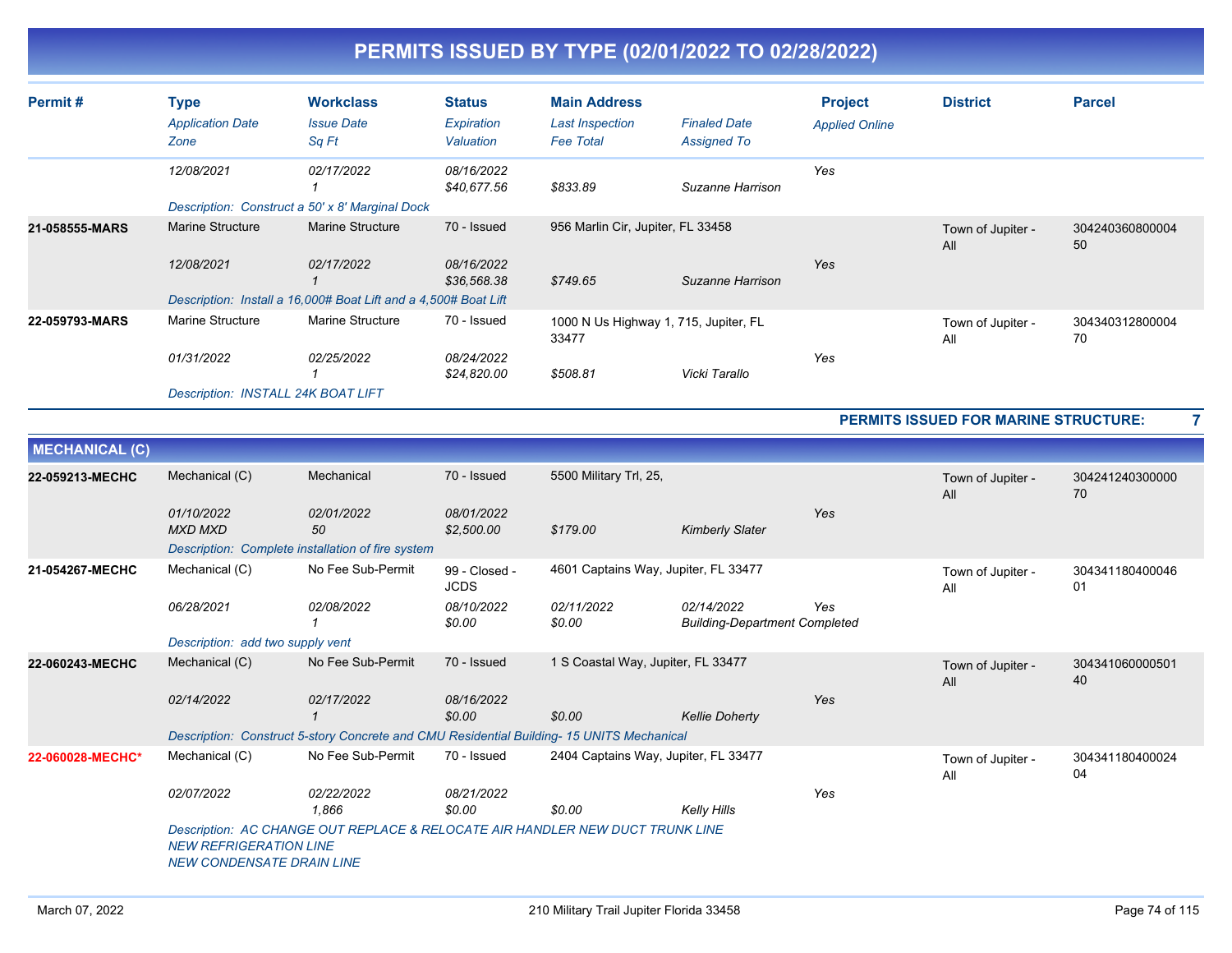# PERMITS ISSUED BY TYPE (02/01/2022 TO 02/28/2022)

| Permit # | Type / Application Date / Zone | Workclass / Issue Date / Sq Ft | Status / Expiration / Valuation | Main Address / Last Inspection / Fee Total | Finaled Date / Assigned To | Project / Applied Online | District | Parcel |
|---|---|---|---|---|---|---|---|---|
| | 12/08/2021 | 02/17/2022<br>1 | 08/16/2022<br>$40,677.56 | $833.89 | Suzanne Harrison | Yes | | |
| | Description: Construct a 50' x 8' Marginal Dock | | | | | | | |
| **21-058555-MARS** | Marine Structure<br>12/08/2021 | Marine Structure<br>02/17/2022<br>1 | 70 - Issued<br>08/16/2022<br>$36,568.38 | 956 Marlin Cir, Jupiter, FL 33458<br>$749.65 | Suzanne Harrison | Yes | Town of Jupiter - All | 30424036080000450 |
| | Description: Install a 16,000# Boat Lift and a 4,500# Boat Lift | | | | | | | |
| **22-059793-MARS** | Marine Structure<br>01/31/2022 | Marine Structure<br>02/25/2022<br>1 | 70 - Issued<br>08/24/2022<br>$24,820.00 | 1000 N Us Highway 1, 715, Jupiter, FL 33477<br>$508.81 | Vicki Tarallo | Yes | Town of Jupiter - All | 30434031280000470 |
| | Description: INSTALL 24K BOAT LIFT | | | | | | | |

**PERMITS ISSUED FOR MARINE STRUCTURE: 7**

## MECHANICAL (C)

| Permit # | Type / Application Date / Zone | Workclass / Issue Date / Sq Ft | Status / Expiration / Valuation | Main Address / Last Inspection / Fee Total | Finaled Date / Assigned To | Project / Applied Online | District | Parcel |
|---|---|---|---|---|---|---|---|---|
| **22-059213-MECHC** | Mechanical (C)<br>01/10/2022<br>MXD MXD | Mechanical<br>02/01/2022<br>50 | 70 - Issued<br>08/01/2022<br>$2,500.00 | 5500 Military Trl, 25,<br>$179.00 | Kimberly Slater | Yes | Town of Jupiter - All | 30424124030000070 |
| | Description: Complete installation of fire system | | | | | | | |
| **21-054267-MECHC** | Mechanical (C)<br>06/28/2021 | No Fee Sub-Permit<br>02/08/2022<br>1 | 99 - Closed - JCDS<br>08/10/2022<br>$0.00 | 4601 Captains Way, Jupiter, FL 33477<br>02/11/2022<br>$0.00 | 02/14/2022<br>Building-Department Completed | Yes | Town of Jupiter - All | 30434118040004601 |
| | Description: add two supply vent | | | | | | | |
| **22-060243-MECHC** | Mechanical (C)<br>02/14/2022 | No Fee Sub-Permit<br>02/17/2022<br>1 | 70 - Issued<br>08/16/2022<br>$0.00 | 1 S Coastal Way, Jupiter, FL 33477<br>$0.00 | Kellie Doherty | Yes | Town of Jupiter - All | 30434106000050140 |
| | Description: Construct 5-story Concrete and CMU Residential Building- 15 UNITS Mechanical | | | | | | | |
| **22-060028-MECHC*** | Mechanical (C)<br>02/07/2022 | No Fee Sub-Permit<br>02/22/2022<br>1,866 | 70 - Issued<br>08/21/2022<br>$0.00 | 2404 Captains Way, Jupiter, FL 33477<br>$0.00 | Kelly Hills | Yes | Town of Jupiter - All | 30434118040002404 |
| | Description: AC CHANGE OUT REPLACE & RELOCATE AIR HANDLER NEW DUCT TRUNK LINE<br>NEW REFRIGERATION LINE<br>NEW CONDENSATE DRAIN LINE | | | | | | | |

March 07, 2022 — 210 Military Trail Jupiter Florida 33458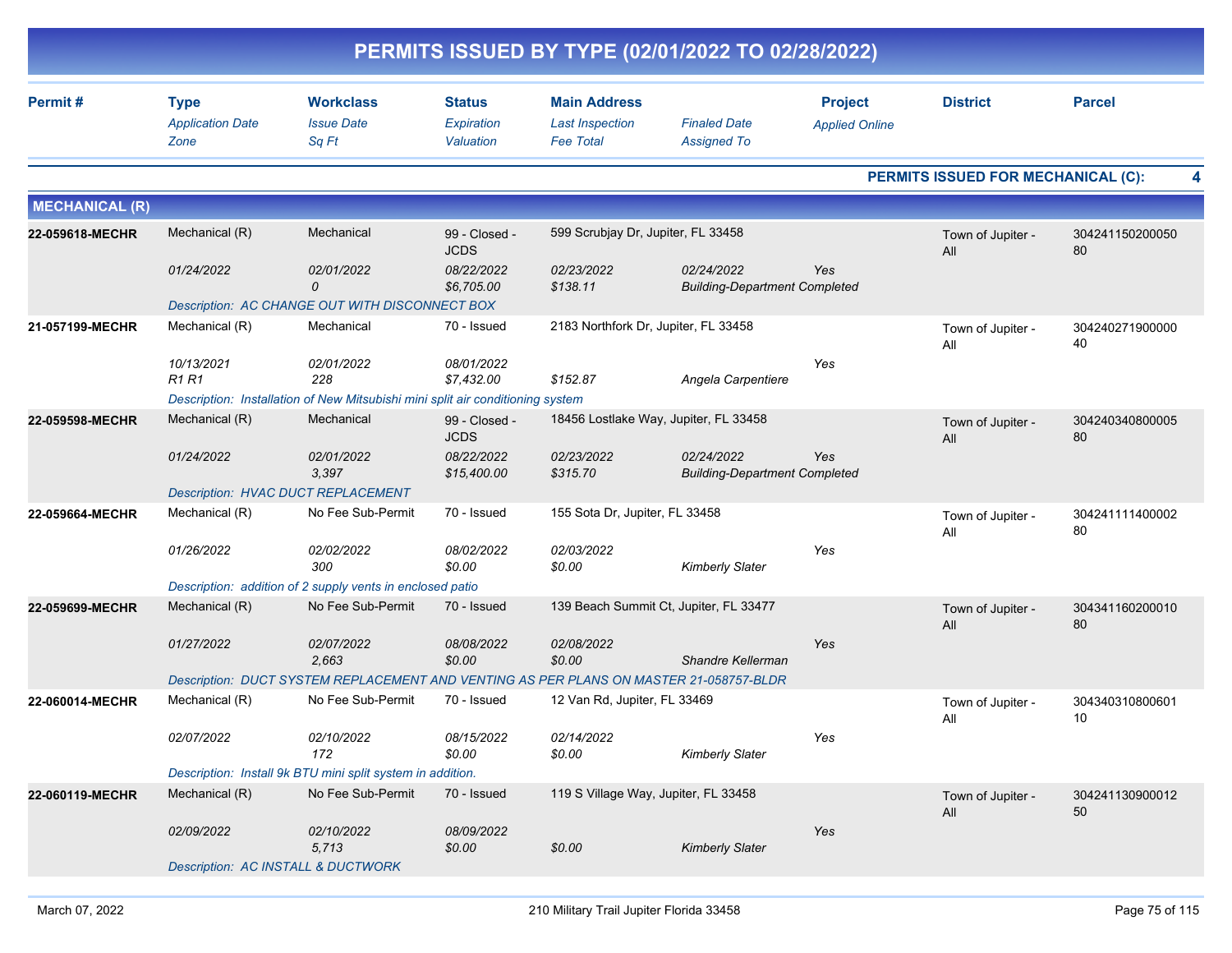# PERMITS ISSUED BY TYPE (02/01/2022 TO 02/28/2022)

| Permit # | Type / Application Date / Zone | Workclass / Issue Date / Sq Ft | Status / Expiration / Valuation | Main Address / Last Inspection / Fee Total | Finaled Date / Assigned To | Project / Applied Online | District | Parcel |
|---|---|---|---|---|---|---|---|---|

**PERMITS ISSUED FOR MECHANICAL (C): 4**

## MECHANICAL (R)

| Permit # | Type | Workclass | Status | Main Address | | Project | District | Parcel |
|---|---|---|---|---|---|---|---|---|
| | Application Date | Issue Date | Expiration | Last Inspection | Finaled Date | Applied Online | | |
| | Zone | Sq Ft | Valuation | Fee Total | Assigned To | | | |
| **22-059618-MECHR** | Mechanical (R) | Mechanical | 99 - Closed - JCDS | 599 Scrubjay Dr, Jupiter, FL 33458 | | | Town of Jupiter - All | 30424115020005080 |
| | 01/24/2022 | 02/01/2022 | 08/22/2022 | 02/23/2022 | 02/24/2022 | Yes | | |
| | | 0 | $6,705.00 | $138.11 | Building-Department Completed | | | |
| | Description: AC CHANGE OUT WITH DISCONNECT BOX | | | | | | | |
| **21-057199-MECHR** | Mechanical (R) | Mechanical | 70 - Issued | 2183 Northfork Dr, Jupiter, FL 33458 | | | Town of Jupiter - All | 30424027190000040 |
| | 10/13/2021 | 02/01/2022 | 08/01/2022 | | | Yes | | |
| | R1 R1 | 228 | $7,432.00 | $152.87 | Angela Carpentiere | | | |
| | Description: Installation of New Mitsubishi mini split air conditioning system | | | | | | | |
| **22-059598-MECHR** | Mechanical (R) | Mechanical | 99 - Closed - JCDS | 18456 Lostlake Way, Jupiter, FL 33458 | | | Town of Jupiter - All | 30424034080000580 |
| | 01/24/2022 | 02/01/2022 | 08/22/2022 | 02/23/2022 | 02/24/2022 | Yes | | |
| | | 3,397 | $15,400.00 | $315.70 | Building-Department Completed | | | |
| | Description: HVAC DUCT REPLACEMENT | | | | | | | |
| **22-059664-MECHR** | Mechanical (R) | No Fee Sub-Permit | 70 - Issued | 155 Sota Dr, Jupiter, FL 33458 | | | Town of Jupiter - All | 30424111140000280 |
| | 01/26/2022 | 02/02/2022 | 08/02/2022 | 02/03/2022 | | Yes | | |
| | | 300 | $0.00 | $0.00 | Kimberly Slater | | | |
| | Description: addition of 2 supply vents in enclosed patio | | | | | | | |
| **22-059699-MECHR** | Mechanical (R) | No Fee Sub-Permit | 70 - Issued | 139 Beach Summit Ct, Jupiter, FL 33477 | | | Town of Jupiter - All | 30434116020001080 |
| | 01/27/2022 | 02/07/2022 | 08/08/2022 | 02/08/2022 | | Yes | | |
| | | 2,663 | $0.00 | $0.00 | Shandre Kellerman | | | |
| | Description: DUCT SYSTEM REPLACEMENT AND VENTING AS PER PLANS ON MASTER 21-058757-BLDR | | | | | | | |
| **22-060014-MECHR** | Mechanical (R) | No Fee Sub-Permit | 70 - Issued | 12 Van Rd, Jupiter, FL 33469 | | | Town of Jupiter - All | 30434031080060110 |
| | 02/07/2022 | 02/10/2022 | 08/15/2022 | 02/14/2022 | | Yes | | |
| | | 172 | $0.00 | $0.00 | Kimberly Slater | | | |
| | Description: Install 9k BTU mini split system in addition. | | | | | | | |
| **22-060119-MECHR** | Mechanical (R) | No Fee Sub-Permit | 70 - Issued | 119 S Village Way, Jupiter, FL 33458 | | | Town of Jupiter - All | 30424113090001250 |
| | 02/09/2022 | 02/10/2022 | 08/09/2022 | | | Yes | | |
| | | 5,713 | $0.00 | $0.00 | Kimberly Slater | | | |
| | Description: AC INSTALL & DUCTWORK | | | | | | | |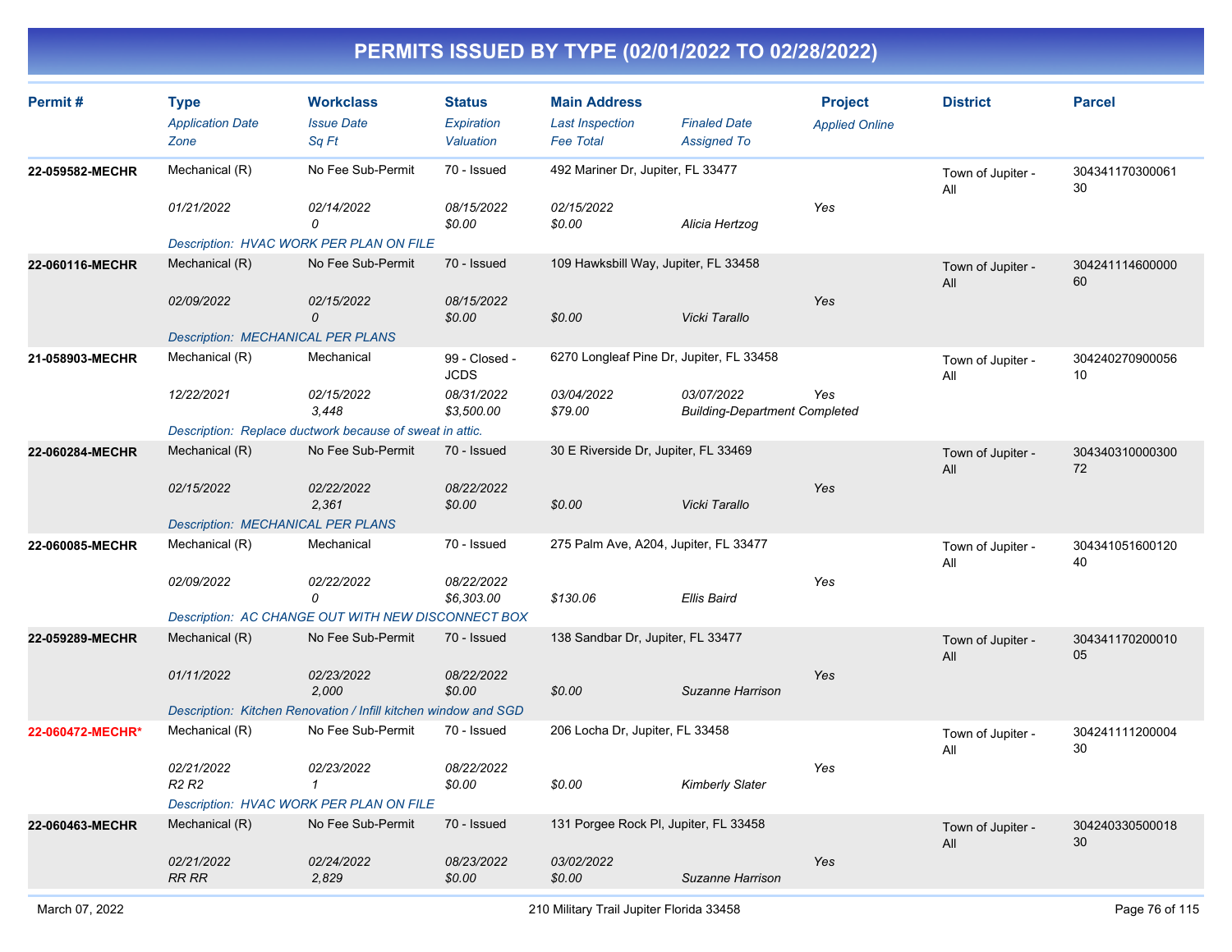# PERMITS ISSUED BY TYPE (02/01/2022 TO 02/28/2022)

| Permit # | Type | Workclass | Status | Main Address | | Project | District | Parcel |
|---|---|---|---|---|---|---|---|---|
| | *Application Date* | *Issue Date* | *Expiration* | *Last Inspection* | *Finaled Date* | *Applied Online* | | |
| | *Zone* | *Sq Ft* | *Valuation* | *Fee Total* | *Assigned To* | | | |
| **22-059582-MECHR** | Mechanical (R) | No Fee Sub-Permit | 70 - Issued | 492 Mariner Dr, Jupiter, FL 33477 | | | Town of Jupiter - All | 30434117030006130 |
| | *01/21/2022* | *02/14/2022* | *08/15/2022* | *02/15/2022* | | *Yes* | | |
| | | *0* | *$0.00* | *$0.00* | *Alicia Hertzog* | | | |
| | *Description: HVAC WORK PER PLAN ON FILE* | | | | | | | |
| **22-060116-MECHR** | Mechanical (R) | No Fee Sub-Permit | 70 - Issued | 109 Hawksbill Way, Jupiter, FL 33458 | | | Town of Jupiter - All | 30424111460000060 |
| | *02/09/2022* | *02/15/2022* | *08/15/2022* | | | *Yes* | | |
| | | *0* | *$0.00* | *$0.00* | *Vicki Tarallo* | | | |
| | *Description: MECHANICAL PER PLANS* | | | | | | | |
| **21-058903-MECHR** | Mechanical (R) | Mechanical | 99 - Closed - JCDS | 6270 Longleaf Pine Dr, Jupiter, FL 33458 | | | Town of Jupiter - All | 30424027090005610 |
| | *12/22/2021* | *02/15/2022* | *08/31/2022* | *03/04/2022* | *03/07/2022* | *Yes* | | |
| | | *3,448* | *$3,500.00* | *$79.00* | *Building-Department Completed* | | | |
| | *Description: Replace ductwork because of sweat in attic.* | | | | | | | |
| **22-060284-MECHR** | Mechanical (R) | No Fee Sub-Permit | 70 - Issued | 30 E Riverside Dr, Jupiter, FL 33469 | | | Town of Jupiter - All | 30434031000030072 |
| | *02/15/2022* | *02/22/2022* | *08/22/2022* | | | *Yes* | | |
| | | *2,361* | *$0.00* | *$0.00* | *Vicki Tarallo* | | | |
| | *Description: MECHANICAL PER PLANS* | | | | | | | |
| **22-060085-MECHR** | Mechanical (R) | Mechanical | 70 - Issued | 275 Palm Ave, A204, Jupiter, FL 33477 | | | Town of Jupiter - All | 30434105160012040 |
| | *02/09/2022* | *02/22/2022* | *08/22/2022* | | | *Yes* | | |
| | | *0* | *$6,303.00* | *$130.06* | *Ellis Baird* | | | |
| | *Description: AC CHANGE OUT WITH NEW DISCONNECT BOX* | | | | | | | |
| **22-059289-MECHR** | Mechanical (R) | No Fee Sub-Permit | 70 - Issued | 138 Sandbar Dr, Jupiter, FL 33477 | | | Town of Jupiter - All | 30434117020001005 |
| | *01/11/2022* | *02/23/2022* | *08/22/2022* | | | *Yes* | | |
| | | *2,000* | *$0.00* | *$0.00* | *Suzanne Harrison* | | | |
| | *Description: Kitchen Renovation / Infill kitchen window and SGD* | | | | | | | |
| **22-060472-MECHR*** | Mechanical (R) | No Fee Sub-Permit | 70 - Issued | 206 Locha Dr, Jupiter, FL 33458 | | | Town of Jupiter - All | 30424111120000430 |
| | *02/21/2022* | *02/23/2022* | *08/22/2022* | | | *Yes* | | |
| | *R2 R2* | *1* | *$0.00* | *$0.00* | *Kimberly Slater* | | | |
| | *Description: HVAC WORK PER PLAN ON FILE* | | | | | | | |
| **22-060463-MECHR** | Mechanical (R) | No Fee Sub-Permit | 70 - Issued | 131 Porgee Rock Pl, Jupiter, FL 33458 | | | Town of Jupiter - All | 30424033050001830 |
| | *02/21/2022* | *02/24/2022* | *08/23/2022* | *03/02/2022* | | *Yes* | | |
| | *RR RR* | *2,829* | *$0.00* | *$0.00* | *Suzanne Harrison* | | | |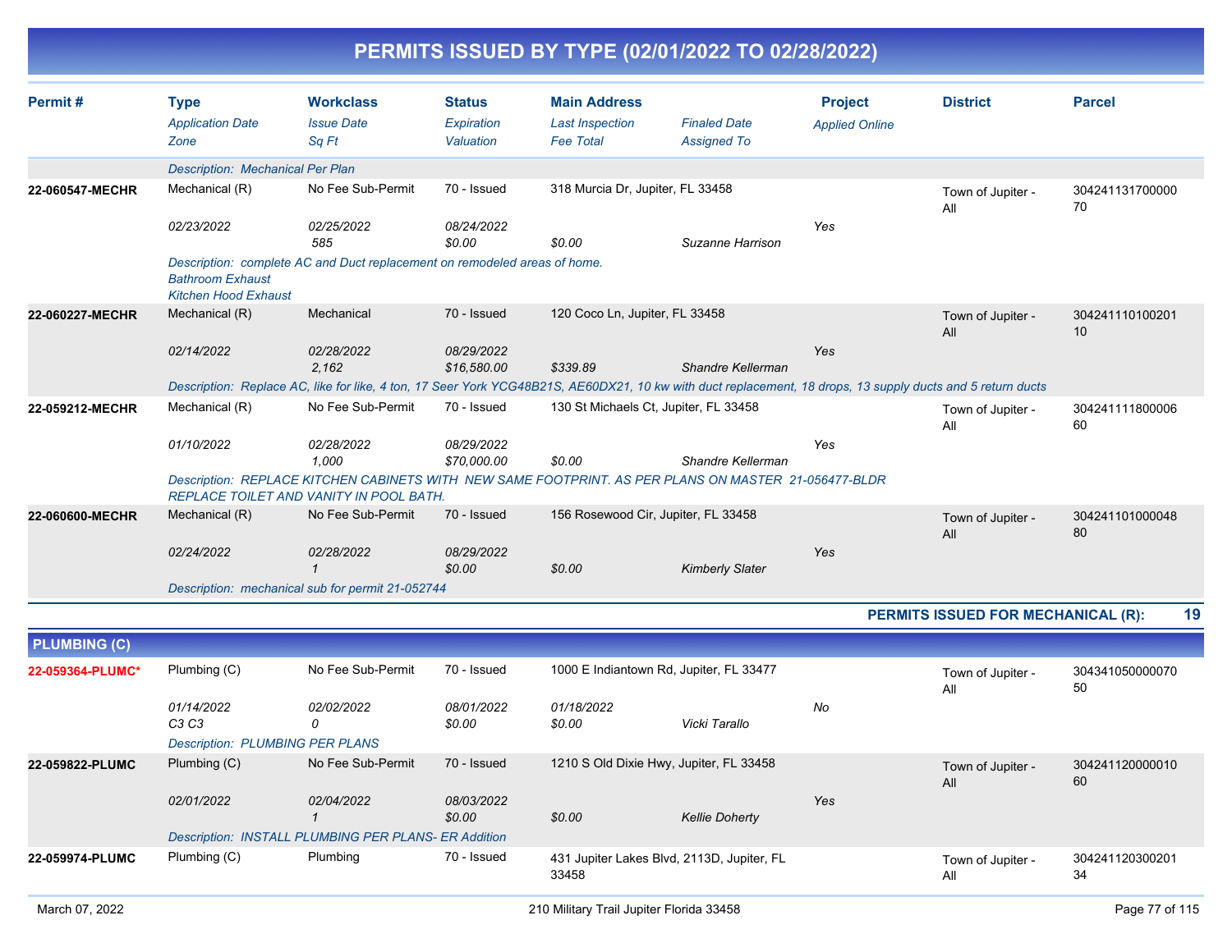# PERMITS ISSUED BY TYPE (02/01/2022 TO 02/28/2022)

| Permit # | Type<br>*Application Date*<br>*Zone* | Workclass<br>*Issue Date*<br>*Sq Ft* | Status<br>*Expiration*<br>*Valuation* | Main Address<br>*Last Inspection*<br>*Fee Total* | *Finaled Date*<br>*Assigned To* | Project<br>*Applied Online* | District | Parcel |
|---|---|---|---|---|---|---|---|---|
| | *Description: Mechanical Per Plan* | | | | | | | |
| **22-060547-MECHR** | Mechanical (R) | No Fee Sub-Permit | 70 - Issued | 318 Murcia Dr, Jupiter, FL 33458 | | | Town of Jupiter - All | 30424113170000070 |
| | *02/23/2022* | *02/25/2022*<br>*585* | *08/24/2022*<br>*$0.00* | *$0.00* | *Suzanne Harrison* | *Yes* | | |
| | *Description: complete AC and Duct replacement on remodeled areas of home. Bathroom Exhaust Kitchen Hood Exhaust* | | | | | | | |
| **22-060227-MECHR** | Mechanical (R) | Mechanical | 70 - Issued | 120 Coco Ln, Jupiter, FL 33458 | | | Town of Jupiter - All | 30424111010020110 |
| | *02/14/2022* | *02/28/2022*<br>*2,162* | *08/29/2022*<br>*$16,580.00* | *$339.89* | *Shandre Kellerman* | *Yes* | | |
| | *Description: Replace AC, like for like, 4 ton, 17 Seer York YCG48B21S, AE60DX21, 10 kw with duct replacement, 18 drops, 13 supply ducts and 5 return ducts* | | | | | | | |
| **22-059212-MECHR** | Mechanical (R) | No Fee Sub-Permit | 70 - Issued | 130 St Michaels Ct, Jupiter, FL 33458 | | | Town of Jupiter - All | 30424111180000660 |
| | *01/10/2022* | *02/28/2022*<br>*1,000* | *08/29/2022*<br>*$70,000.00* | *$0.00* | *Shandre Kellerman* | *Yes* | | |
| | *Description: REPLACE KITCHEN CABINETS WITH NEW SAME FOOTPRINT. AS PER PLANS ON MASTER 21-056477-BLDR REPLACE TOILET AND VANITY IN POOL BATH.* | | | | | | | |
| **22-060600-MECHR** | Mechanical (R) | No Fee Sub-Permit | 70 - Issued | 156 Rosewood Cir, Jupiter, FL 33458 | | | Town of Jupiter - All | 30424110100004880 |
| | *02/24/2022* | *02/28/2022*<br>*1* | *08/29/2022*<br>*$0.00* | *$0.00* | *Kimberly Slater* | *Yes* | | |
| | *Description: mechanical sub for permit 21-052744* | | | | | | | |

**PERMITS ISSUED FOR MECHANICAL (R): 19**

## PLUMBING (C)

| Permit # | Type<br>*Application Date*<br>*Zone* | Workclass<br>*Issue Date*<br>*Sq Ft* | Status<br>*Expiration*<br>*Valuation* | Main Address<br>*Last Inspection*<br>*Fee Total* | *Finaled Date*<br>*Assigned To* | Project<br>*Applied Online* | District | Parcel |
|---|---|---|---|---|---|---|---|---|
| **22-059364-PLUMC*** | Plumbing (C) | No Fee Sub-Permit | 70 - Issued | 1000 E Indiantown Rd, Jupiter, FL 33477 | | | Town of Jupiter - All | 30434105000007050 |
| | *01/14/2022*<br>*C3 C3* | *02/02/2022*<br>*0* | *08/01/2022*<br>*$0.00* | *01/18/2022*<br>*$0.00* | *Vicki Tarallo* | *No* | | |
| | *Description: PLUMBING PER PLANS* | | | | | | | |
| **22-059822-PLUMC** | Plumbing (C) | No Fee Sub-Permit | 70 - Issued | 1210 S Old Dixie Hwy, Jupiter, FL 33458 | | | Town of Jupiter - All | 30424112000001060 |
| | *02/01/2022* | *02/04/2022*<br>*1* | *08/03/2022*<br>*$0.00* | *$0.00* | *Kellie Doherty* | *Yes* | | |
| | *Description: INSTALL PLUMBING PER PLANS- ER Addition* | | | | | | | |
| **22-059974-PLUMC** | Plumbing (C) | Plumbing | 70 - Issued | 431 Jupiter Lakes Blvd, 2113D, Jupiter, FL 33458 | | | Town of Jupiter - All | 30424112030020134 |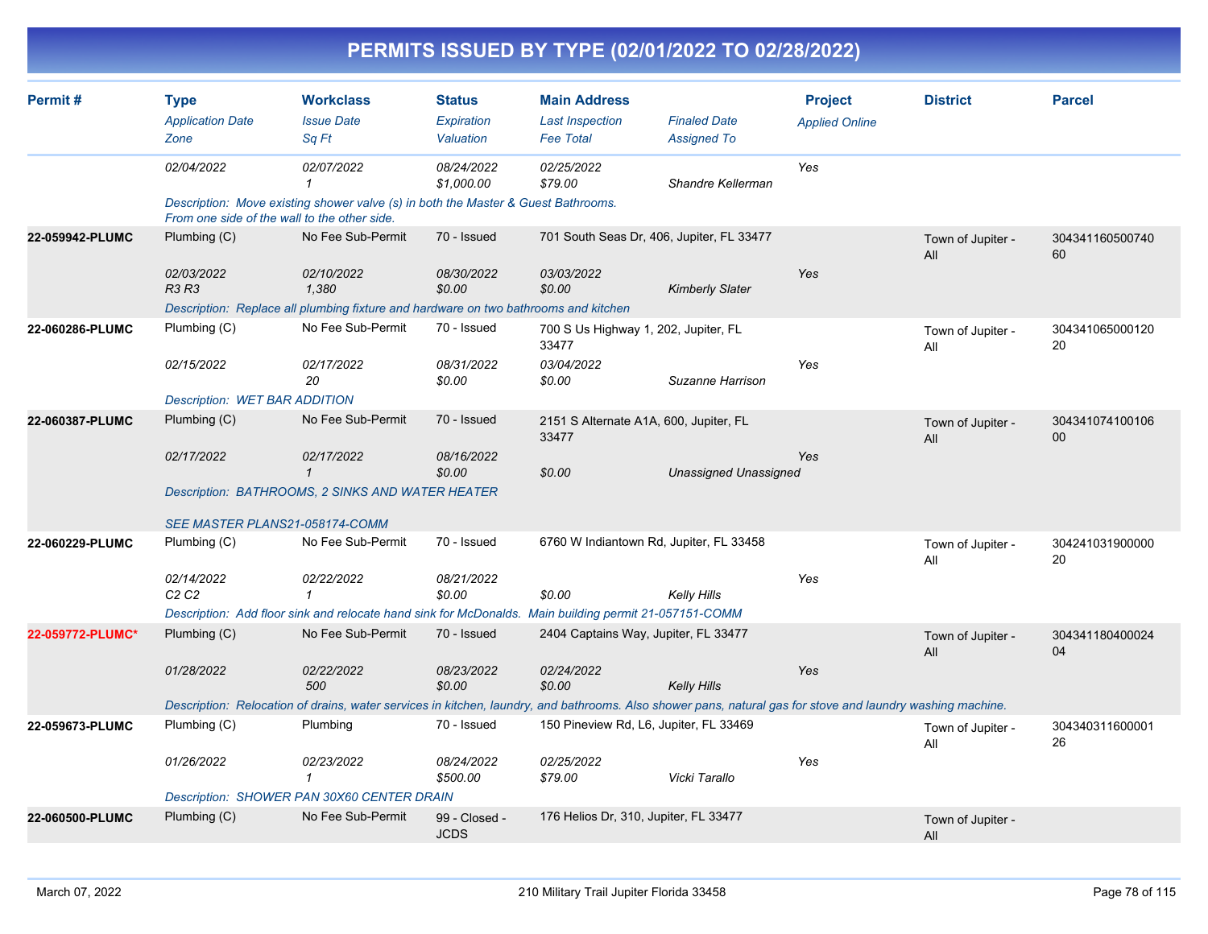# PERMITS ISSUED BY TYPE (02/01/2022 TO 02/28/2022)

| Permit # | Type<br>*Application Date*<br>*Zone* | Workclass<br>*Issue Date*<br>*Sq Ft* | Status<br>*Expiration*<br>*Valuation* | Main Address<br>*Last Inspection*<br>*Fee Total* | *Finaled Date*<br>*Assigned To* | Project<br>*Applied Online* | District | Parcel |
|---|---|---|---|---|---|---|---|---|
| | *02/04/2022* | *02/07/2022*<br>*1* | *08/24/2022*<br>*$1,000.00* | *02/25/2022*<br>*$79.00* | *Shandre Kellerman* | *Yes* | | |
| | *Description: Move existing shower valve (s) in both the Master & Guest Bathrooms. From one side of the wall to the other side.* | | | | | | | |
| **22-059942-PLUMC** | Plumbing (C)<br>*02/03/2022*<br>*R3 R3* | No Fee Sub-Permit<br>*02/10/2022*<br>*1,380* | 70 - Issued<br>*08/30/2022*<br>*$0.00* | 701 South Seas Dr, 406, Jupiter, FL 33477<br>*03/03/2022*<br>*$0.00* | *Kimberly Slater* | *Yes* | Town of Jupiter - All | 30434116050074060 |
| | *Description: Replace all plumbing fixture and hardware on two bathrooms and kitchen* | | | | | | | |
| **22-060286-PLUMC** | Plumbing (C)<br>*02/15/2022* | No Fee Sub-Permit<br>*02/17/2022*<br>*20* | 70 - Issued<br>*08/31/2022*<br>*$0.00* | 700 S Us Highway 1, 202, Jupiter, FL 33477<br>*03/04/2022*<br>*$0.00* | *Suzanne Harrison* | *Yes* | Town of Jupiter - All | 30434106500012020 |
| | *Description: WET BAR ADDITION* | | | | | | | |
| **22-060387-PLUMC** | Plumbing (C)<br>*02/17/2022* | No Fee Sub-Permit<br>*02/17/2022*<br>*1* | 70 - Issued<br>*08/16/2022*<br>*$0.00* | 2151 S Alternate A1A, 600, Jupiter, FL 33477<br>*$0.00* | *Unassigned Unassigned* | *Yes* | Town of Jupiter - All | 30434107410010600 |
| | *Description: BATHROOMS, 2 SINKS AND WATER HEATER*<br><br>*SEE MASTER PLANS21-058174-COMM* | | | | | | | |
| **22-060229-PLUMC** | Plumbing (C)<br>*02/14/2022*<br>*C2 C2* | No Fee Sub-Permit<br>*02/22/2022*<br>*1* | 70 - Issued<br>*08/21/2022*<br>*$0.00* | 6760 W Indiantown Rd, Jupiter, FL 33458<br>*$0.00* | *Kelly Hills* | *Yes* | Town of Jupiter - All | 30424103190000020 |
| | *Description: Add floor sink and relocate hand sink for McDonalds. Main building permit 21-057151-COMM* | | | | | | | |
| **22-059772-PLUMC*** | Plumbing (C)<br>*01/28/2022* | No Fee Sub-Permit<br>*02/22/2022*<br>*500* | 70 - Issued<br>*08/23/2022*<br>*$0.00* | 2404 Captains Way, Jupiter, FL 33477<br>*02/24/2022*<br>*$0.00* | *Kelly Hills* | *Yes* | Town of Jupiter - All | 30434118040002404 |
| | *Description: Relocation of drains, water services in kitchen, laundry, and bathrooms. Also shower pans, natural gas for stove and laundry washing machine.* | | | | | | | |
| **22-059673-PLUMC** | Plumbing (C)<br>*01/26/2022* | Plumbing<br>*02/23/2022*<br>*1* | 70 - Issued<br>*08/24/2022*<br>*$500.00* | 150 Pineview Rd, L6, Jupiter, FL 33469<br>*02/25/2022*<br>*$79.00* | *Vicki Tarallo* | *Yes* | Town of Jupiter - All | 30434031160000126 |
| | *Description: SHOWER PAN 30X60 CENTER DRAIN* | | | | | | | |
| **22-060500-PLUMC** | Plumbing (C) | No Fee Sub-Permit | 99 - Closed - JCDS | 176 Helios Dr, 310, Jupiter, FL 33477 | | | Town of Jupiter - All | |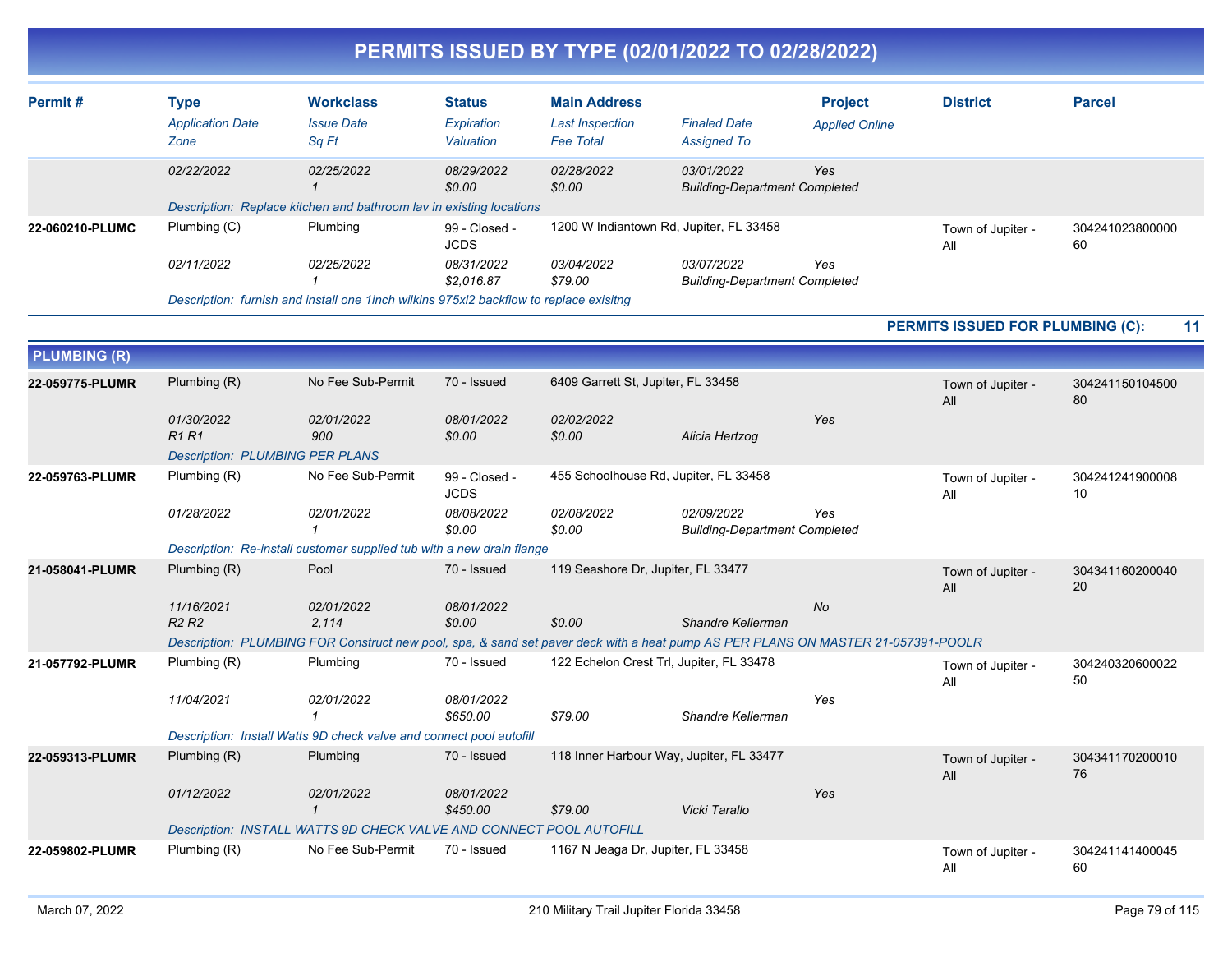# PERMITS ISSUED BY TYPE (02/01/2022 TO 02/28/2022)

| Permit # | Type<br>*Application Date*<br>*Zone* | Workclass<br>*Issue Date*<br>*Sq Ft* | Status<br>*Expiration*<br>*Valuation* | Main Address<br>*Last Inspection*<br>*Fee Total* | *Finaled Date*<br>*Assigned To* | Project<br>*Applied Online* | District | Parcel |
|---|---|---|---|---|---|---|---|---|
| | *02/22/2022* | *02/25/2022*<br>*1* | *08/29/2022*<br>*$0.00* | *02/28/2022*<br>*$0.00* | *03/01/2022*<br>*Building-Department Completed* | *Yes* | | |
| | *Description: Replace kitchen and bathroom lav in existing locations* | | | | | | | |
| **22-060210-PLUMC** | Plumbing (C) | Plumbing | 99 - Closed - JCDS | 1200 W Indiantown Rd, Jupiter, FL 33458 | | | Town of Jupiter - All | 30424102380000060 |
| | *02/11/2022* | *02/25/2022*<br>*1* | *08/31/2022*<br>*$2,016.87* | *03/04/2022*<br>*$79.00* | *03/07/2022*<br>*Building-Department Completed* | *Yes* | | |
| | *Description: furnish and install one 1inch wilkins 975xl2 backflow to replace exisitng* | | | | | | | |

**PERMITS ISSUED FOR PLUMBING (C): 11**

## PLUMBING (R)

| Permit # | Type<br>*Application Date*<br>*Zone* | Workclass<br>*Issue Date*<br>*Sq Ft* | Status<br>*Expiration*<br>*Valuation* | Main Address<br>*Last Inspection*<br>*Fee Total* | *Finaled Date*<br>*Assigned To* | Project<br>*Applied Online* | District | Parcel |
|---|---|---|---|---|---|---|---|---|
| **22-059775-PLUMR** | Plumbing (R) | No Fee Sub-Permit | 70 - Issued | 6409 Garrett St, Jupiter, FL 33458 | | | Town of Jupiter - All | 30424115010450080 |
| | *01/30/2022*<br>*R1 R1* | *02/01/2022*<br>*900* | *08/01/2022*<br>*$0.00* | *02/02/2022*<br>*$0.00* | *Alicia Hertzog* | *Yes* | | |
| | *Description: PLUMBING PER PLANS* | | | | | | | |
| **22-059763-PLUMR** | Plumbing (R) | No Fee Sub-Permit | 99 - Closed - JCDS | 455 Schoolhouse Rd, Jupiter, FL 33458 | | | Town of Jupiter - All | 30424124190000810 |
| | *01/28/2022* | *02/01/2022*<br>*1* | *08/08/2022*<br>*$0.00* | *02/08/2022*<br>*$0.00* | *02/09/2022*<br>*Building-Department Completed* | *Yes* | | |
| | *Description: Re-install customer supplied tub with a new drain flange* | | | | | | | |
| **21-058041-PLUMR** | Plumbing (R) | Pool | 70 - Issued | 119 Seashore Dr, Jupiter, FL 33477 | | | Town of Jupiter - All | 30434116020004020 |
| | *11/16/2021*<br>*R2 R2* | *02/01/2022*<br>*2,114* | *08/01/2022*<br>*$0.00* | *$0.00* | *Shandre Kellerman* | *No* | | |
| | *Description: PLUMBING FOR Construct new pool, spa, & sand set paver deck with a heat pump AS PER PLANS ON MASTER 21-057391-POOLR* | | | | | | | |
| **21-057792-PLUMR** | Plumbing (R) | Plumbing | 70 - Issued | 122 Echelon Crest Trl, Jupiter, FL 33478 | | | Town of Jupiter - All | 30424032060002250 |
| | *11/04/2021* | *02/01/2022*<br>*1* | *08/01/2022*<br>*$650.00* | *$79.00* | *Shandre Kellerman* | *Yes* | | |
| | *Description: Install Watts 9D check valve and connect pool autofill* | | | | | | | |
| **22-059313-PLUMR** | Plumbing (R) | Plumbing | 70 - Issued | 118 Inner Harbour Way, Jupiter, FL 33477 | | | Town of Jupiter - All | 30434117020001076 |
| | *01/12/2022* | *02/01/2022*<br>*1* | *08/01/2022*<br>*$450.00* | *$79.00* | *Vicki Tarallo* | *Yes* | | |
| | *Description: INSTALL WATTS 9D CHECK VALVE AND CONNECT POOL AUTOFILL* | | | | | | | |
| **22-059802-PLUMR** | Plumbing (R) | No Fee Sub-Permit | 70 - Issued | 1167 N Jeaga Dr, Jupiter, FL 33458 | | | Town of Jupiter - All | 30424114140004560 |

March 07, 2022 — 210 Military Trail Jupiter Florida 33458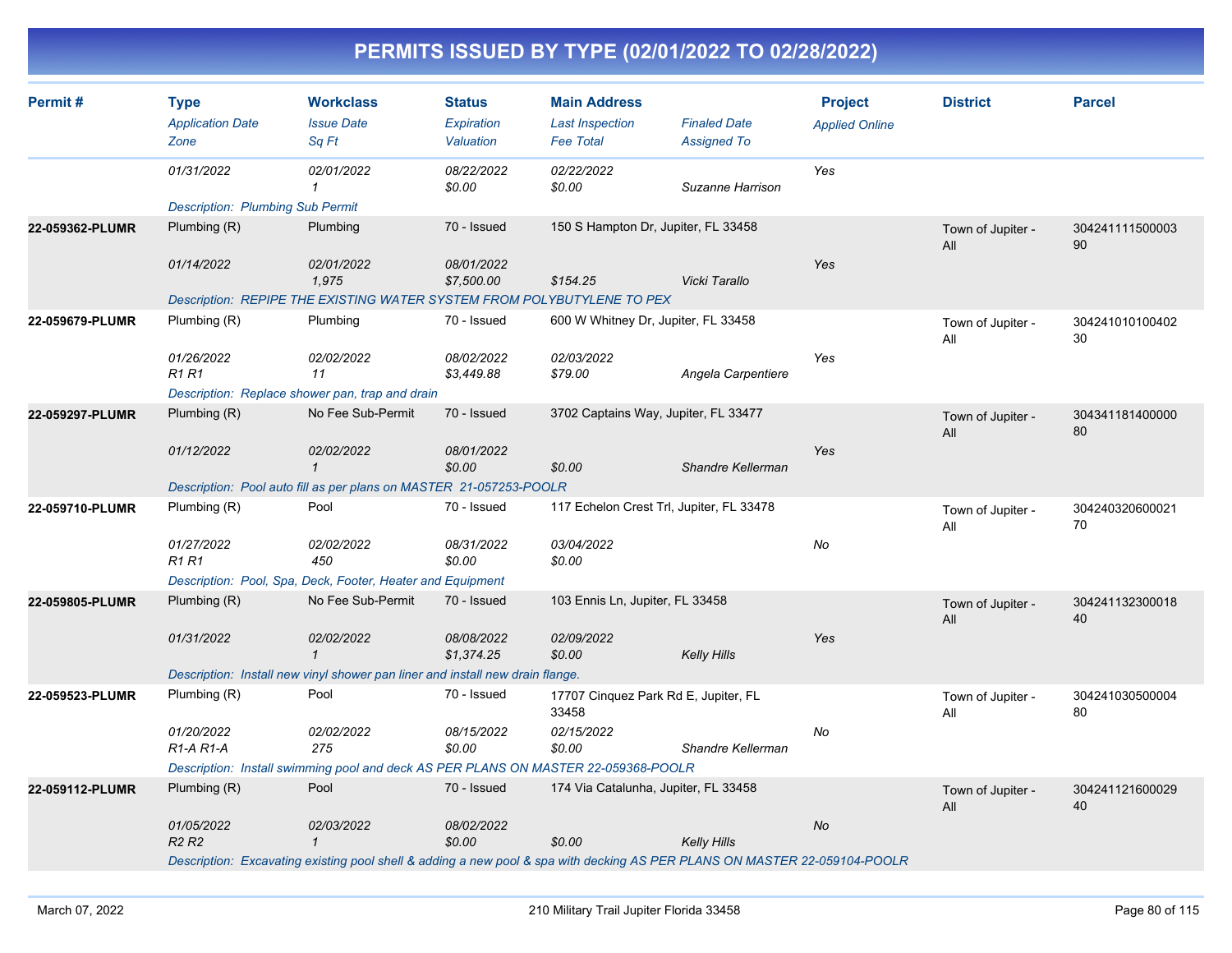# PERMITS ISSUED BY TYPE (02/01/2022 TO 02/28/2022)

| Permit # | Type<br>*Application Date*<br>*Zone* | Workclass<br>*Issue Date*<br>*Sq Ft* | Status<br>*Expiration*<br>*Valuation* | Main Address<br>*Last Inspection*<br>*Fee Total* | *Finaled Date*<br>*Assigned To* | Project<br>*Applied Online* | District | Parcel |
|---|---|---|---|---|---|---|---|---|
| | *01/31/2022* | *02/01/2022*<br>*1* | *08/22/2022*<br>*$0.00* | *02/22/2022*<br>*$0.00* | *Suzanne Harrison* | *Yes* | | |
| | *Description: Plumbing Sub Permit* | | | | | | | |
| **22-059362-PLUMR** | Plumbing (R)<br>*01/14/2022* | Plumbing<br>*02/01/2022*<br>*1,975* | 70 - Issued<br>*08/01/2022*<br>*$7,500.00* | 150 S Hampton Dr, Jupiter, FL 33458<br>*$154.25* | *Vicki Tarallo* | *Yes* | Town of Jupiter - All | 30424111150000390 |
| | *Description: REPIPE THE EXISTING WATER SYSTEM FROM POLYBUTYLENE TO PEX* | | | | | | | |
| **22-059679-PLUMR** | Plumbing (R)<br>*01/26/2022*<br>*R1 R1* | Plumbing<br>*02/02/2022*<br>*11* | 70 - Issued<br>*08/02/2022*<br>*$3,449.88* | 600 W Whitney Dr, Jupiter, FL 33458<br>*02/03/2022*<br>*$79.00* | *Angela Carpentiere* | *Yes* | Town of Jupiter - All | 30424101010040230 |
| | *Description: Replace shower pan, trap and drain* | | | | | | | |
| **22-059297-PLUMR** | Plumbing (R)<br>*01/12/2022* | No Fee Sub-Permit<br>*02/02/2022*<br>*1* | 70 - Issued<br>*08/01/2022*<br>*$0.00* | 3702 Captains Way, Jupiter, FL 33477<br>*$0.00* | *Shandre Kellerman* | *Yes* | Town of Jupiter - All | 30434118140000080 |
| | *Description: Pool auto fill as per plans on MASTER 21-057253-POOLR* | | | | | | | |
| **22-059710-PLUMR** | Plumbing (R)<br>*01/27/2022*<br>*R1 R1* | Pool<br>*02/02/2022*<br>*450* | 70 - Issued<br>*08/31/2022*<br>*$0.00* | 117 Echelon Crest Trl, Jupiter, FL 33478<br>*03/04/2022*<br>*$0.00* | | *No* | Town of Jupiter - All | 30424032060002170 |
| | *Description: Pool, Spa, Deck, Footer, Heater and Equipment* | | | | | | | |
| **22-059805-PLUMR** | Plumbing (R)<br>*01/31/2022* | No Fee Sub-Permit<br>*02/02/2022*<br>*1* | 70 - Issued<br>*08/08/2022*<br>*$1,374.25* | 103 Ennis Ln, Jupiter, FL 33458<br>*02/09/2022*<br>*$0.00* | *Kelly Hills* | *Yes* | Town of Jupiter - All | 30424113230001840 |
| | *Description: Install new vinyl shower pan liner and install new drain flange.* | | | | | | | |
| **22-059523-PLUMR** | Plumbing (R)<br>*01/20/2022*<br>*R1-A R1-A* | Pool<br>*02/02/2022*<br>*275* | 70 - Issued<br>*08/15/2022*<br>*$0.00* | 17707 Cinquez Park Rd E, Jupiter, FL 33458<br>*02/15/2022*<br>*$0.00* | *Shandre Kellerman* | *No* | Town of Jupiter - All | 30424103050000480 |
| | *Description: Install swimming pool and deck AS PER PLANS ON MASTER 22-059368-POOLR* | | | | | | | |
| **22-059112-PLUMR** | Plumbing (R)<br>*01/05/2022*<br>*R2 R2* | Pool<br>*02/03/2022*<br>*1* | 70 - Issued<br>*08/02/2022*<br>*$0.00* | 174 Via Catalunha, Jupiter, FL 33458<br>*$0.00* | *Kelly Hills* | *No* | Town of Jupiter - All | 30424112160002940 |
| | *Description: Excavating existing pool shell & adding a new pool & spa with decking AS PER PLANS ON MASTER 22-059104-POOLR* | | | | | | | |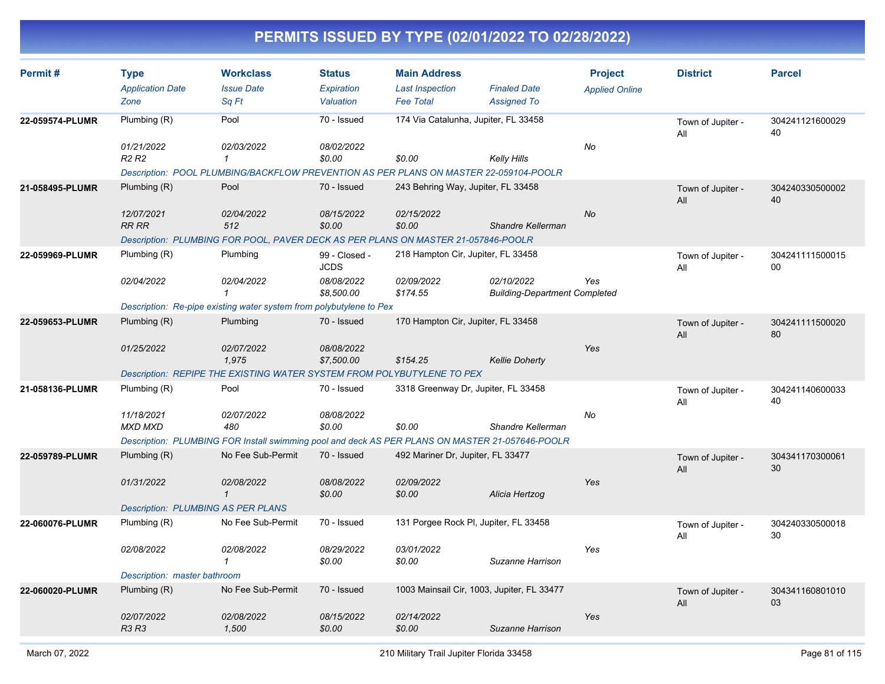# PERMITS ISSUED BY TYPE (02/01/2022 TO 02/28/2022)

| Permit # | Type<br>*Application Date*<br>*Zone* | Workclass<br>*Issue Date*<br>*Sq Ft* | Status<br>*Expiration*<br>*Valuation* | Main Address<br>*Last Inspection*<br>*Fee Total* | *Finaled Date*<br>*Assigned To* | Project<br>*Applied Online* | District | Parcel |
|---|---|---|---|---|---|---|---|---|
| 22-059574-PLUMR | Plumbing (R)<br>*01/21/2022*<br>*R2 R2* | Pool<br>*02/03/2022*<br>*1* | 70 - Issued<br>*08/02/2022*<br>*$0.00* | 174 Via Catalunha, Jupiter, FL 33458<br><br>*$0.00* | <br><br>*Kelly Hills* | <br>*No* | Town of Jupiter - All | 30424112160002940 |
| | *Description: POOL PLUMBING/BACKFLOW PREVENTION AS PER PLANS ON MASTER 22-059104-POOLR* | | | | | | | |
| 21-058495-PLUMR | Plumbing (R)<br>*12/07/2021*<br>*RR RR* | Pool<br>*02/04/2022*<br>*512* | 70 - Issued<br>*08/15/2022*<br>*$0.00* | 243 Behring Way, Jupiter, FL 33458<br>*02/15/2022*<br>*$0.00* | <br><br>*Shandre Kellerman* | <br>*No* | Town of Jupiter - All | 30424033050000240 |
| | *Description: PLUMBING FOR POOL, PAVER DECK AS PER PLANS ON MASTER 21-057846-POOLR* | | | | | | | |
| 22-059969-PLUMR | Plumbing (R)<br>*02/04/2022* | Plumbing<br>*02/04/2022*<br>*1* | 99 - Closed - JCDS<br>*08/08/2022*<br>*$8,500.00* | 218 Hampton Cir, Jupiter, FL 33458<br>*02/09/2022*<br>*$174.55* | <br>*02/10/2022*<br>*Building-Department Completed* | <br>*Yes* | Town of Jupiter - All | 30424111150001500 |
| | *Description: Re-pipe existing water system from polybutylene to Pex* | | | | | | | |
| 22-059653-PLUMR | Plumbing (R)<br>*01/25/2022* | Plumbing<br>*02/07/2022*<br>*1,975* | 70 - Issued<br>*08/08/2022*<br>*$7,500.00* | 170 Hampton Cir, Jupiter, FL 33458<br><br>*$154.25* | <br><br>*Kellie Doherty* | <br>*Yes* | Town of Jupiter - All | 30424111150002080 |
| | *Description: REPIPE THE EXISTING WATER SYSTEM FROM POLYBUTYLENE TO PEX* | | | | | | | |
| 21-058136-PLUMR | Plumbing (R)<br>*11/18/2021*<br>*MXD MXD* | Pool<br>*02/07/2022*<br>*480* | 70 - Issued<br>*08/08/2022*<br>*$0.00* | 3318 Greenway Dr, Jupiter, FL 33458<br><br>*$0.00* | <br><br>*Shandre Kellerman* | <br>*No* | Town of Jupiter - All | 30424114060003340 |
| | *Description: PLUMBING FOR Install swimming pool and deck AS PER PLANS ON MASTER 21-057646-POOLR* | | | | | | | |
| 22-059789-PLUMR | Plumbing (R)<br>*01/31/2022* | No Fee Sub-Permit<br>*02/08/2022*<br>*1* | 70 - Issued<br>*08/08/2022*<br>*$0.00* | 492 Mariner Dr, Jupiter, FL 33477<br>*02/09/2022*<br>*$0.00* | <br><br>*Alicia Hertzog* | <br>*Yes* | Town of Jupiter - All | 30434117030006130 |
| | *Description: PLUMBING AS PER PLANS* | | | | | | | |
| 22-060076-PLUMR | Plumbing (R)<br>*02/08/2022* | No Fee Sub-Permit<br>*02/08/2022*<br>*1* | 70 - Issued<br>*08/29/2022*<br>*$0.00* | 131 Porgee Rock Pl, Jupiter, FL 33458<br>*03/01/2022*<br>*$0.00* | <br><br>*Suzanne Harrison* | <br>*Yes* | Town of Jupiter - All | 30424033050001830 |
| | *Description: master bathroom* | | | | | | | |
| 22-060020-PLUMR | Plumbing (R)<br>*02/07/2022*<br>*R3 R3* | No Fee Sub-Permit<br>*02/08/2022*<br>*1,500* | 70 - Issued<br>*08/15/2022*<br>*$0.00* | 1003 Mainsail Cir, 1003, Jupiter, FL 33477<br>*02/14/2022*<br>*$0.00* | <br><br>*Suzanne Harrison* | <br>*Yes* | Town of Jupiter - All | 30434116080101003 |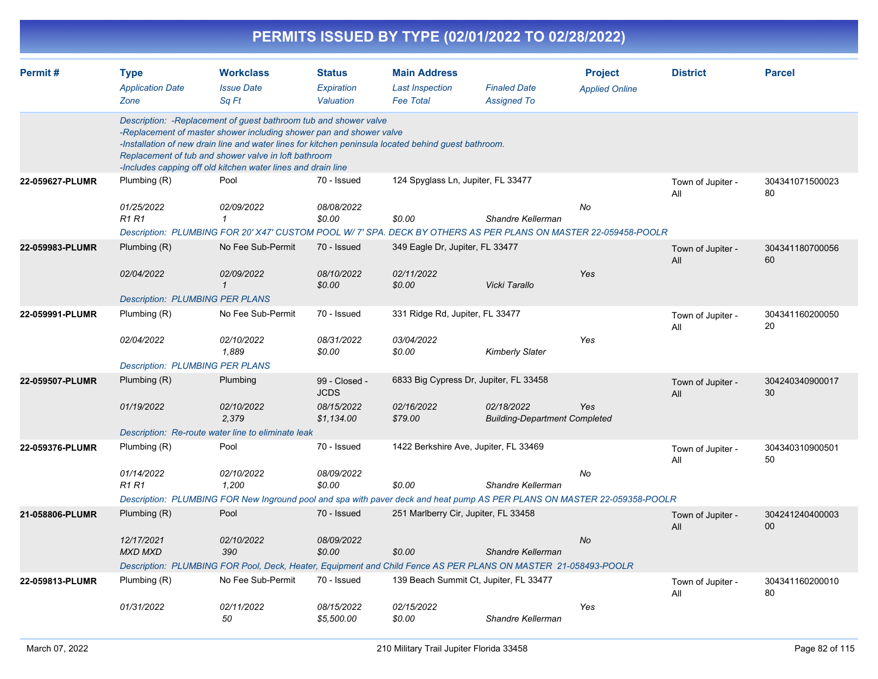# PERMITS ISSUED BY TYPE (02/01/2022 TO 02/28/2022)

| Permit # | Type<br>*Application Date*<br>*Zone* | Workclass<br>*Issue Date*<br>*Sq Ft* | Status<br>*Expiration*<br>*Valuation* | Main Address<br>*Last Inspection*<br>*Fee Total* | *Finaled Date*<br>*Assigned To* | Project<br>*Applied Online* | District | Parcel |
|---|---|---|---|---|---|---|---|---|
| | *Description: -Replacement of guest bathroom tub and shower valve<br>-Replacement of master shower including shower pan and shower valve<br>-Installation of new drain line and water lines for kitchen peninsula located behind guest bathroom.<br>Replacement of tub and shower valve in loft bathroom<br>-Includes capping off old kitchen water lines and drain line* | | | | | | | |
| **22-059627-PLUMR** | Plumbing (R)<br>*01/25/2022*<br>*R1 R1* | Pool<br>*02/09/2022*<br>*1* | 70 - Issued<br>*08/08/2022*<br>*$0.00* | 124 Spyglass Ln, Jupiter, FL 33477<br><br>*$0.00* | <br><br>*Shandre Kellerman* | <br>*No* | Town of Jupiter - All | 30434107150002380 |
| | *Description: PLUMBING FOR 20' X47' CUSTOM POOL W/ 7' SPA. DECK BY OTHERS AS PER PLANS ON MASTER 22-059458-POOLR* | | | | | | | |
| **22-059983-PLUMR** | Plumbing (R)<br>*02/04/2022* | No Fee Sub-Permit<br>*02/09/2022*<br>*1* | 70 - Issued<br>*08/10/2022*<br>*$0.00* | 349 Eagle Dr, Jupiter, FL 33477<br>*02/11/2022*<br>*$0.00* | <br><br>*Vicki Tarallo* | <br>*Yes* | Town of Jupiter - All | 30434118070005660 |
| | *Description: PLUMBING PER PLANS* | | | | | | | |
| **22-059991-PLUMR** | Plumbing (R)<br>*02/04/2022* | No Fee Sub-Permit<br>*02/10/2022*<br>*1,889* | 70 - Issued<br>*08/31/2022*<br>*$0.00* | 331 Ridge Rd, Jupiter, FL 33477<br>*03/04/2022*<br>*$0.00* | <br><br>*Kimberly Slater* | <br>*Yes* | Town of Jupiter - All | 30434116020005020 |
| | *Description: PLUMBING PER PLANS* | | | | | | | |
| **22-059507-PLUMR** | Plumbing (R)<br>*01/19/2022* | Plumbing<br>*02/10/2022*<br>*2,379* | 99 - Closed - JCDS<br>*08/15/2022*<br>*$1,134.00* | 6833 Big Cypress Dr, Jupiter, FL 33458<br>*02/16/2022*<br>*$79.00* | <br>*02/18/2022*<br>*Building-Department Completed* | <br>*Yes* | Town of Jupiter - All | 30424034090001730 |
| | *Description: Re-route water line to eliminate leak* | | | | | | | |
| **22-059376-PLUMR** | Plumbing (R)<br>*01/14/2022*<br>*R1 R1* | Pool<br>*02/10/2022*<br>*1,200* | 70 - Issued<br>*08/09/2022*<br>*$0.00* | 1422 Berkshire Ave, Jupiter, FL 33469<br><br>*$0.00* | <br><br>*Shandre Kellerman* | <br>*No* | Town of Jupiter - All | 30434031090050150 |
| | *Description: PLUMBING FOR New Inground pool and spa with paver deck and heat pump AS PER PLANS ON MASTER 22-059358-POOLR* | | | | | | | |
| **21-058806-PLUMR** | Plumbing (R)<br>*12/17/2021*<br>*MXD MXD* | Pool<br>*02/10/2022*<br>*390* | 70 - Issued<br>*08/09/2022*<br>*$0.00* | 251 Marlberry Cir, Jupiter, FL 33458<br><br>*$0.00* | <br><br>*Shandre Kellerman* | <br>*No* | Town of Jupiter - All | 30424124040000300 |
| | *Description: PLUMBING FOR Pool, Deck, Heater, Equipment and Child Fence AS PER PLANS ON MASTER 21-058493-POOLR* | | | | | | | |
| **22-059813-PLUMR** | Plumbing (R)<br>*01/31/2022* | No Fee Sub-Permit<br>*02/11/2022*<br>*50* | 70 - Issued<br>*08/15/2022*<br>*$5,500.00* | 139 Beach Summit Ct, Jupiter, FL 33477<br>*02/15/2022*<br>*$0.00* | <br><br>*Shandre Kellerman* | <br>*Yes* | Town of Jupiter - All | 30434116020001080 |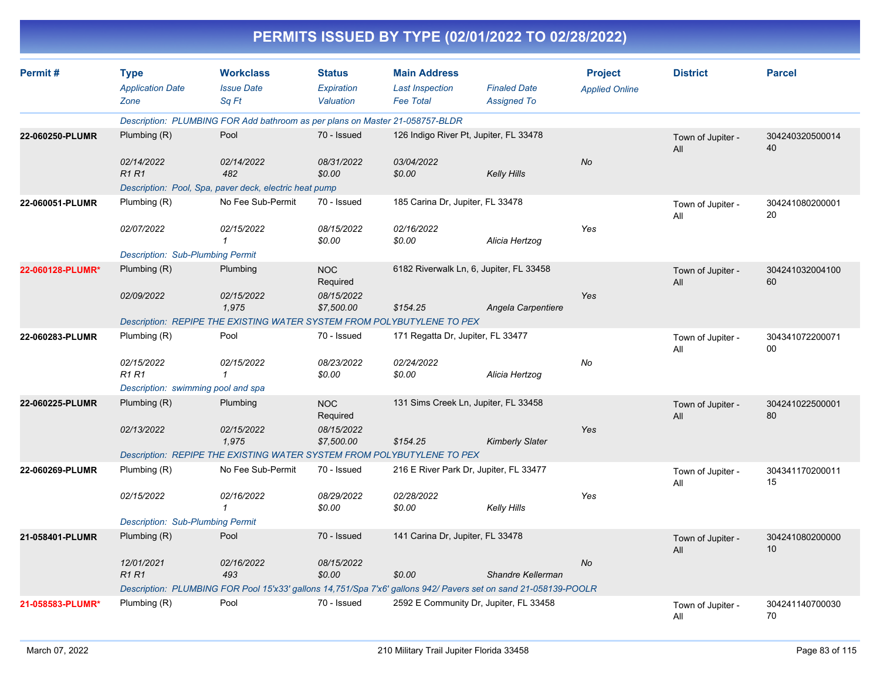# PERMITS ISSUED BY TYPE (02/01/2022 TO 02/28/2022)

| Permit # | Type / Application Date / Zone | Workclass / Issue Date / Sq Ft | Status / Expiration / Valuation | Main Address / Last Inspection / Fee Total | Finaled Date / Assigned To | Project / Applied Online | District | Parcel |
|---|---|---|---|---|---|---|---|---|
| | *Description: PLUMBING FOR Add bathroom as per plans on Master 21-058757-BLDR* | | | | | | | |
| 22-060250-PLUMR | Plumbing (R) | Pool | 70 - Issued | 126 Indigo River Pt, Jupiter, FL 33478 | | | Town of Jupiter - All | 30424032050001440 |
| | 02/14/2022 | 02/14/2022 | 08/31/2022 | 03/04/2022 | | No | | |
| | R1 R1 | 482 | $0.00 | $0.00 | Kelly Hills | | | |
| | *Description: Pool, Spa, paver deck, electric heat pump* | | | | | | | |
| 22-060051-PLUMR | Plumbing (R) | No Fee Sub-Permit | 70 - Issued | 185 Carina Dr, Jupiter, FL 33478 | | | Town of Jupiter - All | 30424108020000120 |
| | 02/07/2022 | 02/15/2022 | 08/15/2022 | 02/16/2022 | | Yes | | |
| | | 1 | $0.00 | $0.00 | Alicia Hertzog | | | |
| | *Description: Sub-Plumbing Permit* | | | | | | | |
| 22-060128-PLUMR* | Plumbing (R) | Plumbing | NOC Required | 6182 Riverwalk Ln, 6, Jupiter, FL 33458 | | | Town of Jupiter - All | 30424103200410060 |
| | 02/09/2022 | 02/15/2022 | 08/15/2022 | | | Yes | | |
| | | 1,975 | $7,500.00 | $154.25 | Angela Carpentiere | | | |
| | *Description: REPIPE THE EXISTING WATER SYSTEM FROM POLYBUTYLENE TO PEX* | | | | | | | |
| 22-060283-PLUMR | Plumbing (R) | Pool | 70 - Issued | 171 Regatta Dr, Jupiter, FL 33477 | | | Town of Jupiter - All | 30434107220007100 |
| | 02/15/2022 | 02/15/2022 | 08/23/2022 | 02/24/2022 | | No | | |
| | R1 R1 | 1 | $0.00 | $0.00 | Alicia Hertzog | | | |
| | *Description: swimming pool and spa* | | | | | | | |
| 22-060225-PLUMR | Plumbing (R) | Plumbing | NOC Required | 131 Sims Creek Ln, Jupiter, FL 33458 | | | Town of Jupiter - All | 30424102250000180 |
| | 02/13/2022 | 02/15/2022 | 08/15/2022 | | | Yes | | |
| | | 1,975 | $7,500.00 | $154.25 | Kimberly Slater | | | |
| | *Description: REPIPE THE EXISTING WATER SYSTEM FROM POLYBUTYLENE TO PEX* | | | | | | | |
| 22-060269-PLUMR | Plumbing (R) | No Fee Sub-Permit | 70 - Issued | 216 E River Park Dr, Jupiter, FL 33477 | | | Town of Jupiter - All | 30434117020001115 |
| | 02/15/2022 | 02/16/2022 | 08/29/2022 | 02/28/2022 | | Yes | | |
| | | 1 | $0.00 | $0.00 | Kelly Hills | | | |
| | *Description: Sub-Plumbing Permit* | | | | | | | |
| 21-058401-PLUMR | Plumbing (R) | Pool | 70 - Issued | 141 Carina Dr, Jupiter, FL 33478 | | | Town of Jupiter - All | 30424108020000010 |
| | 12/01/2021 | 02/16/2022 | 08/15/2022 | | | No | | |
| | R1 R1 | 493 | $0.00 | $0.00 | Shandre Kellerman | | | |
| | *Description: PLUMBING FOR Pool 15'x33' gallons 14,751/Spa 7'x6' gallons 942/ Pavers set on sand 21-058139-POOLR* | | | | | | | |
| 21-058583-PLUMR* | Plumbing (R) | Pool | 70 - Issued | 2592 E Community Dr, Jupiter, FL 33458 | | | Town of Jupiter - All | 30424114070003070 |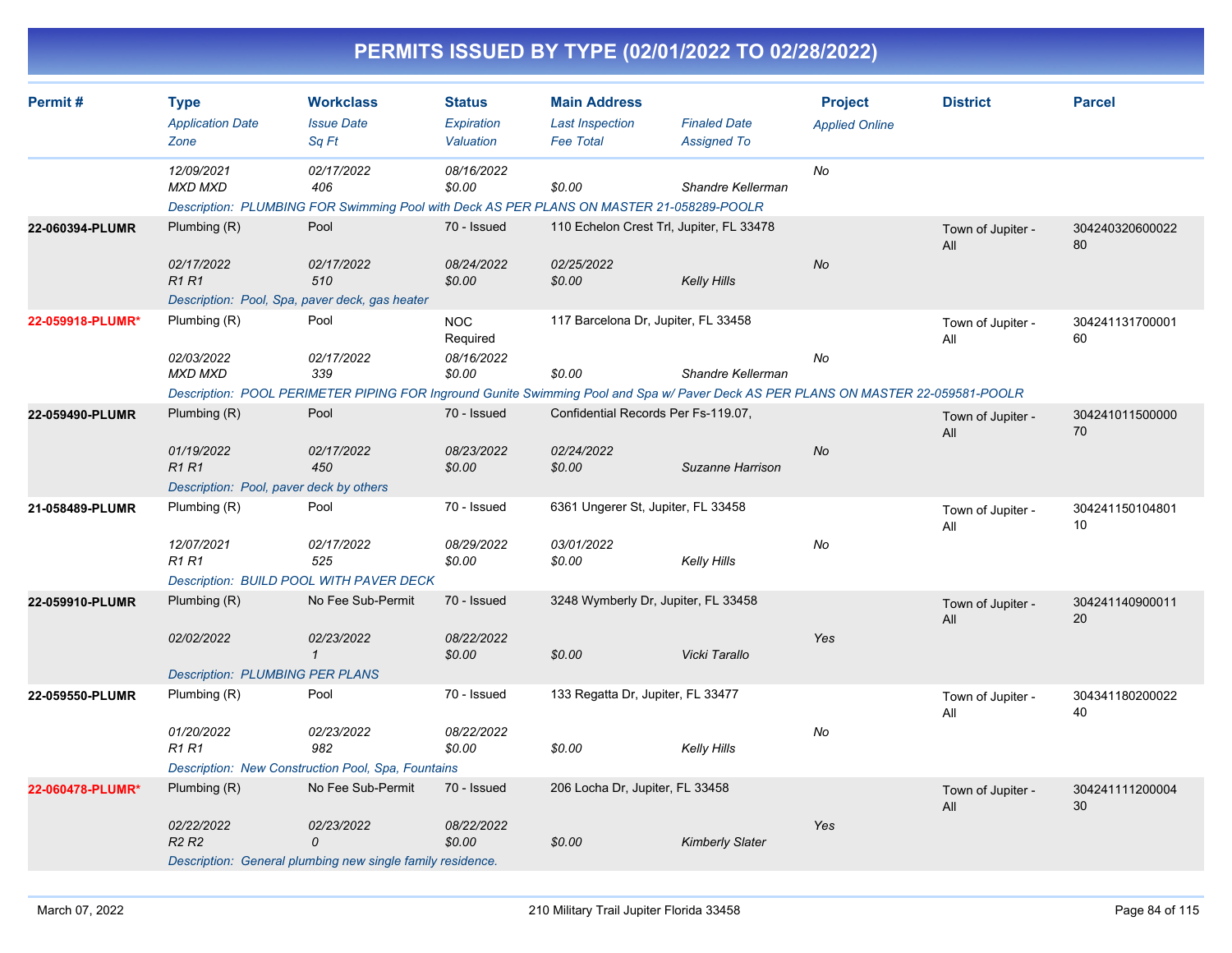# PERMITS ISSUED BY TYPE (02/01/2022 TO 02/28/2022)

| Permit # | Type<br>*Application Date*<br>*Zone* | Workclass<br>*Issue Date*<br>*Sq Ft* | Status<br>*Expiration*<br>*Valuation* | Main Address<br>*Last Inspection*<br>*Fee Total* | *Finaled Date*<br>*Assigned To* | Project<br>*Applied Online* | District | Parcel |
|---|---|---|---|---|---|---|---|---|
| | *12/09/2021*<br>*MXD MXD* | *02/17/2022*<br>*406* | *08/16/2022*<br>*$0.00* | <br>*$0.00* | <br>*Shandre Kellerman* | *No* | | |
| | *Description: PLUMBING FOR Swimming Pool with Deck AS PER PLANS ON MASTER 21-058289-POOLR* | | | | | | | |
| **22-060394-PLUMR** | Plumbing (R)<br>*02/17/2022*<br>*R1 R1* | Pool<br>*02/17/2022*<br>*510* | 70 - Issued<br>*08/24/2022*<br>*$0.00* | 110 Echelon Crest Trl, Jupiter, FL 33478<br>*02/25/2022*<br>*$0.00* | <br><br>*Kelly Hills* | <br>*No* | Town of Jupiter - All | 30424032060002280 |
| | *Description: Pool, Spa, paver deck, gas heater* | | | | | | | |
| **22-059918-PLUMR*** | Plumbing (R)<br>*02/03/2022*<br>*MXD MXD* | Pool<br>*02/17/2022*<br>*339* | NOC Required<br>*08/16/2022*<br>*$0.00* | 117 Barcelona Dr, Jupiter, FL 33458<br><br>*$0.00* | <br><br>*Shandre Kellerman* | <br>*No* | Town of Jupiter - All | 30424113170000160 |
| | *Description: POOL PERIMETER PIPING FOR Inground Gunite Swimming Pool and Spa w/ Paver Deck AS PER PLANS ON MASTER 22-059581-POOLR* | | | | | | | |
| **22-059490-PLUMR** | Plumbing (R)<br>*01/19/2022*<br>*R1 R1* | Pool<br>*02/17/2022*<br>*450* | 70 - Issued<br>*08/23/2022*<br>*$0.00* | Confidential Records Per Fs-119.07,<br>*02/24/2022*<br>*$0.00* | <br><br>*Suzanne Harrison* | <br>*No* | Town of Jupiter - All | 30424101150000070 |
| | *Description: Pool, paver deck by others* | | | | | | | |
| **21-058489-PLUMR** | Plumbing (R)<br>*12/07/2021*<br>*R1 R1* | Pool<br>*02/17/2022*<br>*525* | 70 - Issued<br>*08/29/2022*<br>*$0.00* | 6361 Ungerer St, Jupiter, FL 33458<br>*03/01/2022*<br>*$0.00* | <br><br>*Kelly Hills* | <br>*No* | Town of Jupiter - All | 30424115010480110 |
| | *Description: BUILD POOL WITH PAVER DECK* | | | | | | | |
| **22-059910-PLUMR** | Plumbing (R)<br>*02/02/2022* | No Fee Sub-Permit<br>*02/23/2022*<br>*1* | 70 - Issued<br>*08/22/2022*<br>*$0.00* | 3248 Wymberly Dr, Jupiter, FL 33458<br><br>*$0.00* | <br><br>*Vicki Tarallo* | <br>*Yes* | Town of Jupiter - All | 30424114090001120 |
| | *Description: PLUMBING PER PLANS* | | | | | | | |
| **22-059550-PLUMR** | Plumbing (R)<br>*01/20/2022*<br>*R1 R1* | Pool<br>*02/23/2022*<br>*982* | 70 - Issued<br>*08/22/2022*<br>*$0.00* | 133 Regatta Dr, Jupiter, FL 33477<br><br>*$0.00* | <br><br>*Kelly Hills* | <br>*No* | Town of Jupiter - All | 30434118020002240 |
| | *Description: New Construction Pool, Spa, Fountains* | | | | | | | |
| **22-060478-PLUMR*** | Plumbing (R)<br>*02/22/2022*<br>*R2 R2* | No Fee Sub-Permit<br>*02/23/2022*<br>*0* | 70 - Issued<br>*08/22/2022*<br>*$0.00* | 206 Locha Dr, Jupiter, FL 33458<br><br>*$0.00* | <br><br>*Kimberly Slater* | <br>*Yes* | Town of Jupiter - All | 30424111120000430 |
| | *Description: General plumbing new single family residence.* | | | | | | | |

March 07, 2022 — 210 Military Trail Jupiter Florida 33458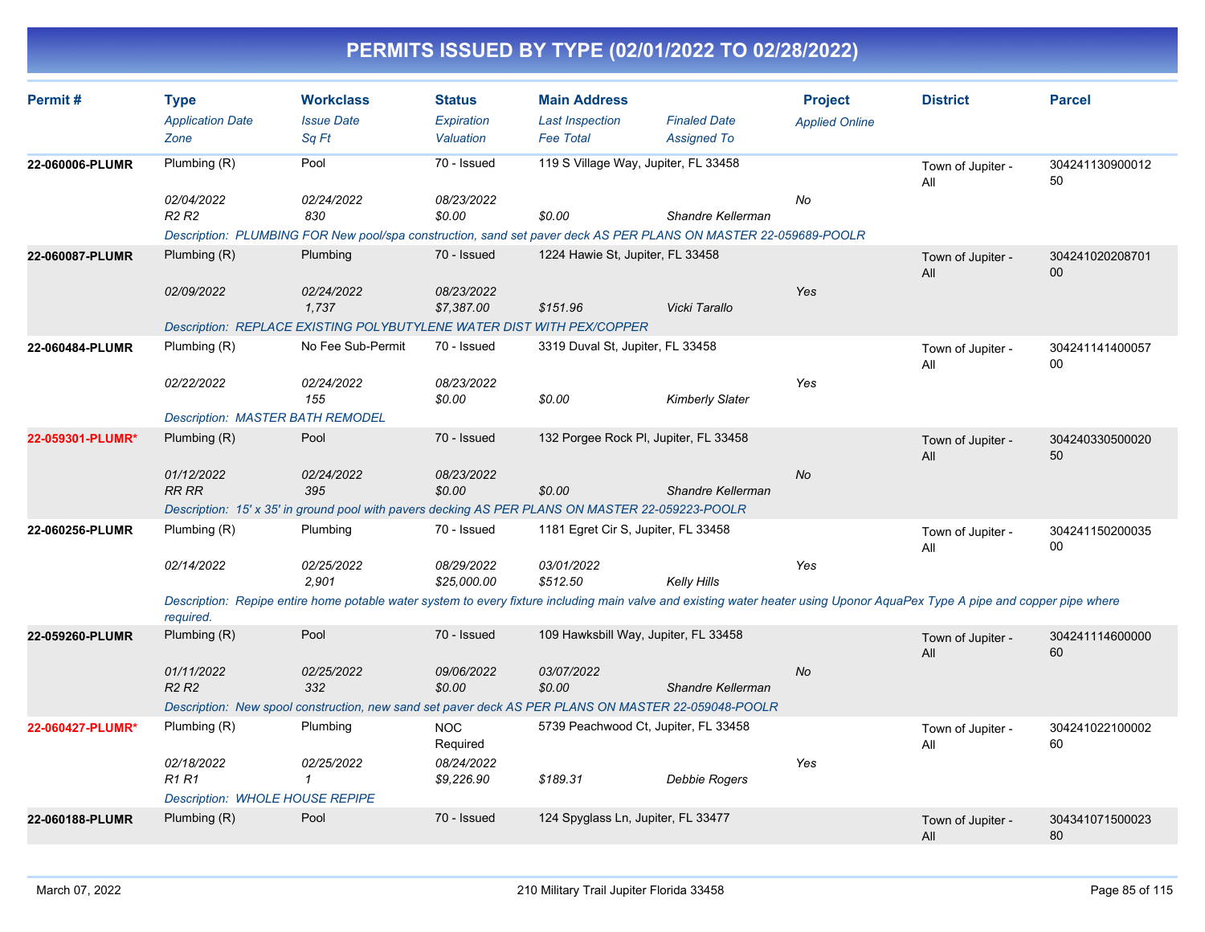# PERMITS ISSUED BY TYPE (02/01/2022 TO 02/28/2022)

| Permit # | Type | Workclass | Status | Main Address | | Project | District | Parcel |
|---|---|---|---|---|---|---|---|---|
| | *Application Date* | *Issue Date* | *Expiration* | *Last Inspection* | *Finaled Date* | *Applied Online* | | |
| | *Zone* | *Sq Ft* | *Valuation* | *Fee Total* | *Assigned To* | | | |
| **22-060006-PLUMR** | Plumbing (R) | Pool | 70 - Issued | 119 S Village Way, Jupiter, FL 33458 | | | Town of Jupiter - All | 30424113090001250 |
| | *02/04/2022* | *02/24/2022* | *08/23/2022* | | | *No* | | |
| | *R2 R2* | *830* | *$0.00* | *$0.00* | *Shandre Kellerman* | | | |
| | *Description: PLUMBING FOR New pool/spa construction, sand set paver deck AS PER PLANS ON MASTER 22-059689-POOLR* | | | | | | | |
| **22-060087-PLUMR** | Plumbing (R) | Plumbing | 70 - Issued | 1224 Hawie St, Jupiter, FL 33458 | | | Town of Jupiter - All | 30424102020870100 |
| | *02/09/2022* | *02/24/2022* | *08/23/2022* | | | *Yes* | | |
| | | *1,737* | *$7,387.00* | *$151.96* | *Vicki Tarallo* | | | |
| | *Description: REPLACE EXISTING POLYBUTYLENE WATER DIST WITH PEX/COPPER* | | | | | | | |
| **22-060484-PLUMR** | Plumbing (R) | No Fee Sub-Permit | 70 - Issued | 3319 Duval St, Jupiter, FL 33458 | | | Town of Jupiter - All | 30424114140005700 |
| | *02/22/2022* | *02/24/2022* | *08/23/2022* | | | *Yes* | | |
| | | *155* | *$0.00* | *$0.00* | *Kimberly Slater* | | | |
| | *Description: MASTER BATH REMODEL* | | | | | | | |
| **22-059301-PLUMR*** | Plumbing (R) | Pool | 70 - Issued | 132 Porgee Rock Pl, Jupiter, FL 33458 | | | Town of Jupiter - All | 30424033050002050 |
| | *01/12/2022* | *02/24/2022* | *08/23/2022* | | | *No* | | |
| | *RR RR* | *395* | *$0.00* | *$0.00* | *Shandre Kellerman* | | | |
| | *Description: 15' x 35' in ground pool with pavers decking AS PER PLANS ON MASTER 22-059223-POOLR* | | | | | | | |
| **22-060256-PLUMR** | Plumbing (R) | Plumbing | 70 - Issued | 1181 Egret Cir S, Jupiter, FL 33458 | | | Town of Jupiter - All | 30424115020003500 |
| | *02/14/2022* | *02/25/2022* | *08/29/2022* | *03/01/2022* | | *Yes* | | |
| | | *2,901* | *$25,000.00* | *$512.50* | *Kelly Hills* | | | |
| | *Description: Repipe entire home potable water system to every fixture including main valve and existing water heater using Uponor AquaPex Type A pipe and copper pipe where required.* | | | | | | | |
| **22-059260-PLUMR** | Plumbing (R) | Pool | 70 - Issued | 109 Hawksbill Way, Jupiter, FL 33458 | | | Town of Jupiter - All | 30424111460000060 |
| | *01/11/2022* | *02/25/2022* | *09/06/2022* | *03/07/2022* | | *No* | | |
| | *R2 R2* | *332* | *$0.00* | *$0.00* | *Shandre Kellerman* | | | |
| | *Description: New spool construction, new sand set paver deck AS PER PLANS ON MASTER 22-059048-POOLR* | | | | | | | |
| **22-060427-PLUMR*** | Plumbing (R) | Plumbing | NOC Required | 5739 Peachwood Ct, Jupiter, FL 33458 | | | Town of Jupiter - All | 30424102210000260 |
| | *02/18/2022* | *02/25/2022* | *08/24/2022* | | | *Yes* | | |
| | *R1 R1* | *1* | *$9,226.90* | *$189.31* | *Debbie Rogers* | | | |
| | *Description: WHOLE HOUSE REPIPE* | | | | | | | |
| **22-060188-PLUMR** | Plumbing (R) | Pool | 70 - Issued | 124 Spyglass Ln, Jupiter, FL 33477 | | | Town of Jupiter - All | 30434107150002380 |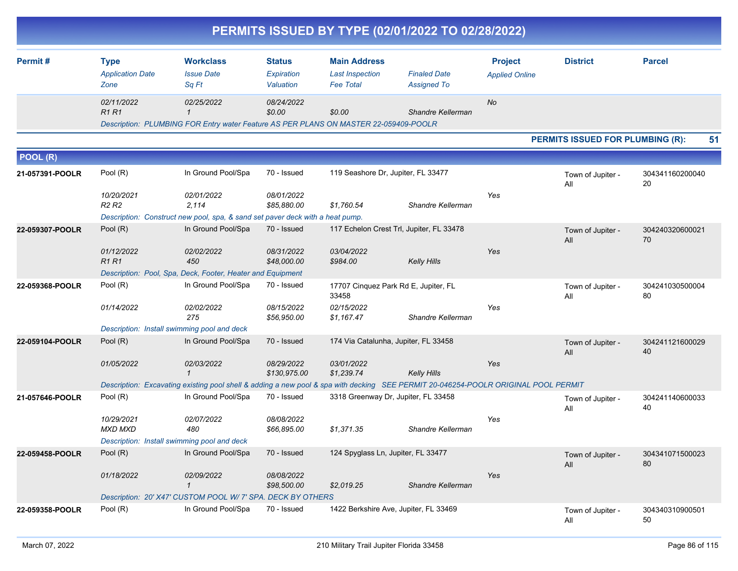# PERMITS ISSUED BY TYPE (02/01/2022 TO 02/28/2022)

| Permit # | Type / Application Date / Zone | Workclass / Issue Date / Sq Ft | Status / Expiration / Valuation | Main Address / Last Inspection / Fee Total | Finaled Date / Assigned To | Project / Applied Online | District | Parcel |
|---|---|---|---|---|---|---|---|---|
| | 02/11/2022<br>R1 R1 | 02/25/2022<br>1 | 08/24/2022<br>$0.00 | $0.00 | Shandre Kellerman | No | | |
| | Description: PLUMBING FOR Entry water Feature AS PER PLANS ON MASTER 22-059409-POOLR | | | | | | | |

**PERMITS ISSUED FOR PLUMBING (R): 51**

## POOL (R)

| Permit # | Type / Application Date / Zone | Workclass / Issue Date / Sq Ft | Status / Expiration / Valuation | Main Address / Last Inspection / Fee Total | Finaled Date / Assigned To | Project / Applied Online | District | Parcel |
|---|---|---|---|---|---|---|---|---|
| 21-057391-POOLR | Pool (R)<br>10/20/2021<br>R2 R2 | In Ground Pool/Spa<br>02/01/2022<br>2,114 | 70 - Issued<br>08/01/2022<br>$85,880.00 | 119 Seashore Dr, Jupiter, FL 33477<br><br>$1,760.54 | Shandre Kellerman | Yes | Town of Jupiter - All | 30434116020004020 |
| | Description: Construct new pool, spa, & sand set paver deck with a heat pump. | | | | | | | |
| 22-059307-POOLR | Pool (R)<br>01/12/2022<br>R1 R1 | In Ground Pool/Spa<br>02/02/2022<br>450 | 70 - Issued<br>08/31/2022<br>$48,000.00 | 117 Echelon Crest Trl, Jupiter, FL 33478<br>03/04/2022<br>$984.00 | Kelly Hills | Yes | Town of Jupiter - All | 30424032060002170 |
| | Description: Pool, Spa, Deck, Footer, Heater and Equipment | | | | | | | |
| 22-059368-POOLR | Pool (R)<br>01/14/2022 | In Ground Pool/Spa<br>02/02/2022<br>275 | 70 - Issued<br>08/15/2022<br>$56,950.00 | 17707 Cinquez Park Rd E, Jupiter, FL 33458<br>02/15/2022<br>$1,167.47 | Shandre Kellerman | Yes | Town of Jupiter - All | 30424103050000480 |
| | Description: Install swimming pool and deck | | | | | | | |
| 22-059104-POOLR | Pool (R)<br>01/05/2022 | In Ground Pool/Spa<br>02/03/2022<br>1 | 70 - Issued<br>08/29/2022<br>$130,975.00 | 174 Via Catalunha, Jupiter, FL 33458<br>03/01/2022<br>$1,239.74 | Kelly Hills | Yes | Town of Jupiter - All | 30424112160002940 |
| | Description: Excavating existing pool shell & adding a new pool & spa with decking SEE PERMIT 20-046254-POOLR ORIGINAL POOL PERMIT | | | | | | | |
| 21-057646-POOLR | Pool (R)<br>10/29/2021<br>MXD MXD | In Ground Pool/Spa<br>02/07/2022<br>480 | 70 - Issued<br>08/08/2022<br>$66,895.00 | 3318 Greenway Dr, Jupiter, FL 33458<br><br>$1,371.35 | Shandre Kellerman | Yes | Town of Jupiter - All | 30424114060003340 |
| | Description: Install swimming pool and deck | | | | | | | |
| 22-059458-POOLR | Pool (R)<br>01/18/2022 | In Ground Pool/Spa<br>02/09/2022<br>1 | 70 - Issued<br>08/08/2022<br>$98,500.00 | 124 Spyglass Ln, Jupiter, FL 33477<br><br>$2,019.25 | Shandre Kellerman | Yes | Town of Jupiter - All | 30434107150002380 |
| | Description: 20' X47' CUSTOM POOL W/ 7' SPA. DECK BY OTHERS | | | | | | | |
| 22-059358-POOLR | Pool (R) | In Ground Pool/Spa | 70 - Issued | 1422 Berkshire Ave, Jupiter, FL 33469 | | | Town of Jupiter - All | 30434031090050150 |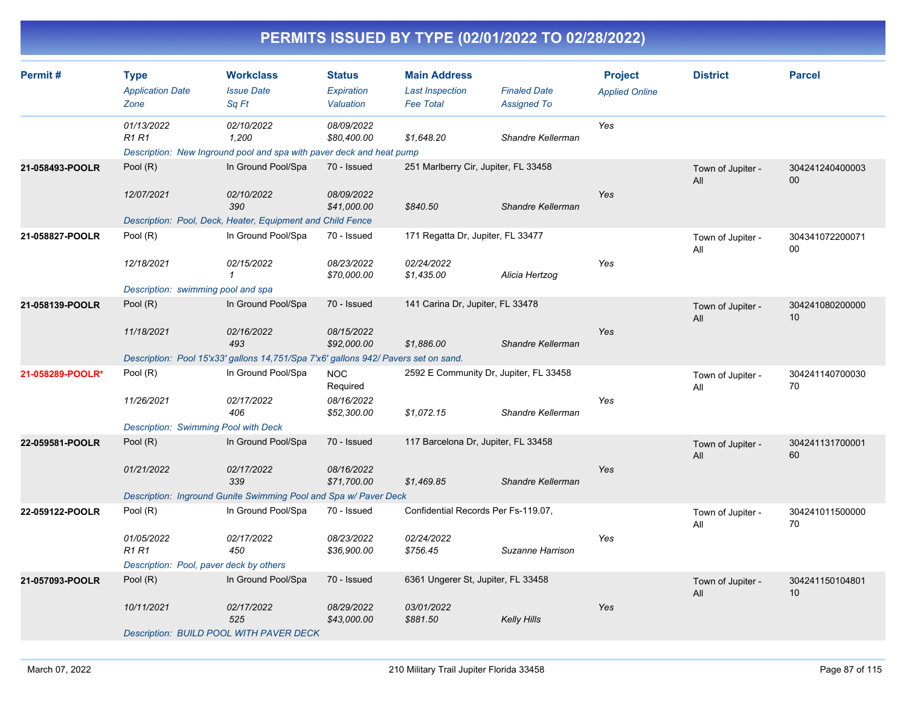# PERMITS ISSUED BY TYPE (02/01/2022 TO 02/28/2022)

| Permit # | Type | Workclass | Status | Main Address | | Project | District | Parcel |
|---|---|---|---|---|---|---|---|---|
| | *Application Date* | *Issue Date* | *Expiration* | *Last Inspection* | *Finaled Date* | *Applied Online* | | |
| | *Zone* | *Sq Ft* | *Valuation* | *Fee Total* | *Assigned To* | | | |
| | *01/13/2022* | *02/10/2022* | *08/09/2022* | | | Yes | | |
| | *R1 R1* | *1,200* | *$80,400.00* | *$1,648.20* | *Shandre Kellerman* | | | |
| | *Description: New Inground pool and spa with paver deck and heat pump* | | | | | | | |
| **21-058493-POOLR** | Pool (R) | In Ground Pool/Spa | 70 - Issued | 251 Marlberry Cir, Jupiter, FL 33458 | | | Town of Jupiter - All | 30424124040000300 |
| | *12/07/2021* | *02/10/2022* | *08/09/2022* | | | Yes | | |
| | | *390* | *$41,000.00* | *$840.50* | *Shandre Kellerman* | | | |
| | *Description: Pool, Deck, Heater, Equipment and Child Fence* | | | | | | | |
| **21-058827-POOLR** | Pool (R) | In Ground Pool/Spa | 70 - Issued | 171 Regatta Dr, Jupiter, FL 33477 | | | Town of Jupiter - All | 30434107220007100 |
| | *12/18/2021* | *02/15/2022* | *08/23/2022* | *02/24/2022* | | Yes | | |
| | | *1* | *$70,000.00* | *$1,435.00* | *Alicia Hertzog* | | | |
| | *Description: swimming pool and spa* | | | | | | | |
| **21-058139-POOLR** | Pool (R) | In Ground Pool/Spa | 70 - Issued | 141 Carina Dr, Jupiter, FL 33478 | | | Town of Jupiter - All | 30424108020000010 |
| | *11/18/2021* | *02/16/2022* | *08/15/2022* | | | Yes | | |
| | | *493* | *$92,000.00* | *$1,886.00* | *Shandre Kellerman* | | | |
| | *Description: Pool 15'x33' gallons 14,751/Spa 7'x6' gallons 942/ Pavers set on sand.* | | | | | | | |
| **21-058289-POOLR*** | Pool (R) | In Ground Pool/Spa | NOC Required | 2592 E Community Dr, Jupiter, FL 33458 | | | Town of Jupiter - All | 30424114070003070 |
| | *11/26/2021* | *02/17/2022* | *08/16/2022* | | | Yes | | |
| | | *406* | *$52,300.00* | *$1,072.15* | *Shandre Kellerman* | | | |
| | *Description: Swimming Pool with Deck* | | | | | | | |
| **22-059581-POOLR** | Pool (R) | In Ground Pool/Spa | 70 - Issued | 117 Barcelona Dr, Jupiter, FL 33458 | | | Town of Jupiter - All | 30424113170000160 |
| | *01/21/2022* | *02/17/2022* | *08/16/2022* | | | Yes | | |
| | | *339* | *$71,700.00* | *$1,469.85* | *Shandre Kellerman* | | | |
| | *Description: Inground Gunite Swimming Pool and Spa w/ Paver Deck* | | | | | | | |
| **22-059122-POOLR** | Pool (R) | In Ground Pool/Spa | 70 - Issued | Confidential Records Per Fs-119.07, | | | Town of Jupiter - All | 30424101150000070 |
| | *01/05/2022* | *02/17/2022* | *08/23/2022* | *02/24/2022* | | Yes | | |
| | *R1 R1* | *450* | *$36,900.00* | *$756.45* | *Suzanne Harrison* | | | |
| | *Description: Pool, paver deck by others* | | | | | | | |
| **21-057093-POOLR** | Pool (R) | In Ground Pool/Spa | 70 - Issued | 6361 Ungerer St, Jupiter, FL 33458 | | | Town of Jupiter - All | 30424115010480110 |
| | *10/11/2021* | *02/17/2022* | *08/29/2022* | *03/01/2022* | | Yes | | |
| | | *525* | *$43,000.00* | *$881.50* | *Kelly Hills* | | | |
| | *Description: BUILD POOL WITH PAVER DECK* | | | | | | | |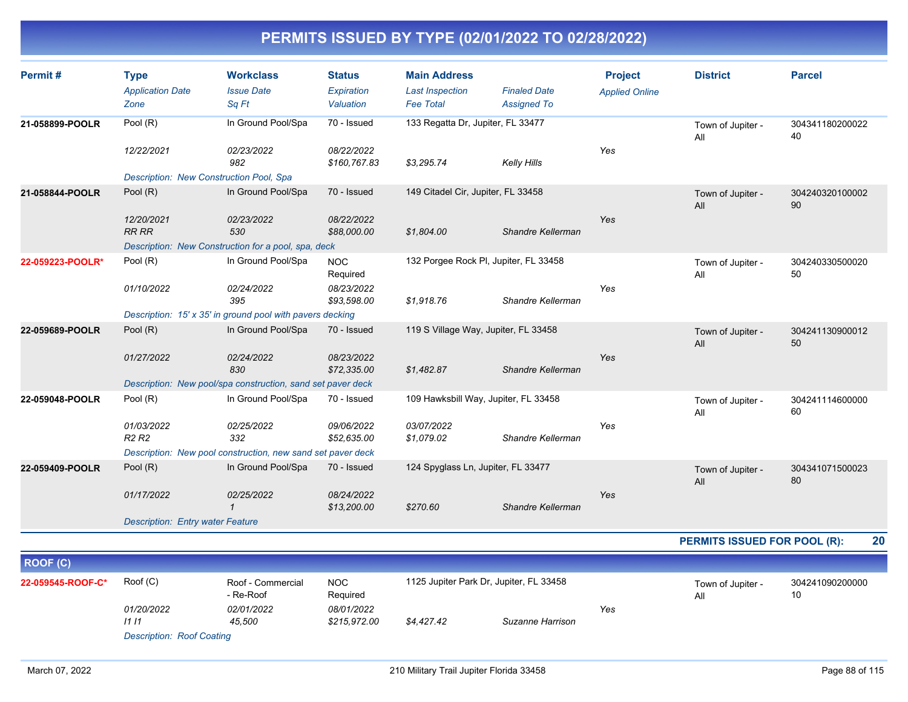# PERMITS ISSUED BY TYPE (02/01/2022 TO 02/28/2022)

| Permit # | Type | Workclass | Status | Main Address | | Project | District | Parcel |
|---|---|---|---|---|---|---|---|---|
| | *Application Date* | *Issue Date* | *Expiration* | *Last Inspection* | *Finaled Date* | *Applied Online* | | |
| | *Zone* | *Sq Ft* | *Valuation* | *Fee Total* | *Assigned To* | | | |
| **21-058899-POOLR** | Pool (R) | In Ground Pool/Spa | 70 - Issued | 133 Regatta Dr, Jupiter, FL 33477 | | | Town of Jupiter - All | 30434118020002240 |
| | *12/22/2021* | *02/23/2022* | *08/22/2022* | | | *Yes* | | |
| | | *982* | *$160,767.83* | *$3,295.74* | *Kelly Hills* | | | |
| | *Description: New Construction Pool, Spa* | | | | | | | |
| **21-058844-POOLR** | Pool (R) | In Ground Pool/Spa | 70 - Issued | 149 Citadel Cir, Jupiter, FL 33458 | | | Town of Jupiter - All | 30424032010000290 |
| | *12/20/2021* | *02/23/2022* | *08/22/2022* | | | *Yes* | | |
| | *RR RR* | *530* | *$88,000.00* | *$1,804.00* | *Shandre Kellerman* | | | |
| | *Description: New Construction for a pool, spa, deck* | | | | | | | |
| **22-059223-POOLR*** | Pool (R) | In Ground Pool/Spa | NOC Required | 132 Porgee Rock Pl, Jupiter, FL 33458 | | | Town of Jupiter - All | 30424033050002050 |
| | *01/10/2022* | *02/24/2022* | *08/23/2022* | | | *Yes* | | |
| | | *395* | *$93,598.00* | *$1,918.76* | *Shandre Kellerman* | | | |
| | *Description: 15' x 35' in ground pool with pavers decking* | | | | | | | |
| **22-059689-POOLR** | Pool (R) | In Ground Pool/Spa | 70 - Issued | 119 S Village Way, Jupiter, FL 33458 | | | Town of Jupiter - All | 30424113090001250 |
| | *01/27/2022* | *02/24/2022* | *08/23/2022* | | | *Yes* | | |
| | | *830* | *$72,335.00* | *$1,482.87* | *Shandre Kellerman* | | | |
| | *Description: New pool/spa construction, sand set paver deck* | | | | | | | |
| **22-059048-POOLR** | Pool (R) | In Ground Pool/Spa | 70 - Issued | 109 Hawksbill Way, Jupiter, FL 33458 | | | Town of Jupiter - All | 30424111460000060 |
| | *01/03/2022* | *02/25/2022* | *09/06/2022* | *03/07/2022* | | *Yes* | | |
| | *R2 R2* | *332* | *$52,635.00* | *$1,079.02* | *Shandre Kellerman* | | | |
| | *Description: New pool construction, new sand set paver deck* | | | | | | | |
| **22-059409-POOLR** | Pool (R) | In Ground Pool/Spa | 70 - Issued | 124 Spyglass Ln, Jupiter, FL 33477 | | | Town of Jupiter - All | 30434107150002380 |
| | *01/17/2022* | *02/25/2022* | *08/24/2022* | | | *Yes* | | |
| | | *1* | *$13,200.00* | *$270.60* | *Shandre Kellerman* | | | |
| | *Description: Entry water Feature* | | | | | | | |

**PERMITS ISSUED FOR POOL (R): 20**

## ROOF (C)

| Permit # | Type | Workclass | Status | Main Address | | Project | District | Parcel |
|---|---|---|---|---|---|---|---|---|
| **22-059545-ROOF-C*** | Roof (C) | Roof - Commercial - Re-Roof | NOC Required | 1125 Jupiter Park Dr, Jupiter, FL 33458 | | | Town of Jupiter - All | 30424109020000010 |
| | *01/20/2022* | *02/01/2022* | *08/01/2022* | | | *Yes* | | |
| | *I1 I1* | *45,500* | *$215,972.00* | *$4,427.42* | *Suzanne Harrison* | | | |
| | *Description: Roof Coating* | | | | | | | |

March 07, 2022 — 210 Military Trail Jupiter Florida 33458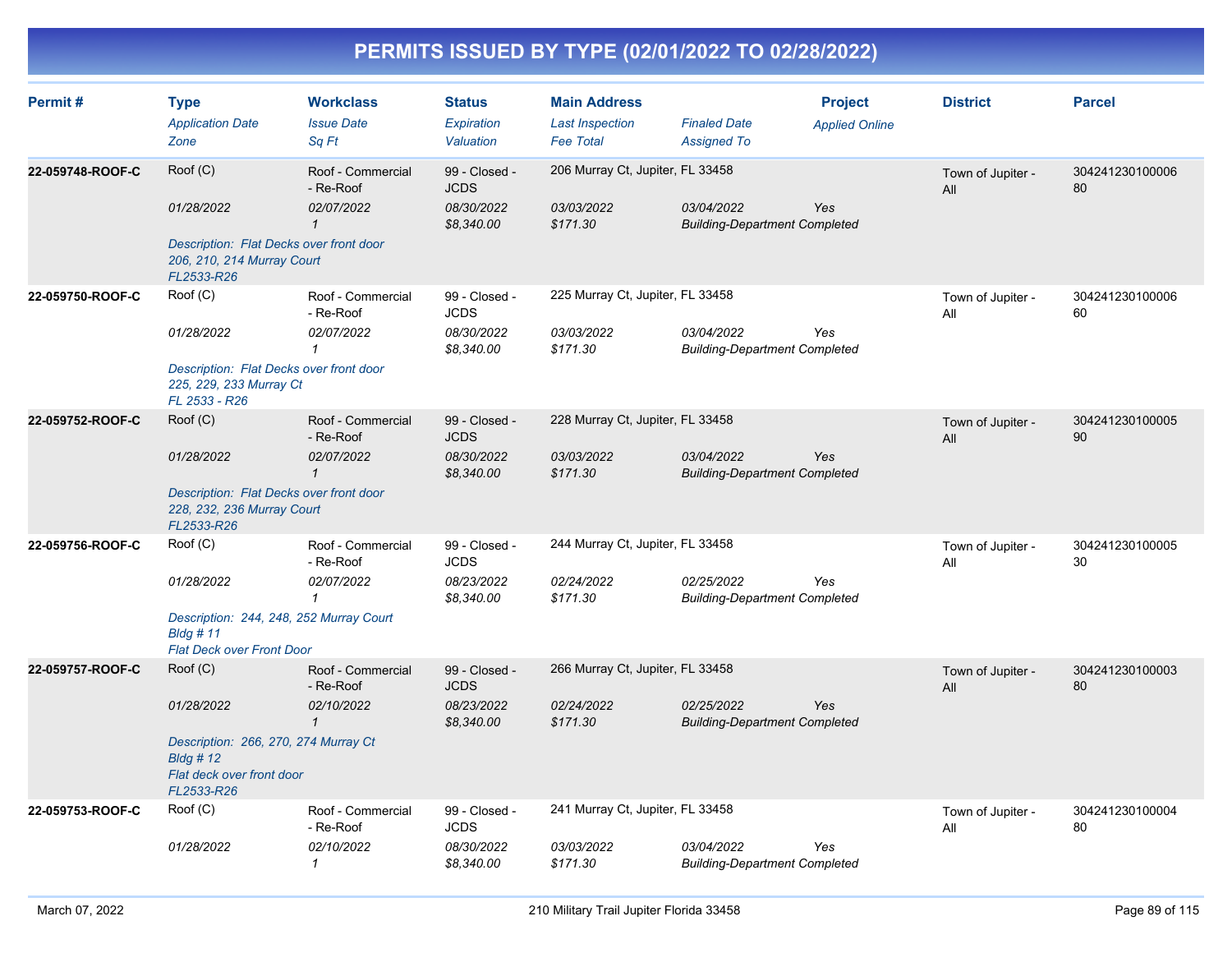# PERMITS ISSUED BY TYPE (02/01/2022 TO 02/28/2022)

| Permit # | Type<br>*Application Date*<br>*Zone* | Workclass<br>*Issue Date*<br>*Sq Ft* | Status<br>*Expiration*<br>*Valuation* | Main Address<br>*Last Inspection*<br>*Fee Total* | *Finaled Date*<br>*Assigned To* | Project<br>*Applied Online* | District | Parcel |
|---|---|---|---|---|---|---|---|---|
| **22-059748-ROOF-C** | Roof (C)<br>*01/28/2022* | Roof - Commercial - Re-Roof<br>*02/07/2022*<br>*1* | 99 - Closed - JCDS<br>*08/30/2022*<br>*$8,340.00* | 206 Murray Ct, Jupiter, FL 33458<br>*03/03/2022*<br>*$171.30* | *03/04/2022*<br>*Building-Department Completed* | *Yes* | Town of Jupiter - All | 30424123010000680 |
| | *Description: Flat Decks over front door 206, 210, 214 Murray Court FL2533-R26* | | | | | | | |
| **22-059750-ROOF-C** | Roof (C)<br>*01/28/2022* | Roof - Commercial - Re-Roof<br>*02/07/2022*<br>*1* | 99 - Closed - JCDS<br>*08/30/2022*<br>*$8,340.00* | 225 Murray Ct, Jupiter, FL 33458<br>*03/03/2022*<br>*$171.30* | *03/04/2022*<br>*Building-Department Completed* | *Yes* | Town of Jupiter - All | 30424123010000660 |
| | *Description: Flat Decks over front door 225, 229, 233 Murray Ct FL 2533 - R26* | | | | | | | |
| **22-059752-ROOF-C** | Roof (C)<br>*01/28/2022* | Roof - Commercial - Re-Roof<br>*02/07/2022*<br>*1* | 99 - Closed - JCDS<br>*08/30/2022*<br>*$8,340.00* | 228 Murray Ct, Jupiter, FL 33458<br>*03/03/2022*<br>*$171.30* | *03/04/2022*<br>*Building-Department Completed* | *Yes* | Town of Jupiter - All | 30424123010000590 |
| | *Description: Flat Decks over front door 228, 232, 236 Murray Court FL2533-R26* | | | | | | | |
| **22-059756-ROOF-C** | Roof (C)<br>*01/28/2022* | Roof - Commercial - Re-Roof<br>*02/07/2022*<br>*1* | 99 - Closed - JCDS<br>*08/23/2022*<br>*$8,340.00* | 244 Murray Ct, Jupiter, FL 33458<br>*02/24/2022*<br>*$171.30* | *02/25/2022*<br>*Building-Department Completed* | *Yes* | Town of Jupiter - All | 30424123010000530 |
| | *Description: 244, 248, 252 Murray Court Bldg # 11 Flat Deck over Front Door* | | | | | | | |
| **22-059757-ROOF-C** | Roof (C)<br>*01/28/2022* | Roof - Commercial - Re-Roof<br>*02/10/2022*<br>*1* | 99 - Closed - JCDS<br>*08/23/2022*<br>*$8,340.00* | 266 Murray Ct, Jupiter, FL 33458<br>*02/24/2022*<br>*$171.30* | *02/25/2022*<br>*Building-Department Completed* | *Yes* | Town of Jupiter - All | 30424123010000380 |
| | *Description: 266, 270, 274 Murray Ct Bldg # 12 Flat deck over front door FL2533-R26* | | | | | | | |
| **22-059753-ROOF-C** | Roof (C)<br>*01/28/2022* | Roof - Commercial - Re-Roof<br>*02/10/2022*<br>*1* | 99 - Closed - JCDS<br>*08/30/2022*<br>*$8,340.00* | 241 Murray Ct, Jupiter, FL 33458<br>*03/03/2022*<br>*$171.30* | *03/04/2022*<br>*Building-Department Completed* | *Yes* | Town of Jupiter - All | 30424123010000480 |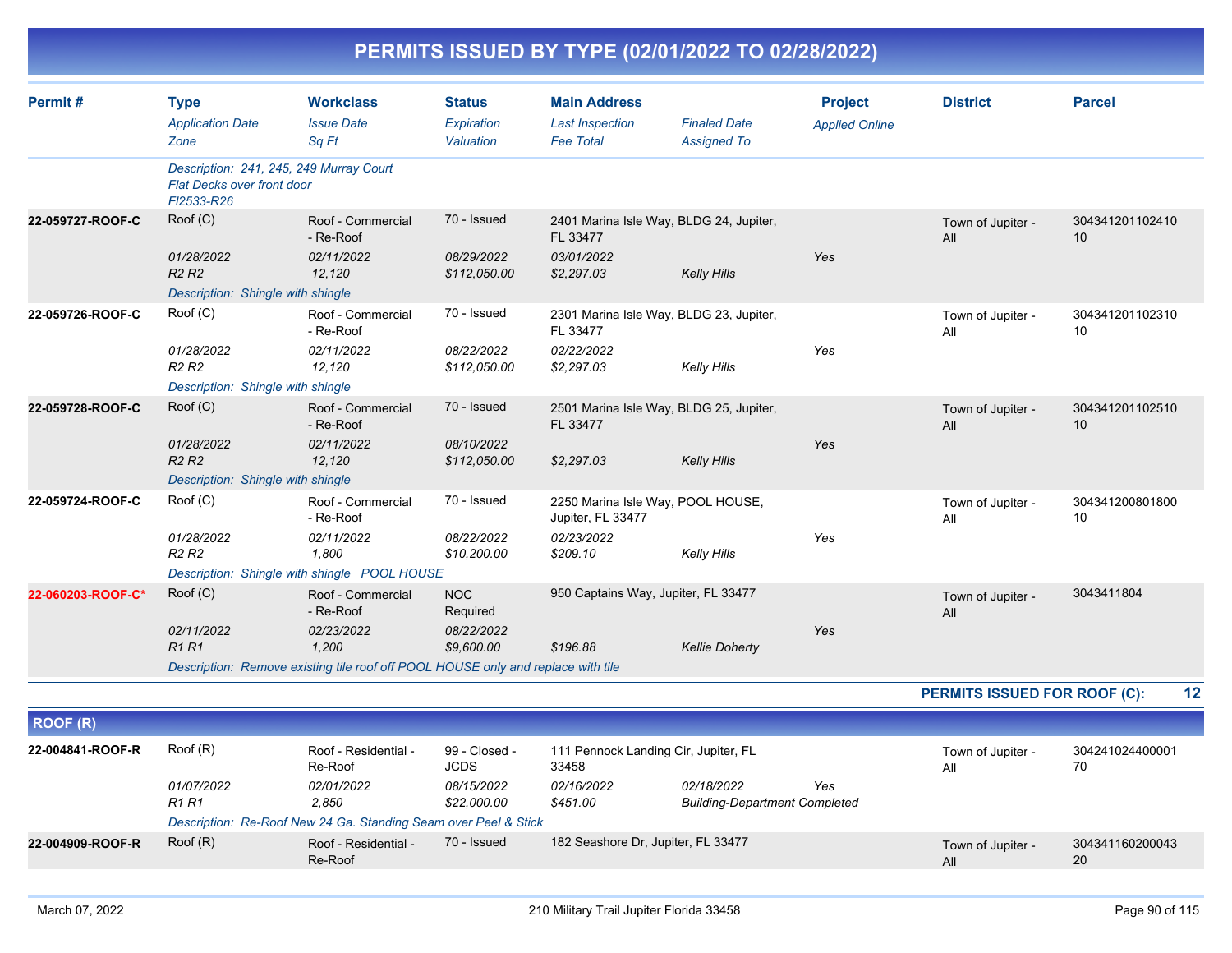# PERMITS ISSUED BY TYPE (02/01/2022 TO 02/28/2022)

| Permit # | Type / Application Date / Zone | Workclass / Issue Date / Sq Ft | Status / Expiration / Valuation | Main Address / Last Inspection / Fee Total | Finaled Date / Assigned To | Project / Applied Online | District | Parcel |
|---|---|---|---|---|---|---|---|---|
| | *Description: 241, 245, 249 Murray Court Flat Decks over front door Fl2533-R26* | | | | | | | |
| 22-059727-ROOF-C | Roof (C) | Roof - Commercial - Re-Roof | 70 - Issued | 2401 Marina Isle Way, BLDG 24, Jupiter, FL 33477 | | | Town of Jupiter - All | 30434120110241010 |
| | *01/28/2022* | *02/11/2022* | *08/29/2022* | *03/01/2022* | | *Yes* | | |
| | *R2 R2* | *12,120* | *$112,050.00* | *$2,297.03* | *Kelly Hills* | | | |
| | *Description: Shingle with shingle* | | | | | | | |
| 22-059726-ROOF-C | Roof (C) | Roof - Commercial - Re-Roof | 70 - Issued | 2301 Marina Isle Way, BLDG 23, Jupiter, FL 33477 | | | Town of Jupiter - All | 30434120110231010 |
| | *01/28/2022* | *02/11/2022* | *08/22/2022* | *02/22/2022* | | *Yes* | | |
| | *R2 R2* | *12,120* | *$112,050.00* | *$2,297.03* | *Kelly Hills* | | | |
| | *Description: Shingle with shingle* | | | | | | | |
| 22-059728-ROOF-C | Roof (C) | Roof - Commercial - Re-Roof | 70 - Issued | 2501 Marina Isle Way, BLDG 25, Jupiter, FL 33477 | | | Town of Jupiter - All | 30434120110251010 |
| | *01/28/2022* | *02/11/2022* | *08/10/2022* | | | *Yes* | | |
| | *R2 R2* | *12,120* | *$112,050.00* | *$2,297.03* | *Kelly Hills* | | | |
| | *Description: Shingle with shingle* | | | | | | | |
| 22-059724-ROOF-C | Roof (C) | Roof - Commercial - Re-Roof | 70 - Issued | 2250 Marina Isle Way, POOL HOUSE, Jupiter, FL 33477 | | | Town of Jupiter - All | 30434120080180010 |
| | *01/28/2022* | *02/11/2022* | *08/22/2022* | *02/23/2022* | | *Yes* | | |
| | *R2 R2* | *1,800* | *$10,200.00* | *$209.10* | *Kelly Hills* | | | |
| | *Description: Shingle with shingle POOL HOUSE* | | | | | | | |
| 22-060203-ROOF-C* | Roof (C) | Roof - Commercial - Re-Roof | NOC Required | 950 Captains Way, Jupiter, FL 33477 | | | Town of Jupiter - All | 3043411804 |
| | *02/11/2022* | *02/23/2022* | *08/22/2022* | | | *Yes* | | |
| | *R1 R1* | *1,200* | *$9,600.00* | *$196.88* | *Kellie Doherty* | | | |
| | *Description: Remove existing tile roof off POOL HOUSE only and replace with tile* | | | | | | | |

**PERMITS ISSUED FOR ROOF (C): 12**

## ROOF (R)

| Permit # | Type / Application Date / Zone | Workclass / Issue Date / Sq Ft | Status / Expiration / Valuation | Main Address / Last Inspection / Fee Total | Finaled Date / Assigned To | Project / Applied Online | District | Parcel |
|---|---|---|---|---|---|---|---|---|
| 22-004841-ROOF-R | Roof (R) | Roof - Residential - Re-Roof | 99 - Closed - JCDS | 111 Pennock Landing Cir, Jupiter, FL 33458 | | | Town of Jupiter - All | 30424102440000170 |
| | *01/07/2022* | *02/01/2022* | *08/15/2022* | *02/16/2022* | *02/18/2022* | *Yes* | | |
| | *R1 R1* | *2,850* | *$22,000.00* | *$451.00* | *Building-Department Completed* | | | |
| | *Description: Re-Roof New 24 Ga. Standing Seam over Peel & Stick* | | | | | | | |
| 22-004909-ROOF-R | Roof (R) | Roof - Residential - Re-Roof | 70 - Issued | 182 Seashore Dr, Jupiter, FL 33477 | | | Town of Jupiter - All | 30434116020004320 |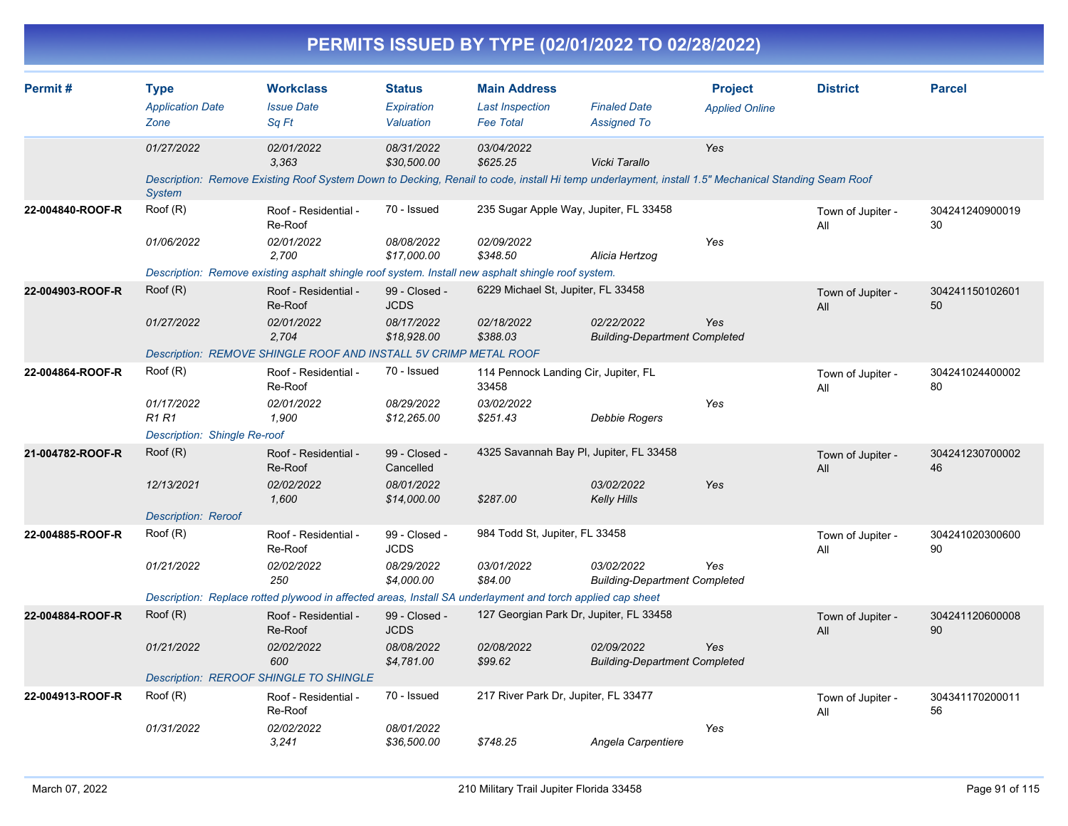# PERMITS ISSUED BY TYPE (02/01/2022 TO 02/28/2022)

| Permit # | Type<br>*Application Date*<br>*Zone* | Workclass<br>*Issue Date*<br>*Sq Ft* | Status<br>*Expiration*<br>*Valuation* | Main Address<br>*Last Inspection*<br>*Fee Total* | *Finaled Date*<br>*Assigned To* | Project<br>*Applied Online* | District | Parcel |
|---|---|---|---|---|---|---|---|---|
| | *01/27/2022* | *02/01/2022*<br>*3,363* | *08/31/2022*<br>*$30,500.00* | *03/04/2022*<br>*$625.25* | *Vicki Tarallo* | *Yes* | | |
| | *Description: Remove Existing Roof System Down to Decking, Renail to code, install Hi temp underlayment, install 1.5" Mechanical Standing Seam Roof System* | | | | | | | |
| **22-004840-ROOF-R** | Roof (R)<br>*01/06/2022* | Roof - Residential - Re-Roof<br>*02/01/2022*<br>*2,700* | 70 - Issued<br>*08/08/2022*<br>*$17,000.00* | 235 Sugar Apple Way, Jupiter, FL 33458<br>*02/09/2022*<br>*$348.50* | *Alicia Hertzog* | *Yes* | Town of Jupiter - All | 30424124090001930 |
| | *Description: Remove existing asphalt shingle roof system. Install new asphalt shingle roof system.* | | | | | | | |
| **22-004903-ROOF-R** | Roof (R)<br>*01/27/2022* | Roof - Residential - Re-Roof<br>*02/01/2022*<br>*2,704* | 99 - Closed - JCDS<br>*08/17/2022*<br>*$18,928.00* | 6229 Michael St, Jupiter, FL 33458<br>*02/18/2022*<br>*$388.03* | *02/22/2022*<br>*Building-Department Completed* | *Yes* | Town of Jupiter - All | 30424115010260150 |
| | *Description: REMOVE SHINGLE ROOF AND INSTALL 5V CRIMP METAL ROOF* | | | | | | | |
| **22-004864-ROOF-R** | Roof (R)<br>*01/17/2022*<br>*R1 R1* | Roof - Residential - Re-Roof<br>*02/01/2022*<br>*1,900* | 70 - Issued<br>*08/29/2022*<br>*$12,265.00* | 114 Pennock Landing Cir, Jupiter, FL 33458<br>*03/02/2022*<br>*$251.43* | *Debbie Rogers* | *Yes* | Town of Jupiter - All | 30424102440000280 |
| | *Description: Shingle Re-roof* | | | | | | | |
| **21-004782-ROOF-R** | Roof (R)<br>*12/13/2021* | Roof - Residential - Re-Roof<br>*02/02/2022*<br>*1,600* | 99 - Closed - Cancelled<br>*08/01/2022*<br>*$14,000.00* | 4325 Savannah Bay Pl, Jupiter, FL 33458<br><br>*$287.00* | *03/02/2022*<br>*Kelly Hills* | *Yes* | Town of Jupiter - All | 30424123070000246 |
| | *Description: Reroof* | | | | | | | |
| **22-004885-ROOF-R** | Roof (R)<br>*01/21/2022* | Roof - Residential - Re-Roof<br>*02/02/2022*<br>*250* | 99 - Closed - JCDS<br>*08/29/2022*<br>*$4,000.00* | 984 Todd St, Jupiter, FL 33458<br>*03/01/2022*<br>*$84.00* | *03/02/2022*<br>*Building-Department Completed* | *Yes* | Town of Jupiter - All | 30424102030060090 |
| | *Description: Replace rotted plywood in affected areas, Install SA underlayment and torch applied cap sheet* | | | | | | | |
| **22-004884-ROOF-R** | Roof (R)<br>*01/21/2022* | Roof - Residential - Re-Roof<br>*02/02/2022*<br>*600* | 99 - Closed - JCDS<br>*08/08/2022*<br>*$4,781.00* | 127 Georgian Park Dr, Jupiter, FL 33458<br>*02/08/2022*<br>*$99.62* | *02/09/2022*<br>*Building-Department Completed* | *Yes* | Town of Jupiter - All | 30424112060000890 |
| | *Description: REROOF SHINGLE TO SHINGLE* | | | | | | | |
| **22-004913-ROOF-R** | Roof (R)<br>*01/31/2022* | Roof - Residential - Re-Roof<br>*02/02/2022*<br>*3,241* | 70 - Issued<br>*08/01/2022*<br>*$36,500.00* | 217 River Park Dr, Jupiter, FL 33477<br><br>*$748.25* | *Angela Carpentiere* | *Yes* | Town of Jupiter - All | 30434117020001156 |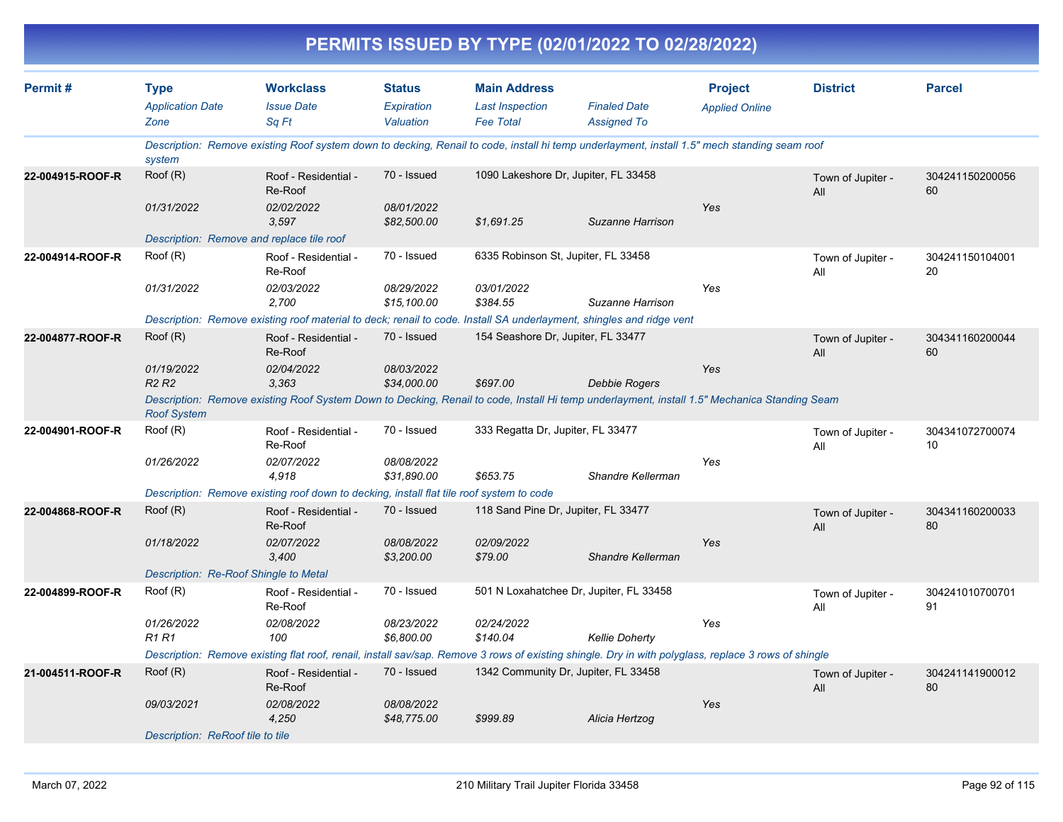# PERMITS ISSUED BY TYPE (02/01/2022 TO 02/28/2022)

| Permit # | Type<br>*Application Date*<br>*Zone* | Workclass<br>*Issue Date*<br>*Sq Ft* | Status<br>*Expiration*<br>*Valuation* | Main Address<br>*Last Inspection*<br>*Fee Total* | *Finaled Date*<br>*Assigned To* | Project<br>*Applied Online* | District | Parcel |
|---|---|---|---|---|---|---|---|---|
| | *Description: Remove existing Roof system down to decking, Renail to code, install hi temp underlayment, install 1.5" mech standing seam roof system* | | | | | | | |
| 22-004915-ROOF-R | Roof (R)<br>*01/31/2022* | Roof - Residential - Re-Roof<br>*02/02/2022*<br>*3,597* | 70 - Issued<br>*08/01/2022*<br>*$82,500.00* | 1090 Lakeshore Dr, Jupiter, FL 33458<br><br>*$1,691.25* | <br>*Suzanne Harrison* | <br>*Yes* | Town of Jupiter - All | 30424115020005660 |
| | *Description: Remove and replace tile roof* | | | | | | | |
| 22-004914-ROOF-R | Roof (R)<br>*01/31/2022* | Roof - Residential - Re-Roof<br>*02/03/2022*<br>*2,700* | 70 - Issued<br>*08/29/2022*<br>*$15,100.00* | 6335 Robinson St, Jupiter, FL 33458<br>*03/01/2022*<br>*$384.55* | <br>*Suzanne Harrison* | <br>*Yes* | Town of Jupiter - All | 30424115010400120 |
| | *Description: Remove existing roof material to deck; renail to code. Install SA underlayment, shingles and ridge vent* | | | | | | | |
| 22-004877-ROOF-R | Roof (R)<br>*01/19/2022*<br>*R2 R2* | Roof - Residential - Re-Roof<br>*02/04/2022*<br>*3,363* | 70 - Issued<br>*08/03/2022*<br>*$34,000.00* | 154 Seashore Dr, Jupiter, FL 33477<br><br>*$697.00* | <br>*Debbie Rogers* | <br>*Yes* | Town of Jupiter - All | 30434116020004460 |
| | *Description: Remove existing Roof System Down to Decking, Renail to code, Install Hi temp underlayment, install 1.5" Mechanica Standing Seam Roof System* | | | | | | | |
| 22-004901-ROOF-R | Roof (R)<br>*01/26/2022* | Roof - Residential - Re-Roof<br>*02/07/2022*<br>*4,918* | 70 - Issued<br>*08/08/2022*<br>*$31,890.00* | 333 Regatta Dr, Jupiter, FL 33477<br><br>*$653.75* | <br>*Shandre Kellerman* | <br>*Yes* | Town of Jupiter - All | 30434107270007410 |
| | *Description: Remove existing roof down to decking, install flat tile roof system to code* | | | | | | | |
| 22-004868-ROOF-R | Roof (R)<br>*01/18/2022* | Roof - Residential - Re-Roof<br>*02/07/2022*<br>*3,400* | 70 - Issued<br>*08/08/2022*<br>*$3,200.00* | 118 Sand Pine Dr, Jupiter, FL 33477<br>*02/09/2022*<br>*$79.00* | <br>*Shandre Kellerman* | <br>*Yes* | Town of Jupiter - All | 30434116020003380 |
| | *Description: Re-Roof Shingle to Metal* | | | | | | | |
| 22-004899-ROOF-R | Roof (R)<br>*01/26/2022*<br>*R1 R1* | Roof - Residential - Re-Roof<br>*02/08/2022*<br>*100* | 70 - Issued<br>*08/23/2022*<br>*$6,800.00* | 501 N Loxahatchee Dr, Jupiter, FL 33458<br>*02/24/2022*<br>*$140.04* | <br>*Kellie Doherty* | <br>*Yes* | Town of Jupiter - All | 30424101070070191 |
| | *Description: Remove existing flat roof, renail, install sav/sap. Remove 3 rows of existing shingle. Dry in with polyglass, replace 3 rows of shingle* | | | | | | | |
| 21-004511-ROOF-R | Roof (R)<br>*09/03/2021* | Roof - Residential - Re-Roof<br>*02/08/2022*<br>*4,250* | 70 - Issued<br>*08/08/2022*<br>*$48,775.00* | 1342 Community Dr, Jupiter, FL 33458<br><br>*$999.89* | <br>*Alicia Hertzog* | <br>*Yes* | Town of Jupiter - All | 30424114190001280 |
| | *Description: ReRoof tile to tile* | | | | | | | |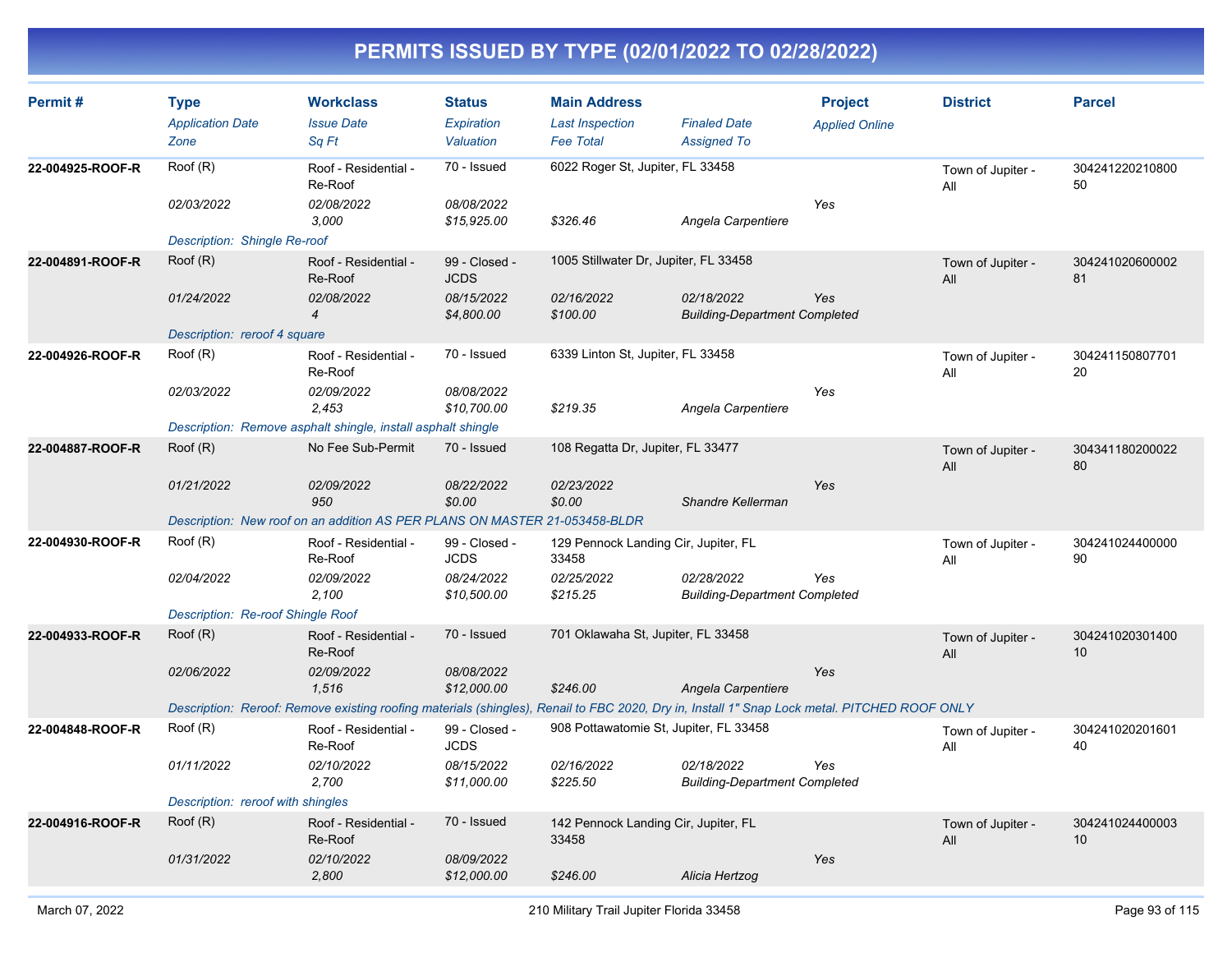# PERMITS ISSUED BY TYPE (02/01/2022 TO 02/28/2022)

| Permit # | Type<br>*Application Date*<br>*Zone* | Workclass<br>*Issue Date*<br>*Sq Ft* | Status<br>*Expiration*<br>*Valuation* | Main Address<br>*Last Inspection*<br>*Fee Total* | *Finaled Date*<br>*Assigned To* | Project<br>*Applied Online* | District | Parcel |
|---|---|---|---|---|---|---|---|---|
| 22-004925-ROOF-R | Roof (R)<br>*02/03/2022* | Roof - Residential - Re-Roof<br>*02/08/2022*<br>*3,000* | 70 - Issued<br>*08/08/2022*<br>*$15,925.00* | 6022 Roger St, Jupiter, FL 33458<br><br>*$326.46* | <br><br>*Angela Carpentiere* | <br>*Yes* | Town of Jupiter - All | 30424122021080050 |
| | *Description: Shingle Re-roof* | | | | | | | |
| 22-004891-ROOF-R | Roof (R)<br>*01/24/2022* | Roof - Residential - Re-Roof<br>*02/08/2022*<br>*4* | 99 - Closed - JCDS<br>*08/15/2022*<br>*$4,800.00* | 1005 Stillwater Dr, Jupiter, FL 33458<br>*02/16/2022*<br>*$100.00* | <br>*02/18/2022*<br>*Building-Department Completed* | <br>*Yes* | Town of Jupiter - All | 30424102060000281 |
| | *Description: reroof 4 square* | | | | | | | |
| 22-004926-ROOF-R | Roof (R)<br>*02/03/2022* | Roof - Residential - Re-Roof<br>*02/09/2022*<br>*2,453* | 70 - Issued<br>*08/08/2022*<br>*$10,700.00* | 6339 Linton St, Jupiter, FL 33458<br><br>*$219.35* | <br><br>*Angela Carpentiere* | <br>*Yes* | Town of Jupiter - All | 30424115080770120 |
| | *Description: Remove asphalt shingle, install asphalt shingle* | | | | | | | |
| 22-004887-ROOF-R | Roof (R)<br>*01/21/2022* | No Fee Sub-Permit<br>*02/09/2022*<br>*950* | 70 - Issued<br>*08/22/2022*<br>*$0.00* | 108 Regatta Dr, Jupiter, FL 33477<br>*02/23/2022*<br>*$0.00* | <br><br>*Shandre Kellerman* | <br>*Yes* | Town of Jupiter - All | 30434118020002280 |
| | *Description: New roof on an addition AS PER PLANS ON MASTER 21-053458-BLDR* | | | | | | | |
| 22-004930-ROOF-R | Roof (R)<br>*02/04/2022* | Roof - Residential - Re-Roof<br>*02/09/2022*<br>*2,100* | 99 - Closed - JCDS<br>*08/24/2022*<br>*$10,500.00* | 129 Pennock Landing Cir, Jupiter, FL 33458<br>*02/25/2022*<br>*$215.25* | <br>*02/28/2022*<br>*Building-Department Completed* | <br>*Yes* | Town of Jupiter - All | 30424102440000090 |
| | *Description: Re-roof Shingle Roof* | | | | | | | |
| 22-004933-ROOF-R | Roof (R)<br>*02/06/2022* | Roof - Residential - Re-Roof<br>*02/09/2022*<br>*1,516* | 70 - Issued<br>*08/08/2022*<br>*$12,000.00* | 701 Oklawaha St, Jupiter, FL 33458<br><br>*$246.00* | <br><br>*Angela Carpentiere* | <br>*Yes* | Town of Jupiter - All | 30424102030140010 |
| | *Description: Reroof: Remove existing roofing materials (shingles), Renail to FBC 2020, Dry in, Install 1" Snap Lock metal. PITCHED ROOF ONLY* | | | | | | | |
| 22-004848-ROOF-R | Roof (R)<br>*01/11/2022* | Roof - Residential - Re-Roof<br>*02/10/2022*<br>*2,700* | 99 - Closed - JCDS<br>*08/15/2022*<br>*$11,000.00* | 908 Pottawatomie St, Jupiter, FL 33458<br>*02/16/2022*<br>*$225.50* | <br>*02/18/2022*<br>*Building-Department Completed* | <br>*Yes* | Town of Jupiter - All | 30424102020160140 |
| | *Description: reroof with shingles* | | | | | | | |
| 22-004916-ROOF-R | Roof (R)<br>*01/31/2022* | Roof - Residential - Re-Roof<br>*02/10/2022*<br>*2,800* | 70 - Issued<br>*08/09/2022*<br>*$12,000.00* | 142 Pennock Landing Cir, Jupiter, FL 33458<br><br>*$246.00* | <br><br>*Alicia Hertzog* | <br>*Yes* | Town of Jupiter - All | 30424102440000310 |

March 07, 2022 — 210 Military Trail Jupiter Florida 33458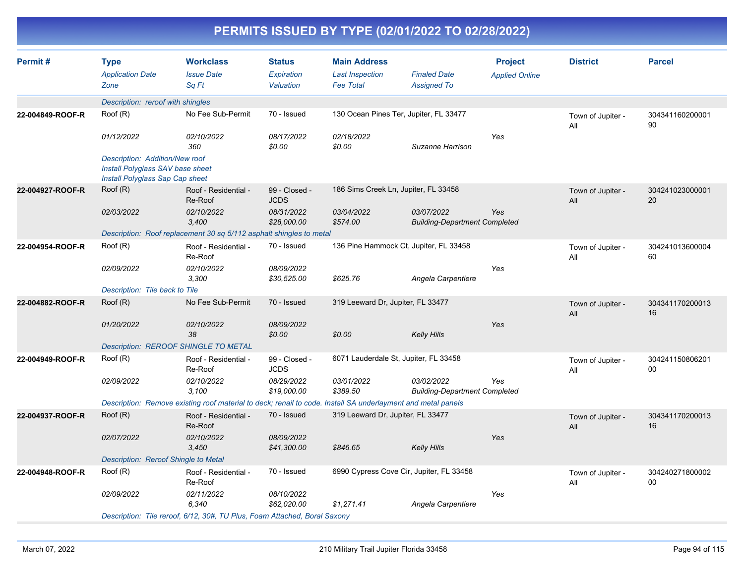# PERMITS ISSUED BY TYPE (02/01/2022 TO 02/28/2022)

| Permit # | Type / Application Date / Zone | Workclass / Issue Date / Sq Ft | Status / Expiration / Valuation | Main Address / Last Inspection / Fee Total | Finaled Date / Assigned To | Project / Applied Online | District | Parcel |
|---|---|---|---|---|---|---|---|---|
| | Description: reroof with shingles | | | | | | | |
| 22-004849-ROOF-R | Roof (R) | No Fee Sub-Permit | 70 - Issued | 130 Ocean Pines Ter, Jupiter, FL 33477 | | | Town of Jupiter - All | 30434116020000190 |
| | 01/12/2022 | 02/10/2022 | 08/17/2022 | 02/18/2022 | | Yes | | |
| | | 360 | $0.00 | $0.00 | Suzanne Harrison | | | |
| | Description: Addition/New roof Install Polyglass SAV base sheet Install Polyglass Sap Cap sheet | | | | | | | |
| 22-004927-ROOF-R | Roof (R) | Roof - Residential - Re-Roof | 99 - Closed - JCDS | 186 Sims Creek Ln, Jupiter, FL 33458 | | | Town of Jupiter - All | 30424102300000120 |
| | 02/03/2022 | 02/10/2022 | 08/31/2022 | 03/04/2022 | 03/07/2022 | Yes | | |
| | | 3,400 | $28,000.00 | $574.00 | Building-Department Completed | | | |
| | Description: Roof replacement 30 sq 5/112 asphalt shingles to metal | | | | | | | |
| 22-004954-ROOF-R | Roof (R) | Roof - Residential - Re-Roof | 70 - Issued | 136 Pine Hammock Ct, Jupiter, FL 33458 | | | Town of Jupiter - All | 30424101360000460 |
| | 02/09/2022 | 02/10/2022 | 08/09/2022 | | | Yes | | |
| | | 3,300 | $30,525.00 | $625.76 | Angela Carpentiere | | | |
| | Description: Tile back to Tile | | | | | | | |
| 22-004882-ROOF-R | Roof (R) | No Fee Sub-Permit | 70 - Issued | 319 Leeward Dr, Jupiter, FL 33477 | | | Town of Jupiter - All | 30434117020001316 |
| | 01/20/2022 | 02/10/2022 | 08/09/2022 | | | Yes | | |
| | | 38 | $0.00 | $0.00 | Kelly Hills | | | |
| | Description: REROOF SHINGLE TO METAL | | | | | | | |
| 22-004949-ROOF-R | Roof (R) | Roof - Residential - Re-Roof | 99 - Closed - JCDS | 6071 Lauderdale St, Jupiter, FL 33458 | | | Town of Jupiter - All | 30424115080620100 |
| | 02/09/2022 | 02/10/2022 | 08/29/2022 | 03/01/2022 | 03/02/2022 | Yes | | |
| | | 3,100 | $19,000.00 | $389.50 | Building-Department Completed | | | |
| | Description: Remove existing roof material to deck; renail to code. Install SA underlayment and metal panels | | | | | | | |
| 22-004937-ROOF-R | Roof (R) | Roof - Residential - Re-Roof | 70 - Issued | 319 Leeward Dr, Jupiter, FL 33477 | | | Town of Jupiter - All | 30434117020001316 |
| | 02/07/2022 | 02/10/2022 | 08/09/2022 | | | Yes | | |
| | | 3,450 | $41,300.00 | $846.65 | Kelly Hills | | | |
| | Description: Reroof Shingle to Metal | | | | | | | |
| 22-004948-ROOF-R | Roof (R) | Roof - Residential - Re-Roof | 70 - Issued | 6990 Cypress Cove Cir, Jupiter, FL 33458 | | | Town of Jupiter - All | 30424027180000200 |
| | 02/09/2022 | 02/11/2022 | 08/10/2022 | | | Yes | | |
| | | 6,340 | $62,020.00 | $1,271.41 | Angela Carpentiere | | | |
| | Description: Tile reroof, 6/12, 30#, TU Plus, Foam Attached, Boral Saxony | | | | | | | |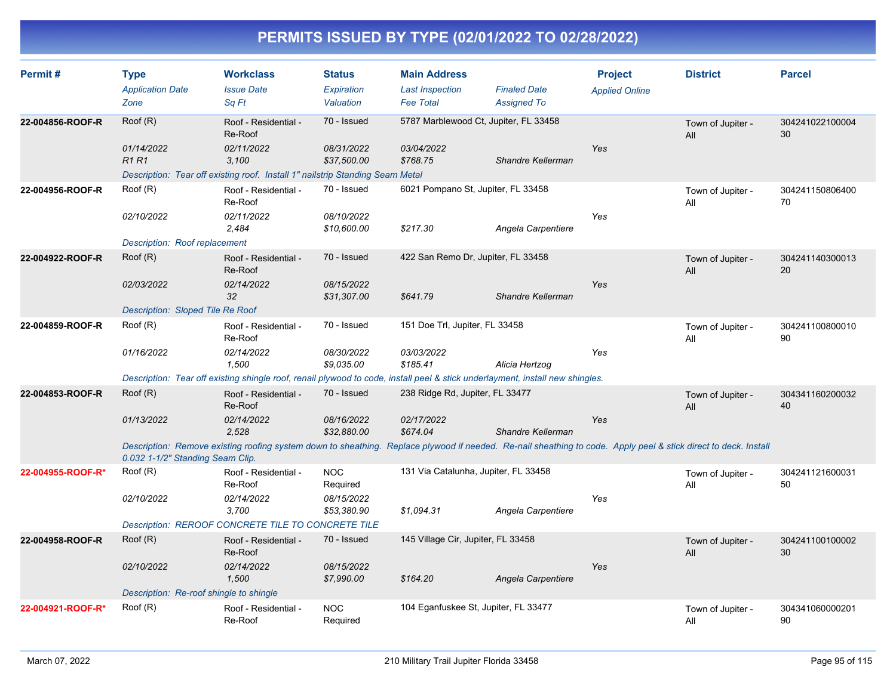# PERMITS ISSUED BY TYPE (02/01/2022 TO 02/28/2022)

| Permit # | Type | Workclass | Status | Main Address | | Project | District | Parcel |
|---|---|---|---|---|---|---|---|---|
| | *Application Date* | *Issue Date* | *Expiration* | *Last Inspection* | *Finaled Date* | *Applied Online* | | |
| | *Zone* | *Sq Ft* | *Valuation* | *Fee Total* | *Assigned To* | | | |
| **22-004856-ROOF-R** | Roof (R) | Roof - Residential - Re-Roof | 70 - Issued | 5787 Marblewood Ct, Jupiter, FL 33458 | | | Town of Jupiter - All | 30424102210000430 |
| | *01/14/2022* | *02/11/2022* | *08/31/2022* | *03/04/2022* | | Yes | | |
| | *R1 R1* | *3,100* | *$37,500.00* | *$768.75* | *Shandre Kellerman* | | | |
| | *Description: Tear off existing roof. Install 1" nailstrip Standing Seam Metal* | | | | | | | |
| **22-004956-ROOF-R** | Roof (R) | Roof - Residential - Re-Roof | 70 - Issued | 6021 Pompano St, Jupiter, FL 33458 | | | Town of Jupiter - All | 30424115080640070 |
| | *02/10/2022* | *02/11/2022* | *08/10/2022* | | | Yes | | |
| | | *2,484* | *$10,600.00* | *$217.30* | *Angela Carpentiere* | | | |
| | *Description: Roof replacement* | | | | | | | |
| **22-004922-ROOF-R** | Roof (R) | Roof - Residential - Re-Roof | 70 - Issued | 422 San Remo Dr, Jupiter, FL 33458 | | | Town of Jupiter - All | 30424114030001320 |
| | *02/03/2022* | *02/14/2022* | *08/15/2022* | | | Yes | | |
| | | *32* | *$31,307.00* | *$641.79* | *Shandre Kellerman* | | | |
| | *Description: Sloped Tile Re Roof* | | | | | | | |
| **22-004859-ROOF-R** | Roof (R) | Roof - Residential - Re-Roof | 70 - Issued | 151 Doe Trl, Jupiter, FL 33458 | | | Town of Jupiter - All | 30424110080001090 |
| | *01/16/2022* | *02/14/2022* | *08/30/2022* | *03/03/2022* | | Yes | | |
| | | *1,500* | *$9,035.00* | *$185.41* | *Alicia Hertzog* | | | |
| | *Description: Tear off existing shingle roof, renail plywood to code, install peel & stick underlayment, install new shingles.* | | | | | | | |
| **22-004853-ROOF-R** | Roof (R) | Roof - Residential - Re-Roof | 70 - Issued | 238 Ridge Rd, Jupiter, FL 33477 | | | Town of Jupiter - All | 30434116020003240 |
| | *01/13/2022* | *02/14/2022* | *08/16/2022* | *02/17/2022* | | Yes | | |
| | | *2,528* | *$32,880.00* | *$674.04* | *Shandre Kellerman* | | | |
| | *Description: Remove existing roofing system down to sheathing. Replace plywood if needed. Re-nail sheathing to code. Apply peel & stick direct to deck. Install 0.032 1-1/2" Standing Seam Clip.* | | | | | | | |
| **22-004955-ROOF-R*** | Roof (R) | Roof - Residential - Re-Roof | NOC Required | 131 Via Catalunha, Jupiter, FL 33458 | | | Town of Jupiter - All | 30424112160003150 |
| | *02/10/2022* | *02/14/2022* | *08/15/2022* | | | Yes | | |
| | | *3,700* | *$53,380.90* | *$1,094.31* | *Angela Carpentiere* | | | |
| | *Description: REROOF CONCRETE TILE TO CONCRETE TILE* | | | | | | | |
| **22-004958-ROOF-R** | Roof (R) | Roof - Residential - Re-Roof | 70 - Issued | 145 Village Cir, Jupiter, FL 33458 | | | Town of Jupiter - All | 30424110010000230 |
| | *02/10/2022* | *02/14/2022* | *08/15/2022* | | | Yes | | |
| | | *1,500* | *$7,990.00* | *$164.20* | *Angela Carpentiere* | | | |
| | *Description: Re-roof shingle to shingle* | | | | | | | |
| **22-004921-ROOF-R*** | Roof (R) | Roof - Residential - Re-Roof | NOC Required | 104 Eganfuskee St, Jupiter, FL 33477 | | | Town of Jupiter - All | 30434106000020190 |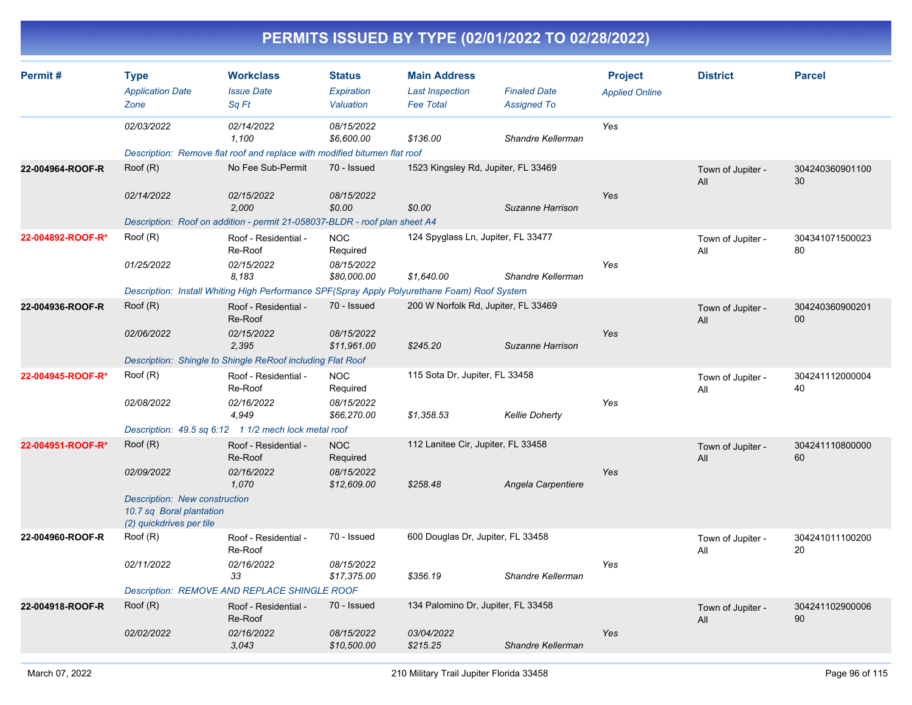# PERMITS ISSUED BY TYPE (02/01/2022 TO 02/28/2022)

| Permit # | Type / Application Date / Zone | Workclass / Issue Date / Sq Ft | Status / Expiration / Valuation | Main Address / Last Inspection / Fee Total | Finaled Date / Assigned To | Project / Applied Online | District | Parcel |
|---|---|---|---|---|---|---|---|---|
| | 02/03/2022 | 02/14/2022<br>1,100 | 08/15/2022<br>$6,600.00 | $136.00 | Shandre Kellerman | Yes | | |
| | Description: Remove flat roof and replace with modified bitumen flat roof | | | | | | | |
| 22-004964-ROOF-R | Roof (R)<br>02/14/2022 | No Fee Sub-Permit<br>02/15/2022<br>2,000 | 70 - Issued<br>08/15/2022<br>$0.00 | 1523 Kingsley Rd, Jupiter, FL 33469<br>$0.00 | Suzanne Harrison | Yes | Town of Jupiter - All | 30424036090110030 |
| | Description: Roof on addition - permit 21-058037-BLDR - roof plan sheet A4 | | | | | | | |
| 22-004892-ROOF-R* | Roof (R)<br>01/25/2022 | Roof - Residential - Re-Roof<br>02/15/2022<br>8,183 | NOC Required<br>08/15/2022<br>$80,000.00 | 124 Spyglass Ln, Jupiter, FL 33477<br>$1,640.00 | Shandre Kellerman | Yes | Town of Jupiter - All | 30434107150002380 |
| | Description: Install Whiting High Performance SPF(Spray Apply Polyurethane Foam) Roof System | | | | | | | |
| 22-004936-ROOF-R | Roof (R)<br>02/06/2022 | Roof - Residential - Re-Roof<br>02/15/2022<br>2,395 | 70 - Issued<br>08/15/2022<br>$11,961.00 | 200 W Norfolk Rd, Jupiter, FL 33469<br>$245.20 | Suzanne Harrison | Yes | Town of Jupiter - All | 30424036090020100 |
| | Description: Shingle to Shingle ReRoof including Flat Roof | | | | | | | |
| 22-004945-ROOF-R* | Roof (R)<br>02/08/2022 | Roof - Residential - Re-Roof<br>02/16/2022<br>4,949 | NOC Required<br>08/15/2022<br>$66,270.00 | 115 Sota Dr, Jupiter, FL 33458<br>$1,358.53 | Kellie Doherty | Yes | Town of Jupiter - All | 30424111200000440 |
| | Description: 49.5 sq 6:12 1 1/2 mech lock metal roof | | | | | | | |
| 22-004951-ROOF-R* | Roof (R)<br>02/09/2022 | Roof - Residential - Re-Roof<br>02/16/2022<br>1,070 | NOC Required<br>08/15/2022<br>$12,609.00 | 112 Lanitee Cir, Jupiter, FL 33458<br>$258.48 | Angela Carpentiere | Yes | Town of Jupiter - All | 30424111080000060 |
| | Description: New construction<br>10.7 sq Boral plantation<br>(2) quickdrives per tile | | | | | | | |
| 22-004960-ROOF-R | Roof (R)<br>02/11/2022 | Roof - Residential - Re-Roof<br>02/16/2022<br>33 | 70 - Issued<br>08/15/2022<br>$17,375.00 | 600 Douglas Dr, Jupiter, FL 33458<br>$356.19 | Shandre Kellerman | Yes | Town of Jupiter - All | 30424101110020020 |
| | Description: REMOVE AND REPLACE SHINGLE ROOF | | | | | | | |
| 22-004918-ROOF-R | Roof (R)<br>02/02/2022 | Roof - Residential - Re-Roof<br>02/16/2022<br>3,043 | 70 - Issued<br>08/15/2022<br>$10,500.00 | 134 Palomino Dr, Jupiter, FL 33458<br>03/04/2022<br>$215.25 | Shandre Kellerman | Yes | Town of Jupiter - All | 30424110290000690 |

March 07, 2022 — 210 Military Trail Jupiter Florida 33458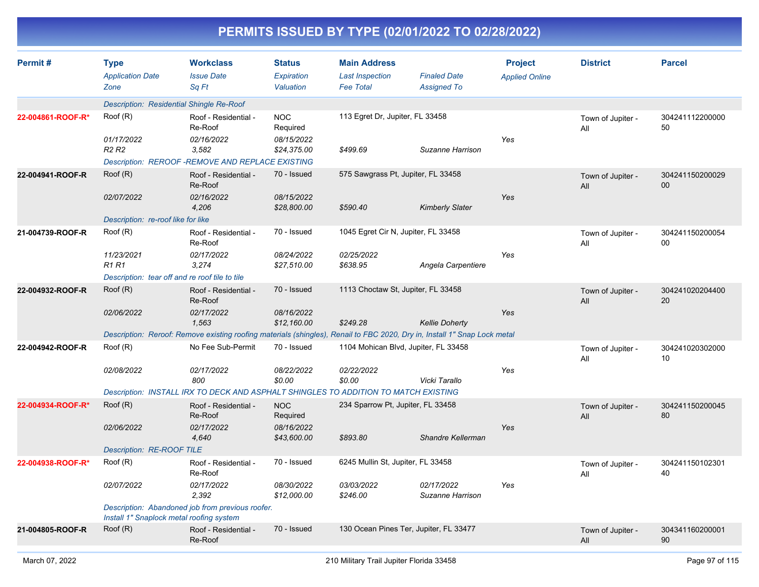# PERMITS ISSUED BY TYPE (02/01/2022 TO 02/28/2022)

| Permit # | Type<br>*Application Date*<br>*Zone* | Workclass<br>*Issue Date*<br>*Sq Ft* | Status<br>*Expiration*<br>*Valuation* | Main Address<br>*Last Inspection*<br>*Fee Total* | *Finaled Date*<br>*Assigned To* | Project<br>*Applied Online* | District | Parcel |
|---|---|---|---|---|---|---|---|---|
| | *Description: Residential Shingle Re-Roof* | | | | | | | |
| 22-004861-ROOF-R* | Roof (R)<br>*01/17/2022*<br>*R2 R2* | Roof - Residential - Re-Roof<br>*02/16/2022*<br>*3,582* | NOC Required<br>*08/15/2022*<br>*$24,375.00* | 113 Egret Dr, Jupiter, FL 33458<br><br>*$499.69* | <br>*Suzanne Harrison* | <br>*Yes* | Town of Jupiter - All | 30424111220000050 |
| | *Description: REROOF -REMOVE AND REPLACE EXISTING* | | | | | | | |
| 22-004941-ROOF-R | Roof (R)<br>*02/07/2022* | Roof - Residential - Re-Roof<br>*02/16/2022*<br>*4,206* | 70 - Issued<br>*08/15/2022*<br>*$28,800.00* | 575 Sawgrass Pt, Jupiter, FL 33458<br><br>*$590.40* | <br>*Kimberly Slater* | <br>*Yes* | Town of Jupiter - All | 30424115020002900 |
| | *Description: re-roof like for like* | | | | | | | |
| 21-004739-ROOF-R | Roof (R)<br>*11/23/2021*<br>*R1 R1* | Roof - Residential - Re-Roof<br>*02/17/2022*<br>*3,274* | 70 - Issued<br>*08/24/2022*<br>*$27,510.00* | 1045 Egret Cir N, Jupiter, FL 33458<br>*02/25/2022*<br>*$638.95* | <br>*Angela Carpentiere* | <br>*Yes* | Town of Jupiter - All | 30424115020005400 |
| | *Description: tear off and re roof tile to tile* | | | | | | | |
| 22-004932-ROOF-R | Roof (R)<br>*02/06/2022* | Roof - Residential - Re-Roof<br>*02/17/2022*<br>*1,563* | 70 - Issued<br>*08/16/2022*<br>*$12,160.00* | 1113 Choctaw St, Jupiter, FL 33458<br><br>*$249.28* | <br>*Kellie Doherty* | <br>*Yes* | Town of Jupiter - All | 30424102020440020 |
| | *Description: Reroof: Remove existing roofing materials (shingles), Renail to FBC 2020, Dry in, Install 1" Snap Lock metal* | | | | | | | |
| 22-004942-ROOF-R | Roof (R)<br>*02/08/2022* | No Fee Sub-Permit<br>*02/17/2022*<br>*800* | 70 - Issued<br>*08/22/2022*<br>*$0.00* | 1104 Mohican Blvd, Jupiter, FL 33458<br>*02/22/2022*<br>*$0.00* | <br>*Vicki Tarallo* | <br>*Yes* | Town of Jupiter - All | 30424102030200010 |
| | *Description: INSTALL IRX TO DECK AND ASPHALT SHINGLES TO ADDITION TO MATCH EXISTING* | | | | | | | |
| 22-004934-ROOF-R* | Roof (R)<br>*02/06/2022* | Roof - Residential - Re-Roof<br>*02/17/2022*<br>*4,640* | NOC Required<br>*08/16/2022*<br>*$43,600.00* | 234 Sparrow Pt, Jupiter, FL 33458<br><br>*$893.80* | <br>*Shandre Kellerman* | <br>*Yes* | Town of Jupiter - All | 30424115020004580 |
| | *Description: RE-ROOF TILE* | | | | | | | |
| 22-004938-ROOF-R* | Roof (R)<br>*02/07/2022* | Roof - Residential - Re-Roof<br>*02/17/2022*<br>*2,392* | 70 - Issued<br>*08/30/2022*<br>*$12,000.00* | 6245 Mullin St, Jupiter, FL 33458<br>*03/03/2022*<br>*$246.00* | <br>*02/17/2022*<br>*Suzanne Harrison* | <br>*Yes* | Town of Jupiter - All | 30424115010230140 |
| | *Description: Abandoned job from previous roofer. Install 1" Snaplock metal roofing system* | | | | | | | |
| 21-004805-ROOF-R | Roof (R) | Roof - Residential - Re-Roof | 70 - Issued | 130 Ocean Pines Ter, Jupiter, FL 33477 | | | Town of Jupiter - All | 30434116020000190 |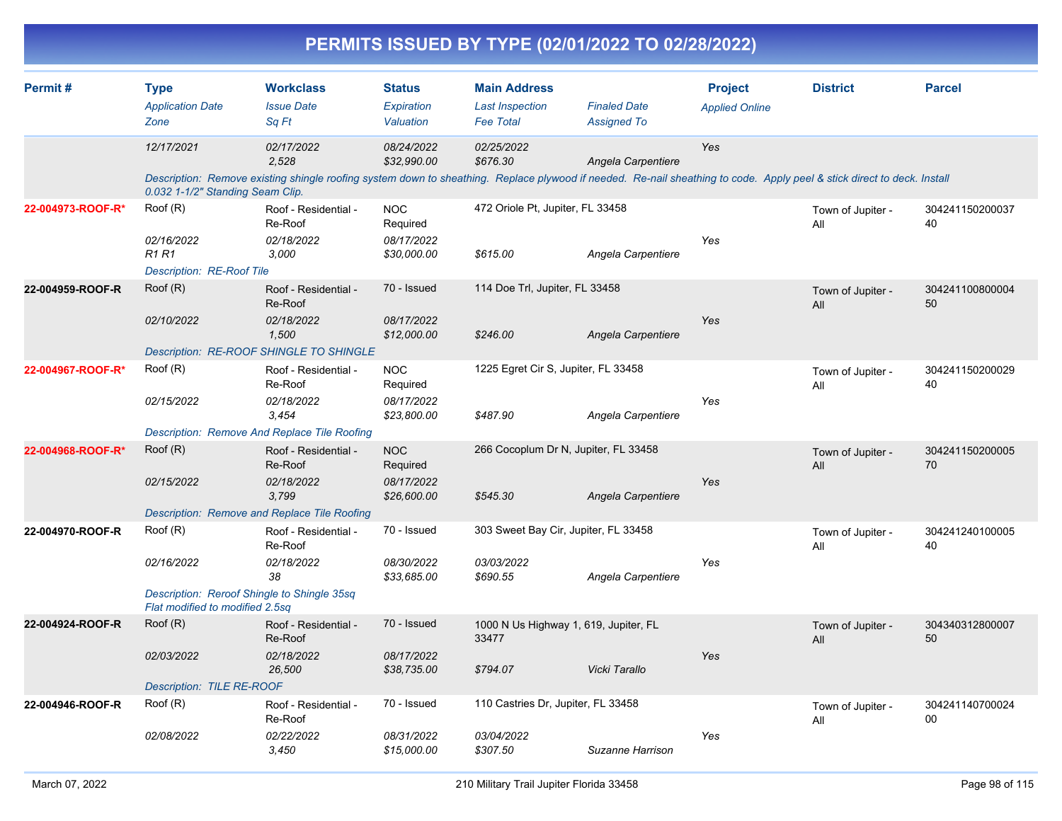# PERMITS ISSUED BY TYPE (02/01/2022 TO 02/28/2022)

| Permit # | Type<br>*Application Date*<br>*Zone* | Workclass<br>*Issue Date*<br>*Sq Ft* | Status<br>*Expiration*<br>*Valuation* | Main Address<br>*Last Inspection*<br>*Fee Total* | *Finaled Date*<br>*Assigned To* | Project<br>*Applied Online* | District | Parcel |
|---|---|---|---|---|---|---|---|---|
| | *12/17/2021* | *02/17/2022*<br>*2,528* | *08/24/2022*<br>*$32,990.00* | *02/25/2022*<br>*$676.30* | *Angela Carpentiere* | *Yes* | | |
| | *Description: Remove existing shingle roofing system down to sheathing. Replace plywood if needed. Re-nail sheathing to code. Apply peel & stick direct to deck. Install 0.032 1-1/2" Standing Seam Clip.* | | | | | | | |
| **22-004973-ROOF-R*** | Roof (R)<br>*02/16/2022*<br>*R1 R1* | Roof - Residential - Re-Roof<br>*02/18/2022*<br>*3,000* | NOC Required<br>*08/17/2022*<br>*$30,000.00* | 472 Oriole Pt, Jupiter, FL 33458<br><br>*$615.00* | *Angela Carpentiere* | *Yes* | Town of Jupiter - All | 30424115020003740 |
| | *Description: RE-Roof Tile* | | | | | | | |
| **22-004959-ROOF-R** | Roof (R)<br>*02/10/2022* | Roof - Residential - Re-Roof<br>*02/18/2022*<br>*1,500* | 70 - Issued<br>*08/17/2022*<br>*$12,000.00* | 114 Doe Trl, Jupiter, FL 33458<br><br>*$246.00* | *Angela Carpentiere* | *Yes* | Town of Jupiter - All | 30424110080000450 |
| | *Description: RE-ROOF SHINGLE TO SHINGLE* | | | | | | | |
| **22-004967-ROOF-R*** | Roof (R)<br>*02/15/2022* | Roof - Residential - Re-Roof<br>*02/18/2022*<br>*3,454* | NOC Required<br>*08/17/2022*<br>*$23,800.00* | 1225 Egret Cir S, Jupiter, FL 33458<br><br>*$487.90* | *Angela Carpentiere* | *Yes* | Town of Jupiter - All | 30424115020002940 |
| | *Description: Remove And Replace Tile Roofing* | | | | | | | |
| **22-004968-ROOF-R*** | Roof (R)<br>*02/15/2022* | Roof - Residential - Re-Roof<br>*02/18/2022*<br>*3,799* | NOC Required<br>*08/17/2022*<br>*$26,600.00* | 266 Cocoplum Dr N, Jupiter, FL 33458<br><br>*$545.30* | *Angela Carpentiere* | *Yes* | Town of Jupiter - All | 30424115020000570 |
| | *Description: Remove and Replace Tile Roofing* | | | | | | | |
| **22-004970-ROOF-R** | Roof (R)<br>*02/16/2022* | Roof - Residential - Re-Roof<br>*02/18/2022*<br>*38* | 70 - Issued<br>*08/30/2022*<br>*$33,685.00* | 303 Sweet Bay Cir, Jupiter, FL 33458<br>*03/03/2022*<br>*$690.55* | *Angela Carpentiere* | *Yes* | Town of Jupiter - All | 30424124010000540 |
| | *Description: Reroof Shingle to Shingle 35sq Flat modified to modified 2.5sq* | | | | | | | |
| **22-004924-ROOF-R** | Roof (R)<br>*02/03/2022* | Roof - Residential - Re-Roof<br>*02/18/2022*<br>*26,500* | 70 - Issued<br>*08/17/2022*<br>*$38,735.00* | 1000 N Us Highway 1, 619, Jupiter, FL 33477<br><br>*$794.07* | *Vicki Tarallo* | *Yes* | Town of Jupiter - All | 30434031280000750 |
| | *Description: TILE RE-ROOF* | | | | | | | |
| **22-004946-ROOF-R** | Roof (R)<br>*02/08/2022* | Roof - Residential - Re-Roof<br>*02/22/2022*<br>*3,450* | 70 - Issued<br>*08/31/2022*<br>*$15,000.00* | 110 Castries Dr, Jupiter, FL 33458<br>*03/04/2022*<br>*$307.50* | *Suzanne Harrison* | *Yes* | Town of Jupiter - All | 30424114070002400 |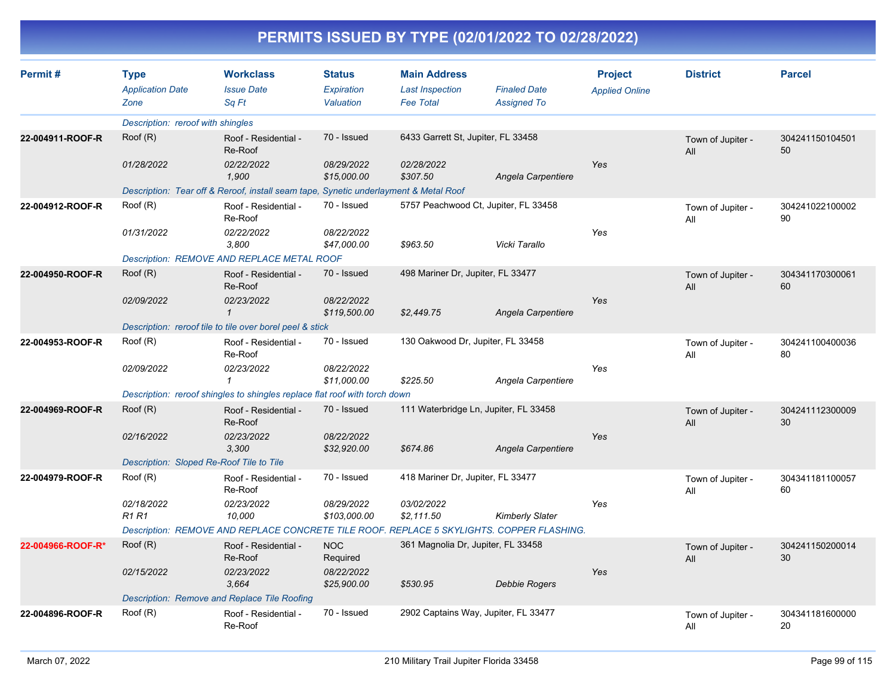# PERMITS ISSUED BY TYPE (02/01/2022 TO 02/28/2022)

| Permit # | Type<br>*Application Date*<br>*Zone* | Workclass<br>*Issue Date*<br>*Sq Ft* | Status<br>*Expiration*<br>*Valuation* | Main Address<br>*Last Inspection*<br>*Fee Total* | *Finaled Date*<br>*Assigned To* | Project<br>*Applied Online* | District | Parcel |
|---|---|---|---|---|---|---|---|---|
| | *Description: reroof with shingles* | | | | | | | |
| **22-004911-ROOF-R** | Roof (R) | Roof - Residential - Re-Roof | 70 - Issued | 6433 Garrett St, Jupiter, FL 33458 | | | Town of Jupiter - All | 30424115010450150 |
| | *01/28/2022* | *02/22/2022* | *08/29/2022* | *02/28/2022* | | *Yes* | | |
| | | *1,900* | *$15,000.00* | *$307.50* | *Angela Carpentiere* | | | |
| | *Description: Tear off & Reroof, install seam tape, Synetic underlayment & Metal Roof* | | | | | | | |
| **22-004912-ROOF-R** | Roof (R) | Roof - Residential - Re-Roof | 70 - Issued | 5757 Peachwood Ct, Jupiter, FL 33458 | | | Town of Jupiter - All | 30424102210000290 |
| | *01/31/2022* | *02/22/2022* | *08/22/2022* | | | *Yes* | | |
| | | *3,800* | *$47,000.00* | *$963.50* | *Vicki Tarallo* | | | |
| | *Description: REMOVE AND REPLACE METAL ROOF* | | | | | | | |
| **22-004950-ROOF-R** | Roof (R) | Roof - Residential - Re-Roof | 70 - Issued | 498 Mariner Dr, Jupiter, FL 33477 | | | Town of Jupiter - All | 30434117030006160 |
| | *02/09/2022* | *02/23/2022* | *08/22/2022* | | | *Yes* | | |
| | | *1* | *$119,500.00* | *$2,449.75* | *Angela Carpentiere* | | | |
| | *Description: reroof tile to tile over borel peel & stick* | | | | | | | |
| **22-004953-ROOF-R** | Roof (R) | Roof - Residential - Re-Roof | 70 - Issued | 130 Oakwood Dr, Jupiter, FL 33458 | | | Town of Jupiter - All | 30424110040003680 |
| | *02/09/2022* | *02/23/2022* | *08/22/2022* | | | *Yes* | | |
| | | *1* | *$11,000.00* | *$225.50* | *Angela Carpentiere* | | | |
| | *Description: reroof shingles to shingles replace flat roof with torch down* | | | | | | | |
| **22-004969-ROOF-R** | Roof (R) | Roof - Residential - Re-Roof | 70 - Issued | 111 Waterbridge Ln, Jupiter, FL 33458 | | | Town of Jupiter - All | 30424111230000930 |
| | *02/16/2022* | *02/23/2022* | *08/22/2022* | | | *Yes* | | |
| | | *3,300* | *$32,920.00* | *$674.86* | *Angela Carpentiere* | | | |
| | *Description: Sloped Re-Roof Tile to Tile* | | | | | | | |
| **22-004979-ROOF-R** | Roof (R) | Roof - Residential - Re-Roof | 70 - Issued | 418 Mariner Dr, Jupiter, FL 33477 | | | Town of Jupiter - All | 30434118110005760 |
| | *02/18/2022* | *02/23/2022* | *08/29/2022* | *03/02/2022* | | *Yes* | | |
| | *R1 R1* | *10,000* | *$103,000.00* | *$2,111.50* | *Kimberly Slater* | | | |
| | *Description: REMOVE AND REPLACE CONCRETE TILE ROOF. REPLACE 5 SKYLIGHTS. COPPER FLASHING.* | | | | | | | |
| **22-004966-ROOF-R*** | Roof (R) | Roof - Residential - Re-Roof | NOC Required | 361 Magnolia Dr, Jupiter, FL 33458 | | | Town of Jupiter - All | 30424115020001430 |
| | *02/15/2022* | *02/23/2022* | *08/22/2022* | | | *Yes* | | |
| | | *3,664* | *$25,900.00* | *$530.95* | *Debbie Rogers* | | | |
| | *Description: Remove and Replace Tile Roofing* | | | | | | | |
| **22-004896-ROOF-R** | Roof (R) | Roof - Residential - Re-Roof | 70 - Issued | 2902 Captains Way, Jupiter, FL 33477 | | | Town of Jupiter - All | 30434118160000020 |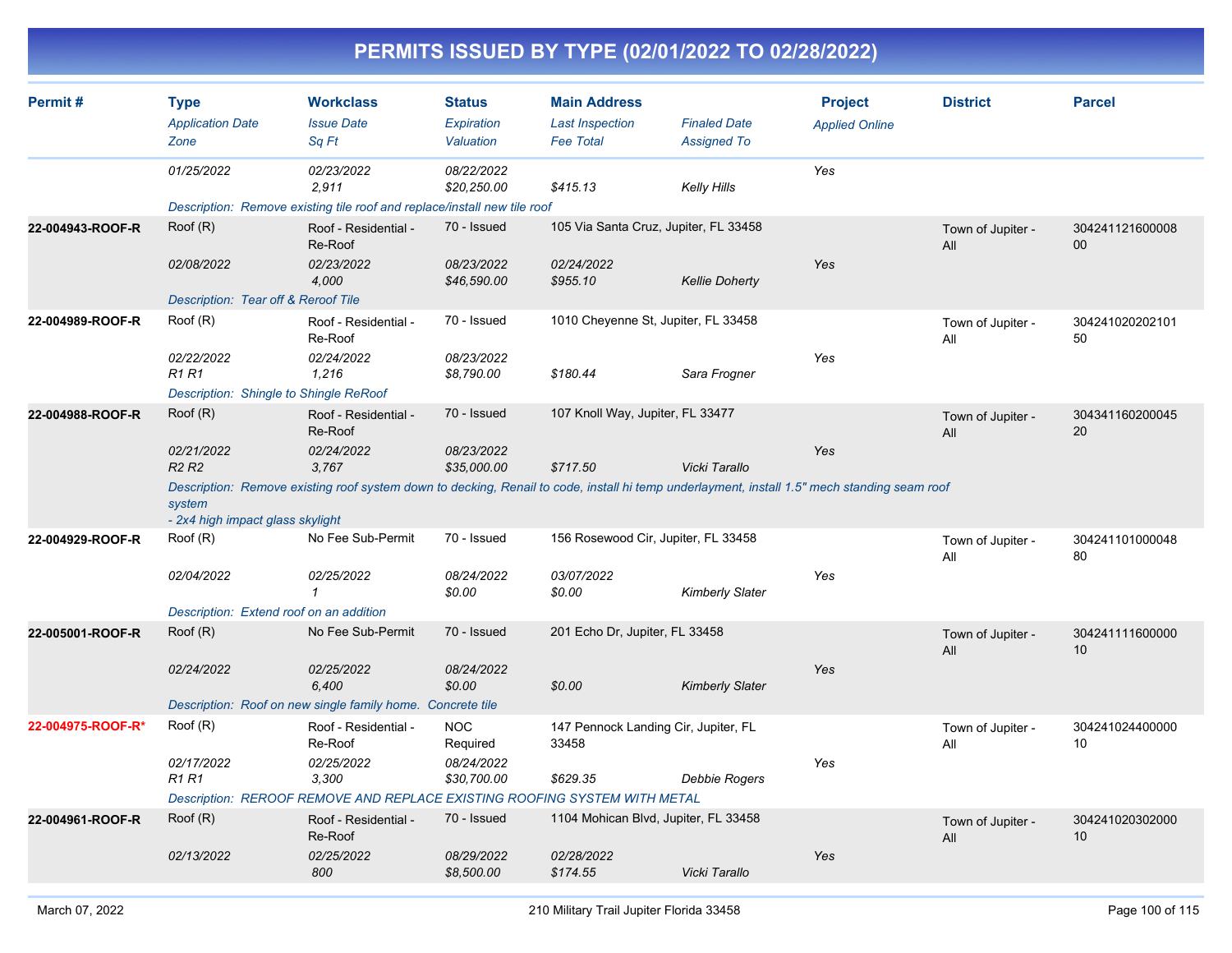# PERMITS ISSUED BY TYPE (02/01/2022 TO 02/28/2022)

| Permit # | Type<br>*Application Date*<br>*Zone* | Workclass<br>*Issue Date*<br>*Sq Ft* | Status<br>*Expiration*<br>*Valuation* | Main Address<br>*Last Inspection*<br>*Fee Total* | *Finaled Date*<br>*Assigned To* | Project<br>*Applied Online* | District | Parcel |
|---|---|---|---|---|---|---|---|---|
| | *01/25/2022* | *02/23/2022*<br>*2,911* | *08/22/2022*<br>*$20,250.00* | *$415.13* | *Kelly Hills* | *Yes* | | |
| | *Description: Remove existing tile roof and replace/install new tile roof* | | | | | | | |
| **22-004943-ROOF-R** | Roof (R)<br>*02/08/2022* | Roof - Residential - Re-Roof<br>*02/23/2022*<br>*4,000* | 70 - Issued<br>*08/23/2022*<br>*$46,590.00* | 105 Via Santa Cruz, Jupiter, FL 33458<br>*02/24/2022*<br>*$955.10* | *Kellie Doherty* | *Yes* | Town of Jupiter - All | 30424112160000800 |
| | *Description: Tear off & Reroof Tile* | | | | | | | |
| **22-004989-ROOF-R** | Roof (R)<br>*02/22/2022*<br>*R1 R1* | Roof - Residential - Re-Roof<br>*02/24/2022*<br>*1,216* | 70 - Issued<br>*08/23/2022*<br>*$8,790.00* | 1010 Cheyenne St, Jupiter, FL 33458<br>*$180.44* | *Sara Frogner* | *Yes* | Town of Jupiter - All | 30424102020210150 |
| | *Description: Shingle to Shingle ReRoof* | | | | | | | |
| **22-004988-ROOF-R** | Roof (R)<br>*02/21/2022*<br>*R2 R2* | Roof - Residential - Re-Roof<br>*02/24/2022*<br>*3,767* | 70 - Issued<br>*08/23/2022*<br>*$35,000.00* | 107 Knoll Way, Jupiter, FL 33477<br>*$717.50* | *Vicki Tarallo* | *Yes* | Town of Jupiter - All | 30434116020004520 |
| | *Description: Remove existing roof system down to decking, Renail to code, install hi temp underlayment, install 1.5" mech standing seam roof system - 2x4 high impact glass skylight* | | | | | | | |
| **22-004929-ROOF-R** | Roof (R)<br>*02/04/2022* | No Fee Sub-Permit<br>*02/25/2022*<br>*1* | 70 - Issued<br>*08/24/2022*<br>*$0.00* | 156 Rosewood Cir, Jupiter, FL 33458<br>*03/07/2022*<br>*$0.00* | *Kimberly Slater* | *Yes* | Town of Jupiter - All | 30424110100004880 |
| | *Description: Extend roof on an addition* | | | | | | | |
| **22-005001-ROOF-R** | Roof (R)<br>*02/24/2022* | No Fee Sub-Permit<br>*02/25/2022*<br>*6,400* | 70 - Issued<br>*08/24/2022*<br>*$0.00* | 201 Echo Dr, Jupiter, FL 33458<br>*$0.00* | *Kimberly Slater* | *Yes* | Town of Jupiter - All | 30424111160000010 |
| | *Description: Roof on new single family home. Concrete tile* | | | | | | | |
| **22-004975-ROOF-R*** | Roof (R)<br>*02/17/2022*<br>*R1 R1* | Roof - Residential - Re-Roof<br>*02/25/2022*<br>*3,300* | NOC Required<br>*08/24/2022*<br>*$30,700.00* | 147 Pennock Landing Cir, Jupiter, FL 33458<br>*$629.35* | *Debbie Rogers* | *Yes* | Town of Jupiter - All | 30424102440000010 |
| | *Description: REROOF REMOVE AND REPLACE EXISTING ROOFING SYSTEM WITH METAL* | | | | | | | |
| **22-004961-ROOF-R** | Roof (R)<br>*02/13/2022* | Roof - Residential - Re-Roof<br>*02/25/2022*<br>*800* | 70 - Issued<br>*08/29/2022*<br>*$8,500.00* | 1104 Mohican Blvd, Jupiter, FL 33458<br>*02/28/2022*<br>*$174.55* | *Vicki Tarallo* | *Yes* | Town of Jupiter - All | 30424102030200010 |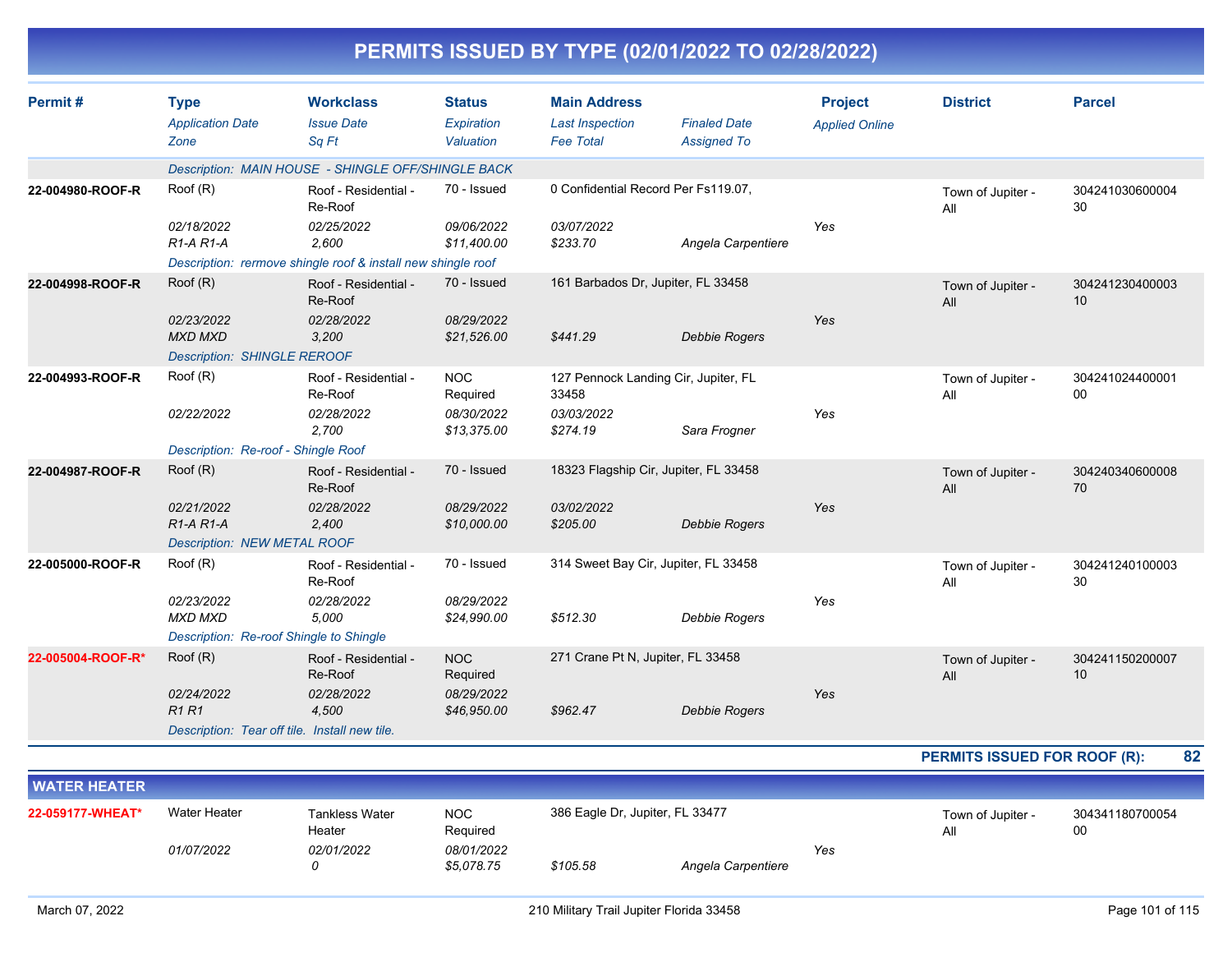# PERMITS ISSUED BY TYPE (02/01/2022 TO 02/28/2022)

| Permit # | Type<br>*Application Date*<br>*Zone* | Workclass<br>*Issue Date*<br>*Sq Ft* | Status<br>*Expiration*<br>*Valuation* | Main Address<br>*Last Inspection*<br>*Fee Total* | *Finaled Date*<br>*Assigned To* | Project<br>*Applied Online* | District | Parcel |
|---|---|---|---|---|---|---|---|---|
| | *Description: MAIN HOUSE - SHINGLE OFF/SHINGLE BACK* | | | | | | | |
| **22-004980-ROOF-R** | Roof (R)<br>*02/18/2022*<br>*R1-A R1-A* | Roof - Residential - Re-Roof<br>*02/25/2022*<br>*2,600* | 70 - Issued<br>*09/06/2022*<br>*$11,400.00* | 0 Confidential Record Per Fs119.07,<br>*03/07/2022*<br>*$233.70* | *Angela Carpentiere* | *Yes* | Town of Jupiter - All | 30424103060000430 |
| | *Description: rermove shingle roof & install new shingle roof* | | | | | | | |
| **22-004998-ROOF-R** | Roof (R)<br>*02/23/2022*<br>*MXD MXD* | Roof - Residential - Re-Roof<br>*02/28/2022*<br>*3,200* | 70 - Issued<br>*08/29/2022*<br>*$21,526.00* | 161 Barbados Dr, Jupiter, FL 33458<br>*$441.29* | *Debbie Rogers* | *Yes* | Town of Jupiter - All | 30424123040000310 |
| | *Description: SHINGLE REROOF* | | | | | | | |
| **22-004993-ROOF-R** | Roof (R)<br>*02/22/2022* | Roof - Residential - Re-Roof<br>*02/28/2022*<br>*2,700* | NOC Required<br>*08/30/2022*<br>*$13,375.00* | 127 Pennock Landing Cir, Jupiter, FL 33458<br>*03/03/2022*<br>*$274.19* | *Sara Frogner* | *Yes* | Town of Jupiter - All | 30424102440000100 |
| | *Description: Re-roof - Shingle Roof* | | | | | | | |
| **22-004987-ROOF-R** | Roof (R)<br>*02/21/2022*<br>*R1-A R1-A* | Roof - Residential - Re-Roof<br>*02/28/2022*<br>*2,400* | 70 - Issued<br>*08/29/2022*<br>*$10,000.00* | 18323 Flagship Cir, Jupiter, FL 33458<br>*03/02/2022*<br>*$205.00* | *Debbie Rogers* | *Yes* | Town of Jupiter - All | 30424034060000870 |
| | *Description: NEW METAL ROOF* | | | | | | | |
| **22-005000-ROOF-R** | Roof (R)<br>*02/23/2022*<br>*MXD MXD* | Roof - Residential - Re-Roof<br>*02/28/2022*<br>*5,000* | 70 - Issued<br>*08/29/2022*<br>*$24,990.00* | 314 Sweet Bay Cir, Jupiter, FL 33458<br>*$512.30* | *Debbie Rogers* | *Yes* | Town of Jupiter - All | 30424124010000330 |
| | *Description: Re-roof Shingle to Shingle* | | | | | | | |
| **22-005004-ROOF-R*** | Roof (R)<br>*02/24/2022*<br>*R1 R1* | Roof - Residential - Re-Roof<br>*02/28/2022*<br>*4,500* | NOC Required<br>*08/29/2022*<br>*$46,950.00* | 271 Crane Pt N, Jupiter, FL 33458<br>*$962.47* | *Debbie Rogers* | *Yes* | Town of Jupiter - All | 30424115020000710 |
| | *Description: Tear off tile. Install new tile.* | | | | | | | |

**PERMITS ISSUED FOR ROOF (R): 82**

## WATER HEATER

| Permit # | Type<br>*Application Date*<br>*Zone* | Workclass<br>*Issue Date*<br>*Sq Ft* | Status<br>*Expiration*<br>*Valuation* | Main Address<br>*Last Inspection*<br>*Fee Total* | *Finaled Date*<br>*Assigned To* | Project<br>*Applied Online* | District | Parcel |
|---|---|---|---|---|---|---|---|---|
| **22-059177-WHEAT*** | Water Heater<br>*01/07/2022* | Tankless Water Heater<br>*02/01/2022*<br>*0* | NOC Required<br>*08/01/2022*<br>*$5,078.75* | 386 Eagle Dr, Jupiter, FL 33477<br>*$105.58* | *Angela Carpentiere* | *Yes* | Town of Jupiter - All | 30434118070005400 |

March 07, 2022 — 210 Military Trail Jupiter Florida 33458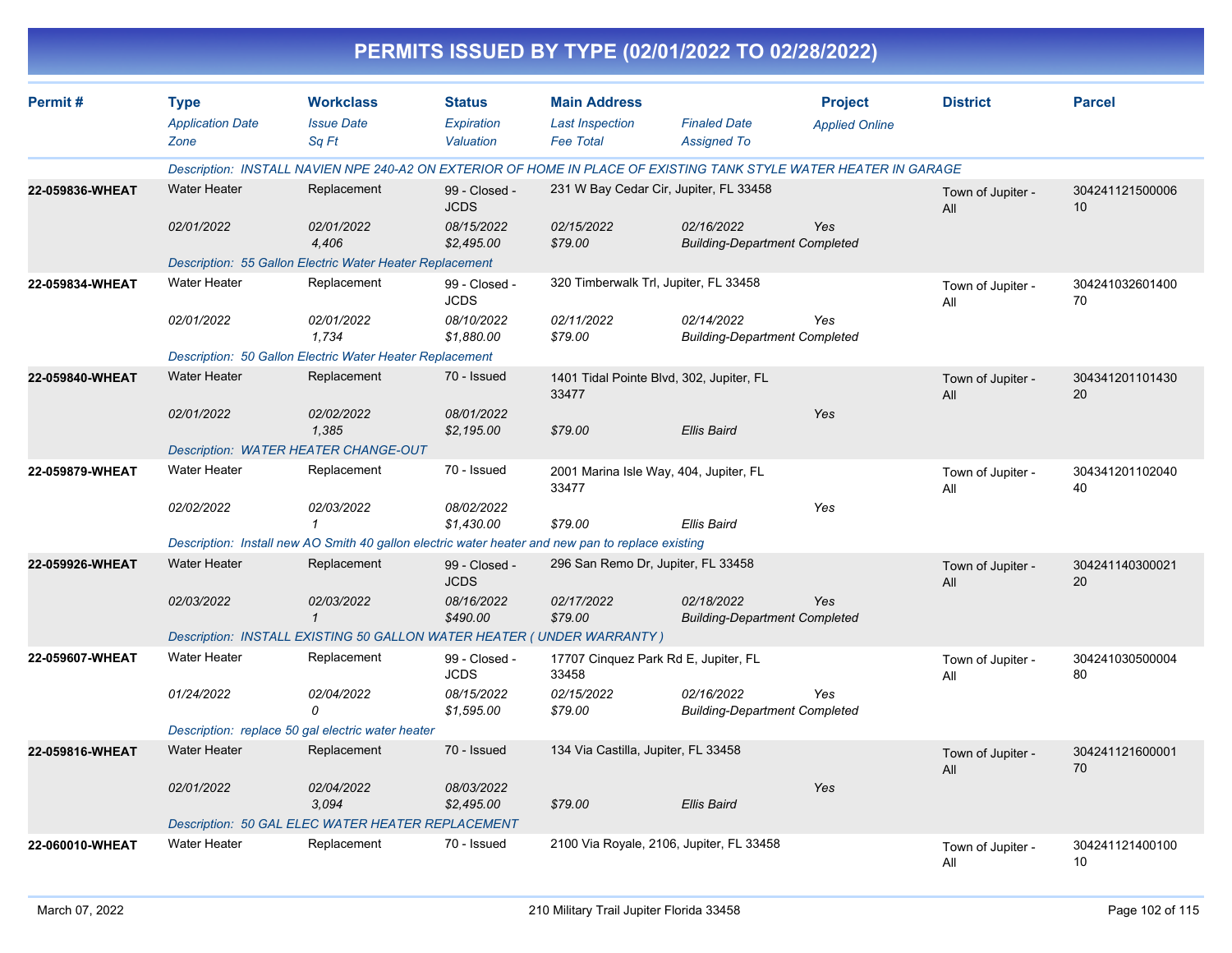# PERMITS ISSUED BY TYPE (02/01/2022 TO 02/28/2022)

| Permit # | Type | Workclass | Status | Main Address | | Project | District | Parcel |
|---|---|---|---|---|---|---|---|---|
| | *Application Date* | *Issue Date* | *Expiration* | *Last Inspection* | *Finaled Date* | *Applied Online* | | |
| | *Zone* | *Sq Ft* | *Valuation* | *Fee Total* | *Assigned To* | | | |
| | *Description: INSTALL NAVIEN NPE 240-A2 ON EXTERIOR OF HOME IN PLACE OF EXISTING TANK STYLE WATER HEATER IN GARAGE* | | | | | | | |
| **22-059836-WHEAT** | Water Heater | Replacement | 99 - Closed - JCDS | 231 W Bay Cedar Cir, Jupiter, FL 33458 | | | Town of Jupiter - All | 30424112150000610 |
| | *02/01/2022* | *02/01/2022* | *08/15/2022* | *02/15/2022* | *02/16/2022* | *Yes* | | |
| | | *4,406* | *$2,495.00* | *$79.00* | *Building-Department Completed* | | | |
| | *Description: 55 Gallon Electric Water Heater Replacement* | | | | | | | |
| **22-059834-WHEAT** | Water Heater | Replacement | 99 - Closed - JCDS | 320 Timberwalk Trl, Jupiter, FL 33458 | | | Town of Jupiter - All | 30424103260140070 |
| | *02/01/2022* | *02/01/2022* | *08/10/2022* | *02/11/2022* | *02/14/2022* | *Yes* | | |
| | | *1,734* | *$1,880.00* | *$79.00* | *Building-Department Completed* | | | |
| | *Description: 50 Gallon Electric Water Heater Replacement* | | | | | | | |
| **22-059840-WHEAT** | Water Heater | Replacement | 70 - Issued | 1401 Tidal Pointe Blvd, 302, Jupiter, FL 33477 | | | Town of Jupiter - All | 30434120110143020 |
| | *02/01/2022* | *02/02/2022* | *08/01/2022* | | | *Yes* | | |
| | | *1,385* | *$2,195.00* | *$79.00* | *Ellis Baird* | | | |
| | *Description: WATER HEATER CHANGE-OUT* | | | | | | | |
| **22-059879-WHEAT** | Water Heater | Replacement | 70 - Issued | 2001 Marina Isle Way, 404, Jupiter, FL 33477 | | | Town of Jupiter - All | 30434120110204040 |
| | *02/02/2022* | *02/03/2022* | *08/02/2022* | | | *Yes* | | |
| | | *1* | *$1,430.00* | *$79.00* | *Ellis Baird* | | | |
| | *Description: Install new AO Smith 40 gallon electric water heater and new pan to replace existing* | | | | | | | |
| **22-059926-WHEAT** | Water Heater | Replacement | 99 - Closed - JCDS | 296 San Remo Dr, Jupiter, FL 33458 | | | Town of Jupiter - All | 30424114030002120 |
| | *02/03/2022* | *02/03/2022* | *08/16/2022* | *02/17/2022* | *02/18/2022* | *Yes* | | |
| | | *1* | *$490.00* | *$79.00* | *Building-Department Completed* | | | |
| | *Description: INSTALL EXISTING 50 GALLON WATER HEATER ( UNDER WARRANTY )* | | | | | | | |
| **22-059607-WHEAT** | Water Heater | Replacement | 99 - Closed - JCDS | 17707 Cinquez Park Rd E, Jupiter, FL 33458 | | | Town of Jupiter - All | 30424103050000480 |
| | *01/24/2022* | *02/04/2022* | *08/15/2022* | *02/15/2022* | *02/16/2022* | *Yes* | | |
| | | *0* | *$1,595.00* | *$79.00* | *Building-Department Completed* | | | |
| | *Description: replace 50 gal electric water heater* | | | | | | | |
| **22-059816-WHEAT** | Water Heater | Replacement | 70 - Issued | 134 Via Castilla, Jupiter, FL 33458 | | | Town of Jupiter - All | 30424112160000170 |
| | *02/01/2022* | *02/04/2022* | *08/03/2022* | | | *Yes* | | |
| | | *3,094* | *$2,495.00* | *$79.00* | *Ellis Baird* | | | |
| | *Description: 50 GAL ELEC WATER HEATER REPLACEMENT* | | | | | | | |
| **22-060010-WHEAT** | Water Heater | Replacement | 70 - Issued | 2100 Via Royale, 2106, Jupiter, FL 33458 | | | Town of Jupiter - All | 30424112140010010 |

March 07, 2022 — 210 Military Trail Jupiter Florida 33458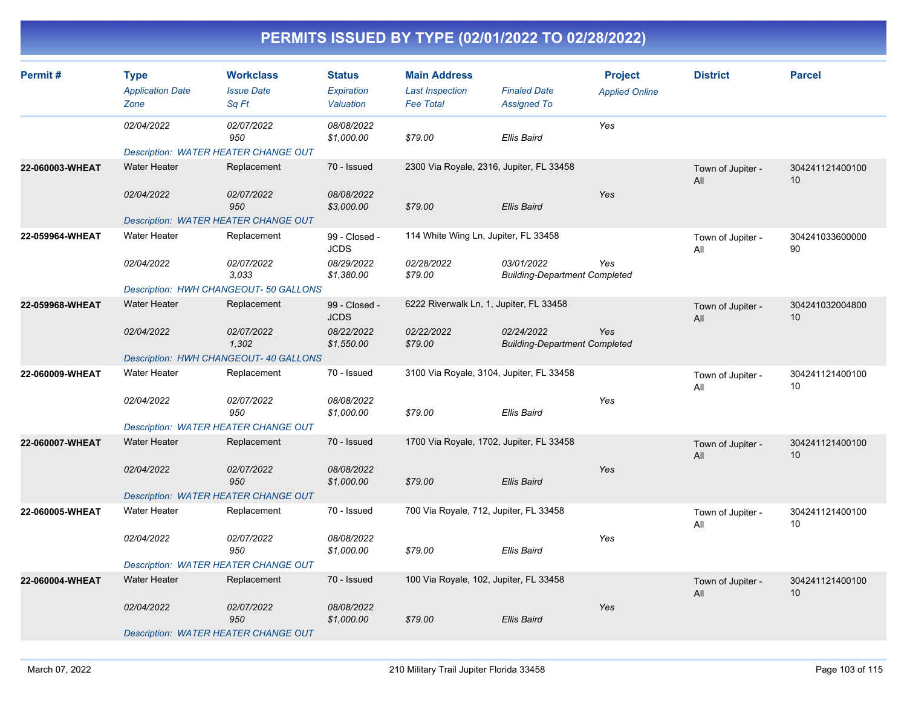# PERMITS ISSUED BY TYPE (02/01/2022 TO 02/28/2022)

| Permit # | Type | Workclass | Status | Main Address | | Project | District | Parcel |
|---|---|---|---|---|---|---|---|---|
| | *Application Date* | *Issue Date* | *Expiration* | *Last Inspection* | *Finaled Date* | *Applied Online* | | |
| | *Zone* | *Sq Ft* | *Valuation* | *Fee Total* | *Assigned To* | | | |
| | 02/04/2022 | 02/07/2022 | 08/08/2022 | | | Yes | | |
| | | 950 | $1,000.00 | $79.00 | Ellis Baird | | | |
| | Description: WATER HEATER CHANGE OUT | | | | | | | |
| 22-060003-WHEAT | Water Heater | Replacement | 70 - Issued | 2300 Via Royale, 2316, Jupiter, FL 33458 | | | Town of Jupiter - All | 30424112140010010 |
| | 02/04/2022 | 02/07/2022 | 08/08/2022 | | | Yes | | |
| | | 950 | $3,000.00 | $79.00 | Ellis Baird | | | |
| | Description: WATER HEATER CHANGE OUT | | | | | | | |
| 22-059964-WHEAT | Water Heater | Replacement | 99 - Closed - JCDS | 114 White Wing Ln, Jupiter, FL 33458 | | | Town of Jupiter - All | 30424103360000090 |
| | 02/04/2022 | 02/07/2022 | 08/29/2022 | 02/28/2022 | 03/01/2022 | Yes | | |
| | | 3,033 | $1,380.00 | $79.00 | Building-Department Completed | | | |
| | Description: HWH CHANGEOUT- 50 GALLONS | | | | | | | |
| 22-059968-WHEAT | Water Heater | Replacement | 99 - Closed - JCDS | 6222 Riverwalk Ln, 1, Jupiter, FL 33458 | | | Town of Jupiter - All | 30424103200480010 |
| | 02/04/2022 | 02/07/2022 | 08/22/2022 | 02/22/2022 | 02/24/2022 | Yes | | |
| | | 1,302 | $1,550.00 | $79.00 | Building-Department Completed | | | |
| | Description: HWH CHANGEOUT- 40 GALLONS | | | | | | | |
| 22-060009-WHEAT | Water Heater | Replacement | 70 - Issued | 3100 Via Royale, 3104, Jupiter, FL 33458 | | | Town of Jupiter - All | 30424112140010010 |
| | 02/04/2022 | 02/07/2022 | 08/08/2022 | | | Yes | | |
| | | 950 | $1,000.00 | $79.00 | Ellis Baird | | | |
| | Description: WATER HEATER CHANGE OUT | | | | | | | |
| 22-060007-WHEAT | Water Heater | Replacement | 70 - Issued | 1700 Via Royale, 1702, Jupiter, FL 33458 | | | Town of Jupiter - All | 30424112140010010 |
| | 02/04/2022 | 02/07/2022 | 08/08/2022 | | | Yes | | |
| | | 950 | $1,000.00 | $79.00 | Ellis Baird | | | |
| | Description: WATER HEATER CHANGE OUT | | | | | | | |
| 22-060005-WHEAT | Water Heater | Replacement | 70 - Issued | 700 Via Royale, 712, Jupiter, FL 33458 | | | Town of Jupiter - All | 30424112140010010 |
| | 02/04/2022 | 02/07/2022 | 08/08/2022 | | | Yes | | |
| | | 950 | $1,000.00 | $79.00 | Ellis Baird | | | |
| | Description: WATER HEATER CHANGE OUT | | | | | | | |
| 22-060004-WHEAT | Water Heater | Replacement | 70 - Issued | 100 Via Royale, 102, Jupiter, FL 33458 | | | Town of Jupiter - All | 30424112140010010 |
| | 02/04/2022 | 02/07/2022 | 08/08/2022 | | | Yes | | |
| | | 950 | $1,000.00 | $79.00 | Ellis Baird | | | |
| | Description: WATER HEATER CHANGE OUT | | | | | | | |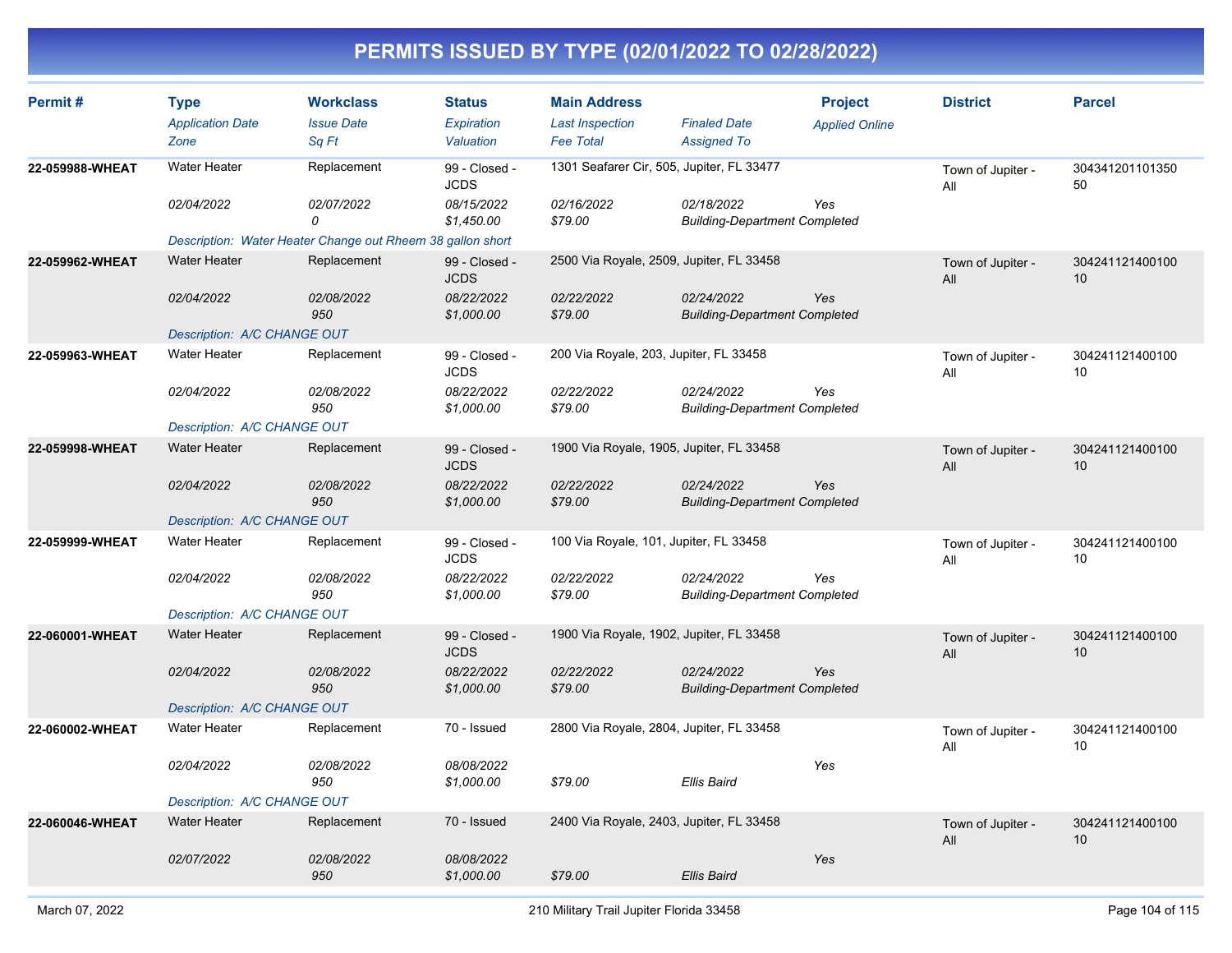# PERMITS ISSUED BY TYPE (02/01/2022 TO 02/28/2022)

| Permit # | Type<br>*Application Date*<br>*Zone* | Workclass<br>*Issue Date*<br>*Sq Ft* | Status<br>*Expiration*<br>*Valuation* | Main Address<br>*Last Inspection*<br>*Fee Total* | *Finaled Date*<br>*Assigned To* | Project<br>*Applied Online* | District | Parcel |
|---|---|---|---|---|---|---|---|---|
| 22-059988-WHEAT | Water Heater<br>*02/04/2022* | Replacement<br>*02/07/2022*<br>*0* | 99 - Closed - JCDS<br>*08/15/2022*<br>*$1,450.00* | 1301 Seafarer Cir, 505, Jupiter, FL 33477<br>*02/16/2022*<br>*$79.00* | *02/18/2022*<br>*Building-Department Completed* | *Yes* | Town of Jupiter - All | 30434120110135050 |
| | *Description: Water Heater Change out Rheem 38 gallon short* | | | | | | | |
| 22-059962-WHEAT | Water Heater<br>*02/04/2022* | Replacement<br>*02/08/2022*<br>*950* | 99 - Closed - JCDS<br>*08/22/2022*<br>*$1,000.00* | 2500 Via Royale, 2509, Jupiter, FL 33458<br>*02/22/2022*<br>*$79.00* | *02/24/2022*<br>*Building-Department Completed* | *Yes* | Town of Jupiter - All | 30424112140010010 |
| | *Description: A/C CHANGE OUT* | | | | | | | |
| 22-059963-WHEAT | Water Heater<br>*02/04/2022* | Replacement<br>*02/08/2022*<br>*950* | 99 - Closed - JCDS<br>*08/22/2022*<br>*$1,000.00* | 200 Via Royale, 203, Jupiter, FL 33458<br>*02/22/2022*<br>*$79.00* | *02/24/2022*<br>*Building-Department Completed* | *Yes* | Town of Jupiter - All | 30424112140010010 |
| | *Description: A/C CHANGE OUT* | | | | | | | |
| 22-059998-WHEAT | Water Heater<br>*02/04/2022* | Replacement<br>*02/08/2022*<br>*950* | 99 - Closed - JCDS<br>*08/22/2022*<br>*$1,000.00* | 1900 Via Royale, 1905, Jupiter, FL 33458<br>*02/22/2022*<br>*$79.00* | *02/24/2022*<br>*Building-Department Completed* | *Yes* | Town of Jupiter - All | 30424112140010010 |
| | *Description: A/C CHANGE OUT* | | | | | | | |
| 22-059999-WHEAT | Water Heater<br>*02/04/2022* | Replacement<br>*02/08/2022*<br>*950* | 99 - Closed - JCDS<br>*08/22/2022*<br>*$1,000.00* | 100 Via Royale, 101, Jupiter, FL 33458<br>*02/22/2022*<br>*$79.00* | *02/24/2022*<br>*Building-Department Completed* | *Yes* | Town of Jupiter - All | 30424112140010010 |
| | *Description: A/C CHANGE OUT* | | | | | | | |
| 22-060001-WHEAT | Water Heater<br>*02/04/2022* | Replacement<br>*02/08/2022*<br>*950* | 99 - Closed - JCDS<br>*08/22/2022*<br>*$1,000.00* | 1900 Via Royale, 1902, Jupiter, FL 33458<br>*02/22/2022*<br>*$79.00* | *02/24/2022*<br>*Building-Department Completed* | *Yes* | Town of Jupiter - All | 30424112140010010 |
| | *Description: A/C CHANGE OUT* | | | | | | | |
| 22-060002-WHEAT | Water Heater<br>*02/04/2022* | Replacement<br>*02/08/2022*<br>*950* | 70 - Issued<br>*08/08/2022*<br>*$1,000.00* | 2800 Via Royale, 2804, Jupiter, FL 33458<br>*$79.00* | *Ellis Baird* | *Yes* | Town of Jupiter - All | 30424112140010010 |
| | *Description: A/C CHANGE OUT* | | | | | | | |
| 22-060046-WHEAT | Water Heater<br>*02/07/2022* | Replacement<br>*02/08/2022*<br>*950* | 70 - Issued<br>*08/08/2022*<br>*$1,000.00* | 2400 Via Royale, 2403, Jupiter, FL 33458<br>*$79.00* | *Ellis Baird* | *Yes* | Town of Jupiter - All | 30424112140010010 |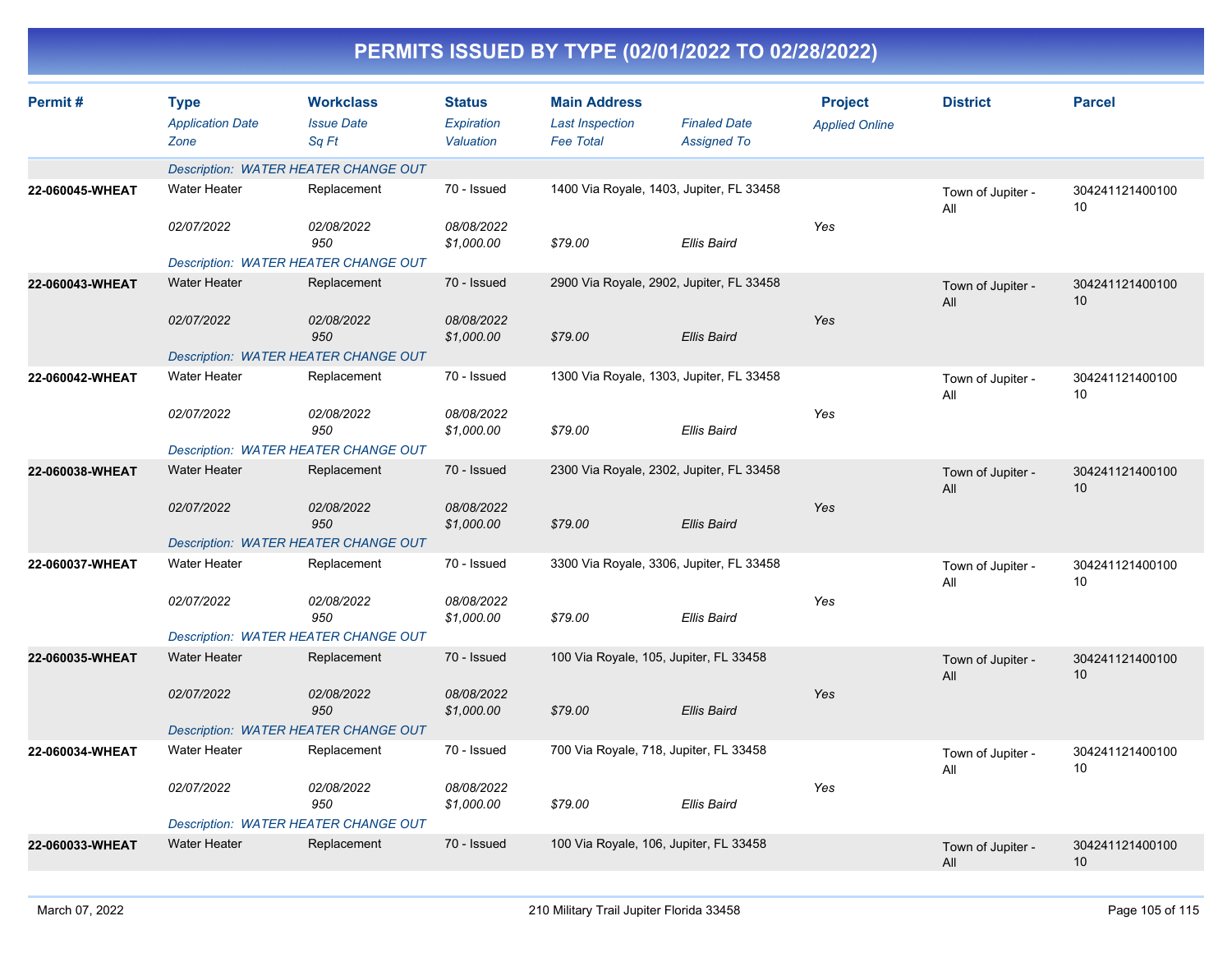# PERMITS ISSUED BY TYPE (02/01/2022 TO 02/28/2022)

| Permit # | Type / Application Date / Zone | Workclass / Issue Date / Sq Ft | Status / Expiration / Valuation | Main Address / Last Inspection / Fee Total | Finaled Date / Assigned To | Project / Applied Online | District | Parcel |
|---|---|---|---|---|---|---|---|---|
| | Description: WATER HEATER CHANGE OUT | | | | | | | |
| 22-060045-WHEAT | Water Heater | Replacement | 70 - Issued | 1400 Via Royale, 1403, Jupiter, FL 33458 | | | Town of Jupiter - All | 30424112140010010 |
| | 02/07/2022 | 02/08/2022 | 08/08/2022 | | | Yes | | |
| | | 950 | $1,000.00 | $79.00 | Ellis Baird | | | |
| | Description: WATER HEATER CHANGE OUT | | | | | | | |
| 22-060043-WHEAT | Water Heater | Replacement | 70 - Issued | 2900 Via Royale, 2902, Jupiter, FL 33458 | | | Town of Jupiter - All | 30424112140010010 |
| | 02/07/2022 | 02/08/2022 | 08/08/2022 | | | Yes | | |
| | | 950 | $1,000.00 | $79.00 | Ellis Baird | | | |
| | Description: WATER HEATER CHANGE OUT | | | | | | | |
| 22-060042-WHEAT | Water Heater | Replacement | 70 - Issued | 1300 Via Royale, 1303, Jupiter, FL 33458 | | | Town of Jupiter - All | 30424112140010010 |
| | 02/07/2022 | 02/08/2022 | 08/08/2022 | | | Yes | | |
| | | 950 | $1,000.00 | $79.00 | Ellis Baird | | | |
| | Description: WATER HEATER CHANGE OUT | | | | | | | |
| 22-060038-WHEAT | Water Heater | Replacement | 70 - Issued | 2300 Via Royale, 2302, Jupiter, FL 33458 | | | Town of Jupiter - All | 30424112140010010 |
| | 02/07/2022 | 02/08/2022 | 08/08/2022 | | | Yes | | |
| | | 950 | $1,000.00 | $79.00 | Ellis Baird | | | |
| | Description: WATER HEATER CHANGE OUT | | | | | | | |
| 22-060037-WHEAT | Water Heater | Replacement | 70 - Issued | 3300 Via Royale, 3306, Jupiter, FL 33458 | | | Town of Jupiter - All | 30424112140010010 |
| | 02/07/2022 | 02/08/2022 | 08/08/2022 | | | Yes | | |
| | | 950 | $1,000.00 | $79.00 | Ellis Baird | | | |
| | Description: WATER HEATER CHANGE OUT | | | | | | | |
| 22-060035-WHEAT | Water Heater | Replacement | 70 - Issued | 100 Via Royale, 105, Jupiter, FL 33458 | | | Town of Jupiter - All | 30424112140010010 |
| | 02/07/2022 | 02/08/2022 | 08/08/2022 | | | Yes | | |
| | | 950 | $1,000.00 | $79.00 | Ellis Baird | | | |
| | Description: WATER HEATER CHANGE OUT | | | | | | | |
| 22-060034-WHEAT | Water Heater | Replacement | 70 - Issued | 700 Via Royale, 718, Jupiter, FL 33458 | | | Town of Jupiter - All | 30424112140010010 |
| | 02/07/2022 | 02/08/2022 | 08/08/2022 | | | Yes | | |
| | | 950 | $1,000.00 | $79.00 | Ellis Baird | | | |
| | Description: WATER HEATER CHANGE OUT | | | | | | | |
| 22-060033-WHEAT | Water Heater | Replacement | 70 - Issued | 100 Via Royale, 106, Jupiter, FL 33458 | | | Town of Jupiter - All | 30424112140010010 |

March 07, 2022 — 210 Military Trail Jupiter Florida 33458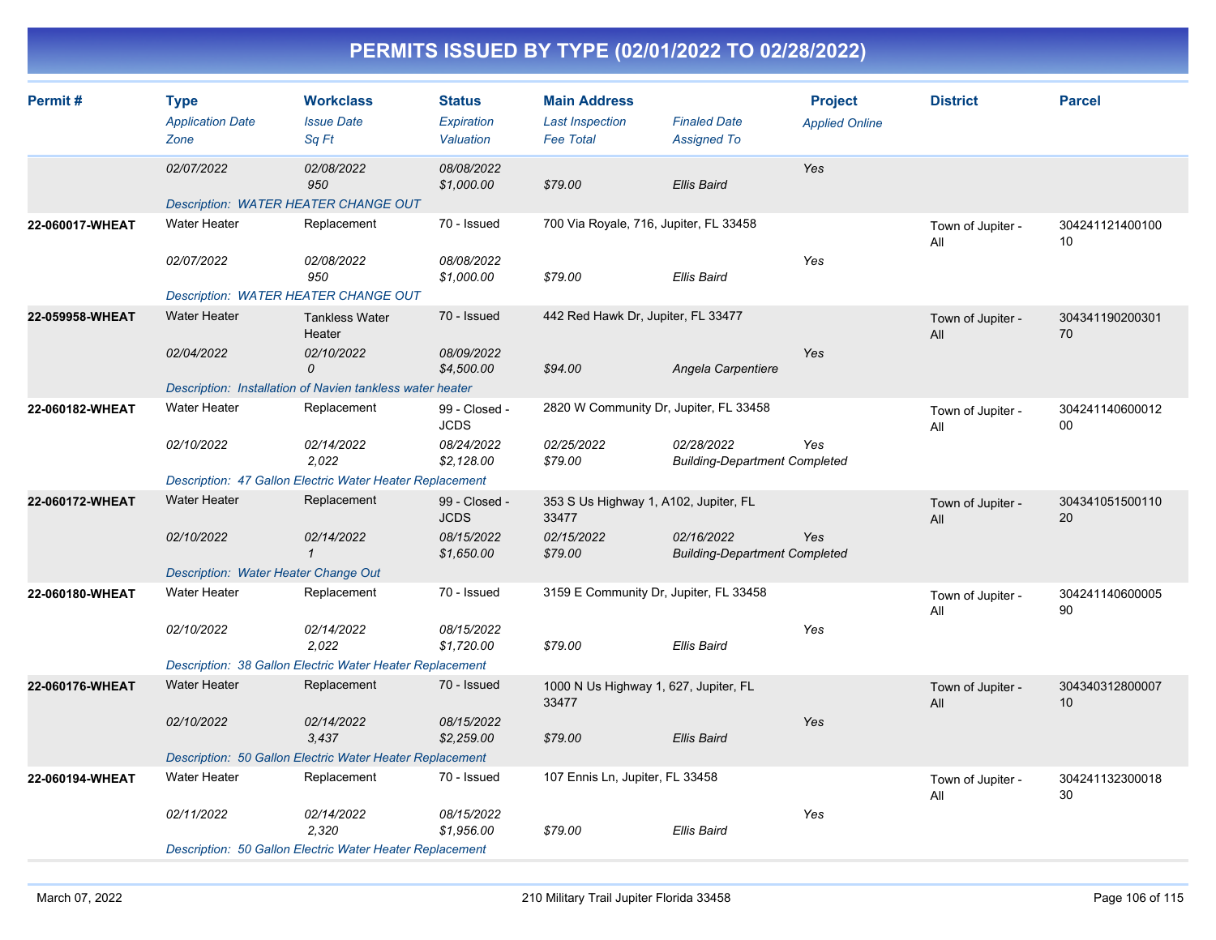# PERMITS ISSUED BY TYPE (02/01/2022 TO 02/28/2022)

| Permit # | Type<br>*Application Date*<br>*Zone* | Workclass<br>*Issue Date*<br>*Sq Ft* | Status<br>*Expiration*<br>*Valuation* | Main Address<br>*Last Inspection*<br>*Fee Total* | *Finaled Date*<br>*Assigned To* | Project<br>*Applied Online* | District | Parcel |
|---|---|---|---|---|---|---|---|---|
| | *02/07/2022* | *02/08/2022*<br>*950* | *08/08/2022*<br>*$1,000.00* | *$79.00* | *Ellis Baird* | *Yes* | | |
| | *Description: WATER HEATER CHANGE OUT* | | | | | | | |
| **22-060017-WHEAT** | Water Heater | Replacement | 70 - Issued | 700 Via Royale, 716, Jupiter, FL 33458 | | | Town of Jupiter - All | 30424112140010010 |
| | *02/07/2022* | *02/08/2022*<br>*950* | *08/08/2022*<br>*$1,000.00* | *$79.00* | *Ellis Baird* | *Yes* | | |
| | *Description: WATER HEATER CHANGE OUT* | | | | | | | |
| **22-059958-WHEAT** | Water Heater | Tankless Water Heater | 70 - Issued | 442 Red Hawk Dr, Jupiter, FL 33477 | | | Town of Jupiter - All | 30434119020030170 |
| | *02/04/2022* | *02/10/2022*<br>*0* | *08/09/2022*<br>*$4,500.00* | *$94.00* | *Angela Carpentiere* | *Yes* | | |
| | *Description: Installation of Navien tankless water heater* | | | | | | | |
| **22-060182-WHEAT** | Water Heater | Replacement | 99 - Closed - JCDS | 2820 W Community Dr, Jupiter, FL 33458 | | | Town of Jupiter - All | 30424114060001200 |
| | *02/10/2022* | *02/14/2022*<br>*2,022* | *08/24/2022*<br>*$2,128.00* | *02/25/2022*<br>*$79.00* | *02/28/2022*<br>*Building-Department Completed* | *Yes* | | |
| | *Description: 47 Gallon Electric Water Heater Replacement* | | | | | | | |
| **22-060172-WHEAT** | Water Heater | Replacement | 99 - Closed - JCDS | 353 S Us Highway 1, A102, Jupiter, FL 33477 | | | Town of Jupiter - All | 30434105150011020 |
| | *02/10/2022* | *02/14/2022*<br>*1* | *08/15/2022*<br>*$1,650.00* | *02/15/2022*<br>*$79.00* | *02/16/2022*<br>*Building-Department Completed* | *Yes* | | |
| | *Description: Water Heater Change Out* | | | | | | | |
| **22-060180-WHEAT** | Water Heater | Replacement | 70 - Issued | 3159 E Community Dr, Jupiter, FL 33458 | | | Town of Jupiter - All | 30424114060000590 |
| | *02/10/2022* | *02/14/2022*<br>*2,022* | *08/15/2022*<br>*$1,720.00* | *$79.00* | *Ellis Baird* | *Yes* | | |
| | *Description: 38 Gallon Electric Water Heater Replacement* | | | | | | | |
| **22-060176-WHEAT** | Water Heater | Replacement | 70 - Issued | 1000 N Us Highway 1, 627, Jupiter, FL 33477 | | | Town of Jupiter - All | 30434031280000710 |
| | *02/10/2022* | *02/14/2022*<br>*3,437* | *08/15/2022*<br>*$2,259.00* | *$79.00* | *Ellis Baird* | *Yes* | | |
| | *Description: 50 Gallon Electric Water Heater Replacement* | | | | | | | |
| **22-060194-WHEAT** | Water Heater | Replacement | 70 - Issued | 107 Ennis Ln, Jupiter, FL 33458 | | | Town of Jupiter - All | 30424113230001830 |
| | *02/11/2022* | *02/14/2022*<br>*2,320* | *08/15/2022*<br>*$1,956.00* | *$79.00* | *Ellis Baird* | *Yes* | | |
| | *Description: 50 Gallon Electric Water Heater Replacement* | | | | | | | |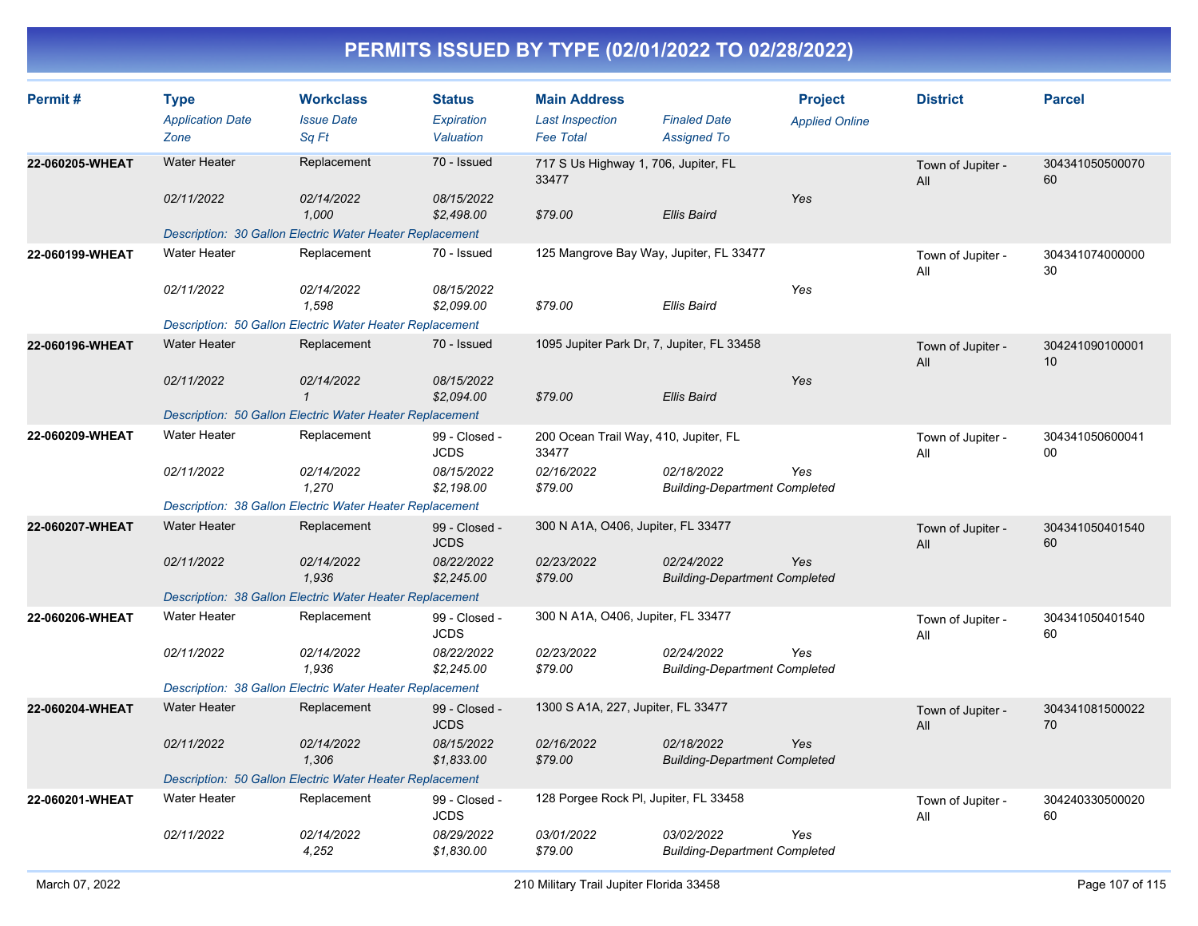# PERMITS ISSUED BY TYPE (02/01/2022 TO 02/28/2022)

| Permit # | Type | Workclass | Status | Main Address | | Project | District | Parcel |
|---|---|---|---|---|---|---|---|---|
| | *Application Date* | *Issue Date* | *Expiration* | *Last Inspection* | *Finaled Date* | *Applied Online* | | |
| | *Zone* | *Sq Ft* | *Valuation* | *Fee Total* | *Assigned To* | | | |
| **22-060205-WHEAT** | Water Heater | Replacement | 70 - Issued | 717 S Us Highway 1, 706, Jupiter, FL 33477 | | | Town of Jupiter - All | 30434105050007060 |
| | *02/11/2022* | *02/14/2022* | *08/15/2022* | | | Yes | | |
| | | *1,000* | *$2,498.00* | *$79.00* | *Ellis Baird* | | | |
| | *Description: 30 Gallon Electric Water Heater Replacement* | | | | | | | |
| **22-060199-WHEAT** | Water Heater | Replacement | 70 - Issued | 125 Mangrove Bay Way, Jupiter, FL 33477 | | | Town of Jupiter - All | 30434107400000030 |
| | *02/11/2022* | *02/14/2022* | *08/15/2022* | | | Yes | | |
| | | *1,598* | *$2,099.00* | *$79.00* | *Ellis Baird* | | | |
| | *Description: 50 Gallon Electric Water Heater Replacement* | | | | | | | |
| **22-060196-WHEAT** | Water Heater | Replacement | 70 - Issued | 1095 Jupiter Park Dr, 7, Jupiter, FL 33458 | | | Town of Jupiter - All | 30424109010000110 |
| | *02/11/2022* | *02/14/2022* | *08/15/2022* | | | Yes | | |
| | | *1* | *$2,094.00* | *$79.00* | *Ellis Baird* | | | |
| | *Description: 50 Gallon Electric Water Heater Replacement* | | | | | | | |
| **22-060209-WHEAT** | Water Heater | Replacement | 99 - Closed - JCDS | 200 Ocean Trail Way, 410, Jupiter, FL 33477 | | | Town of Jupiter - All | 30434105060004100 |
| | *02/11/2022* | *02/14/2022* | *08/15/2022* | *02/16/2022* | *02/18/2022* | Yes | | |
| | | *1,270* | *$2,198.00* | *$79.00* | *Building-Department Completed* | | | |
| | *Description: 38 Gallon Electric Water Heater Replacement* | | | | | | | |
| **22-060207-WHEAT** | Water Heater | Replacement | 99 - Closed - JCDS | 300 N A1A, O406, Jupiter, FL 33477 | | | Town of Jupiter - All | 30434105040154060 |
| | *02/11/2022* | *02/14/2022* | *08/22/2022* | *02/23/2022* | *02/24/2022* | Yes | | |
| | | *1,936* | *$2,245.00* | *$79.00* | *Building-Department Completed* | | | |
| | *Description: 38 Gallon Electric Water Heater Replacement* | | | | | | | |
| **22-060206-WHEAT** | Water Heater | Replacement | 99 - Closed - JCDS | 300 N A1A, O406, Jupiter, FL 33477 | | | Town of Jupiter - All | 30434105040154060 |
| | *02/11/2022* | *02/14/2022* | *08/22/2022* | *02/23/2022* | *02/24/2022* | Yes | | |
| | | *1,936* | *$2,245.00* | *$79.00* | *Building-Department Completed* | | | |
| | *Description: 38 Gallon Electric Water Heater Replacement* | | | | | | | |
| **22-060204-WHEAT** | Water Heater | Replacement | 99 - Closed - JCDS | 1300 S A1A, 227, Jupiter, FL 33477 | | | Town of Jupiter - All | 30434108150002270 |
| | *02/11/2022* | *02/14/2022* | *08/15/2022* | *02/16/2022* | *02/18/2022* | Yes | | |
| | | *1,306* | *$1,833.00* | *$79.00* | *Building-Department Completed* | | | |
| | *Description: 50 Gallon Electric Water Heater Replacement* | | | | | | | |
| **22-060201-WHEAT** | Water Heater | Replacement | 99 - Closed - JCDS | 128 Porgee Rock Pl, Jupiter, FL 33458 | | | Town of Jupiter - All | 30424033050002060 |
| | *02/11/2022* | *02/14/2022* | *08/29/2022* | *03/01/2022* | *03/02/2022* | Yes | | |
| | | *4,252* | *$1,830.00* | *$79.00* | *Building-Department Completed* | | | |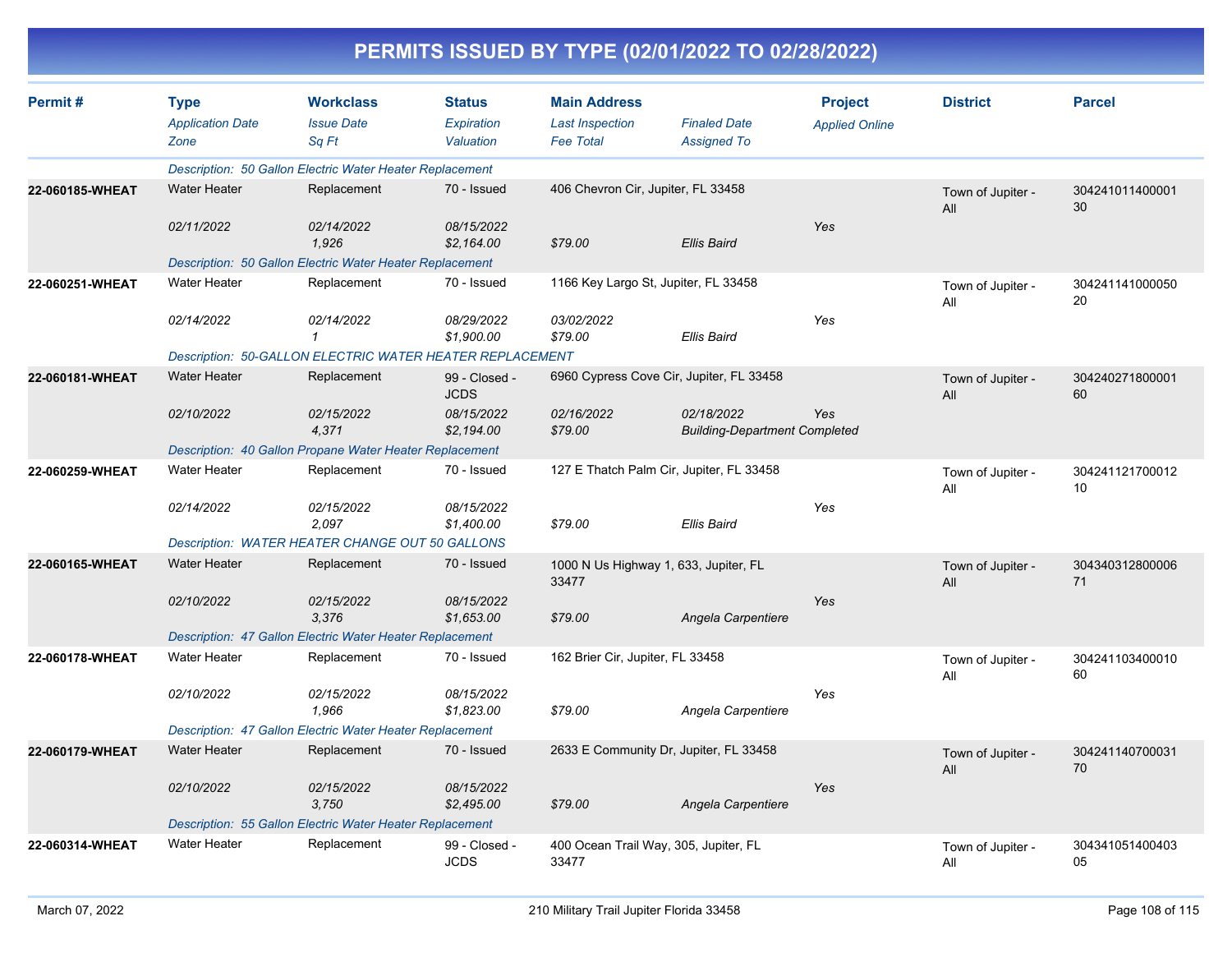# PERMITS ISSUED BY TYPE (02/01/2022 TO 02/28/2022)

| Permit # | Type / Application Date / Zone | Workclass / Issue Date / Sq Ft | Status / Expiration / Valuation | Main Address / Last Inspection / Fee Total | Finaled Date / Assigned To | Project / Applied Online | District | Parcel |
|---|---|---|---|---|---|---|---|---|
| | *Description: 50 Gallon Electric Water Heater Replacement* | | | | | | | |
| 22-060185-WHEAT | Water Heater | Replacement | 70 - Issued | 406 Chevron Cir, Jupiter, FL 33458 | | | Town of Jupiter - All | 30424101140000130 |
| | 02/11/2022 | 02/14/2022 | 08/15/2022 | | | Yes | | |
| | | 1,926 | $2,164.00 | $79.00 | Ellis Baird | | | |
| | *Description: 50 Gallon Electric Water Heater Replacement* | | | | | | | |
| 22-060251-WHEAT | Water Heater | Replacement | 70 - Issued | 1166 Key Largo St, Jupiter, FL 33458 | | | Town of Jupiter - All | 30424114100005020 |
| | 02/14/2022 | 02/14/2022 | 08/29/2022 | 03/02/2022 | | Yes | | |
| | | 1 | $1,900.00 | $79.00 | Ellis Baird | | | |
| | *Description: 50-GALLON ELECTRIC WATER HEATER REPLACEMENT* | | | | | | | |
| 22-060181-WHEAT | Water Heater | Replacement | 99 - Closed - JCDS | 6960 Cypress Cove Cir, Jupiter, FL 33458 | | | Town of Jupiter - All | 30424027180000160 |
| | 02/10/2022 | 02/15/2022 | 08/15/2022 | 02/16/2022 | 02/18/2022 | Yes | | |
| | | 4,371 | $2,194.00 | $79.00 | Building-Department Completed | | | |
| | *Description: 40 Gallon Propane Water Heater Replacement* | | | | | | | |
| 22-060259-WHEAT | Water Heater | Replacement | 70 - Issued | 127 E Thatch Palm Cir, Jupiter, FL 33458 | | | Town of Jupiter - All | 30424112170001210 |
| | 02/14/2022 | 02/15/2022 | 08/15/2022 | | | Yes | | |
| | | 2,097 | $1,400.00 | $79.00 | Ellis Baird | | | |
| | *Description: WATER HEATER CHANGE OUT 50 GALLONS* | | | | | | | |
| 22-060165-WHEAT | Water Heater | Replacement | 70 - Issued | 1000 N Us Highway 1, 633, Jupiter, FL 33477 | | | Town of Jupiter - All | 30434031280000671 |
| | 02/10/2022 | 02/15/2022 | 08/15/2022 | | | Yes | | |
| | | 3,376 | $1,653.00 | $79.00 | Angela Carpentiere | | | |
| | *Description: 47 Gallon Electric Water Heater Replacement* | | | | | | | |
| 22-060178-WHEAT | Water Heater | Replacement | 70 - Issued | 162 Brier Cir, Jupiter, FL 33458 | | | Town of Jupiter - All | 30424110340001060 |
| | 02/10/2022 | 02/15/2022 | 08/15/2022 | | | Yes | | |
| | | 1,966 | $1,823.00 | $79.00 | Angela Carpentiere | | | |
| | *Description: 47 Gallon Electric Water Heater Replacement* | | | | | | | |
| 22-060179-WHEAT | Water Heater | Replacement | 70 - Issued | 2633 E Community Dr, Jupiter, FL 33458 | | | Town of Jupiter - All | 30424114070003170 |
| | 02/10/2022 | 02/15/2022 | 08/15/2022 | | | Yes | | |
| | | 3,750 | $2,495.00 | $79.00 | Angela Carpentiere | | | |
| | *Description: 55 Gallon Electric Water Heater Replacement* | | | | | | | |
| 22-060314-WHEAT | Water Heater | Replacement | 99 - Closed - JCDS | 400 Ocean Trail Way, 305, Jupiter, FL 33477 | | | Town of Jupiter - All | 30434105140040305 |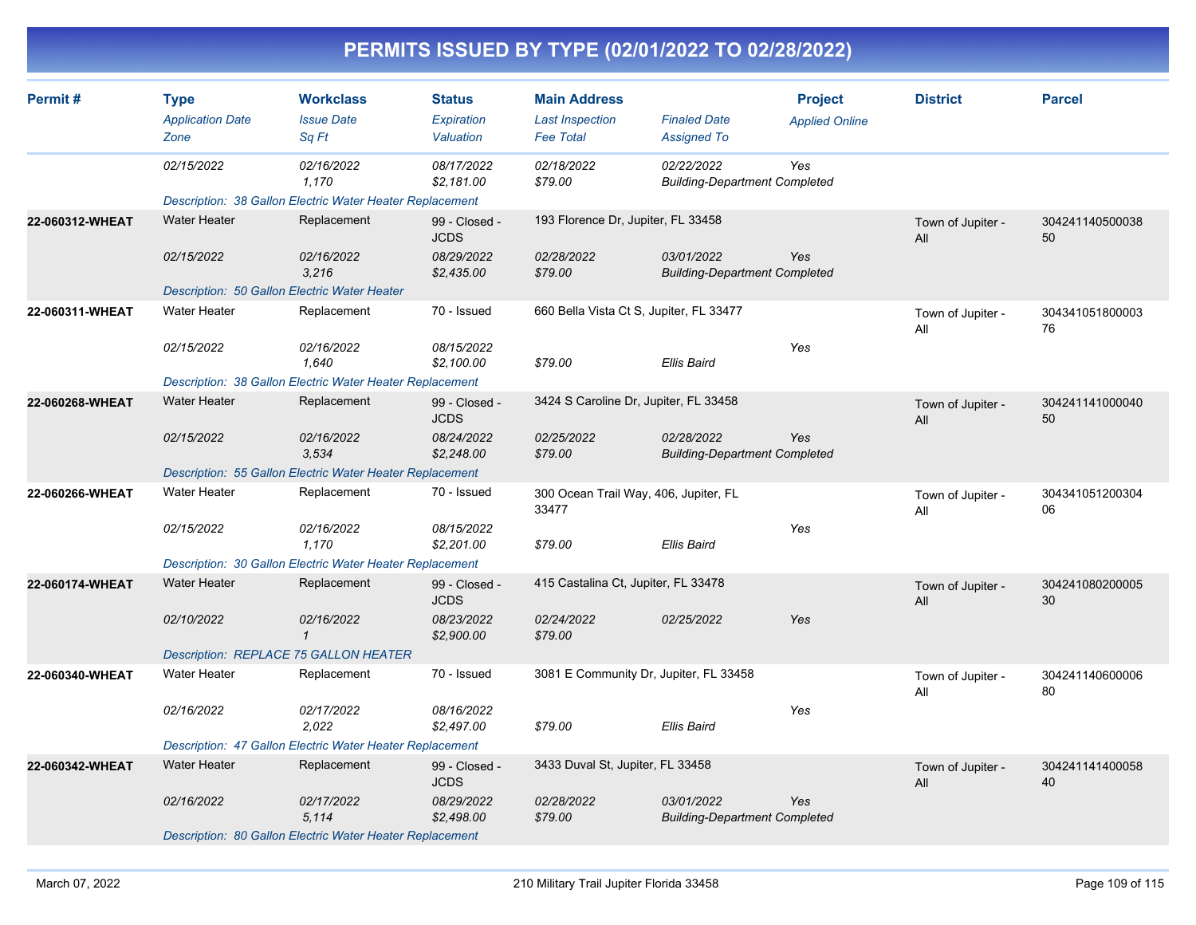# PERMITS ISSUED BY TYPE (02/01/2022 TO 02/28/2022)

| Permit # | Type | Workclass | Status | Main Address | | Project | District | Parcel |
|---|---|---|---|---|---|---|---|---|
| | *Application Date* | *Issue Date* | *Expiration* | *Last Inspection* | *Finaled Date* | *Applied Online* | | |
| | *Zone* | *Sq Ft* | *Valuation* | *Fee Total* | *Assigned To* | | | |
| | *02/15/2022* | *02/16/2022* | *08/17/2022* | *02/18/2022* | *02/22/2022* | *Yes* | | |
| | | *1,170* | *$2,181.00* | *$79.00* | *Building-Department Completed* | | | |
| | *Description: 38 Gallon Electric Water Heater Replacement* | | | | | | | |
| **22-060312-WHEAT** | Water Heater | Replacement | 99 - Closed - JCDS | 193 Florence Dr, Jupiter, FL 33458 | | | Town of Jupiter - All | 30424114050003850 |
| | *02/15/2022* | *02/16/2022* | *08/29/2022* | *02/28/2022* | *03/01/2022* | *Yes* | | |
| | | *3,216* | *$2,435.00* | *$79.00* | *Building-Department Completed* | | | |
| | *Description: 50 Gallon Electric Water Heater* | | | | | | | |
| **22-060311-WHEAT** | Water Heater | Replacement | 70 - Issued | 660 Bella Vista Ct S, Jupiter, FL 33477 | | | Town of Jupiter - All | 30434105180000376 |
| | *02/15/2022* | *02/16/2022* | *08/15/2022* | | | *Yes* | | |
| | | *1,640* | *$2,100.00* | *$79.00* | *Ellis Baird* | | | |
| | *Description: 38 Gallon Electric Water Heater Replacement* | | | | | | | |
| **22-060268-WHEAT** | Water Heater | Replacement | 99 - Closed - JCDS | 3424 S Caroline Dr, Jupiter, FL 33458 | | | Town of Jupiter - All | 30424114100004050 |
| | *02/15/2022* | *02/16/2022* | *08/24/2022* | *02/25/2022* | *02/28/2022* | *Yes* | | |
| | | *3,534* | *$2,248.00* | *$79.00* | *Building-Department Completed* | | | |
| | *Description: 55 Gallon Electric Water Heater Replacement* | | | | | | | |
| **22-060266-WHEAT** | Water Heater | Replacement | 70 - Issued | 300 Ocean Trail Way, 406, Jupiter, FL 33477 | | | Town of Jupiter - All | 30434105120030406 |
| | *02/15/2022* | *02/16/2022* | *08/15/2022* | | | *Yes* | | |
| | | *1,170* | *$2,201.00* | *$79.00* | *Ellis Baird* | | | |
| | *Description: 30 Gallon Electric Water Heater Replacement* | | | | | | | |
| **22-060174-WHEAT** | Water Heater | Replacement | 99 - Closed - JCDS | 415 Castalina Ct, Jupiter, FL 33478 | | | Town of Jupiter - All | 30424108020000530 |
| | *02/10/2022* | *02/16/2022* | *08/23/2022* | *02/24/2022* | *02/25/2022* | *Yes* | | |
| | | *1* | *$2,900.00* | *$79.00* | | | | |
| | *Description: REPLACE 75 GALLON HEATER* | | | | | | | |
| **22-060340-WHEAT** | Water Heater | Replacement | 70 - Issued | 3081 E Community Dr, Jupiter, FL 33458 | | | Town of Jupiter - All | 30424114060000680 |
| | *02/16/2022* | *02/17/2022* | *08/16/2022* | | | *Yes* | | |
| | | *2,022* | *$2,497.00* | *$79.00* | *Ellis Baird* | | | |
| | *Description: 47 Gallon Electric Water Heater Replacement* | | | | | | | |
| **22-060342-WHEAT** | Water Heater | Replacement | 99 - Closed - JCDS | 3433 Duval St, Jupiter, FL 33458 | | | Town of Jupiter - All | 30424114140005840 |
| | *02/16/2022* | *02/17/2022* | *08/29/2022* | *02/28/2022* | *03/01/2022* | *Yes* | | |
| | | *5,114* | *$2,498.00* | *$79.00* | *Building-Department Completed* | | | |
| | *Description: 80 Gallon Electric Water Heater Replacement* | | | | | | | |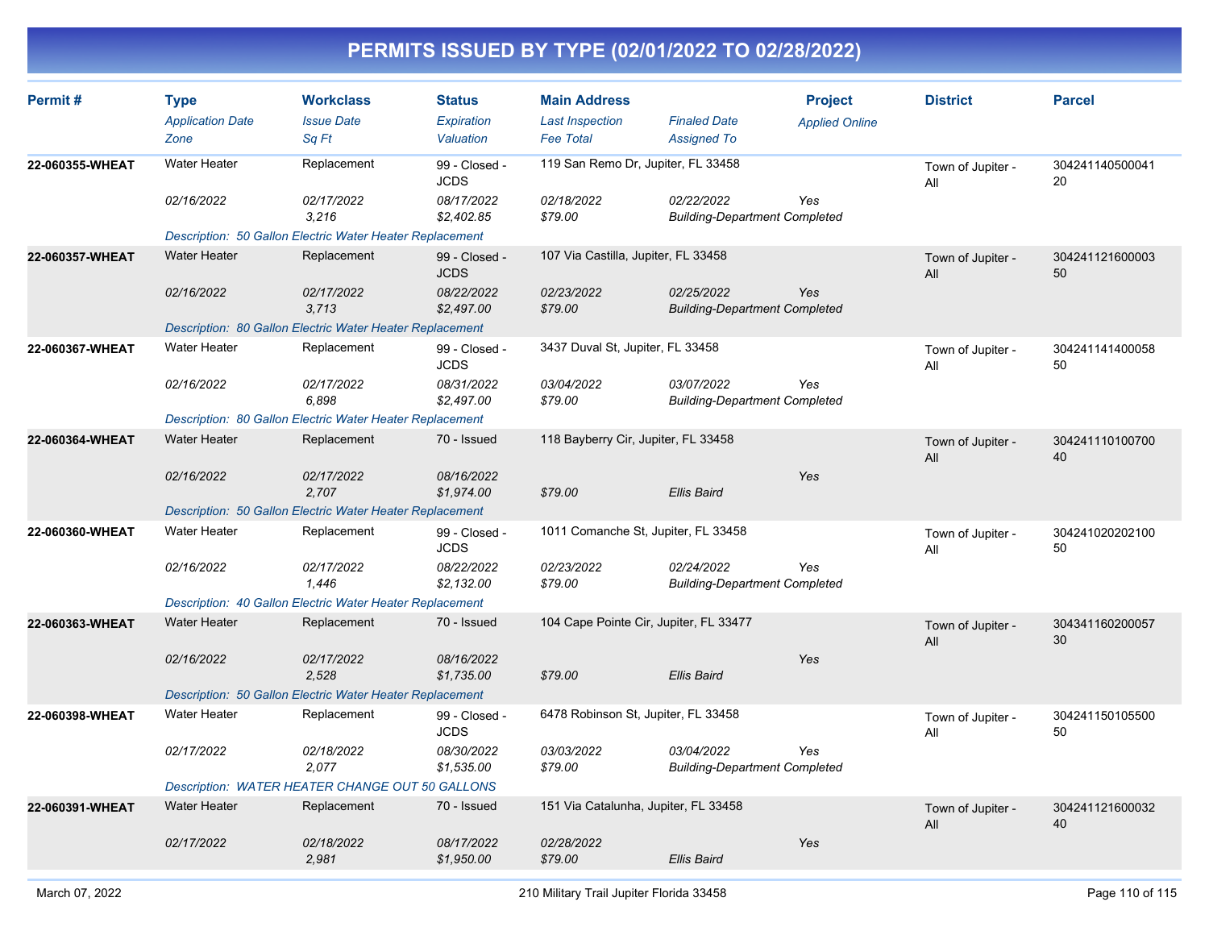# PERMITS ISSUED BY TYPE (02/01/2022 TO 02/28/2022)

| Permit # | Type / Application Date / Zone | Workclass / Issue Date / Sq Ft | Status / Expiration / Valuation | Main Address / Last Inspection / Fee Total | Finaled Date / Assigned To | Project / Applied Online | District | Parcel |
|---|---|---|---|---|---|---|---|---|
| 22-060355-WHEAT | Water Heater | Replacement | 99 - Closed - JCDS | 119 San Remo Dr, Jupiter, FL 33458 | | | Town of Jupiter - All | 30424114050004120 |
| | 02/16/2022 | 02/17/2022 | 08/17/2022 | 02/18/2022 | 02/22/2022 | Yes | | |
| | | 3,216 | $2,402.85 | $79.00 | Building-Department Completed | | | |
| | Description: 50 Gallon Electric Water Heater Replacement | | | | | | | |
| 22-060357-WHEAT | Water Heater | Replacement | 99 - Closed - JCDS | 107 Via Castilla, Jupiter, FL 33458 | | | Town of Jupiter - All | 30424112160000350 |
| | 02/16/2022 | 02/17/2022 | 08/22/2022 | 02/23/2022 | 02/25/2022 | Yes | | |
| | | 3,713 | $2,497.00 | $79.00 | Building-Department Completed | | | |
| | Description: 80 Gallon Electric Water Heater Replacement | | | | | | | |
| 22-060367-WHEAT | Water Heater | Replacement | 99 - Closed - JCDS | 3437 Duval St, Jupiter, FL 33458 | | | Town of Jupiter - All | 30424114140005850 |
| | 02/16/2022 | 02/17/2022 | 08/31/2022 | 03/04/2022 | 03/07/2022 | Yes | | |
| | | 6,898 | $2,497.00 | $79.00 | Building-Department Completed | | | |
| | Description: 80 Gallon Electric Water Heater Replacement | | | | | | | |
| 22-060364-WHEAT | Water Heater | Replacement | 70 - Issued | 118 Bayberry Cir, Jupiter, FL 33458 | | | Town of Jupiter - All | 30424111010070040 |
| | 02/16/2022 | 02/17/2022 | 08/16/2022 | | | Yes | | |
| | | 2,707 | $1,974.00 | $79.00 | Ellis Baird | | | |
| | Description: 50 Gallon Electric Water Heater Replacement | | | | | | | |
| 22-060360-WHEAT | Water Heater | Replacement | 99 - Closed - JCDS | 1011 Comanche St, Jupiter, FL 33458 | | | Town of Jupiter - All | 30424102020210050 |
| | 02/16/2022 | 02/17/2022 | 08/22/2022 | 02/23/2022 | 02/24/2022 | Yes | | |
| | | 1,446 | $2,132.00 | $79.00 | Building-Department Completed | | | |
| | Description: 40 Gallon Electric Water Heater Replacement | | | | | | | |
| 22-060363-WHEAT | Water Heater | Replacement | 70 - Issued | 104 Cape Pointe Cir, Jupiter, FL 33477 | | | Town of Jupiter - All | 30434116020005730 |
| | 02/16/2022 | 02/17/2022 | 08/16/2022 | | | Yes | | |
| | | 2,528 | $1,735.00 | $79.00 | Ellis Baird | | | |
| | Description: 50 Gallon Electric Water Heater Replacement | | | | | | | |
| 22-060398-WHEAT | Water Heater | Replacement | 99 - Closed - JCDS | 6478 Robinson St, Jupiter, FL 33458 | | | Town of Jupiter - All | 30424115010550050 |
| | 02/17/2022 | 02/18/2022 | 08/30/2022 | 03/03/2022 | 03/04/2022 | Yes | | |
| | | 2,077 | $1,535.00 | $79.00 | Building-Department Completed | | | |
| | Description: WATER HEATER CHANGE OUT 50 GALLONS | | | | | | | |
| 22-060391-WHEAT | Water Heater | Replacement | 70 - Issued | 151 Via Catalunha, Jupiter, FL 33458 | | | Town of Jupiter - All | 30424112160003240 |
| | 02/17/2022 | 02/18/2022 | 08/17/2022 | 02/28/2022 | | Yes | | |
| | | 2,981 | $1,950.00 | $79.00 | Ellis Baird | | | |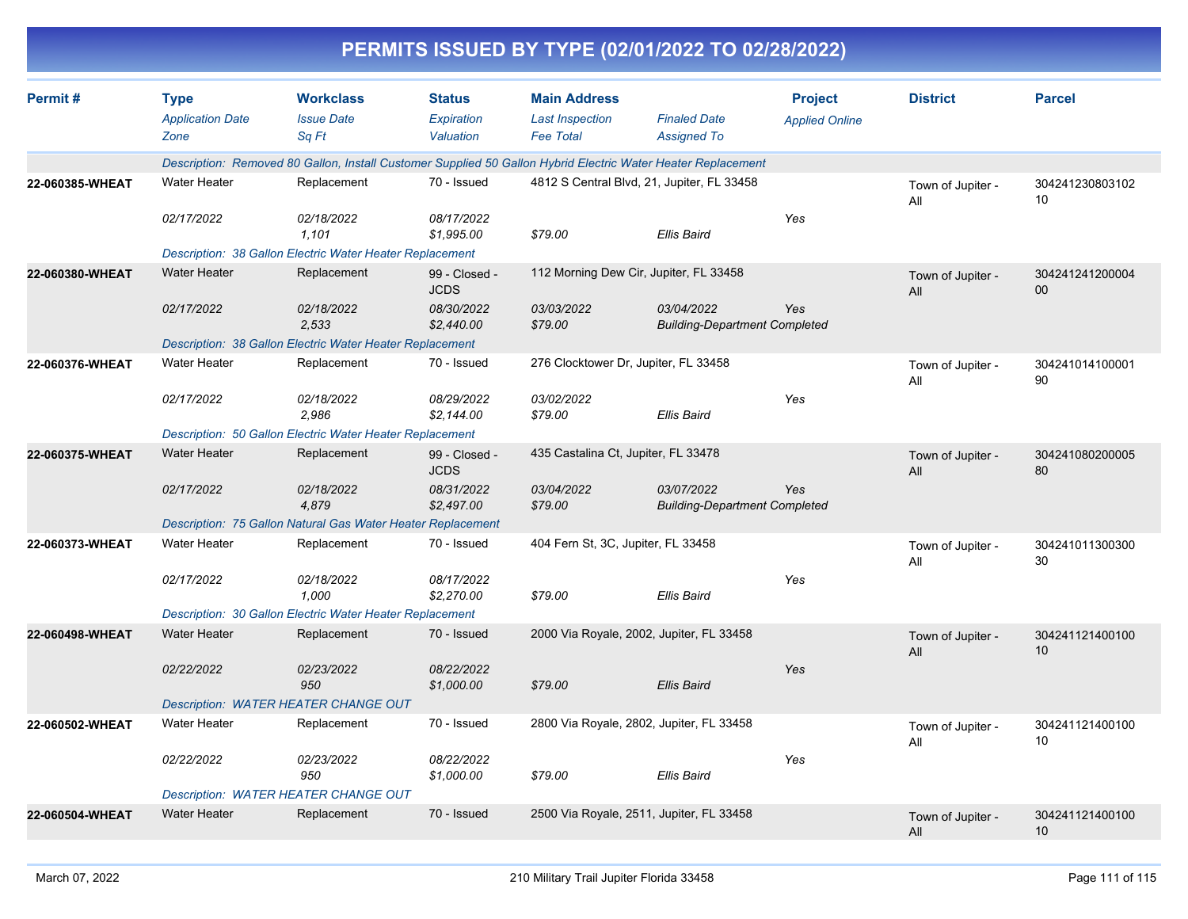# PERMITS ISSUED BY TYPE (02/01/2022 TO 02/28/2022)

| Permit # | Type / Application Date / Zone | Workclass / Issue Date / Sq Ft | Status / Expiration / Valuation | Main Address / Last Inspection / Fee Total | Finaled Date / Assigned To | Project / Applied Online | District | Parcel |
|---|---|---|---|---|---|---|---|---|
| | Description: Removed 80 Gallon, Install Customer Supplied 50 Gallon Hybrid Electric Water Heater Replacement | | | | | | | |
| 22-060385-WHEAT | Water Heater | Replacement | 70 - Issued | 4812 S Central Blvd, 21, Jupiter, FL 33458 | | | Town of Jupiter - All | 30424123080310210 |
| | 02/17/2022 | 02/18/2022 | 08/17/2022 | | | Yes | | |
| | | 1,101 | $1,995.00 | $79.00 | Ellis Baird | | | |
| | Description: 38 Gallon Electric Water Heater Replacement | | | | | | | |
| 22-060380-WHEAT | Water Heater | Replacement | 99 - Closed - JCDS | 112 Morning Dew Cir, Jupiter, FL 33458 | | | Town of Jupiter - All | 30424124120000400 |
| | 02/17/2022 | 02/18/2022 | 08/30/2022 | 03/03/2022 | 03/04/2022 | Yes | | |
| | | 2,533 | $2,440.00 | $79.00 | Building-Department Completed | | | |
| | Description: 38 Gallon Electric Water Heater Replacement | | | | | | | |
| 22-060376-WHEAT | Water Heater | Replacement | 70 - Issued | 276 Clocktower Dr, Jupiter, FL 33458 | | | Town of Jupiter - All | 30424101410000190 |
| | 02/17/2022 | 02/18/2022 | 08/29/2022 | 03/02/2022 | | Yes | | |
| | | 2,986 | $2,144.00 | $79.00 | Ellis Baird | | | |
| | Description: 50 Gallon Electric Water Heater Replacement | | | | | | | |
| 22-060375-WHEAT | Water Heater | Replacement | 99 - Closed - JCDS | 435 Castalina Ct, Jupiter, FL 33478 | | | Town of Jupiter - All | 30424108020000580 |
| | 02/17/2022 | 02/18/2022 | 08/31/2022 | 03/04/2022 | 03/07/2022 | Yes | | |
| | | 4,879 | $2,497.00 | $79.00 | Building-Department Completed | | | |
| | Description: 75 Gallon Natural Gas Water Heater Replacement | | | | | | | |
| 22-060373-WHEAT | Water Heater | Replacement | 70 - Issued | 404 Fern St, 3C, Jupiter, FL 33458 | | | Town of Jupiter - All | 30424101130030030 |
| | 02/17/2022 | 02/18/2022 | 08/17/2022 | | | Yes | | |
| | | 1,000 | $2,270.00 | $79.00 | Ellis Baird | | | |
| | Description: 30 Gallon Electric Water Heater Replacement | | | | | | | |
| 22-060498-WHEAT | Water Heater | Replacement | 70 - Issued | 2000 Via Royale, 2002, Jupiter, FL 33458 | | | Town of Jupiter - All | 30424112140010010 |
| | 02/22/2022 | 02/23/2022 | 08/22/2022 | | | Yes | | |
| | | 950 | $1,000.00 | $79.00 | Ellis Baird | | | |
| | Description: WATER HEATER CHANGE OUT | | | | | | | |
| 22-060502-WHEAT | Water Heater | Replacement | 70 - Issued | 2800 Via Royale, 2802, Jupiter, FL 33458 | | | Town of Jupiter - All | 30424112140010010 |
| | 02/22/2022 | 02/23/2022 | 08/22/2022 | | | Yes | | |
| | | 950 | $1,000.00 | $79.00 | Ellis Baird | | | |
| | Description: WATER HEATER CHANGE OUT | | | | | | | |
| 22-060504-WHEAT | Water Heater | Replacement | 70 - Issued | 2500 Via Royale, 2511, Jupiter, FL 33458 | | | Town of Jupiter - All | 30424112140010010 |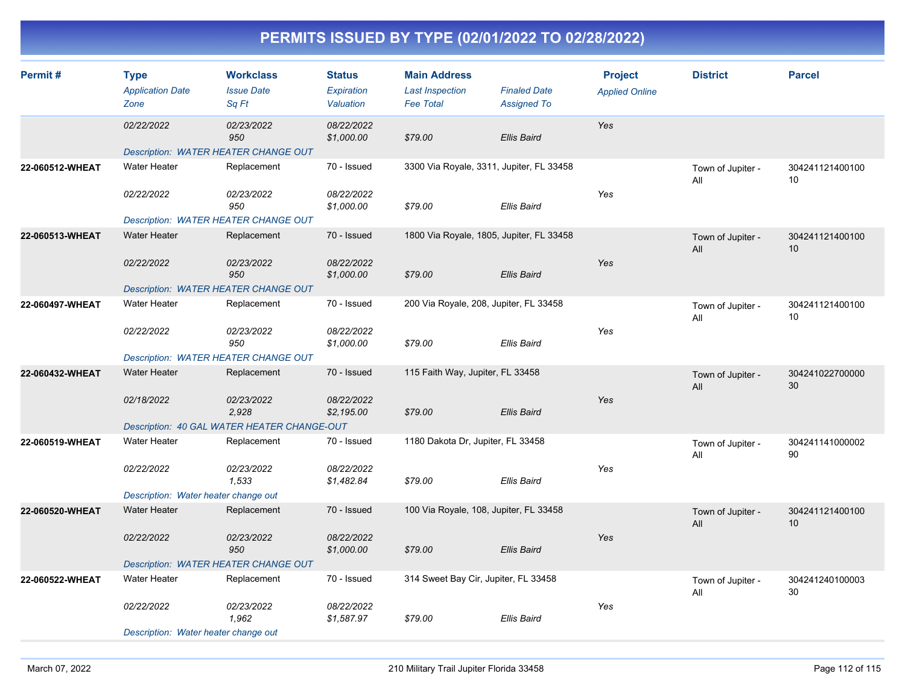# PERMITS ISSUED BY TYPE (02/01/2022 TO 02/28/2022)

| Permit # | Type<br>*Application Date*<br>*Zone* | Workclass<br>*Issue Date*<br>*Sq Ft* | Status<br>*Expiration*<br>*Valuation* | Main Address<br>*Last Inspection*<br>*Fee Total* | *Finaled Date*<br>*Assigned To* | Project<br>*Applied Online* | District | Parcel |
|---|---|---|---|---|---|---|---|---|
| | *02/22/2022* | *02/23/2022*<br>*950* | *08/22/2022*<br>*$1,000.00* | *$79.00* | *Ellis Baird* | *Yes* | | |
| | *Description: WATER HEATER CHANGE OUT* | | | | | | | |
| **22-060512-WHEAT** | Water Heater | Replacement | 70 - Issued | 3300 Via Royale, 3311, Jupiter, FL 33458 | | | Town of Jupiter - All | 30424112140010010 |
| | *02/22/2022* | *02/23/2022*<br>*950* | *08/22/2022*<br>*$1,000.00* | *$79.00* | *Ellis Baird* | *Yes* | | |
| | *Description: WATER HEATER CHANGE OUT* | | | | | | | |
| **22-060513-WHEAT** | Water Heater | Replacement | 70 - Issued | 1800 Via Royale, 1805, Jupiter, FL 33458 | | | Town of Jupiter - All | 30424112140010010 |
| | *02/22/2022* | *02/23/2022*<br>*950* | *08/22/2022*<br>*$1,000.00* | *$79.00* | *Ellis Baird* | *Yes* | | |
| | *Description: WATER HEATER CHANGE OUT* | | | | | | | |
| **22-060497-WHEAT** | Water Heater | Replacement | 70 - Issued | 200 Via Royale, 208, Jupiter, FL 33458 | | | Town of Jupiter - All | 30424112140010010 |
| | *02/22/2022* | *02/23/2022*<br>*950* | *08/22/2022*<br>*$1,000.00* | *$79.00* | *Ellis Baird* | *Yes* | | |
| | *Description: WATER HEATER CHANGE OUT* | | | | | | | |
| **22-060432-WHEAT** | Water Heater | Replacement | 70 - Issued | 115 Faith Way, Jupiter, FL 33458 | | | Town of Jupiter - All | 30424102270000030 |
| | *02/18/2022* | *02/23/2022*<br>*2,928* | *08/22/2022*<br>*$2,195.00* | *$79.00* | *Ellis Baird* | *Yes* | | |
| | *Description: 40 GAL WATER HEATER CHANGE-OUT* | | | | | | | |
| **22-060519-WHEAT** | Water Heater | Replacement | 70 - Issued | 1180 Dakota Dr, Jupiter, FL 33458 | | | Town of Jupiter - All | 30424114100000290 |
| | *02/22/2022* | *02/23/2022*<br>*1,533* | *08/22/2022*<br>*$1,482.84* | *$79.00* | *Ellis Baird* | *Yes* | | |
| | *Description: Water heater change out* | | | | | | | |
| **22-060520-WHEAT** | Water Heater | Replacement | 70 - Issued | 100 Via Royale, 108, Jupiter, FL 33458 | | | Town of Jupiter - All | 30424112140010010 |
| | *02/22/2022* | *02/23/2022*<br>*950* | *08/22/2022*<br>*$1,000.00* | *$79.00* | *Ellis Baird* | *Yes* | | |
| | *Description: WATER HEATER CHANGE OUT* | | | | | | | |
| **22-060522-WHEAT** | Water Heater | Replacement | 70 - Issued | 314 Sweet Bay Cir, Jupiter, FL 33458 | | | Town of Jupiter - All | 30424124010000330 |
| | *02/22/2022* | *02/23/2022*<br>*1,962* | *08/22/2022*<br>*$1,587.97* | *$79.00* | *Ellis Baird* | *Yes* | | |
| | *Description: Water heater change out* | | | | | | | |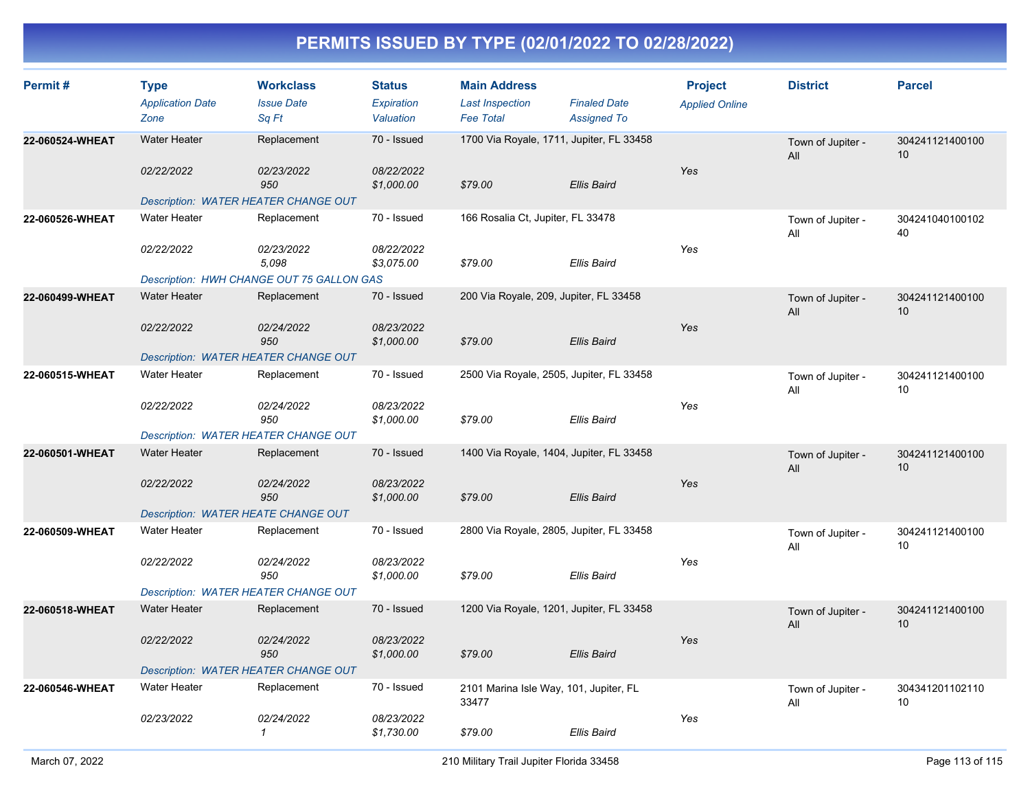# PERMITS ISSUED BY TYPE (02/01/2022 TO 02/28/2022)

| Permit # | Type | Workclass | Status | Main Address | | Project | District | Parcel |
|---|---|---|---|---|---|---|---|---|
| | *Application Date* | *Issue Date* | *Expiration* | *Last Inspection* | *Finaled Date* | *Applied Online* | | |
| | *Zone* | *Sq Ft* | *Valuation* | *Fee Total* | *Assigned To* | | | |
| **22-060524-WHEAT** | Water Heater | Replacement | 70 - Issued | 1700 Via Royale, 1711, Jupiter, FL 33458 | | | Town of Jupiter - All | 30424112140010010 |
| | 02/22/2022 | 02/23/2022 | 08/22/2022 | | | Yes | | |
| | | 950 | $1,000.00 | $79.00 | Ellis Baird | | | |
| | Description: WATER HEATER CHANGE OUT | | | | | | | |
| **22-060526-WHEAT** | Water Heater | Replacement | 70 - Issued | 166 Rosalia Ct, Jupiter, FL 33478 | | | Town of Jupiter - All | 30424104010010240 |
| | 02/22/2022 | 02/23/2022 | 08/22/2022 | | | Yes | | |
| | | 5,098 | $3,075.00 | $79.00 | Ellis Baird | | | |
| | Description: HWH CHANGE OUT 75 GALLON GAS | | | | | | | |
| **22-060499-WHEAT** | Water Heater | Replacement | 70 - Issued | 200 Via Royale, 209, Jupiter, FL 33458 | | | Town of Jupiter - All | 30424112140010010 |
| | 02/22/2022 | 02/24/2022 | 08/23/2022 | | | Yes | | |
| | | 950 | $1,000.00 | $79.00 | Ellis Baird | | | |
| | Description: WATER HEATER CHANGE OUT | | | | | | | |
| **22-060515-WHEAT** | Water Heater | Replacement | 70 - Issued | 2500 Via Royale, 2505, Jupiter, FL 33458 | | | Town of Jupiter - All | 30424112140010010 |
| | 02/22/2022 | 02/24/2022 | 08/23/2022 | | | Yes | | |
| | | 950 | $1,000.00 | $79.00 | Ellis Baird | | | |
| | Description: WATER HEATER CHANGE OUT | | | | | | | |
| **22-060501-WHEAT** | Water Heater | Replacement | 70 - Issued | 1400 Via Royale, 1404, Jupiter, FL 33458 | | | Town of Jupiter - All | 30424112140010010 |
| | 02/22/2022 | 02/24/2022 | 08/23/2022 | | | Yes | | |
| | | 950 | $1,000.00 | $79.00 | Ellis Baird | | | |
| | Description: WATER HEATE CHANGE OUT | | | | | | | |
| **22-060509-WHEAT** | Water Heater | Replacement | 70 - Issued | 2800 Via Royale, 2805, Jupiter, FL 33458 | | | Town of Jupiter - All | 30424112140010010 |
| | 02/22/2022 | 02/24/2022 | 08/23/2022 | | | Yes | | |
| | | 950 | $1,000.00 | $79.00 | Ellis Baird | | | |
| | Description: WATER HEATER CHANGE OUT | | | | | | | |
| **22-060518-WHEAT** | Water Heater | Replacement | 70 - Issued | 1200 Via Royale, 1201, Jupiter, FL 33458 | | | Town of Jupiter - All | 30424112140010010 |
| | 02/22/2022 | 02/24/2022 | 08/23/2022 | | | Yes | | |
| | | 950 | $1,000.00 | $79.00 | Ellis Baird | | | |
| | Description: WATER HEATER CHANGE OUT | | | | | | | |
| **22-060546-WHEAT** | Water Heater | Replacement | 70 - Issued | 2101 Marina Isle Way, 101, Jupiter, FL 33477 | | | Town of Jupiter - All | 30434120110211010 |
| | 02/23/2022 | 02/24/2022 | 08/23/2022 | | | Yes | | |
| | | 1 | $1,730.00 | $79.00 | Ellis Baird | | | |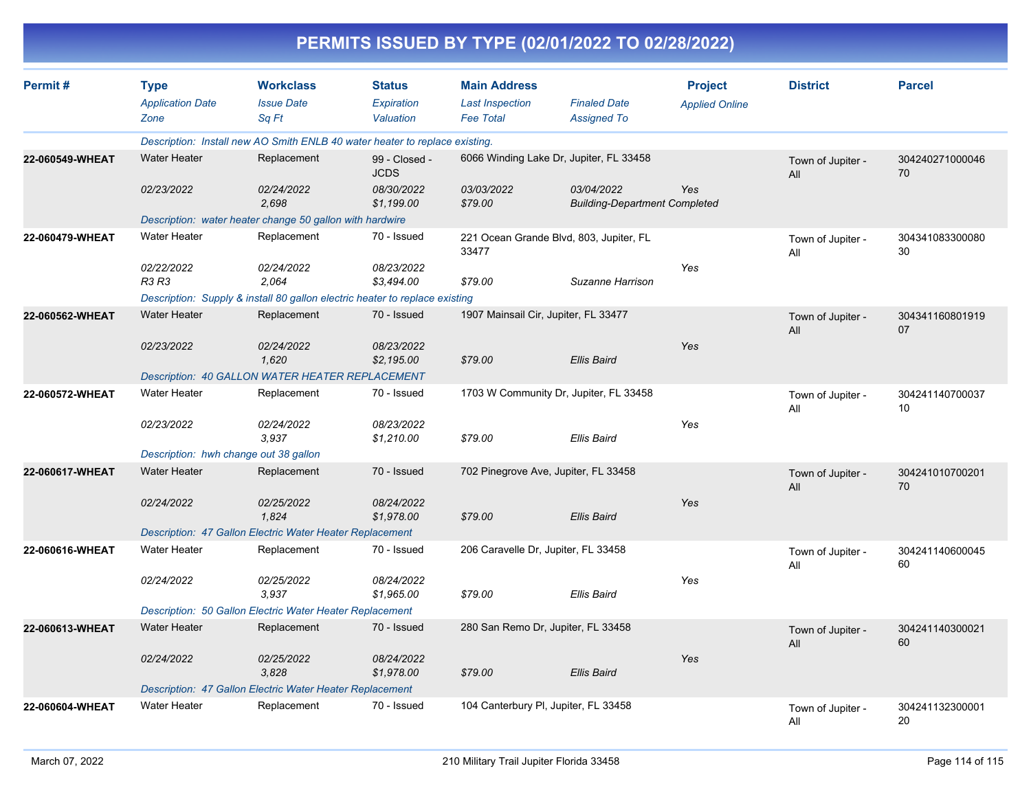# PERMITS ISSUED BY TYPE (02/01/2022 TO 02/28/2022)

| Permit # | Type<br>*Application Date*<br>*Zone* | Workclass<br>*Issue Date*<br>*Sq Ft* | Status<br>*Expiration*<br>*Valuation* | Main Address<br>*Last Inspection*<br>*Fee Total* | *Finaled Date*<br>*Assigned To* | Project<br>*Applied Online* | District | Parcel |
|---|---|---|---|---|---|---|---|---|
| | *Description: Install new AO Smith ENLB 40 water heater to replace existing.* | | | | | | | |
| 22-060549-WHEAT | Water Heater<br>*02/23/2022* | Replacement<br>*02/24/2022*<br>*2,698* | 99 - Closed - JCDS<br>*08/30/2022*<br>*$1,199.00* | 6066 Winding Lake Dr, Jupiter, FL 33458<br>*03/03/2022*<br>*$79.00* | *03/04/2022*<br>*Building-Department Completed* | *Yes* | Town of Jupiter - All | 30424027100004670 |
| | *Description: water heater change 50 gallon with hardwire* | | | | | | | |
| 22-060479-WHEAT | Water Heater<br>*02/22/2022*<br>*R3 R3* | Replacement<br>*02/24/2022*<br>*2,064* | 70 - Issued<br>*08/23/2022*<br>*$3,494.00* | 221 Ocean Grande Blvd, 803, Jupiter, FL 33477<br>*$79.00* | *Suzanne Harrison* | *Yes* | Town of Jupiter - All | 30434108330008030 |
| | *Description: Supply & install 80 gallon electric heater to replace existing* | | | | | | | |
| 22-060562-WHEAT | Water Heater<br>*02/23/2022* | Replacement<br>*02/24/2022*<br>*1,620* | 70 - Issued<br>*08/23/2022*<br>*$2,195.00* | 1907 Mainsail Cir, Jupiter, FL 33477<br>*$79.00* | *Ellis Baird* | *Yes* | Town of Jupiter - All | 30434116080191907 |
| | *Description: 40 GALLON WATER HEATER REPLACEMENT* | | | | | | | |
| 22-060572-WHEAT | Water Heater<br>*02/23/2022* | Replacement<br>*02/24/2022*<br>*3,937* | 70 - Issued<br>*08/23/2022*<br>*$1,210.00* | 1703 W Community Dr, Jupiter, FL 33458<br>*$79.00* | *Ellis Baird* | *Yes* | Town of Jupiter - All | 30424114070003710 |
| | *Description: hwh change out 38 gallon* | | | | | | | |
| 22-060617-WHEAT | Water Heater<br>*02/24/2022* | Replacement<br>*02/25/2022*<br>*1,824* | 70 - Issued<br>*08/24/2022*<br>*$1,978.00* | 702 Pinegrove Ave, Jupiter, FL 33458<br>*$79.00* | *Ellis Baird* | *Yes* | Town of Jupiter - All | 30424101070020170 |
| | *Description: 47 Gallon Electric Water Heater Replacement* | | | | | | | |
| 22-060616-WHEAT | Water Heater<br>*02/24/2022* | Replacement<br>*02/25/2022*<br>*3,937* | 70 - Issued<br>*08/24/2022*<br>*$1,965.00* | 206 Caravelle Dr, Jupiter, FL 33458<br>*$79.00* | *Ellis Baird* | *Yes* | Town of Jupiter - All | 30424114060004560 |
| | *Description: 50 Gallon Electric Water Heater Replacement* | | | | | | | |
| 22-060613-WHEAT | Water Heater<br>*02/24/2022* | Replacement<br>*02/25/2022*<br>*3,828* | 70 - Issued<br>*08/24/2022*<br>*$1,978.00* | 280 San Remo Dr, Jupiter, FL 33458<br>*$79.00* | *Ellis Baird* | *Yes* | Town of Jupiter - All | 30424114030002160 |
| | *Description: 47 Gallon Electric Water Heater Replacement* | | | | | | | |
| 22-060604-WHEAT | Water Heater | Replacement | 70 - Issued | 104 Canterbury Pl, Jupiter, FL 33458 | | | Town of Jupiter - All | 30424113230000120 |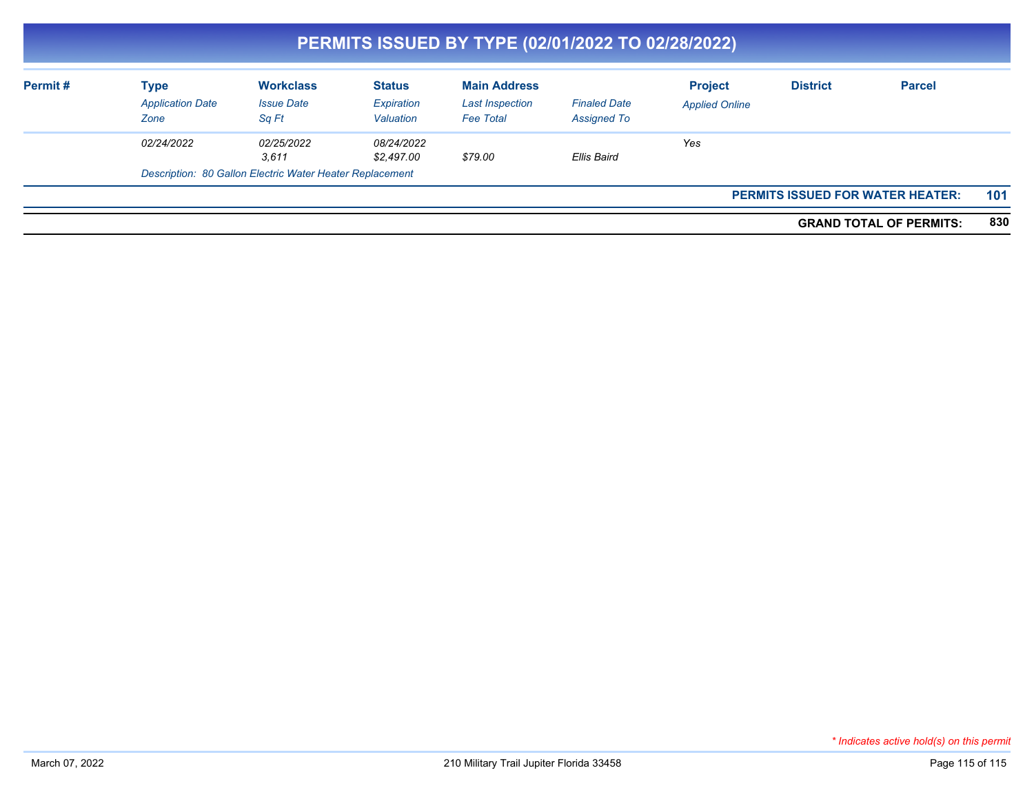# PERMITS ISSUED BY TYPE (02/01/2022 TO 02/28/2022)

| Permit # | Type | Workclass | Status | Main Address | | Project | District | Parcel |
|---|---|---|---|---|---|---|---|---|
| | *Application Date* | *Issue Date* | *Expiration* | *Last Inspection* | *Finaled Date* | *Applied Online* | | |
| | *Zone* | *Sq Ft* | *Valuation* | *Fee Total* | *Assigned To* | | | |
| | 02/24/2022 | 02/25/2022 | 08/24/2022 | | | Yes | | |
| | | 3,611 | $2,497.00 | $79.00 | Ellis Baird | | | |
| | Description: 80 Gallon Electric Water Heater Replacement | | | | | | | |

**PERMITS ISSUED FOR WATER HEATER: 101**

**GRAND TOTAL OF PERMITS: 830**

*\* Indicates active hold(s) on this permit*

March 07, 2022

210 Military Trail Jupiter Florida 33458